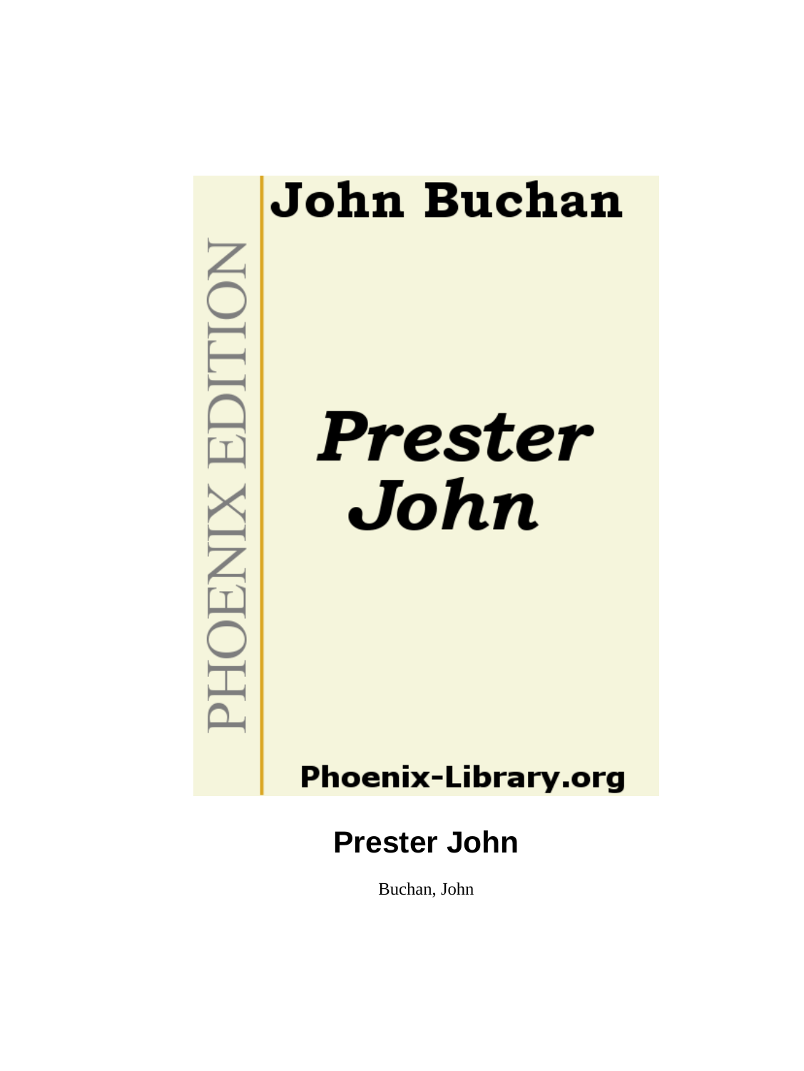John Buchan

PHOENIX EDITION

*Prester John*

Phoenix-Library.org

# Prester John

Buchan, John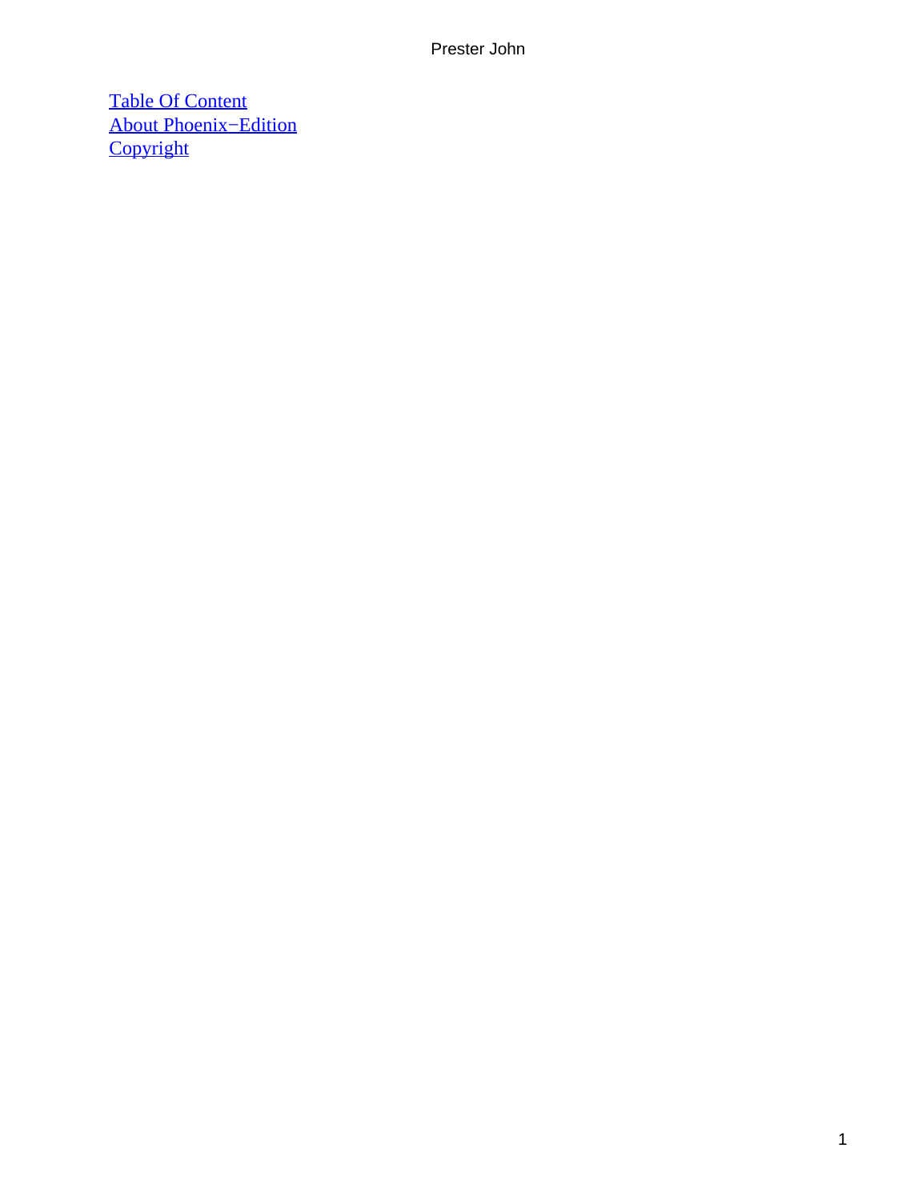[Table Of Content]
[About Phoenix−Edition]
[Copyright]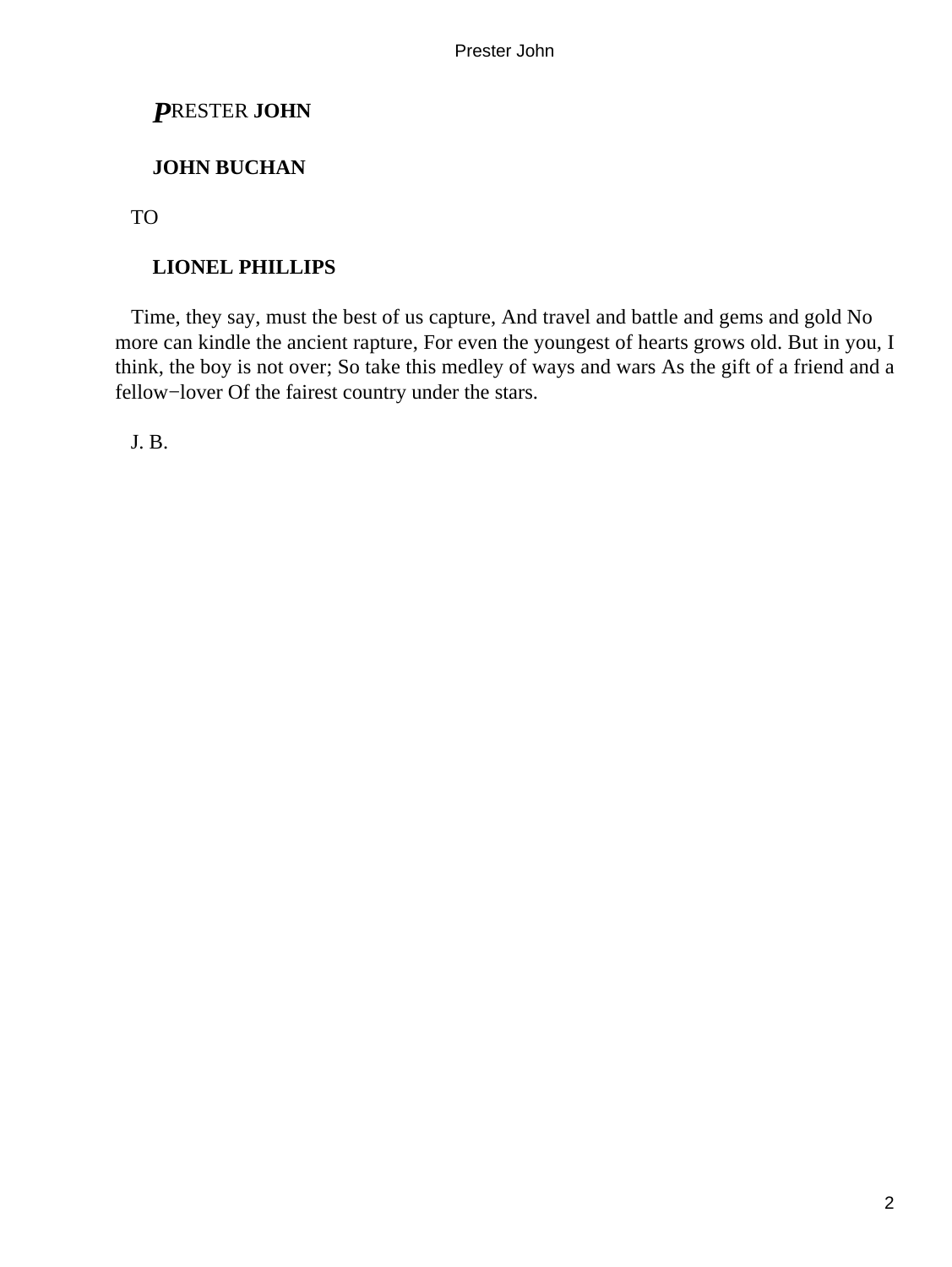# PRESTER JOHN

**JOHN BUCHAN**

TO

**LIONEL PHILLIPS**

Time, they say, must the best of us capture, And travel and battle and gems and gold No more can kindle the ancient rapture, For even the youngest of hearts grows old. But in you, I think, the boy is not over; So take this medley of ways and wars As the gift of a friend and a fellow−lover Of the fairest country under the stars.

J. B.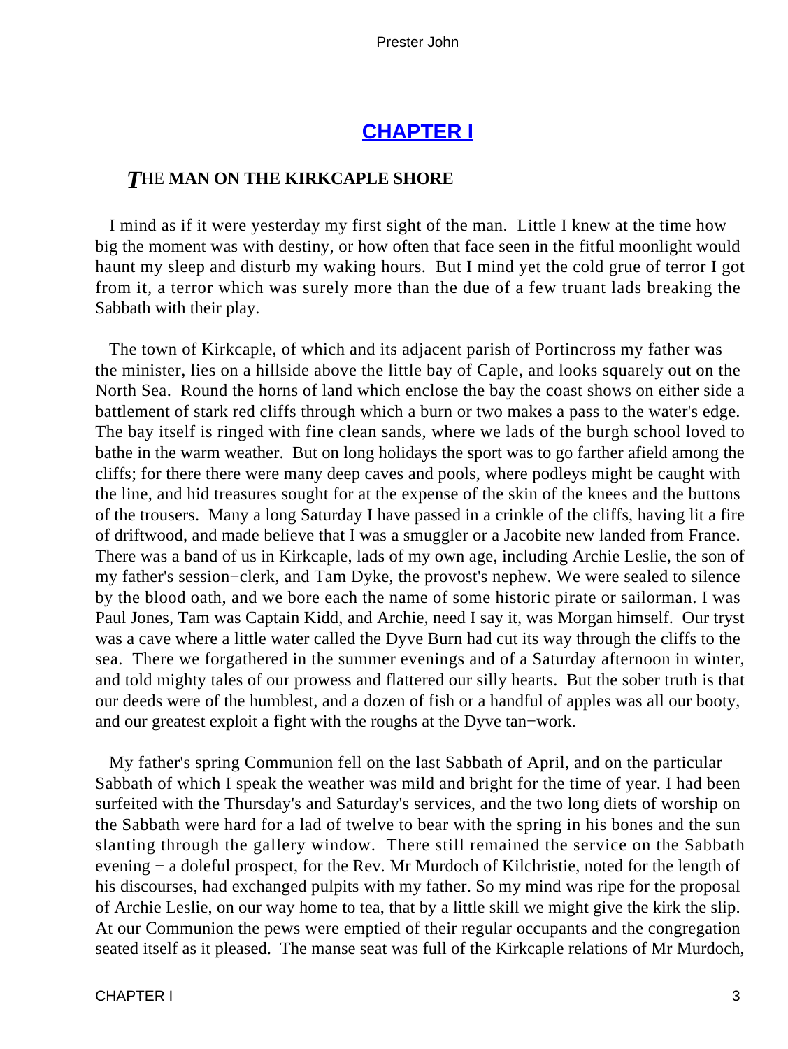## CHAPTER I

### THE MAN ON THE KIRKCAPLE SHORE

I mind as if it were yesterday my first sight of the man. Little I knew at the time how big the moment was with destiny, or how often that face seen in the fitful moonlight would haunt my sleep and disturb my waking hours. But I mind yet the cold grue of terror I got from it, a terror which was surely more than the due of a few truant lads breaking the Sabbath with their play.

The town of Kirkcaple, of which and its adjacent parish of Portincross my father was the minister, lies on a hillside above the little bay of Caple, and looks squarely out on the North Sea. Round the horns of land which enclose the bay the coast shows on either side a battlement of stark red cliffs through which a burn or two makes a pass to the water's edge. The bay itself is ringed with fine clean sands, where we lads of the burgh school loved to bathe in the warm weather. But on long holidays the sport was to go farther afield among the cliffs; for there there were many deep caves and pools, where podleys might be caught with the line, and hid treasures sought for at the expense of the skin of the knees and the buttons of the trousers. Many a long Saturday I have passed in a crinkle of the cliffs, having lit a fire of driftwood, and made believe that I was a smuggler or a Jacobite new landed from France. There was a band of us in Kirkcaple, lads of my own age, including Archie Leslie, the son of my father's session−clerk, and Tam Dyke, the provost's nephew. We were sealed to silence by the blood oath, and we bore each the name of some historic pirate or sailorman. I was Paul Jones, Tam was Captain Kidd, and Archie, need I say it, was Morgan himself. Our tryst was a cave where a little water called the Dyve Burn had cut its way through the cliffs to the sea. There we forgathered in the summer evenings and of a Saturday afternoon in winter, and told mighty tales of our prowess and flattered our silly hearts. But the sober truth is that our deeds were of the humblest, and a dozen of fish or a handful of apples was all our booty, and our greatest exploit a fight with the roughs at the Dyve tan−work.

My father's spring Communion fell on the last Sabbath of April, and on the particular Sabbath of which I speak the weather was mild and bright for the time of year. I had been surfeited with the Thursday's and Saturday's services, and the two long diets of worship on the Sabbath were hard for a lad of twelve to bear with the spring in his bones and the sun slanting through the gallery window. There still remained the service on the Sabbath evening − a doleful prospect, for the Rev. Mr Murdoch of Kilchristie, noted for the length of his discourses, had exchanged pulpits with my father. So my mind was ripe for the proposal of Archie Leslie, on our way home to tea, that by a little skill we might give the kirk the slip. At our Communion the pews were emptied of their regular occupants and the congregation seated itself as it pleased. The manse seat was full of the Kirkcaple relations of Mr Murdoch,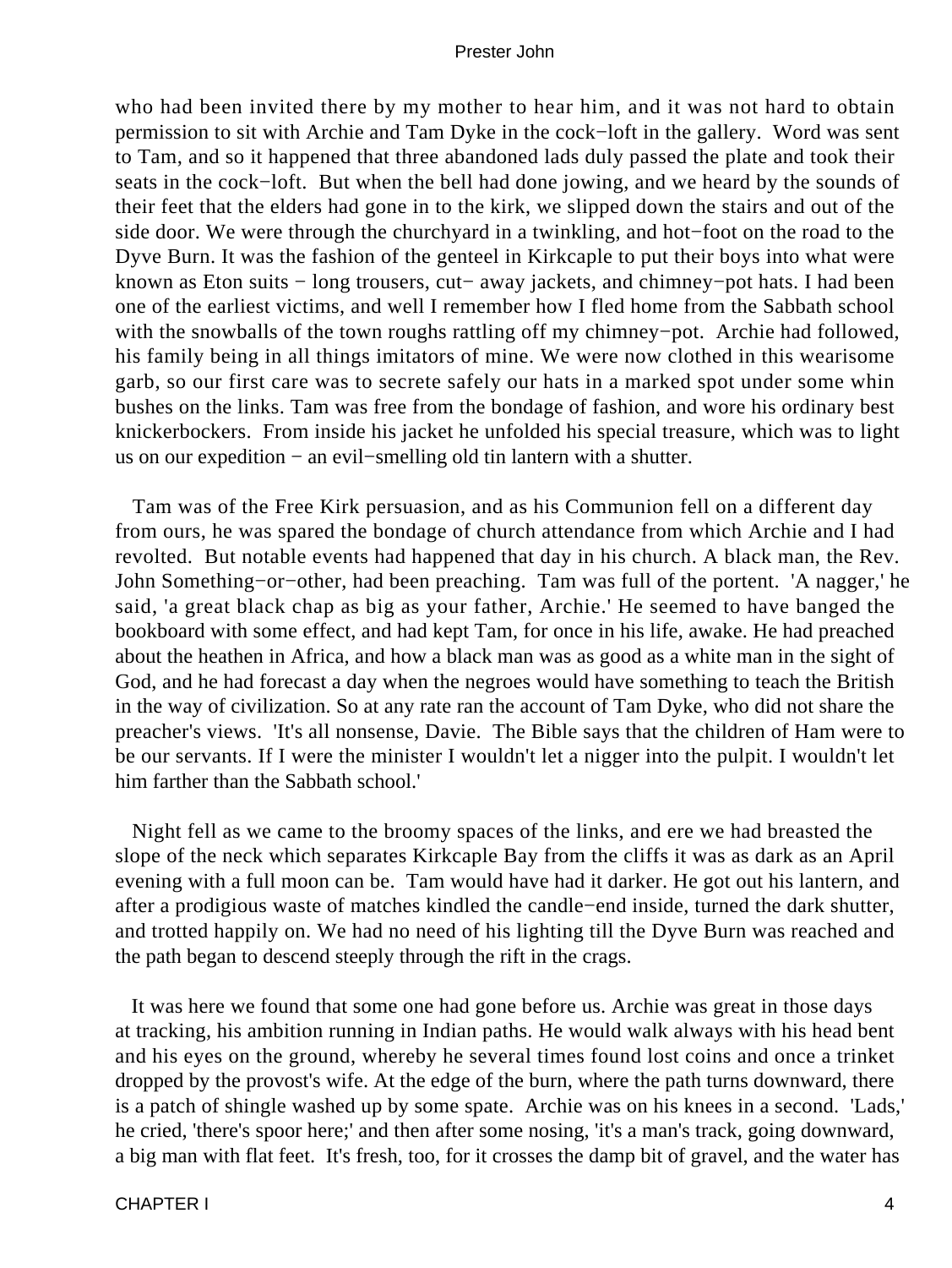who had been invited there by my mother to hear him, and it was not hard to obtain permission to sit with Archie and Tam Dyke in the cock−loft in the gallery. Word was sent to Tam, and so it happened that three abandoned lads duly passed the plate and took their seats in the cock−loft. But when the bell had done jowing, and we heard by the sounds of their feet that the elders had gone in to the kirk, we slipped down the stairs and out of the side door. We were through the churchyard in a twinkling, and hot−foot on the road to the Dyve Burn. It was the fashion of the genteel in Kirkcaple to put their boys into what were known as Eton suits − long trousers, cut− away jackets, and chimney−pot hats. I had been one of the earliest victims, and well I remember how I fled home from the Sabbath school with the snowballs of the town roughs rattling off my chimney−pot. Archie had followed, his family being in all things imitators of mine. We were now clothed in this wearisome garb, so our first care was to secrete safely our hats in a marked spot under some whin bushes on the links. Tam was free from the bondage of fashion, and wore his ordinary best knickerbockers. From inside his jacket he unfolded his special treasure, which was to light us on our expedition − an evil−smelling old tin lantern with a shutter.

Tam was of the Free Kirk persuasion, and as his Communion fell on a different day from ours, he was spared the bondage of church attendance from which Archie and I had revolted. But notable events had happened that day in his church. A black man, the Rev. John Something−or−other, had been preaching. Tam was full of the portent. 'A nagger,' he said, 'a great black chap as big as your father, Archie.' He seemed to have banged the bookboard with some effect, and had kept Tam, for once in his life, awake. He had preached about the heathen in Africa, and how a black man was as good as a white man in the sight of God, and he had forecast a day when the negroes would have something to teach the British in the way of civilization. So at any rate ran the account of Tam Dyke, who did not share the preacher's views. 'It's all nonsense, Davie. The Bible says that the children of Ham were to be our servants. If I were the minister I wouldn't let a nigger into the pulpit. I wouldn't let him farther than the Sabbath school.'

Night fell as we came to the broomy spaces of the links, and ere we had breasted the slope of the neck which separates Kirkcaple Bay from the cliffs it was as dark as an April evening with a full moon can be. Tam would have had it darker. He got out his lantern, and after a prodigious waste of matches kindled the candle−end inside, turned the dark shutter, and trotted happily on. We had no need of his lighting till the Dyve Burn was reached and the path began to descend steeply through the rift in the crags.

It was here we found that some one had gone before us. Archie was great in those days at tracking, his ambition running in Indian paths. He would walk always with his head bent and his eyes on the ground, whereby he several times found lost coins and once a trinket dropped by the provost's wife. At the edge of the burn, where the path turns downward, there is a patch of shingle washed up by some spate. Archie was on his knees in a second. 'Lads,' he cried, 'there's spoor here;' and then after some nosing, 'it's a man's track, going downward, a big man with flat feet. It's fresh, too, for it crosses the damp bit of gravel, and the water has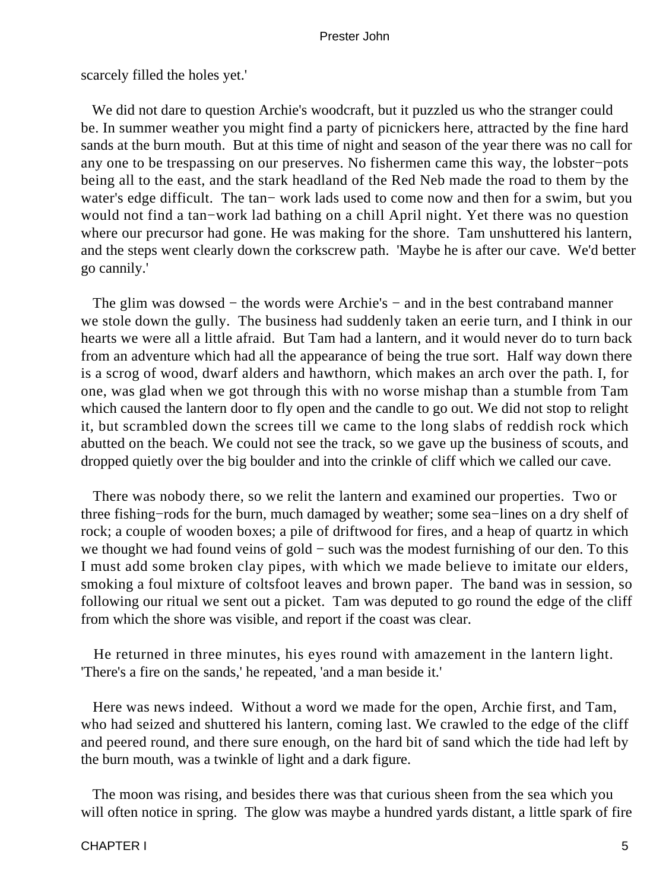scarcely filled the holes yet.'

We did not dare to question Archie's woodcraft, but it puzzled us who the stranger could be. In summer weather you might find a party of picnickers here, attracted by the fine hard sands at the burn mouth. But at this time of night and season of the year there was no call for any one to be trespassing on our preserves. No fishermen came this way, the lobster−pots being all to the east, and the stark headland of the Red Neb made the road to them by the water's edge difficult. The tan− work lads used to come now and then for a swim, but you would not find a tan−work lad bathing on a chill April night. Yet there was no question where our precursor had gone. He was making for the shore. Tam unshuttered his lantern, and the steps went clearly down the corkscrew path. 'Maybe he is after our cave. We'd better go cannily.'

The glim was dowsed − the words were Archie's − and in the best contraband manner we stole down the gully. The business had suddenly taken an eerie turn, and I think in our hearts we were all a little afraid. But Tam had a lantern, and it would never do to turn back from an adventure which had all the appearance of being the true sort. Half way down there is a scrog of wood, dwarf alders and hawthorn, which makes an arch over the path. I, for one, was glad when we got through this with no worse mishap than a stumble from Tam which caused the lantern door to fly open and the candle to go out. We did not stop to relight it, but scrambled down the screes till we came to the long slabs of reddish rock which abutted on the beach. We could not see the track, so we gave up the business of scouts, and dropped quietly over the big boulder and into the crinkle of cliff which we called our cave.

There was nobody there, so we relit the lantern and examined our properties. Two or three fishing−rods for the burn, much damaged by weather; some sea−lines on a dry shelf of rock; a couple of wooden boxes; a pile of driftwood for fires, and a heap of quartz in which we thought we had found veins of gold − such was the modest furnishing of our den. To this I must add some broken clay pipes, with which we made believe to imitate our elders, smoking a foul mixture of coltsfoot leaves and brown paper. The band was in session, so following our ritual we sent out a picket. Tam was deputed to go round the edge of the cliff from which the shore was visible, and report if the coast was clear.

He returned in three minutes, his eyes round with amazement in the lantern light. 'There's a fire on the sands,' he repeated, 'and a man beside it.'

Here was news indeed. Without a word we made for the open, Archie first, and Tam, who had seized and shuttered his lantern, coming last. We crawled to the edge of the cliff and peered round, and there sure enough, on the hard bit of sand which the tide had left by the burn mouth, was a twinkle of light and a dark figure.

The moon was rising, and besides there was that curious sheen from the sea which you will often notice in spring. The glow was maybe a hundred yards distant, a little spark of fire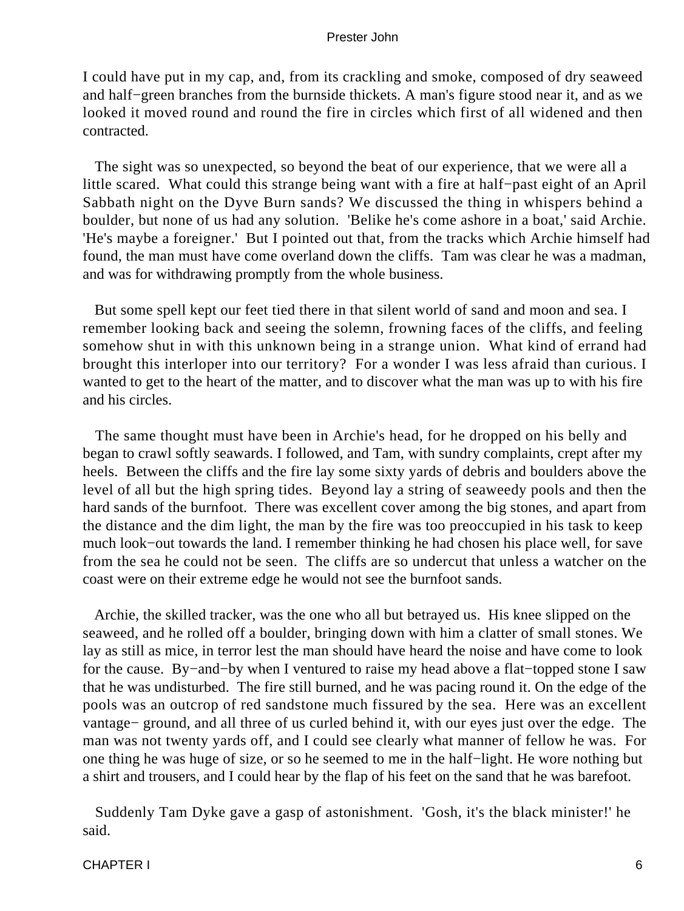I could have put in my cap, and, from its crackling and smoke, composed of dry seaweed and half−green branches from the burnside thickets. A man's figure stood near it, and as we looked it moved round and round the fire in circles which first of all widened and then contracted.

The sight was so unexpected, so beyond the beat of our experience, that we were all a little scared. What could this strange being want with a fire at half−past eight of an April Sabbath night on the Dyve Burn sands? We discussed the thing in whispers behind a boulder, but none of us had any solution. 'Belike he's come ashore in a boat,' said Archie. 'He's maybe a foreigner.' But I pointed out that, from the tracks which Archie himself had found, the man must have come overland down the cliffs. Tam was clear he was a madman, and was for withdrawing promptly from the whole business.

But some spell kept our feet tied there in that silent world of sand and moon and sea. I remember looking back and seeing the solemn, frowning faces of the cliffs, and feeling somehow shut in with this unknown being in a strange union. What kind of errand had brought this interloper into our territory? For a wonder I was less afraid than curious. I wanted to get to the heart of the matter, and to discover what the man was up to with his fire and his circles.

The same thought must have been in Archie's head, for he dropped on his belly and began to crawl softly seawards. I followed, and Tam, with sundry complaints, crept after my heels. Between the cliffs and the fire lay some sixty yards of debris and boulders above the level of all but the high spring tides. Beyond lay a string of seaweedy pools and then the hard sands of the burnfoot. There was excellent cover among the big stones, and apart from the distance and the dim light, the man by the fire was too preoccupied in his task to keep much look−out towards the land. I remember thinking he had chosen his place well, for save from the sea he could not be seen. The cliffs are so undercut that unless a watcher on the coast were on their extreme edge he would not see the burnfoot sands.

Archie, the skilled tracker, was the one who all but betrayed us. His knee slipped on the seaweed, and he rolled off a boulder, bringing down with him a clatter of small stones. We lay as still as mice, in terror lest the man should have heard the noise and have come to look for the cause. By−and−by when I ventured to raise my head above a flat−topped stone I saw that he was undisturbed. The fire still burned, and he was pacing round it. On the edge of the pools was an outcrop of red sandstone much fissured by the sea. Here was an excellent vantage− ground, and all three of us curled behind it, with our eyes just over the edge. The man was not twenty yards off, and I could see clearly what manner of fellow he was. For one thing he was huge of size, or so he seemed to me in the half−light. He wore nothing but a shirt and trousers, and I could hear by the flap of his feet on the sand that he was barefoot.

Suddenly Tam Dyke gave a gasp of astonishment. 'Gosh, it's the black minister!' he said.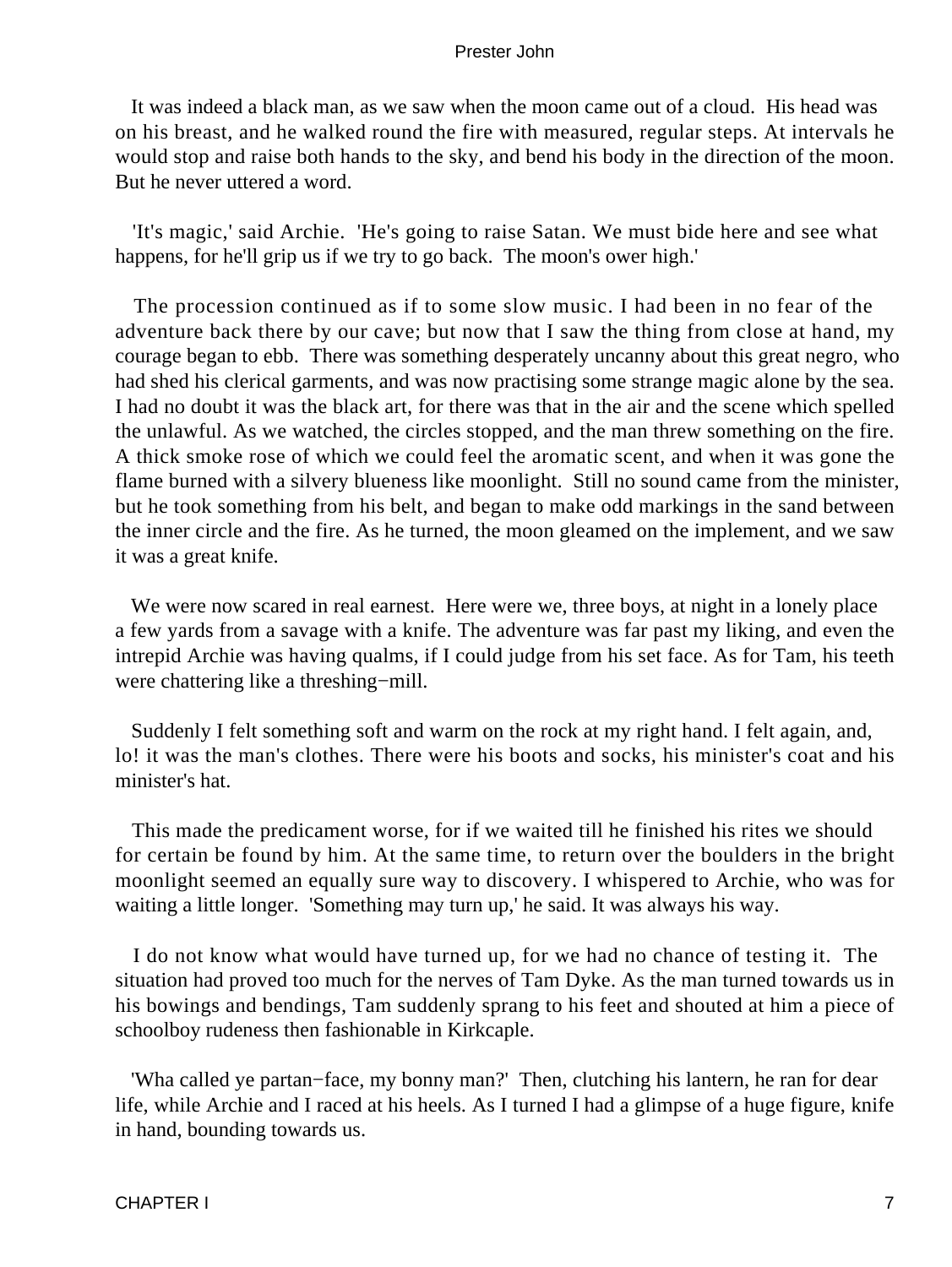It was indeed a black man, as we saw when the moon came out of a cloud. His head was on his breast, and he walked round the fire with measured, regular steps. At intervals he would stop and raise both hands to the sky, and bend his body in the direction of the moon. But he never uttered a word.

'It's magic,' said Archie. 'He's going to raise Satan. We must bide here and see what happens, for he'll grip us if we try to go back. The moon's ower high.'

The procession continued as if to some slow music. I had been in no fear of the adventure back there by our cave; but now that I saw the thing from close at hand, my courage began to ebb. There was something desperately uncanny about this great negro, who had shed his clerical garments, and was now practising some strange magic alone by the sea. I had no doubt it was the black art, for there was that in the air and the scene which spelled the unlawful. As we watched, the circles stopped, and the man threw something on the fire. A thick smoke rose of which we could feel the aromatic scent, and when it was gone the flame burned with a silvery blueness like moonlight. Still no sound came from the minister, but he took something from his belt, and began to make odd markings in the sand between the inner circle and the fire. As he turned, the moon gleamed on the implement, and we saw it was a great knife.

We were now scared in real earnest. Here were we, three boys, at night in a lonely place a few yards from a savage with a knife. The adventure was far past my liking, and even the intrepid Archie was having qualms, if I could judge from his set face. As for Tam, his teeth were chattering like a threshing−mill.

Suddenly I felt something soft and warm on the rock at my right hand. I felt again, and, lo! it was the man's clothes. There were his boots and socks, his minister's coat and his minister's hat.

This made the predicament worse, for if we waited till he finished his rites we should for certain be found by him. At the same time, to return over the boulders in the bright moonlight seemed an equally sure way to discovery. I whispered to Archie, who was for waiting a little longer. 'Something may turn up,' he said. It was always his way.

I do not know what would have turned up, for we had no chance of testing it. The situation had proved too much for the nerves of Tam Dyke. As the man turned towards us in his bowings and bendings, Tam suddenly sprang to his feet and shouted at him a piece of schoolboy rudeness then fashionable in Kirkcaple.

'Wha called ye partan−face, my bonny man?' Then, clutching his lantern, he ran for dear life, while Archie and I raced at his heels. As I turned I had a glimpse of a huge figure, knife in hand, bounding towards us.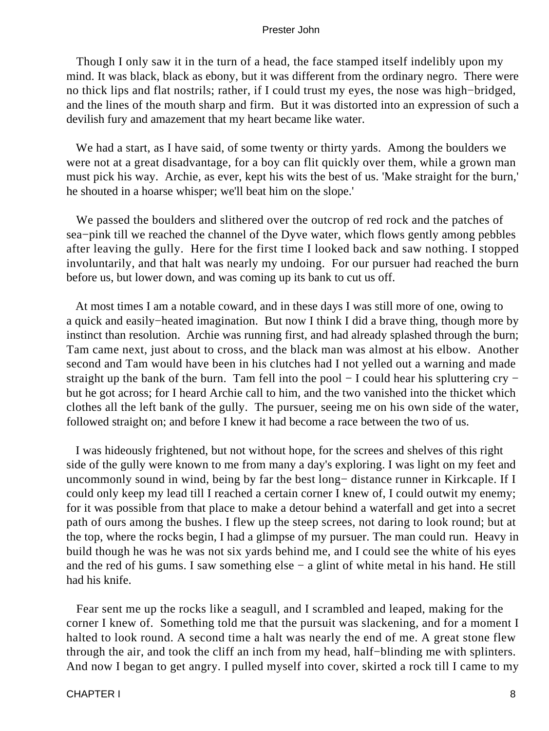Though I only saw it in the turn of a head, the face stamped itself indelibly upon my mind. It was black, black as ebony, but it was different from the ordinary negro. There were no thick lips and flat nostrils; rather, if I could trust my eyes, the nose was high−bridged, and the lines of the mouth sharp and firm. But it was distorted into an expression of such a devilish fury and amazement that my heart became like water.

We had a start, as I have said, of some twenty or thirty yards. Among the boulders we were not at a great disadvantage, for a boy can flit quickly over them, while a grown man must pick his way. Archie, as ever, kept his wits the best of us. 'Make straight for the burn,' he shouted in a hoarse whisper; we'll beat him on the slope.'

We passed the boulders and slithered over the outcrop of red rock and the patches of sea−pink till we reached the channel of the Dyve water, which flows gently among pebbles after leaving the gully. Here for the first time I looked back and saw nothing. I stopped involuntarily, and that halt was nearly my undoing. For our pursuer had reached the burn before us, but lower down, and was coming up its bank to cut us off.

At most times I am a notable coward, and in these days I was still more of one, owing to a quick and easily−heated imagination. But now I think I did a brave thing, though more by instinct than resolution. Archie was running first, and had already splashed through the burn; Tam came next, just about to cross, and the black man was almost at his elbow. Another second and Tam would have been in his clutches had I not yelled out a warning and made straight up the bank of the burn. Tam fell into the pool − I could hear his spluttering cry − but he got across; for I heard Archie call to him, and the two vanished into the thicket which clothes all the left bank of the gully. The pursuer, seeing me on his own side of the water, followed straight on; and before I knew it had become a race between the two of us.

I was hideously frightened, but not without hope, for the screes and shelves of this right side of the gully were known to me from many a day's exploring. I was light on my feet and uncommonly sound in wind, being by far the best long− distance runner in Kirkcaple. If I could only keep my lead till I reached a certain corner I knew of, I could outwit my enemy; for it was possible from that place to make a detour behind a waterfall and get into a secret path of ours among the bushes. I flew up the steep screes, not daring to look round; but at the top, where the rocks begin, I had a glimpse of my pursuer. The man could run. Heavy in build though he was he was not six yards behind me, and I could see the white of his eyes and the red of his gums. I saw something else − a glint of white metal in his hand. He still had his knife.

Fear sent me up the rocks like a seagull, and I scrambled and leaped, making for the corner I knew of. Something told me that the pursuit was slackening, and for a moment I halted to look round. A second time a halt was nearly the end of me. A great stone flew through the air, and took the cliff an inch from my head, half−blinding me with splinters. And now I began to get angry. I pulled myself into cover, skirted a rock till I came to my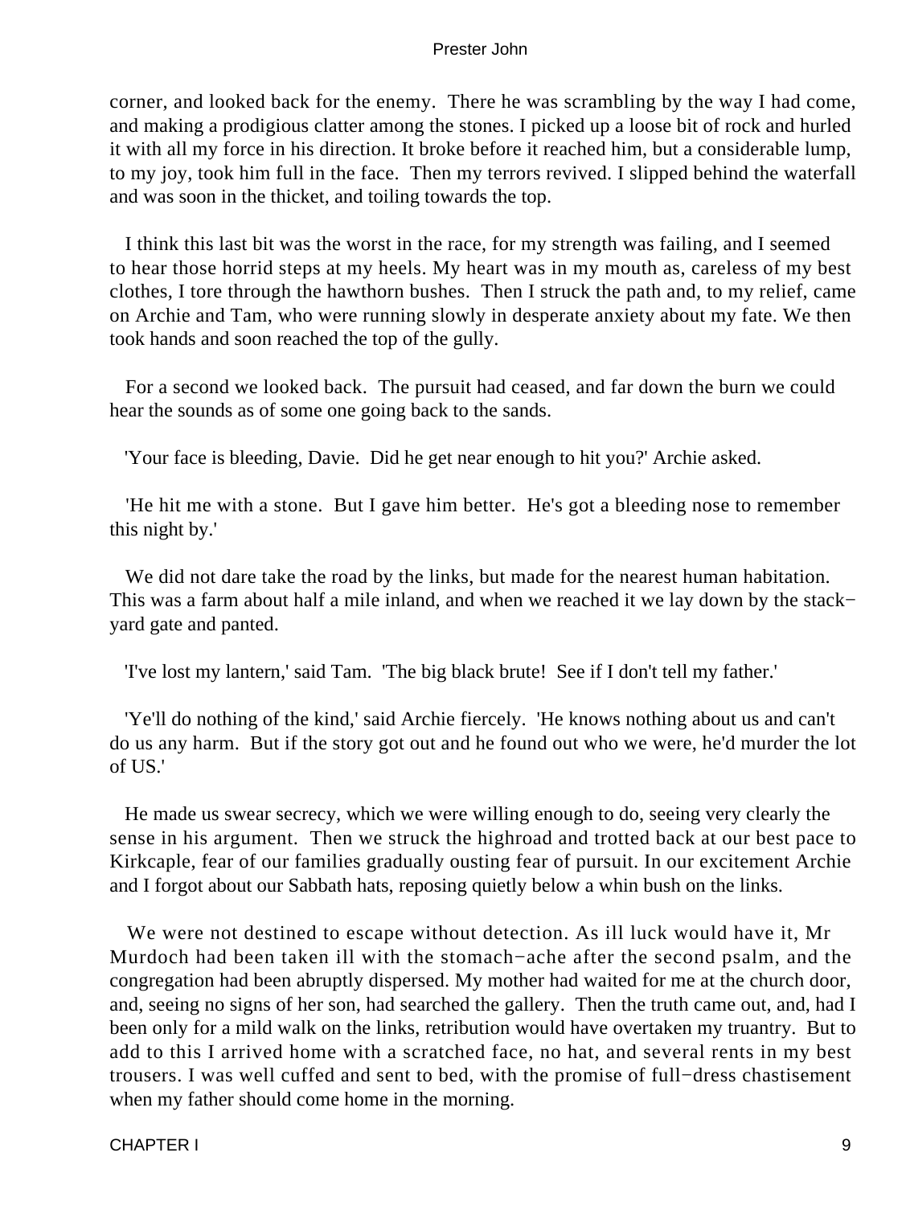corner, and looked back for the enemy. There he was scrambling by the way I had come, and making a prodigious clatter among the stones. I picked up a loose bit of rock and hurled it with all my force in his direction. It broke before it reached him, but a considerable lump, to my joy, took him full in the face. Then my terrors revived. I slipped behind the waterfall and was soon in the thicket, and toiling towards the top.

I think this last bit was the worst in the race, for my strength was failing, and I seemed to hear those horrid steps at my heels. My heart was in my mouth as, careless of my best clothes, I tore through the hawthorn bushes. Then I struck the path and, to my relief, came on Archie and Tam, who were running slowly in desperate anxiety about my fate. We then took hands and soon reached the top of the gully.

For a second we looked back. The pursuit had ceased, and far down the burn we could hear the sounds as of some one going back to the sands.

'Your face is bleeding, Davie. Did he get near enough to hit you?' Archie asked.

'He hit me with a stone. But I gave him better. He's got a bleeding nose to remember this night by.'

We did not dare take the road by the links, but made for the nearest human habitation. This was a farm about half a mile inland, and when we reached it we lay down by the stack−yard gate and panted.

'I've lost my lantern,' said Tam. 'The big black brute! See if I don't tell my father.'

'Ye'll do nothing of the kind,' said Archie fiercely. 'He knows nothing about us and can't do us any harm. But if the story got out and he found out who we were, he'd murder the lot of US.'

He made us swear secrecy, which we were willing enough to do, seeing very clearly the sense in his argument. Then we struck the highroad and trotted back at our best pace to Kirkcaple, fear of our families gradually ousting fear of pursuit. In our excitement Archie and I forgot about our Sabbath hats, reposing quietly below a whin bush on the links.

We were not destined to escape without detection. As ill luck would have it, Mr Murdoch had been taken ill with the stomach−ache after the second psalm, and the congregation had been abruptly dispersed. My mother had waited for me at the church door, and, seeing no signs of her son, had searched the gallery. Then the truth came out, and, had I been only for a mild walk on the links, retribution would have overtaken my truantry. But to add to this I arrived home with a scratched face, no hat, and several rents in my best trousers. I was well cuffed and sent to bed, with the promise of full−dress chastisement when my father should come home in the morning.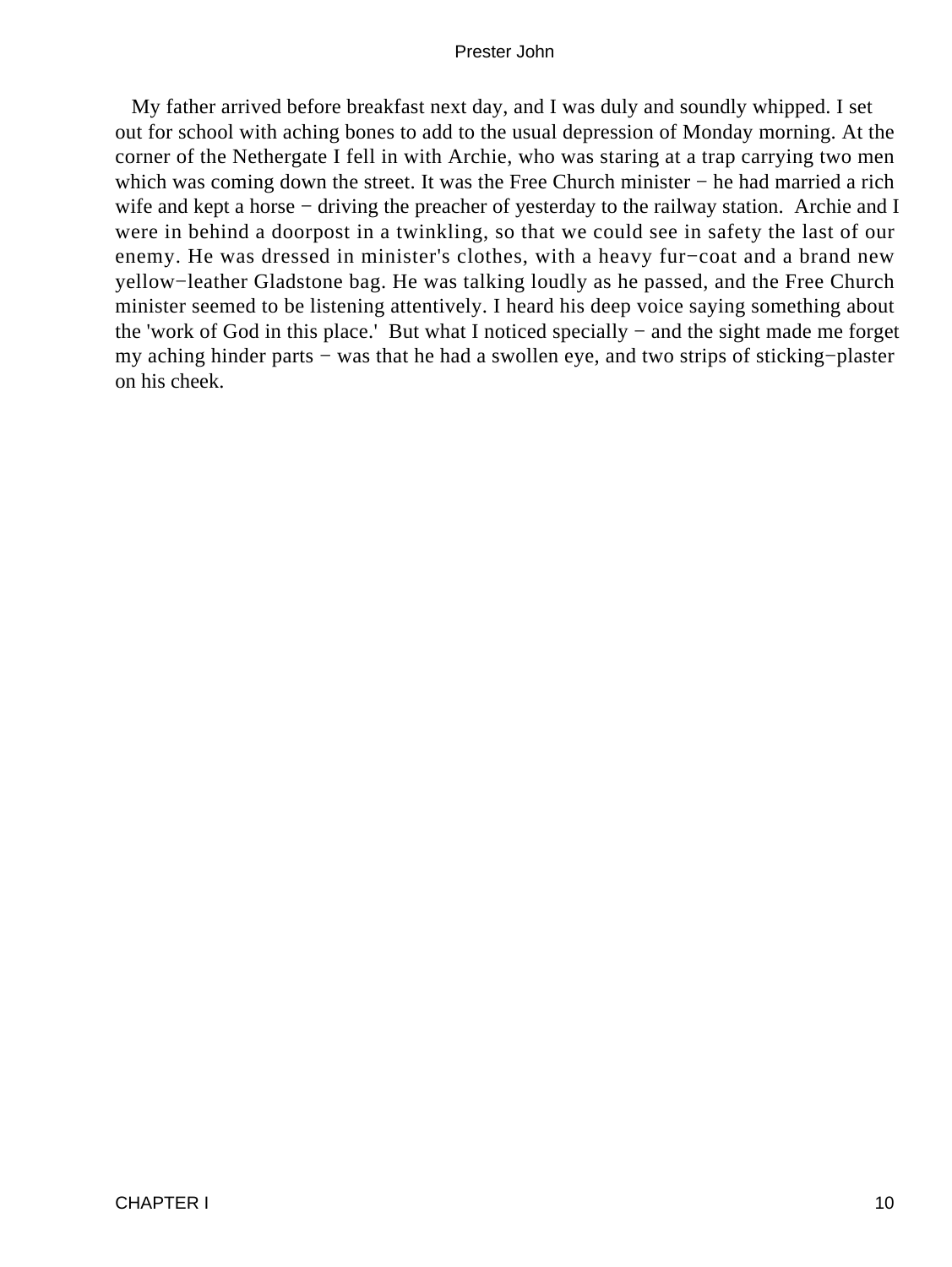My father arrived before breakfast next day, and I was duly and soundly whipped. I set out for school with aching bones to add to the usual depression of Monday morning. At the corner of the Nethergate I fell in with Archie, who was staring at a trap carrying two men which was coming down the street. It was the Free Church minister − he had married a rich wife and kept a horse − driving the preacher of yesterday to the railway station. Archie and I were in behind a doorpost in a twinkling, so that we could see in safety the last of our enemy. He was dressed in minister's clothes, with a heavy fur−coat and a brand new yellow−leather Gladstone bag. He was talking loudly as he passed, and the Free Church minister seemed to be listening attentively. I heard his deep voice saying something about the 'work of God in this place.' But what I noticed specially − and the sight made me forget my aching hinder parts − was that he had a swollen eye, and two strips of sticking−plaster on his cheek.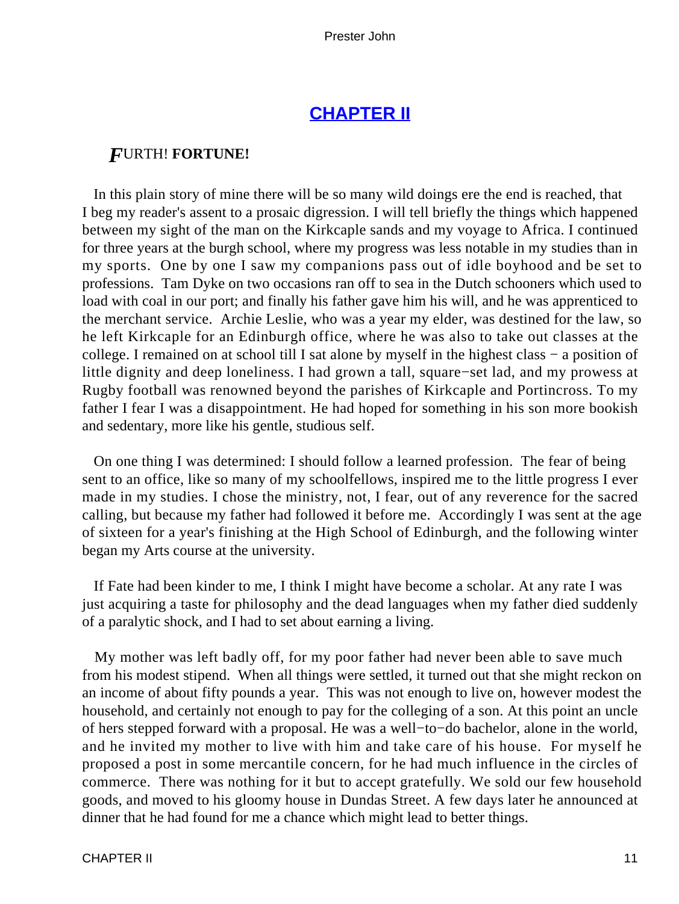## CHAPTER II

### *F*URTH! **FORTUNE!**

In this plain story of mine there will be so many wild doings ere the end is reached, that I beg my reader's assent to a prosaic digression. I will tell briefly the things which happened between my sight of the man on the Kirkcaple sands and my voyage to Africa. I continued for three years at the burgh school, where my progress was less notable in my studies than in my sports. One by one I saw my companions pass out of idle boyhood and be set to professions. Tam Dyke on two occasions ran off to sea in the Dutch schooners which used to load with coal in our port; and finally his father gave him his will, and he was apprenticed to the merchant service. Archie Leslie, who was a year my elder, was destined for the law, so he left Kirkcaple for an Edinburgh office, where he was also to take out classes at the college. I remained on at school till I sat alone by myself in the highest class − a position of little dignity and deep loneliness. I had grown a tall, square−set lad, and my prowess at Rugby football was renowned beyond the parishes of Kirkcaple and Portincross. To my father I fear I was a disappointment. He had hoped for something in his son more bookish and sedentary, more like his gentle, studious self.

On one thing I was determined: I should follow a learned profession. The fear of being sent to an office, like so many of my schoolfellows, inspired me to the little progress I ever made in my studies. I chose the ministry, not, I fear, out of any reverence for the sacred calling, but because my father had followed it before me. Accordingly I was sent at the age of sixteen for a year's finishing at the High School of Edinburgh, and the following winter began my Arts course at the university.

If Fate had been kinder to me, I think I might have become a scholar. At any rate I was just acquiring a taste for philosophy and the dead languages when my father died suddenly of a paralytic shock, and I had to set about earning a living.

My mother was left badly off, for my poor father had never been able to save much from his modest stipend. When all things were settled, it turned out that she might reckon on an income of about fifty pounds a year. This was not enough to live on, however modest the household, and certainly not enough to pay for the colleging of a son. At this point an uncle of hers stepped forward with a proposal. He was a well−to−do bachelor, alone in the world, and he invited my mother to live with him and take care of his house. For myself he proposed a post in some mercantile concern, for he had much influence in the circles of commerce. There was nothing for it but to accept gratefully. We sold our few household goods, and moved to his gloomy house in Dundas Street. A few days later he announced at dinner that he had found for me a chance which might lead to better things.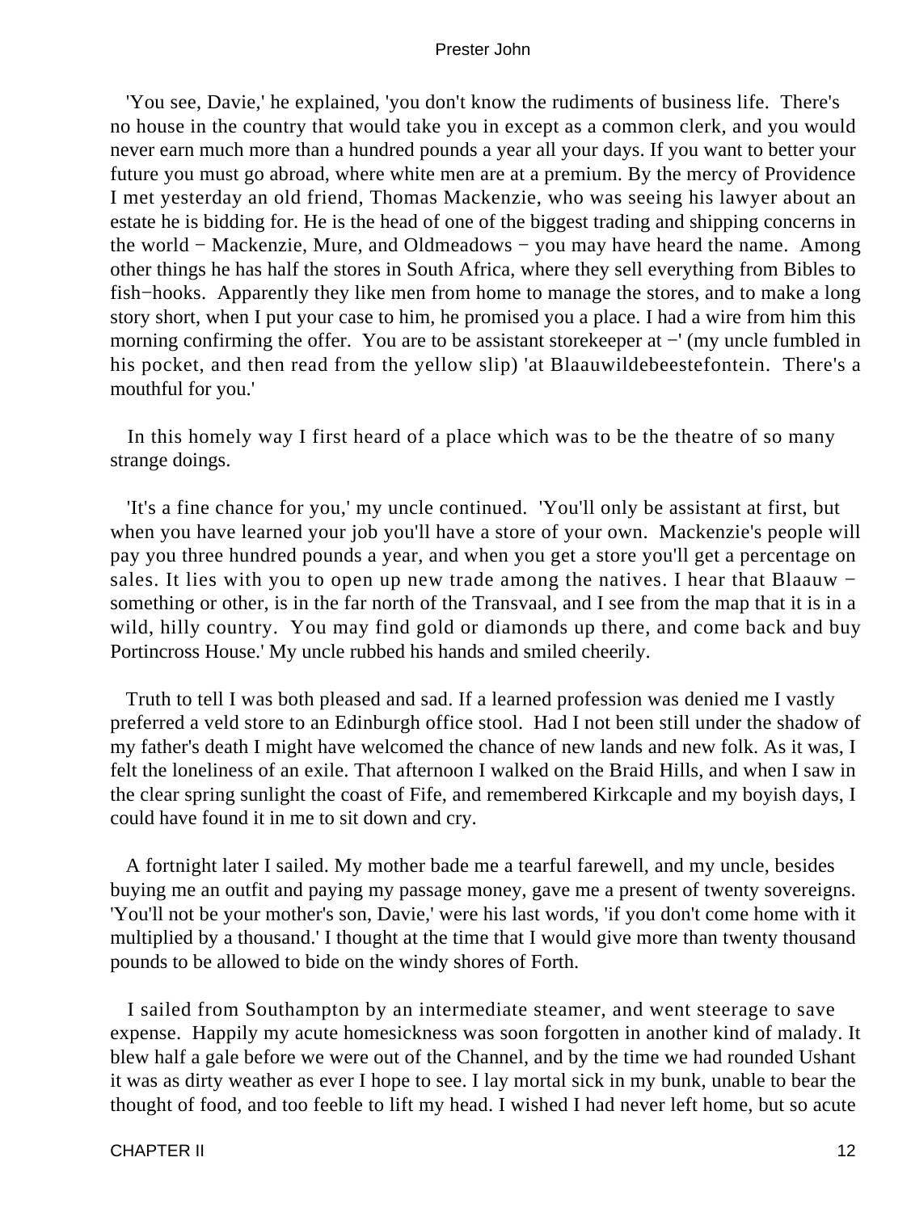'You see, Davie,' he explained, 'you don't know the rudiments of business life. There's no house in the country that would take you in except as a common clerk, and you would never earn much more than a hundred pounds a year all your days. If you want to better your future you must go abroad, where white men are at a premium. By the mercy of Providence I met yesterday an old friend, Thomas Mackenzie, who was seeing his lawyer about an estate he is bidding for. He is the head of one of the biggest trading and shipping concerns in the world − Mackenzie, Mure, and Oldmeadows − you may have heard the name. Among other things he has half the stores in South Africa, where they sell everything from Bibles to fish−hooks. Apparently they like men from home to manage the stores, and to make a long story short, when I put your case to him, he promised you a place. I had a wire from him this morning confirming the offer. You are to be assistant storekeeper at −' (my uncle fumbled in his pocket, and then read from the yellow slip) 'at Blaauwildebeestefontein. There's a mouthful for you.'

In this homely way I first heard of a place which was to be the theatre of so many strange doings.

'It's a fine chance for you,' my uncle continued. 'You'll only be assistant at first, but when you have learned your job you'll have a store of your own. Mackenzie's people will pay you three hundred pounds a year, and when you get a store you'll get a percentage on sales. It lies with you to open up new trade among the natives. I hear that Blaauw − something or other, is in the far north of the Transvaal, and I see from the map that it is in a wild, hilly country. You may find gold or diamonds up there, and come back and buy Portincross House.' My uncle rubbed his hands and smiled cheerily.

Truth to tell I was both pleased and sad. If a learned profession was denied me I vastly preferred a veld store to an Edinburgh office stool. Had I not been still under the shadow of my father's death I might have welcomed the chance of new lands and new folk. As it was, I felt the loneliness of an exile. That afternoon I walked on the Braid Hills, and when I saw in the clear spring sunlight the coast of Fife, and remembered Kirkcaple and my boyish days, I could have found it in me to sit down and cry.

A fortnight later I sailed. My mother bade me a tearful farewell, and my uncle, besides buying me an outfit and paying my passage money, gave me a present of twenty sovereigns. 'You'll not be your mother's son, Davie,' were his last words, 'if you don't come home with it multiplied by a thousand.' I thought at the time that I would give more than twenty thousand pounds to be allowed to bide on the windy shores of Forth.

I sailed from Southampton by an intermediate steamer, and went steerage to save expense. Happily my acute homesickness was soon forgotten in another kind of malady. It blew half a gale before we were out of the Channel, and by the time we had rounded Ushant it was as dirty weather as ever I hope to see. I lay mortal sick in my bunk, unable to bear the thought of food, and too feeble to lift my head. I wished I had never left home, but so acute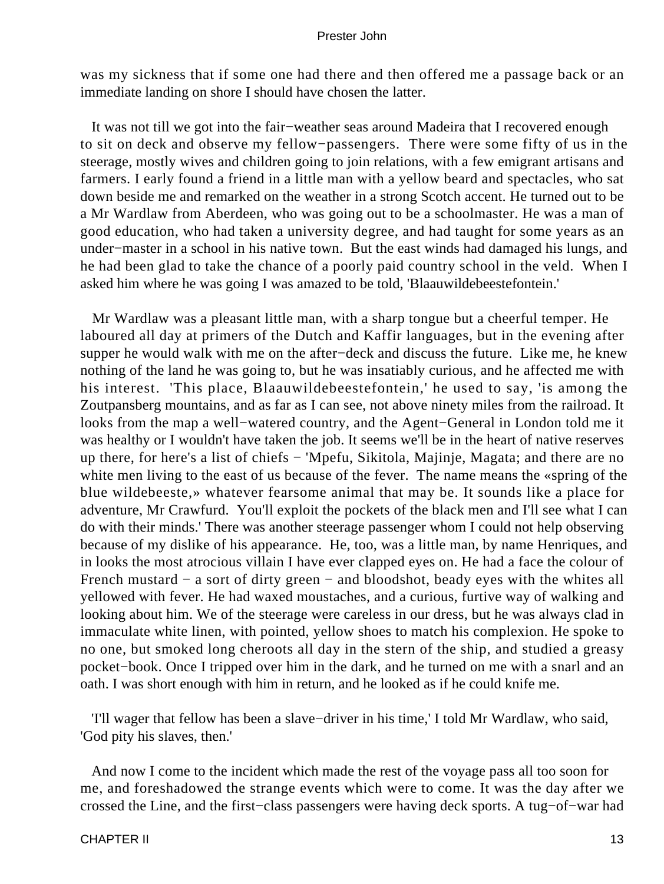was my sickness that if some one had there and then offered me a passage back or an immediate landing on shore I should have chosen the latter.

It was not till we got into the fair−weather seas around Madeira that I recovered enough to sit on deck and observe my fellow−passengers. There were some fifty of us in the steerage, mostly wives and children going to join relations, with a few emigrant artisans and farmers. I early found a friend in a little man with a yellow beard and spectacles, who sat down beside me and remarked on the weather in a strong Scotch accent. He turned out to be a Mr Wardlaw from Aberdeen, who was going out to be a schoolmaster. He was a man of good education, who had taken a university degree, and had taught for some years as an under−master in a school in his native town. But the east winds had damaged his lungs, and he had been glad to take the chance of a poorly paid country school in the veld. When I asked him where he was going I was amazed to be told, 'Blaauwildebeestefontein.'

Mr Wardlaw was a pleasant little man, with a sharp tongue but a cheerful temper. He laboured all day at primers of the Dutch and Kaffir languages, but in the evening after supper he would walk with me on the after−deck and discuss the future. Like me, he knew nothing of the land he was going to, but he was insatiably curious, and he affected me with his interest. 'This place, Blaauwildebeestefontein,' he used to say, 'is among the Zoutpansberg mountains, and as far as I can see, not above ninety miles from the railroad. It looks from the map a well−watered country, and the Agent−General in London told me it was healthy or I wouldn't have taken the job. It seems we'll be in the heart of native reserves up there, for here's a list of chiefs − 'Mpefu, Sikitola, Majinje, Magata; and there are no white men living to the east of us because of the fever. The name means the «spring of the blue wildebeeste,» whatever fearsome animal that may be. It sounds like a place for adventure, Mr Crawfurd. You'll exploit the pockets of the black men and I'll see what I can do with their minds.' There was another steerage passenger whom I could not help observing because of my dislike of his appearance. He, too, was a little man, by name Henriques, and in looks the most atrocious villain I have ever clapped eyes on. He had a face the colour of French mustard − a sort of dirty green − and bloodshot, beady eyes with the whites all yellowed with fever. He had waxed moustaches, and a curious, furtive way of walking and looking about him. We of the steerage were careless in our dress, but he was always clad in immaculate white linen, with pointed, yellow shoes to match his complexion. He spoke to no one, but smoked long cheroots all day in the stern of the ship, and studied a greasy pocket−book. Once I tripped over him in the dark, and he turned on me with a snarl and an oath. I was short enough with him in return, and he looked as if he could knife me.

'I'll wager that fellow has been a slave−driver in his time,' I told Mr Wardlaw, who said, 'God pity his slaves, then.'

And now I come to the incident which made the rest of the voyage pass all too soon for me, and foreshadowed the strange events which were to come. It was the day after we crossed the Line, and the first−class passengers were having deck sports. A tug−of−war had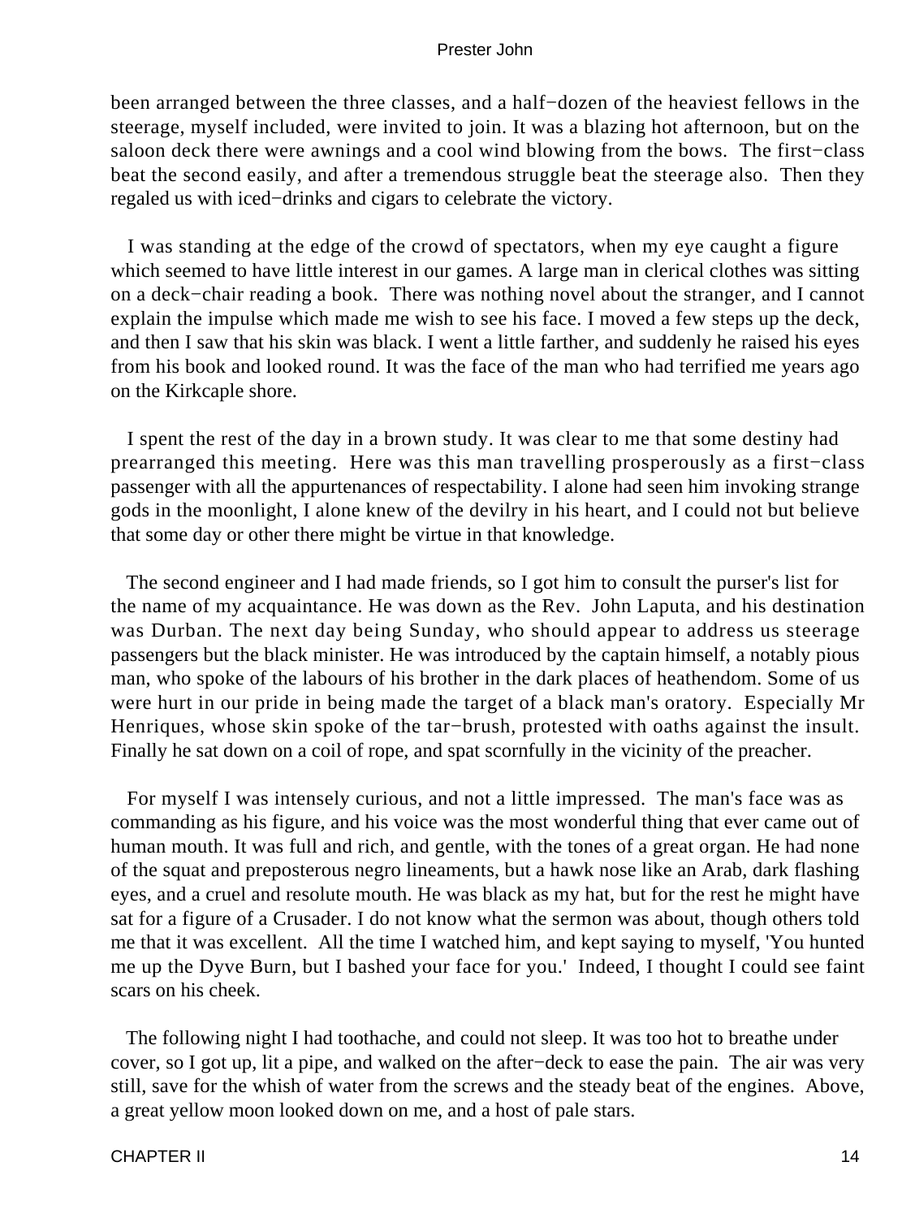been arranged between the three classes, and a half−dozen of the heaviest fellows in the steerage, myself included, were invited to join. It was a blazing hot afternoon, but on the saloon deck there were awnings and a cool wind blowing from the bows. The first−class beat the second easily, and after a tremendous struggle beat the steerage also. Then they regaled us with iced−drinks and cigars to celebrate the victory.

I was standing at the edge of the crowd of spectators, when my eye caught a figure which seemed to have little interest in our games. A large man in clerical clothes was sitting on a deck−chair reading a book. There was nothing novel about the stranger, and I cannot explain the impulse which made me wish to see his face. I moved a few steps up the deck, and then I saw that his skin was black. I went a little farther, and suddenly he raised his eyes from his book and looked round. It was the face of the man who had terrified me years ago on the Kirkcaple shore.

I spent the rest of the day in a brown study. It was clear to me that some destiny had prearranged this meeting. Here was this man travelling prosperously as a first−class passenger with all the appurtenances of respectability. I alone had seen him invoking strange gods in the moonlight, I alone knew of the devilry in his heart, and I could not but believe that some day or other there might be virtue in that knowledge.

The second engineer and I had made friends, so I got him to consult the purser's list for the name of my acquaintance. He was down as the Rev. John Laputa, and his destination was Durban. The next day being Sunday, who should appear to address us steerage passengers but the black minister. He was introduced by the captain himself, a notably pious man, who spoke of the labours of his brother in the dark places of heathendom. Some of us were hurt in our pride in being made the target of a black man's oratory. Especially Mr Henriques, whose skin spoke of the tar−brush, protested with oaths against the insult. Finally he sat down on a coil of rope, and spat scornfully in the vicinity of the preacher.

For myself I was intensely curious, and not a little impressed. The man's face was as commanding as his figure, and his voice was the most wonderful thing that ever came out of human mouth. It was full and rich, and gentle, with the tones of a great organ. He had none of the squat and preposterous negro lineaments, but a hawk nose like an Arab, dark flashing eyes, and a cruel and resolute mouth. He was black as my hat, but for the rest he might have sat for a figure of a Crusader. I do not know what the sermon was about, though others told me that it was excellent. All the time I watched him, and kept saying to myself, 'You hunted me up the Dyve Burn, but I bashed your face for you.' Indeed, I thought I could see faint scars on his cheek.

The following night I had toothache, and could not sleep. It was too hot to breathe under cover, so I got up, lit a pipe, and walked on the after−deck to ease the pain. The air was very still, save for the whish of water from the screws and the steady beat of the engines. Above, a great yellow moon looked down on me, and a host of pale stars.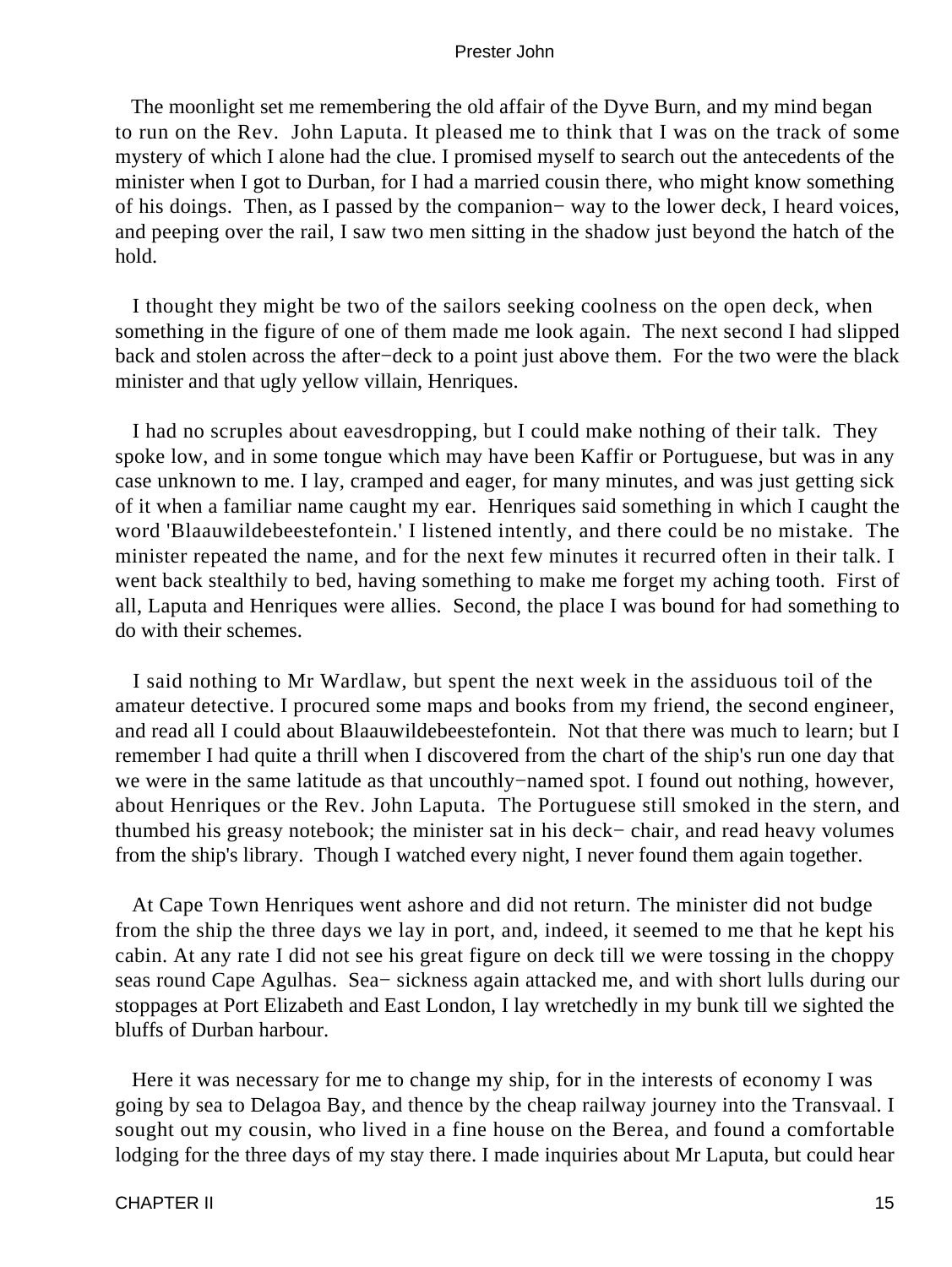The moonlight set me remembering the old affair of the Dyve Burn, and my mind began to run on the Rev. John Laputa. It pleased me to think that I was on the track of some mystery of which I alone had the clue. I promised myself to search out the antecedents of the minister when I got to Durban, for I had a married cousin there, who might know something of his doings. Then, as I passed by the companion− way to the lower deck, I heard voices, and peeping over the rail, I saw two men sitting in the shadow just beyond the hatch of the hold.

I thought they might be two of the sailors seeking coolness on the open deck, when something in the figure of one of them made me look again. The next second I had slipped back and stolen across the after−deck to a point just above them. For the two were the black minister and that ugly yellow villain, Henriques.

I had no scruples about eavesdropping, but I could make nothing of their talk. They spoke low, and in some tongue which may have been Kaffir or Portuguese, but was in any case unknown to me. I lay, cramped and eager, for many minutes, and was just getting sick of it when a familiar name caught my ear. Henriques said something in which I caught the word 'Blaauwildebeestefontein.' I listened intently, and there could be no mistake. The minister repeated the name, and for the next few minutes it recurred often in their talk. I went back stealthily to bed, having something to make me forget my aching tooth. First of all, Laputa and Henriques were allies. Second, the place I was bound for had something to do with their schemes.

I said nothing to Mr Wardlaw, but spent the next week in the assiduous toil of the amateur detective. I procured some maps and books from my friend, the second engineer, and read all I could about Blaauwildebeestefontein. Not that there was much to learn; but I remember I had quite a thrill when I discovered from the chart of the ship's run one day that we were in the same latitude as that uncouthly−named spot. I found out nothing, however, about Henriques or the Rev. John Laputa. The Portuguese still smoked in the stern, and thumbed his greasy notebook; the minister sat in his deck− chair, and read heavy volumes from the ship's library. Though I watched every night, I never found them again together.

At Cape Town Henriques went ashore and did not return. The minister did not budge from the ship the three days we lay in port, and, indeed, it seemed to me that he kept his cabin. At any rate I did not see his great figure on deck till we were tossing in the choppy seas round Cape Agulhas. Sea− sickness again attacked me, and with short lulls during our stoppages at Port Elizabeth and East London, I lay wretchedly in my bunk till we sighted the bluffs of Durban harbour.

Here it was necessary for me to change my ship, for in the interests of economy I was going by sea to Delagoa Bay, and thence by the cheap railway journey into the Transvaal. I sought out my cousin, who lived in a fine house on the Berea, and found a comfortable lodging for the three days of my stay there. I made inquiries about Mr Laputa, but could hear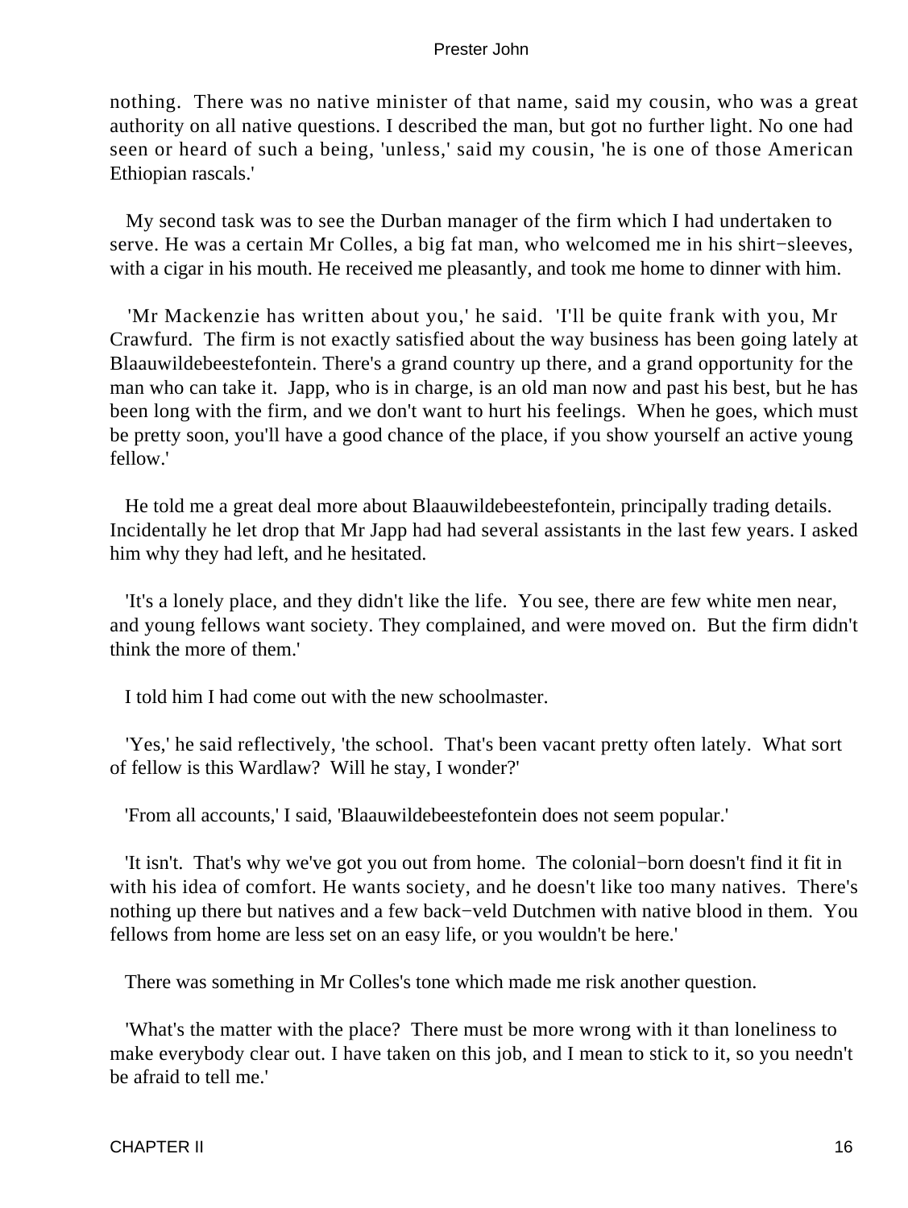nothing. There was no native minister of that name, said my cousin, who was a great authority on all native questions. I described the man, but got no further light. No one had seen or heard of such a being, 'unless,' said my cousin, 'he is one of those American Ethiopian rascals.'

My second task was to see the Durban manager of the firm which I had undertaken to serve. He was a certain Mr Colles, a big fat man, who welcomed me in his shirt−sleeves, with a cigar in his mouth. He received me pleasantly, and took me home to dinner with him.

'Mr Mackenzie has written about you,' he said. 'I'll be quite frank with you, Mr Crawfurd. The firm is not exactly satisfied about the way business has been going lately at Blaauwildebeestefontein. There's a grand country up there, and a grand opportunity for the man who can take it. Japp, who is in charge, is an old man now and past his best, but he has been long with the firm, and we don't want to hurt his feelings. When he goes, which must be pretty soon, you'll have a good chance of the place, if you show yourself an active young fellow.'

He told me a great deal more about Blaauwildebeestefontein, principally trading details. Incidentally he let drop that Mr Japp had had several assistants in the last few years. I asked him why they had left, and he hesitated.

'It's a lonely place, and they didn't like the life. You see, there are few white men near, and young fellows want society. They complained, and were moved on. But the firm didn't think the more of them.'

I told him I had come out with the new schoolmaster.

'Yes,' he said reflectively, 'the school. That's been vacant pretty often lately. What sort of fellow is this Wardlaw? Will he stay, I wonder?'

'From all accounts,' I said, 'Blaauwildebeestefontein does not seem popular.'

'It isn't. That's why we've got you out from home. The colonial−born doesn't find it fit in with his idea of comfort. He wants society, and he doesn't like too many natives. There's nothing up there but natives and a few back−veld Dutchmen with native blood in them. You fellows from home are less set on an easy life, or you wouldn't be here.'

There was something in Mr Colles's tone which made me risk another question.

'What's the matter with the place? There must be more wrong with it than loneliness to make everybody clear out. I have taken on this job, and I mean to stick to it, so you needn't be afraid to tell me.'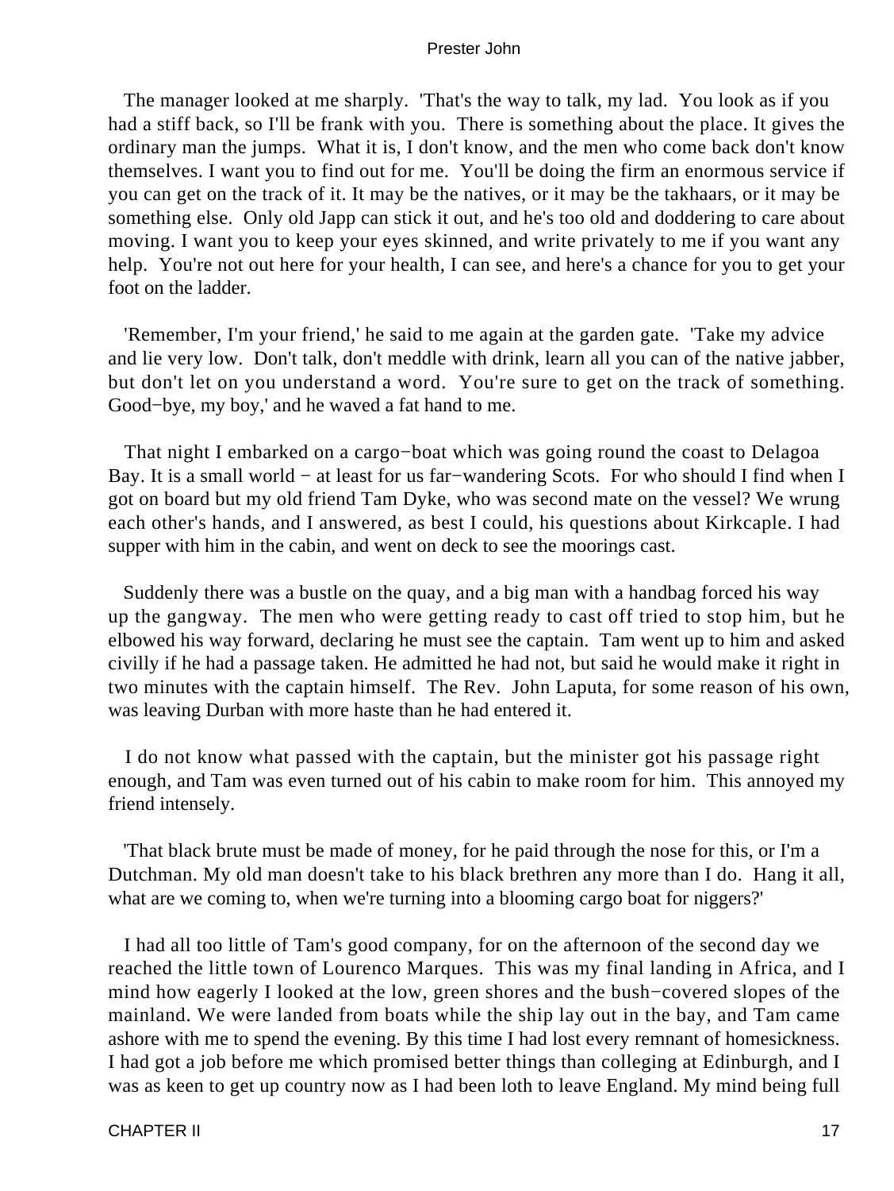The manager looked at me sharply. 'That's the way to talk, my lad. You look as if you had a stiff back, so I'll be frank with you. There is something about the place. It gives the ordinary man the jumps. What it is, I don't know, and the men who come back don't know themselves. I want you to find out for me. You'll be doing the firm an enormous service if you can get on the track of it. It may be the natives, or it may be the takhaars, or it may be something else. Only old Japp can stick it out, and he's too old and doddering to care about moving. I want you to keep your eyes skinned, and write privately to me if you want any help. You're not out here for your health, I can see, and here's a chance for you to get your foot on the ladder.

'Remember, I'm your friend,' he said to me again at the garden gate. 'Take my advice and lie very low. Don't talk, don't meddle with drink, learn all you can of the native jabber, but don't let on you understand a word. You're sure to get on the track of something. Good−bye, my boy,' and he waved a fat hand to me.

That night I embarked on a cargo−boat which was going round the coast to Delagoa Bay. It is a small world − at least for us far−wandering Scots. For who should I find when I got on board but my old friend Tam Dyke, who was second mate on the vessel? We wrung each other's hands, and I answered, as best I could, his questions about Kirkcaple. I had supper with him in the cabin, and went on deck to see the moorings cast.

Suddenly there was a bustle on the quay, and a big man with a handbag forced his way up the gangway. The men who were getting ready to cast off tried to stop him, but he elbowed his way forward, declaring he must see the captain. Tam went up to him and asked civilly if he had a passage taken. He admitted he had not, but said he would make it right in two minutes with the captain himself. The Rev. John Laputa, for some reason of his own, was leaving Durban with more haste than he had entered it.

I do not know what passed with the captain, but the minister got his passage right enough, and Tam was even turned out of his cabin to make room for him. This annoyed my friend intensely.

'That black brute must be made of money, for he paid through the nose for this, or I'm a Dutchman. My old man doesn't take to his black brethren any more than I do. Hang it all, what are we coming to, when we're turning into a blooming cargo boat for niggers?'

I had all too little of Tam's good company, for on the afternoon of the second day we reached the little town of Lourenco Marques. This was my final landing in Africa, and I mind how eagerly I looked at the low, green shores and the bush−covered slopes of the mainland. We were landed from boats while the ship lay out in the bay, and Tam came ashore with me to spend the evening. By this time I had lost every remnant of homesickness. I had got a job before me which promised better things than colleging at Edinburgh, and I was as keen to get up country now as I had been loth to leave England. My mind being full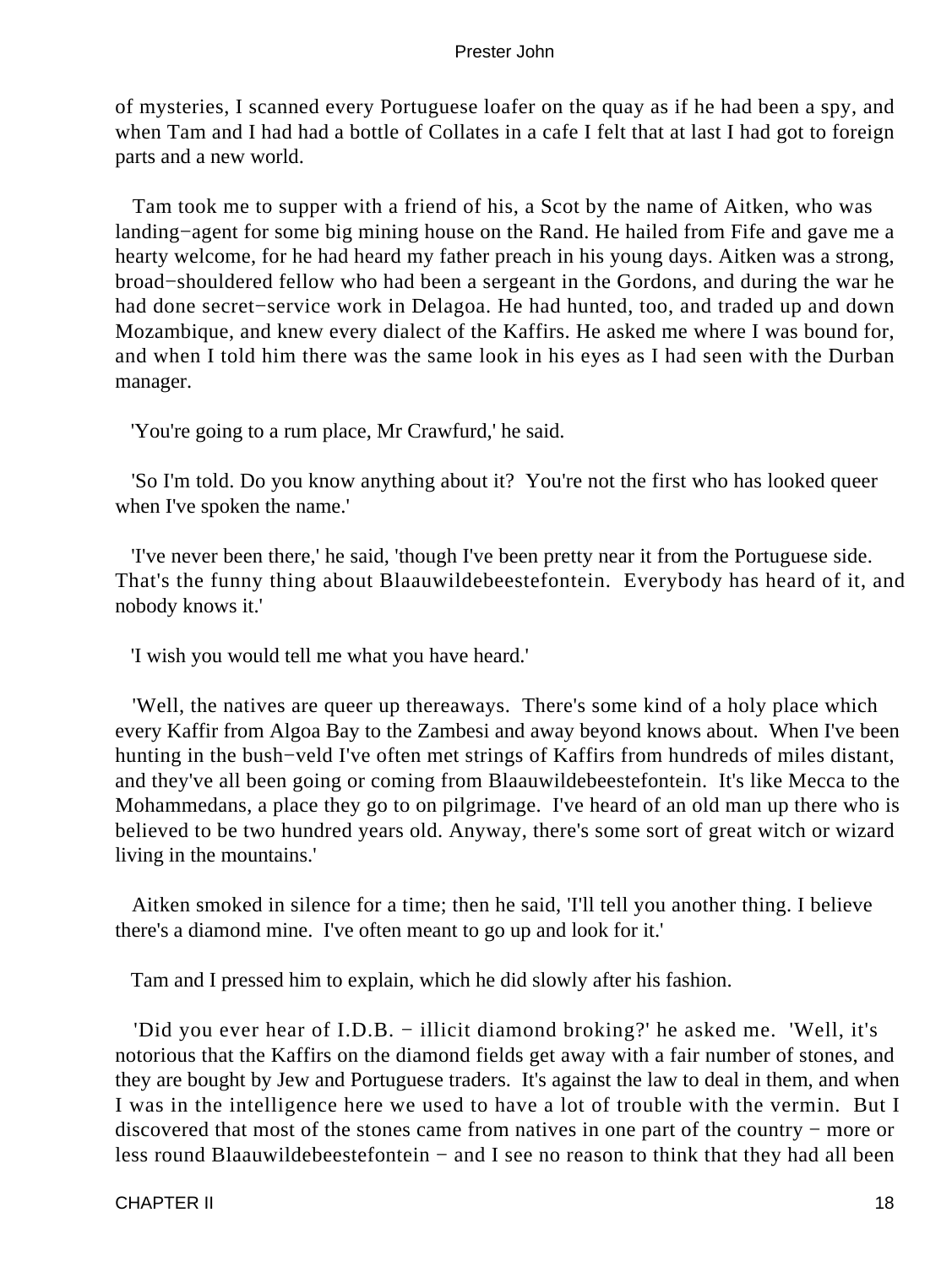of mysteries, I scanned every Portuguese loafer on the quay as if he had been a spy, and when Tam and I had had a bottle of Collates in a cafe I felt that at last I had got to foreign parts and a new world.

Tam took me to supper with a friend of his, a Scot by the name of Aitken, who was landing−agent for some big mining house on the Rand. He hailed from Fife and gave me a hearty welcome, for he had heard my father preach in his young days. Aitken was a strong, broad−shouldered fellow who had been a sergeant in the Gordons, and during the war he had done secret−service work in Delagoa. He had hunted, too, and traded up and down Mozambique, and knew every dialect of the Kaffirs. He asked me where I was bound for, and when I told him there was the same look in his eyes as I had seen with the Durban manager.

'You're going to a rum place, Mr Crawfurd,' he said.

'So I'm told. Do you know anything about it? You're not the first who has looked queer when I've spoken the name.'

'I've never been there,' he said, 'though I've been pretty near it from the Portuguese side. That's the funny thing about Blaauwildebeestefontein. Everybody has heard of it, and nobody knows it.'

'I wish you would tell me what you have heard.'

'Well, the natives are queer up thereaways. There's some kind of a holy place which every Kaffir from Algoa Bay to the Zambesi and away beyond knows about. When I've been hunting in the bush−veld I've often met strings of Kaffirs from hundreds of miles distant, and they've all been going or coming from Blaauwildebeestefontein. It's like Mecca to the Mohammedans, a place they go to on pilgrimage. I've heard of an old man up there who is believed to be two hundred years old. Anyway, there's some sort of great witch or wizard living in the mountains.'

Aitken smoked in silence for a time; then he said, 'I'll tell you another thing. I believe there's a diamond mine. I've often meant to go up and look for it.'

Tam and I pressed him to explain, which he did slowly after his fashion.

'Did you ever hear of I.D.B. − illicit diamond broking?' he asked me. 'Well, it's notorious that the Kaffirs on the diamond fields get away with a fair number of stones, and they are bought by Jew and Portuguese traders. It's against the law to deal in them, and when I was in the intelligence here we used to have a lot of trouble with the vermin. But I discovered that most of the stones came from natives in one part of the country − more or less round Blaauwildebeestefontein − and I see no reason to think that they had all been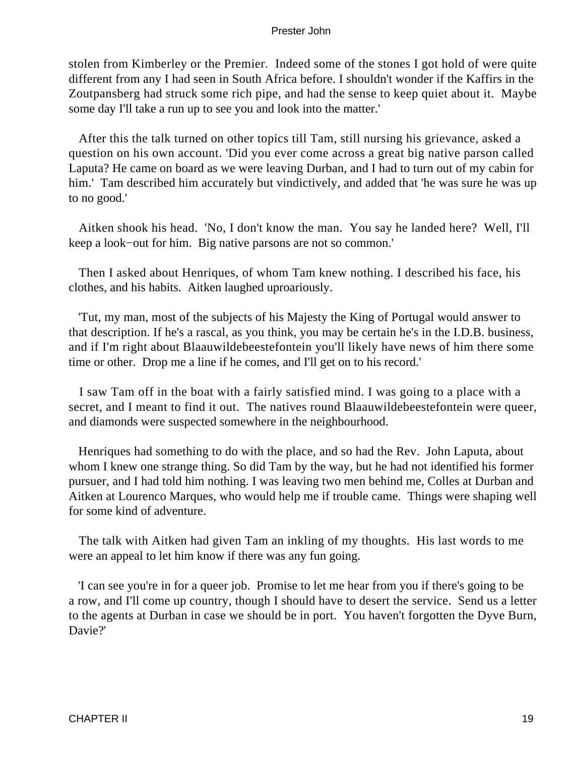stolen from Kimberley or the Premier. Indeed some of the stones I got hold of were quite different from any I had seen in South Africa before. I shouldn't wonder if the Kaffirs in the Zoutpansberg had struck some rich pipe, and had the sense to keep quiet about it. Maybe some day I'll take a run up to see you and look into the matter.'

After this the talk turned on other topics till Tam, still nursing his grievance, asked a question on his own account. 'Did you ever come across a great big native parson called Laputa? He came on board as we were leaving Durban, and I had to turn out of my cabin for him.' Tam described him accurately but vindictively, and added that 'he was sure he was up to no good.'

Aitken shook his head. 'No, I don't know the man. You say he landed here? Well, I'll keep a look−out for him. Big native parsons are not so common.'

Then I asked about Henriques, of whom Tam knew nothing. I described his face, his clothes, and his habits. Aitken laughed uproariously.

'Tut, my man, most of the subjects of his Majesty the King of Portugal would answer to that description. If he's a rascal, as you think, you may be certain he's in the I.D.B. business, and if I'm right about Blaauwildebeestefontein you'll likely have news of him there some time or other. Drop me a line if he comes, and I'll get on to his record.'

I saw Tam off in the boat with a fairly satisfied mind. I was going to a place with a secret, and I meant to find it out. The natives round Blaauwildebeestefontein were queer, and diamonds were suspected somewhere in the neighbourhood.

Henriques had something to do with the place, and so had the Rev. John Laputa, about whom I knew one strange thing. So did Tam by the way, but he had not identified his former pursuer, and I had told him nothing. I was leaving two men behind me, Colles at Durban and Aitken at Lourenco Marques, who would help me if trouble came. Things were shaping well for some kind of adventure.

The talk with Aitken had given Tam an inkling of my thoughts. His last words to me were an appeal to let him know if there was any fun going.

'I can see you're in for a queer job. Promise to let me hear from you if there's going to be a row, and I'll come up country, though I should have to desert the service. Send us a letter to the agents at Durban in case we should be in port. You haven't forgotten the Dyve Burn, Davie?'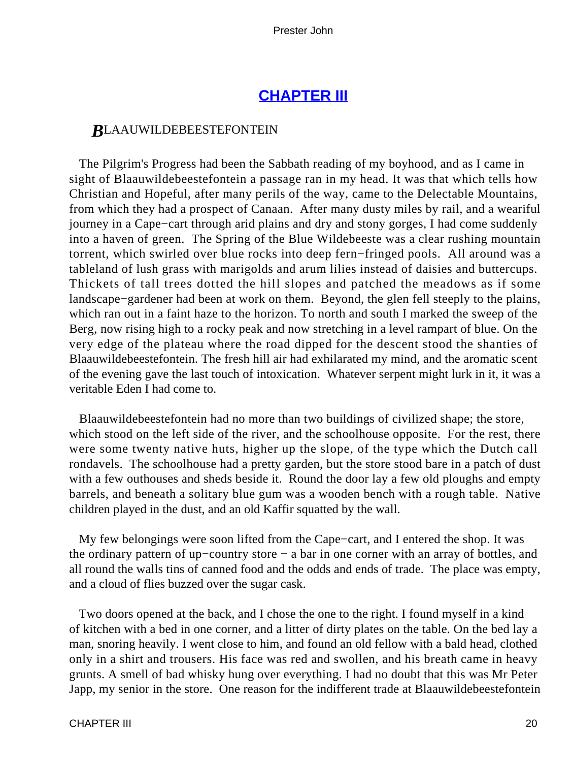## CHAPTER III

### BLAAUWILDEBEESTEFONTEIN

The Pilgrim's Progress had been the Sabbath reading of my boyhood, and as I came in sight of Blaauwildebeestefontein a passage ran in my head. It was that which tells how Christian and Hopeful, after many perils of the way, came to the Delectable Mountains, from which they had a prospect of Canaan. After many dusty miles by rail, and a weariful journey in a Cape−cart through arid plains and dry and stony gorges, I had come suddenly into a haven of green. The Spring of the Blue Wildebeeste was a clear rushing mountain torrent, which swirled over blue rocks into deep fern−fringed pools. All around was a tableland of lush grass with marigolds and arum lilies instead of daisies and buttercups. Thickets of tall trees dotted the hill slopes and patched the meadows as if some landscape−gardener had been at work on them. Beyond, the glen fell steeply to the plains, which ran out in a faint haze to the horizon. To north and south I marked the sweep of the Berg, now rising high to a rocky peak and now stretching in a level rampart of blue. On the very edge of the plateau where the road dipped for the descent stood the shanties of Blaauwildebeestefontein. The fresh hill air had exhilarated my mind, and the aromatic scent of the evening gave the last touch of intoxication. Whatever serpent might lurk in it, it was a veritable Eden I had come to.

Blaauwildebeestefontein had no more than two buildings of civilized shape; the store, which stood on the left side of the river, and the schoolhouse opposite. For the rest, there were some twenty native huts, higher up the slope, of the type which the Dutch call rondavels. The schoolhouse had a pretty garden, but the store stood bare in a patch of dust with a few outhouses and sheds beside it. Round the door lay a few old ploughs and empty barrels, and beneath a solitary blue gum was a wooden bench with a rough table. Native children played in the dust, and an old Kaffir squatted by the wall.

My few belongings were soon lifted from the Cape−cart, and I entered the shop. It was the ordinary pattern of up−country store − a bar in one corner with an array of bottles, and all round the walls tins of canned food and the odds and ends of trade. The place was empty, and a cloud of flies buzzed over the sugar cask.

Two doors opened at the back, and I chose the one to the right. I found myself in a kind of kitchen with a bed in one corner, and a litter of dirty plates on the table. On the bed lay a man, snoring heavily. I went close to him, and found an old fellow with a bald head, clothed only in a shirt and trousers. His face was red and swollen, and his breath came in heavy grunts. A smell of bad whisky hung over everything. I had no doubt that this was Mr Peter Japp, my senior in the store. One reason for the indifferent trade at Blaauwildebeestefontein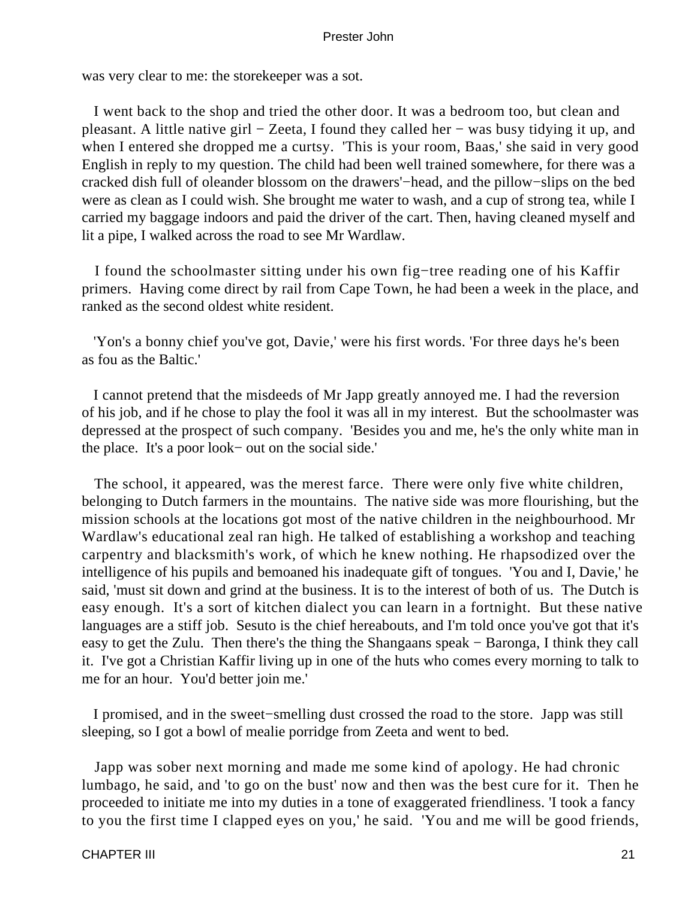was very clear to me: the storekeeper was a sot.

I went back to the shop and tried the other door. It was a bedroom too, but clean and pleasant. A little native girl − Zeeta, I found they called her − was busy tidying it up, and when I entered she dropped me a curtsy. 'This is your room, Baas,' she said in very good English in reply to my question. The child had been well trained somewhere, for there was a cracked dish full of oleander blossom on the drawers'−head, and the pillow−slips on the bed were as clean as I could wish. She brought me water to wash, and a cup of strong tea, while I carried my baggage indoors and paid the driver of the cart. Then, having cleaned myself and lit a pipe, I walked across the road to see Mr Wardlaw.

I found the schoolmaster sitting under his own fig−tree reading one of his Kaffir primers. Having come direct by rail from Cape Town, he had been a week in the place, and ranked as the second oldest white resident.

'Yon's a bonny chief you've got, Davie,' were his first words. 'For three days he's been as fou as the Baltic.'

I cannot pretend that the misdeeds of Mr Japp greatly annoyed me. I had the reversion of his job, and if he chose to play the fool it was all in my interest. But the schoolmaster was depressed at the prospect of such company. 'Besides you and me, he's the only white man in the place. It's a poor look− out on the social side.'

The school, it appeared, was the merest farce. There were only five white children, belonging to Dutch farmers in the mountains. The native side was more flourishing, but the mission schools at the locations got most of the native children in the neighbourhood. Mr Wardlaw's educational zeal ran high. He talked of establishing a workshop and teaching carpentry and blacksmith's work, of which he knew nothing. He rhapsodized over the intelligence of his pupils and bemoaned his inadequate gift of tongues. 'You and I, Davie,' he said, 'must sit down and grind at the business. It is to the interest of both of us. The Dutch is easy enough. It's a sort of kitchen dialect you can learn in a fortnight. But these native languages are a stiff job. Sesuto is the chief hereabouts, and I'm told once you've got that it's easy to get the Zulu. Then there's the thing the Shangaans speak − Baronga, I think they call it. I've got a Christian Kaffir living up in one of the huts who comes every morning to talk to me for an hour. You'd better join me.'

I promised, and in the sweet−smelling dust crossed the road to the store. Japp was still sleeping, so I got a bowl of mealie porridge from Zeeta and went to bed.

Japp was sober next morning and made me some kind of apology. He had chronic lumbago, he said, and 'to go on the bust' now and then was the best cure for it. Then he proceeded to initiate me into my duties in a tone of exaggerated friendliness. 'I took a fancy to you the first time I clapped eyes on you,' he said. 'You and me will be good friends,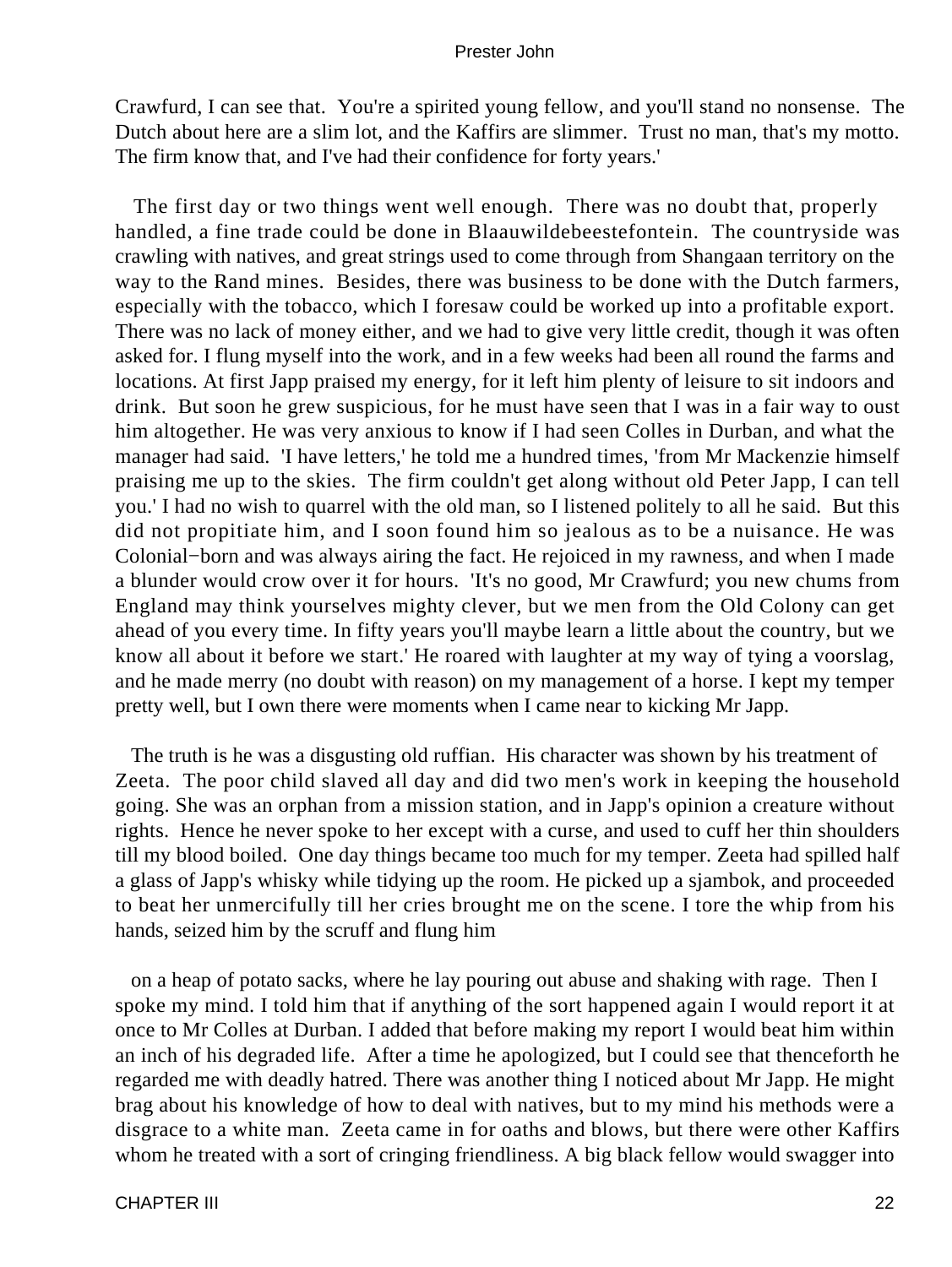Crawfurd, I can see that. You're a spirited young fellow, and you'll stand no nonsense. The Dutch about here are a slim lot, and the Kaffirs are slimmer. Trust no man, that's my motto. The firm know that, and I've had their confidence for forty years.'

The first day or two things went well enough. There was no doubt that, properly handled, a fine trade could be done in Blaauwildebeestefontein. The countryside was crawling with natives, and great strings used to come through from Shangaan territory on the way to the Rand mines. Besides, there was business to be done with the Dutch farmers, especially with the tobacco, which I foresaw could be worked up into a profitable export. There was no lack of money either, and we had to give very little credit, though it was often asked for. I flung myself into the work, and in a few weeks had been all round the farms and locations. At first Japp praised my energy, for it left him plenty of leisure to sit indoors and drink. But soon he grew suspicious, for he must have seen that I was in a fair way to oust him altogether. He was very anxious to know if I had seen Colles in Durban, and what the manager had said. 'I have letters,' he told me a hundred times, 'from Mr Mackenzie himself praising me up to the skies. The firm couldn't get along without old Peter Japp, I can tell you.' I had no wish to quarrel with the old man, so I listened politely to all he said. But this did not propitiate him, and I soon found him so jealous as to be a nuisance. He was Colonial−born and was always airing the fact. He rejoiced in my rawness, and when I made a blunder would crow over it for hours. 'It's no good, Mr Crawfurd; you new chums from England may think yourselves mighty clever, but we men from the Old Colony can get ahead of you every time. In fifty years you'll maybe learn a little about the country, but we know all about it before we start.' He roared with laughter at my way of tying a voorslag, and he made merry (no doubt with reason) on my management of a horse. I kept my temper pretty well, but I own there were moments when I came near to kicking Mr Japp.

The truth is he was a disgusting old ruffian. His character was shown by his treatment of Zeeta. The poor child slaved all day and did two men's work in keeping the household going. She was an orphan from a mission station, and in Japp's opinion a creature without rights. Hence he never spoke to her except with a curse, and used to cuff her thin shoulders till my blood boiled. One day things became too much for my temper. Zeeta had spilled half a glass of Japp's whisky while tidying up the room. He picked up a sjambok, and proceeded to beat her unmercifully till her cries brought me on the scene. I tore the whip from his hands, seized him by the scruff and flung him on a heap of potato sacks, where he lay pouring out abuse and shaking with rage. Then I spoke my mind. I told him that if anything of the sort happened again I would report it at once to Mr Colles at Durban. I added that before making my report I would beat him within an inch of his degraded life. After a time he apologized, but I could see that thenceforth he regarded me with deadly hatred. There was another thing I noticed about Mr Japp. He might brag about his knowledge of how to deal with natives, but to my mind his methods were a disgrace to a white man. Zeeta came in for oaths and blows, but there were other Kaffirs whom he treated with a sort of cringing friendliness. A big black fellow would swagger into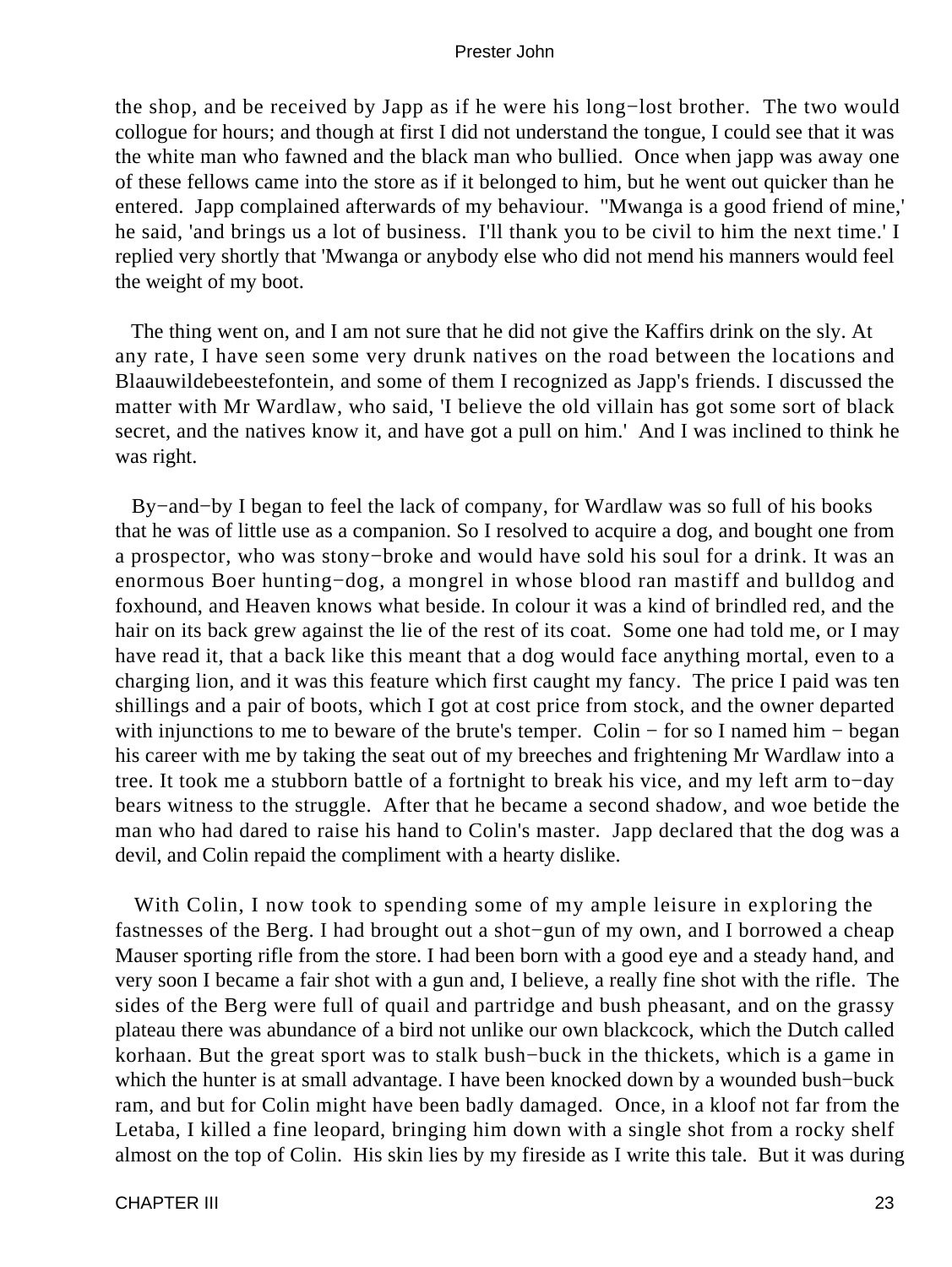the shop, and be received by Japp as if he were his long−lost brother. The two would collogue for hours; and though at first I did not understand the tongue, I could see that it was the white man who fawned and the black man who bullied. Once when japp was away one of these fellows came into the store as if it belonged to him, but he went out quicker than he entered. Japp complained afterwards of my behaviour. ''Mwanga is a good friend of mine,' he said, 'and brings us a lot of business. I'll thank you to be civil to him the next time.' I replied very shortly that 'Mwanga or anybody else who did not mend his manners would feel the weight of my boot.

The thing went on, and I am not sure that he did not give the Kaffirs drink on the sly. At any rate, I have seen some very drunk natives on the road between the locations and Blaauwildebeestefontein, and some of them I recognized as Japp's friends. I discussed the matter with Mr Wardlaw, who said, 'I believe the old villain has got some sort of black secret, and the natives know it, and have got a pull on him.' And I was inclined to think he was right.

By−and−by I began to feel the lack of company, for Wardlaw was so full of his books that he was of little use as a companion. So I resolved to acquire a dog, and bought one from a prospector, who was stony−broke and would have sold his soul for a drink. It was an enormous Boer hunting−dog, a mongrel in whose blood ran mastiff and bulldog and foxhound, and Heaven knows what beside. In colour it was a kind of brindled red, and the hair on its back grew against the lie of the rest of its coat. Some one had told me, or I may have read it, that a back like this meant that a dog would face anything mortal, even to a charging lion, and it was this feature which first caught my fancy. The price I paid was ten shillings and a pair of boots, which I got at cost price from stock, and the owner departed with injunctions to me to beware of the brute's temper. Colin − for so I named him − began his career with me by taking the seat out of my breeches and frightening Mr Wardlaw into a tree. It took me a stubborn battle of a fortnight to break his vice, and my left arm to−day bears witness to the struggle. After that he became a second shadow, and woe betide the man who had dared to raise his hand to Colin's master. Japp declared that the dog was a devil, and Colin repaid the compliment with a hearty dislike.

With Colin, I now took to spending some of my ample leisure in exploring the fastnesses of the Berg. I had brought out a shot−gun of my own, and I borrowed a cheap Mauser sporting rifle from the store. I had been born with a good eye and a steady hand, and very soon I became a fair shot with a gun and, I believe, a really fine shot with the rifle. The sides of the Berg were full of quail and partridge and bush pheasant, and on the grassy plateau there was abundance of a bird not unlike our own blackcock, which the Dutch called korhaan. But the great sport was to stalk bush−buck in the thickets, which is a game in which the hunter is at small advantage. I have been knocked down by a wounded bush−buck ram, and but for Colin might have been badly damaged. Once, in a kloof not far from the Letaba, I killed a fine leopard, bringing him down with a single shot from a rocky shelf almost on the top of Colin. His skin lies by my fireside as I write this tale. But it was during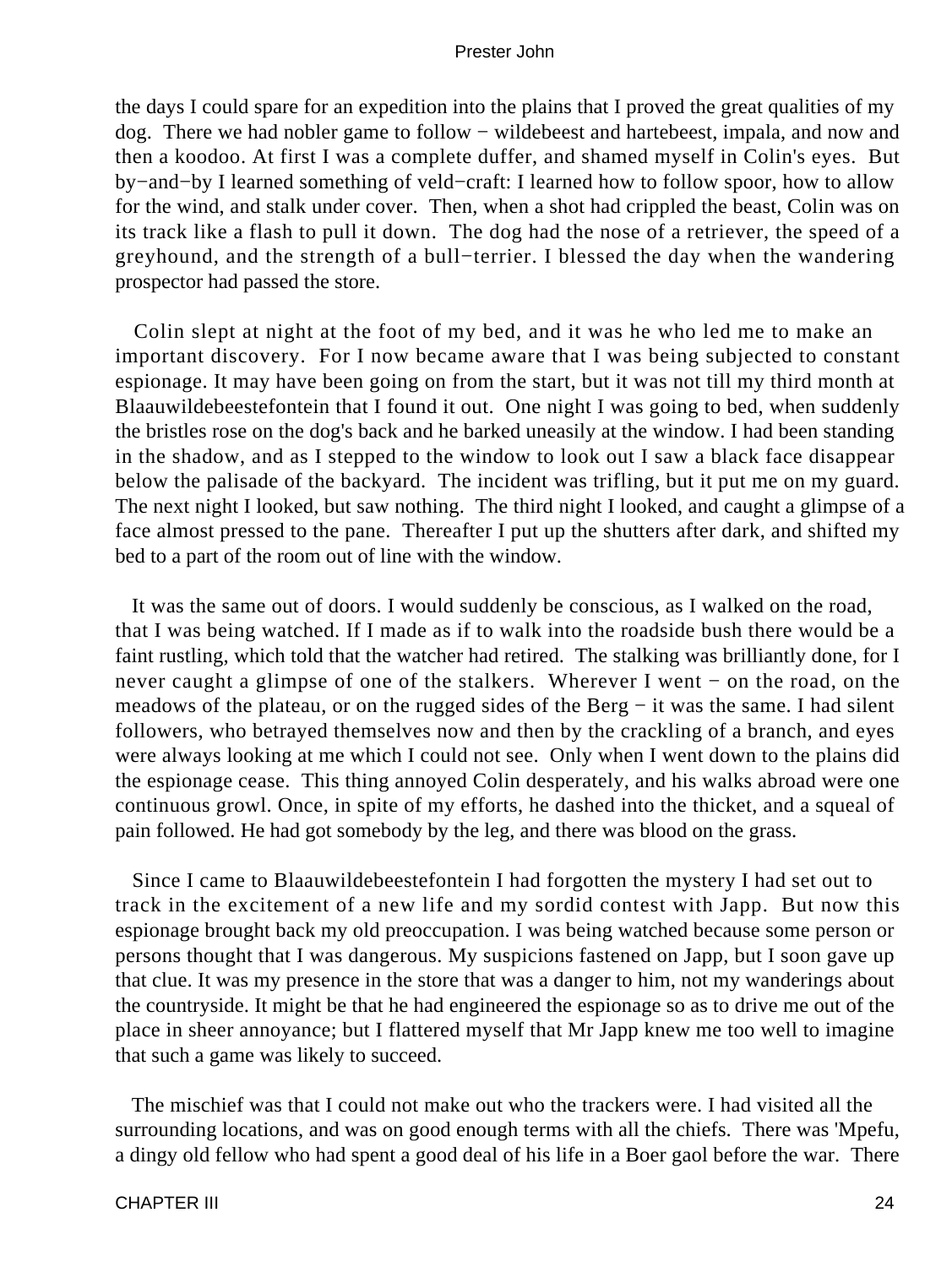the days I could spare for an expedition into the plains that I proved the great qualities of my dog. There we had nobler game to follow − wildebeest and hartebeest, impala, and now and then a koodoo. At first I was a complete duffer, and shamed myself in Colin's eyes. But by−and−by I learned something of veld−craft: I learned how to follow spoor, how to allow for the wind, and stalk under cover. Then, when a shot had crippled the beast, Colin was on its track like a flash to pull it down. The dog had the nose of a retriever, the speed of a greyhound, and the strength of a bull−terrier. I blessed the day when the wandering prospector had passed the store.

Colin slept at night at the foot of my bed, and it was he who led me to make an important discovery. For I now became aware that I was being subjected to constant espionage. It may have been going on from the start, but it was not till my third month at Blaauwildebeestefontein that I found it out. One night I was going to bed, when suddenly the bristles rose on the dog's back and he barked uneasily at the window. I had been standing in the shadow, and as I stepped to the window to look out I saw a black face disappear below the palisade of the backyard. The incident was trifling, but it put me on my guard. The next night I looked, but saw nothing. The third night I looked, and caught a glimpse of a face almost pressed to the pane. Thereafter I put up the shutters after dark, and shifted my bed to a part of the room out of line with the window.

It was the same out of doors. I would suddenly be conscious, as I walked on the road, that I was being watched. If I made as if to walk into the roadside bush there would be a faint rustling, which told that the watcher had retired. The stalking was brilliantly done, for I never caught a glimpse of one of the stalkers. Wherever I went − on the road, on the meadows of the plateau, or on the rugged sides of the Berg − it was the same. I had silent followers, who betrayed themselves now and then by the crackling of a branch, and eyes were always looking at me which I could not see. Only when I went down to the plains did the espionage cease. This thing annoyed Colin desperately, and his walks abroad were one continuous growl. Once, in spite of my efforts, he dashed into the thicket, and a squeal of pain followed. He had got somebody by the leg, and there was blood on the grass.

Since I came to Blaauwildebeestefontein I had forgotten the mystery I had set out to track in the excitement of a new life and my sordid contest with Japp. But now this espionage brought back my old preoccupation. I was being watched because some person or persons thought that I was dangerous. My suspicions fastened on Japp, but I soon gave up that clue. It was my presence in the store that was a danger to him, not my wanderings about the countryside. It might be that he had engineered the espionage so as to drive me out of the place in sheer annoyance; but I flattered myself that Mr Japp knew me too well to imagine that such a game was likely to succeed.

The mischief was that I could not make out who the trackers were. I had visited all the surrounding locations, and was on good enough terms with all the chiefs. There was 'Mpefu, a dingy old fellow who had spent a good deal of his life in a Boer gaol before the war. There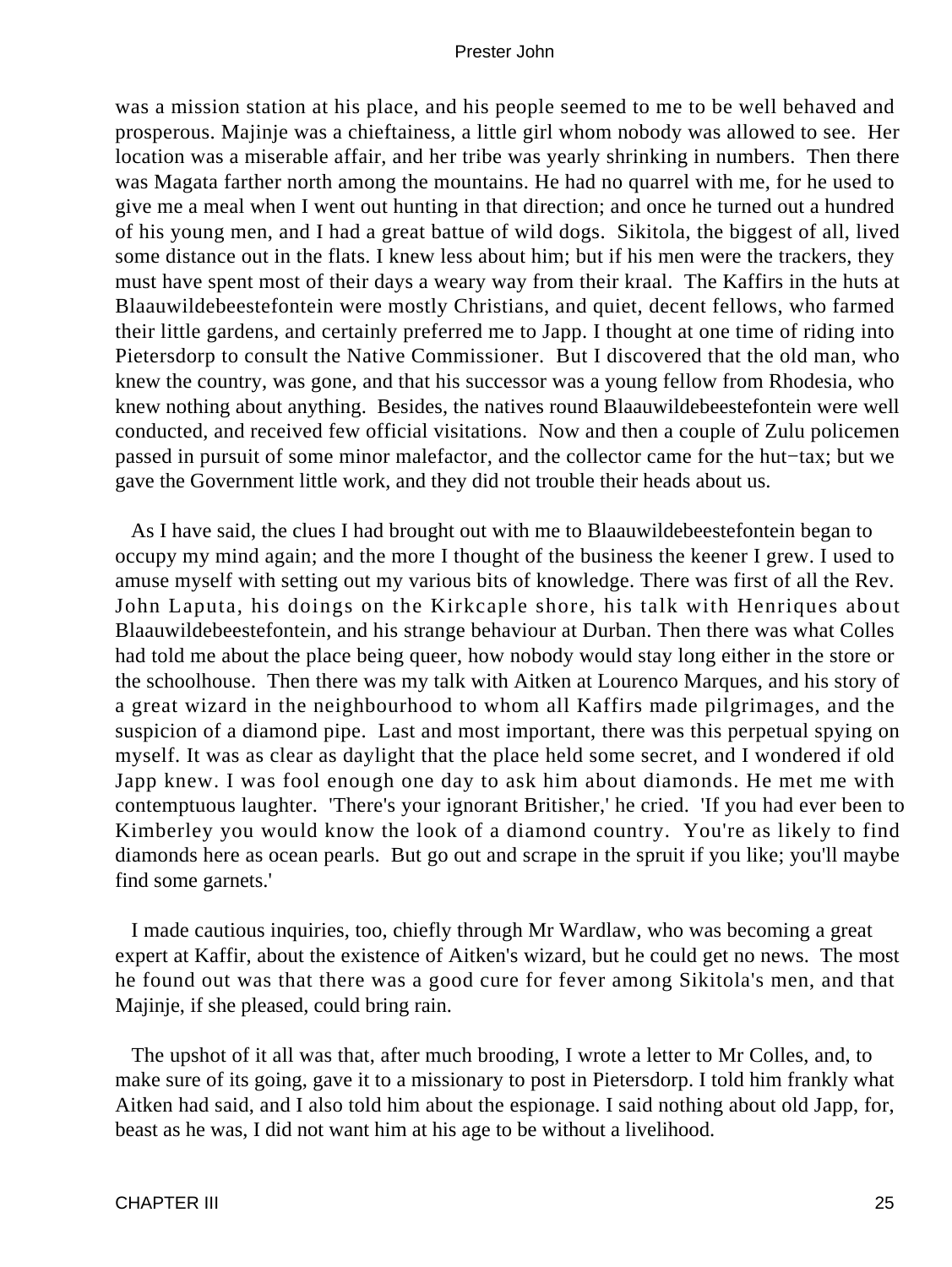was a mission station at his place, and his people seemed to me to be well behaved and prosperous. Majinje was a chieftainess, a little girl whom nobody was allowed to see. Her location was a miserable affair, and her tribe was yearly shrinking in numbers. Then there was Magata farther north among the mountains. He had no quarrel with me, for he used to give me a meal when I went out hunting in that direction; and once he turned out a hundred of his young men, and I had a great battue of wild dogs. Sikitola, the biggest of all, lived some distance out in the flats. I knew less about him; but if his men were the trackers, they must have spent most of their days a weary way from their kraal. The Kaffirs in the huts at Blaauwildebeestefontein were mostly Christians, and quiet, decent fellows, who farmed their little gardens, and certainly preferred me to Japp. I thought at one time of riding into Pietersdorp to consult the Native Commissioner. But I discovered that the old man, who knew the country, was gone, and that his successor was a young fellow from Rhodesia, who knew nothing about anything. Besides, the natives round Blaauwildebeestefontein were well conducted, and received few official visitations. Now and then a couple of Zulu policemen passed in pursuit of some minor malefactor, and the collector came for the hut−tax; but we gave the Government little work, and they did not trouble their heads about us.

As I have said, the clues I had brought out with me to Blaauwildebeestefontein began to occupy my mind again; and the more I thought of the business the keener I grew. I used to amuse myself with setting out my various bits of knowledge. There was first of all the Rev. John Laputa, his doings on the Kirkcaple shore, his talk with Henriques about Blaauwildebeestefontein, and his strange behaviour at Durban. Then there was what Colles had told me about the place being queer, how nobody would stay long either in the store or the schoolhouse. Then there was my talk with Aitken at Lourenco Marques, and his story of a great wizard in the neighbourhood to whom all Kaffirs made pilgrimages, and the suspicion of a diamond pipe. Last and most important, there was this perpetual spying on myself. It was as clear as daylight that the place held some secret, and I wondered if old Japp knew. I was fool enough one day to ask him about diamonds. He met me with contemptuous laughter. 'There's your ignorant Britisher,' he cried. 'If you had ever been to Kimberley you would know the look of a diamond country. You're as likely to find diamonds here as ocean pearls. But go out and scrape in the spruit if you like; you'll maybe find some garnets.'

I made cautious inquiries, too, chiefly through Mr Wardlaw, who was becoming a great expert at Kaffir, about the existence of Aitken's wizard, but he could get no news. The most he found out was that there was a good cure for fever among Sikitola's men, and that Majinje, if she pleased, could bring rain.

The upshot of it all was that, after much brooding, I wrote a letter to Mr Colles, and, to make sure of its going, gave it to a missionary to post in Pietersdorp. I told him frankly what Aitken had said, and I also told him about the espionage. I said nothing about old Japp, for, beast as he was, I did not want him at his age to be without a livelihood.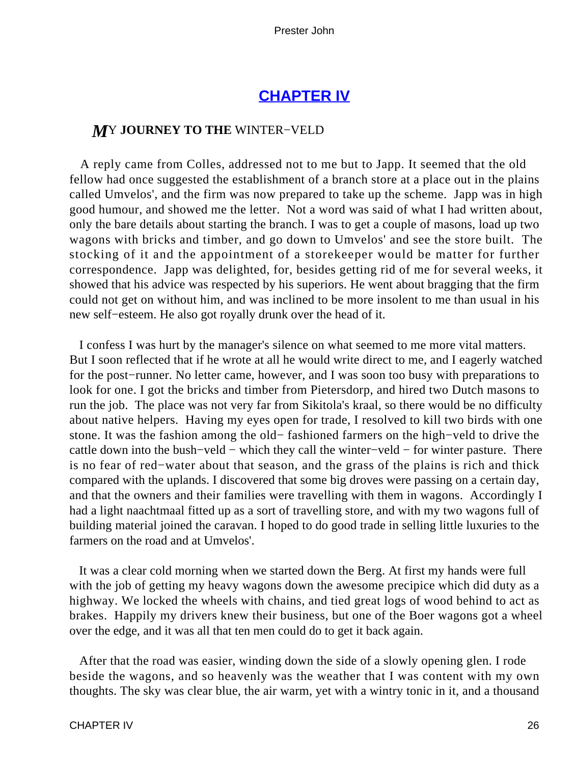## CHAPTER IV

### MY JOURNEY TO THE WINTER−VELD

A reply came from Colles, addressed not to me but to Japp. It seemed that the old fellow had once suggested the establishment of a branch store at a place out in the plains called Umvelos', and the firm was now prepared to take up the scheme. Japp was in high good humour, and showed me the letter. Not a word was said of what I had written about, only the bare details about starting the branch. I was to get a couple of masons, load up two wagons with bricks and timber, and go down to Umvelos' and see the store built. The stocking of it and the appointment of a storekeeper would be matter for further correspondence. Japp was delighted, for, besides getting rid of me for several weeks, it showed that his advice was respected by his superiors. He went about bragging that the firm could not get on without him, and was inclined to be more insolent to me than usual in his new self−esteem. He also got royally drunk over the head of it.

I confess I was hurt by the manager's silence on what seemed to me more vital matters. But I soon reflected that if he wrote at all he would write direct to me, and I eagerly watched for the post−runner. No letter came, however, and I was soon too busy with preparations to look for one. I got the bricks and timber from Pietersdorp, and hired two Dutch masons to run the job. The place was not very far from Sikitola's kraal, so there would be no difficulty about native helpers. Having my eyes open for trade, I resolved to kill two birds with one stone. It was the fashion among the old− fashioned farmers on the high−veld to drive the cattle down into the bush−veld − which they call the winter−veld − for winter pasture. There is no fear of red−water about that season, and the grass of the plains is rich and thick compared with the uplands. I discovered that some big droves were passing on a certain day, and that the owners and their families were travelling with them in wagons. Accordingly I had a light naachtmaal fitted up as a sort of travelling store, and with my two wagons full of building material joined the caravan. I hoped to do good trade in selling little luxuries to the farmers on the road and at Umvelos'.

It was a clear cold morning when we started down the Berg. At first my hands were full with the job of getting my heavy wagons down the awesome precipice which did duty as a highway. We locked the wheels with chains, and tied great logs of wood behind to act as brakes. Happily my drivers knew their business, but one of the Boer wagons got a wheel over the edge, and it was all that ten men could do to get it back again.

After that the road was easier, winding down the side of a slowly opening glen. I rode beside the wagons, and so heavenly was the weather that I was content with my own thoughts. The sky was clear blue, the air warm, yet with a wintry tonic in it, and a thousand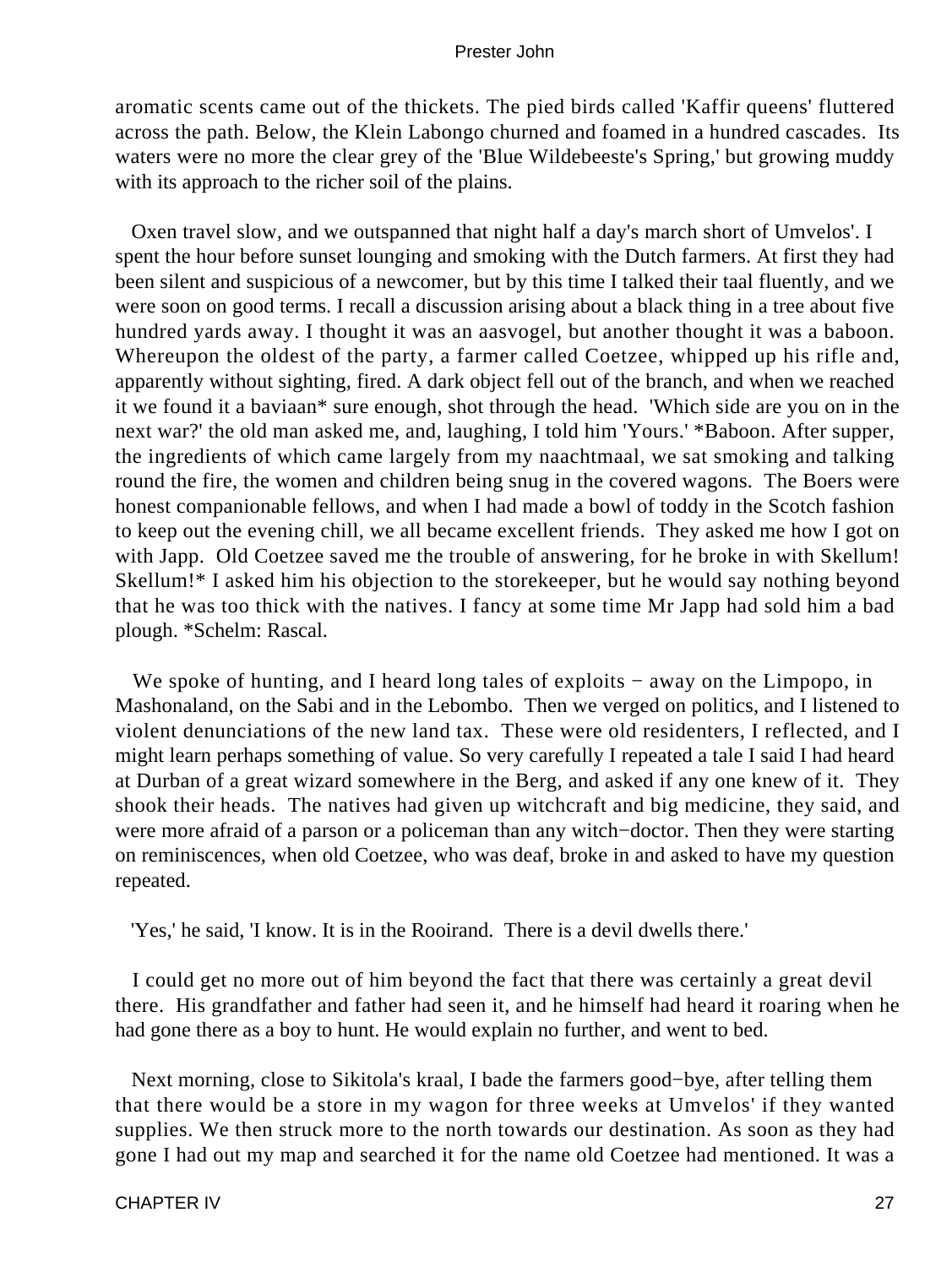aromatic scents came out of the thickets. The pied birds called 'Kaffir queens' fluttered across the path. Below, the Klein Labongo churned and foamed in a hundred cascades. Its waters were no more the clear grey of the 'Blue Wildebeeste's Spring,' but growing muddy with its approach to the richer soil of the plains.

Oxen travel slow, and we outspanned that night half a day's march short of Umvelos'. I spent the hour before sunset lounging and smoking with the Dutch farmers. At first they had been silent and suspicious of a newcomer, but by this time I talked their taal fluently, and we were soon on good terms. I recall a discussion arising about a black thing in a tree about five hundred yards away. I thought it was an aasvogel, but another thought it was a baboon. Whereupon the oldest of the party, a farmer called Coetzee, whipped up his rifle and, apparently without sighting, fired. A dark object fell out of the branch, and when we reached it we found it a baviaan* sure enough, shot through the head. 'Which side are you on in the next war?' the old man asked me, and, laughing, I told him 'Yours.' *Baboon. After supper, the ingredients of which came largely from my naachtmaal, we sat smoking and talking round the fire, the women and children being snug in the covered wagons. The Boers were honest companionable fellows, and when I had made a bowl of toddy in the Scotch fashion to keep out the evening chill, we all became excellent friends. They asked me how I got on with Japp. Old Coetzee saved me the trouble of answering, for he broke in with Skellum! Skellum!* I asked him his objection to the storekeeper, but he would say nothing beyond that he was too thick with the natives. I fancy at some time Mr Japp had sold him a bad plough. *Schelm: Rascal.

We spoke of hunting, and I heard long tales of exploits − away on the Limpopo, in Mashonaland, on the Sabi and in the Lebombo. Then we verged on politics, and I listened to violent denunciations of the new land tax. These were old residenters, I reflected, and I might learn perhaps something of value. So very carefully I repeated a tale I said I had heard at Durban of a great wizard somewhere in the Berg, and asked if any one knew of it. They shook their heads. The natives had given up witchcraft and big medicine, they said, and were more afraid of a parson or a policeman than any witch−doctor. Then they were starting on reminiscences, when old Coetzee, who was deaf, broke in and asked to have my question repeated.

'Yes,' he said, 'I know. It is in the Rooirand. There is a devil dwells there.'

I could get no more out of him beyond the fact that there was certainly a great devil there. His grandfather and father had seen it, and he himself had heard it roaring when he had gone there as a boy to hunt. He would explain no further, and went to bed.

Next morning, close to Sikitola's kraal, I bade the farmers good−bye, after telling them that there would be a store in my wagon for three weeks at Umvelos' if they wanted supplies. We then struck more to the north towards our destination. As soon as they had gone I had out my map and searched it for the name old Coetzee had mentioned. It was a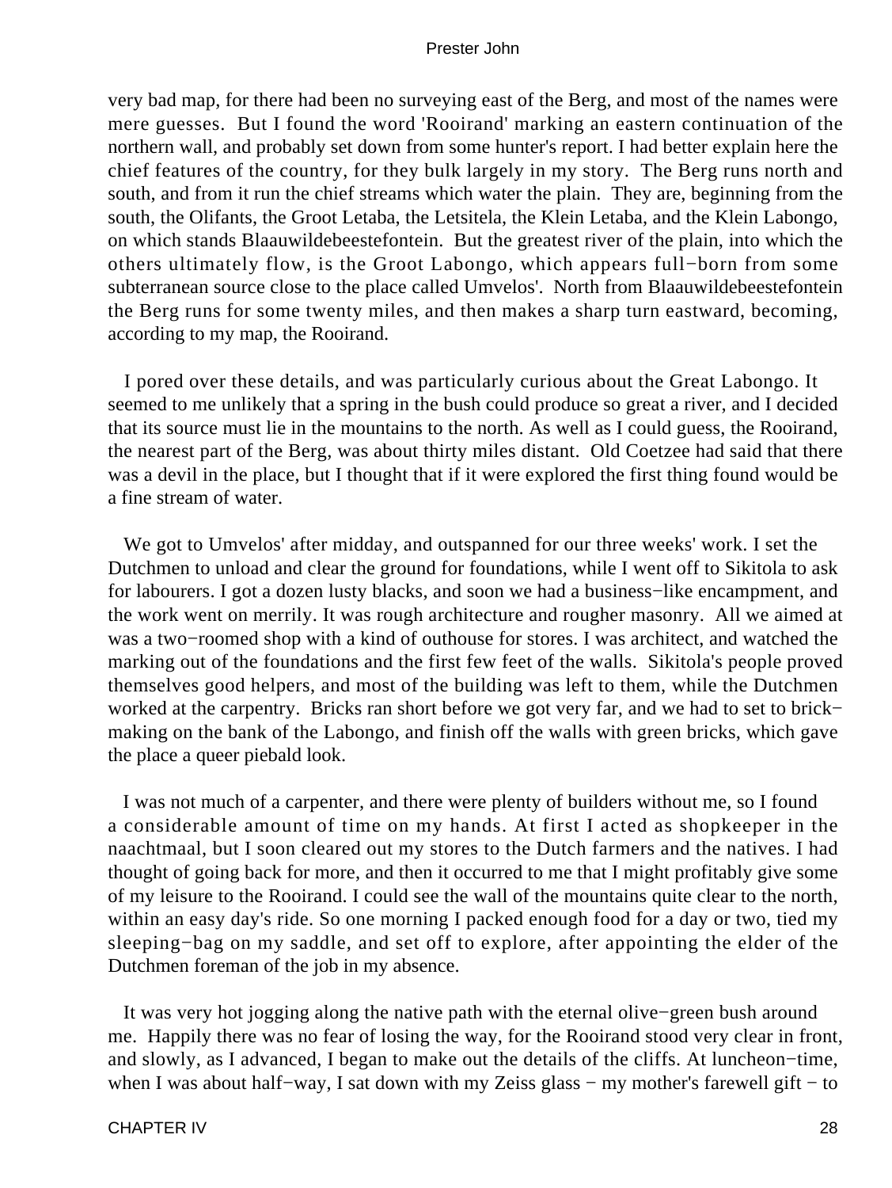very bad map, for there had been no surveying east of the Berg, and most of the names were mere guesses. But I found the word 'Rooirand' marking an eastern continuation of the northern wall, and probably set down from some hunter's report. I had better explain here the chief features of the country, for they bulk largely in my story. The Berg runs north and south, and from it run the chief streams which water the plain. They are, beginning from the south, the Olifants, the Groot Letaba, the Letsitela, the Klein Letaba, and the Klein Labongo, on which stands Blaauwildebeestefontein. But the greatest river of the plain, into which the others ultimately flow, is the Groot Labongo, which appears full−born from some subterranean source close to the place called Umvelos'. North from Blaauwildebeestefontein the Berg runs for some twenty miles, and then makes a sharp turn eastward, becoming, according to my map, the Rooirand.

I pored over these details, and was particularly curious about the Great Labongo. It seemed to me unlikely that a spring in the bush could produce so great a river, and I decided that its source must lie in the mountains to the north. As well as I could guess, the Rooirand, the nearest part of the Berg, was about thirty miles distant. Old Coetzee had said that there was a devil in the place, but I thought that if it were explored the first thing found would be a fine stream of water.

We got to Umvelos' after midday, and outspanned for our three weeks' work. I set the Dutchmen to unload and clear the ground for foundations, while I went off to Sikitola to ask for labourers. I got a dozen lusty blacks, and soon we had a business−like encampment, and the work went on merrily. It was rough architecture and rougher masonry. All we aimed at was a two−roomed shop with a kind of outhouse for stores. I was architect, and watched the marking out of the foundations and the first few feet of the walls. Sikitola's people proved themselves good helpers, and most of the building was left to them, while the Dutchmen worked at the carpentry. Bricks ran short before we got very far, and we had to set to brick−making on the bank of the Labongo, and finish off the walls with green bricks, which gave the place a queer piebald look.

I was not much of a carpenter, and there were plenty of builders without me, so I found a considerable amount of time on my hands. At first I acted as shopkeeper in the naachtmaal, but I soon cleared out my stores to the Dutch farmers and the natives. I had thought of going back for more, and then it occurred to me that I might profitably give some of my leisure to the Rooirand. I could see the wall of the mountains quite clear to the north, within an easy day's ride. So one morning I packed enough food for a day or two, tied my sleeping−bag on my saddle, and set off to explore, after appointing the elder of the Dutchmen foreman of the job in my absence.

It was very hot jogging along the native path with the eternal olive−green bush around me. Happily there was no fear of losing the way, for the Rooirand stood very clear in front, and slowly, as I advanced, I began to make out the details of the cliffs. At luncheon−time, when I was about half−way, I sat down with my Zeiss glass − my mother's farewell gift − to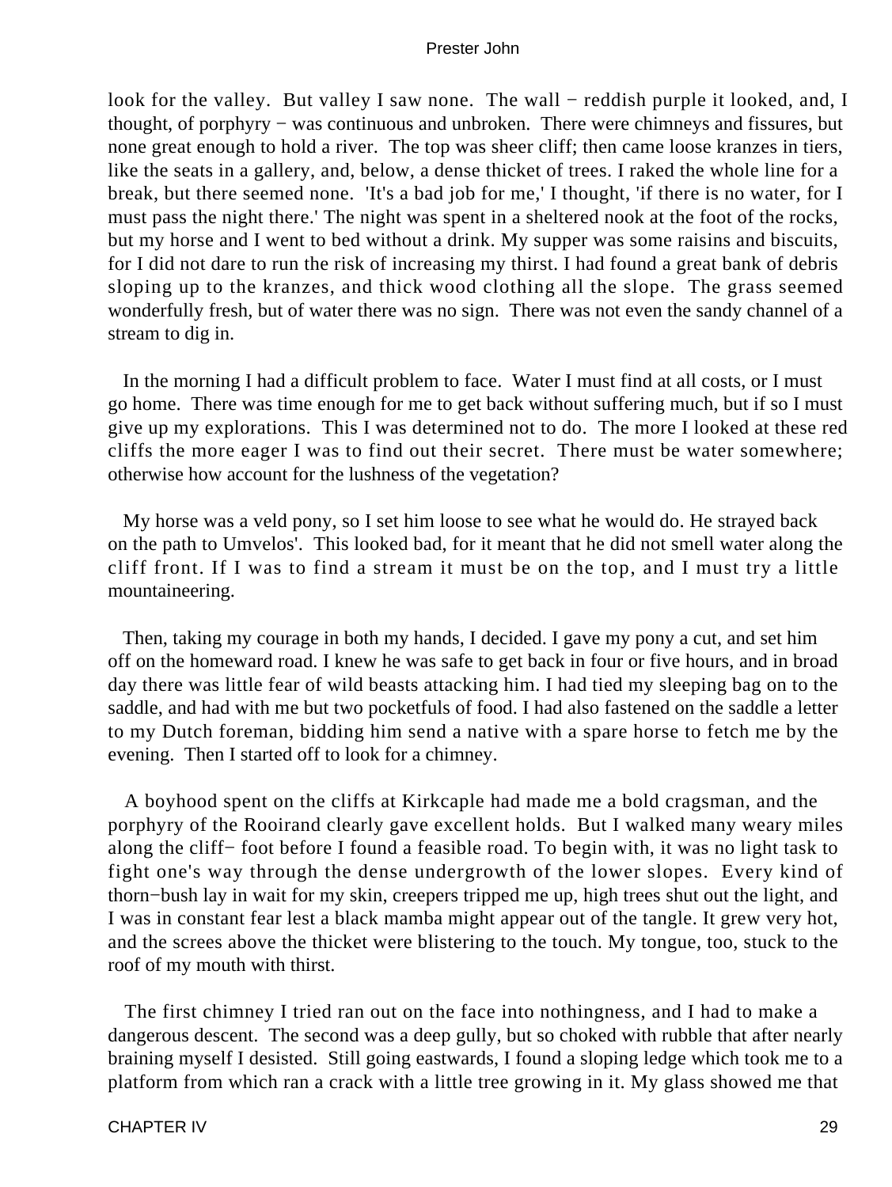look for the valley. But valley I saw none. The wall − reddish purple it looked, and, I thought, of porphyry − was continuous and unbroken. There were chimneys and fissures, but none great enough to hold a river. The top was sheer cliff; then came loose kranzes in tiers, like the seats in a gallery, and, below, a dense thicket of trees. I raked the whole line for a break, but there seemed none. 'It's a bad job for me,' I thought, 'if there is no water, for I must pass the night there.' The night was spent in a sheltered nook at the foot of the rocks, but my horse and I went to bed without a drink. My supper was some raisins and biscuits, for I did not dare to run the risk of increasing my thirst. I had found a great bank of debris sloping up to the kranzes, and thick wood clothing all the slope. The grass seemed wonderfully fresh, but of water there was no sign. There was not even the sandy channel of a stream to dig in.

In the morning I had a difficult problem to face. Water I must find at all costs, or I must go home. There was time enough for me to get back without suffering much, but if so I must give up my explorations. This I was determined not to do. The more I looked at these red cliffs the more eager I was to find out their secret. There must be water somewhere; otherwise how account for the lushness of the vegetation?

My horse was a veld pony, so I set him loose to see what he would do. He strayed back on the path to Umvelos'. This looked bad, for it meant that he did not smell water along the cliff front. If I was to find a stream it must be on the top, and I must try a little mountaineering.

Then, taking my courage in both my hands, I decided. I gave my pony a cut, and set him off on the homeward road. I knew he was safe to get back in four or five hours, and in broad day there was little fear of wild beasts attacking him. I had tied my sleeping bag on to the saddle, and had with me but two pocketfuls of food. I had also fastened on the saddle a letter to my Dutch foreman, bidding him send a native with a spare horse to fetch me by the evening. Then I started off to look for a chimney.

A boyhood spent on the cliffs at Kirkcaple had made me a bold cragsman, and the porphyry of the Rooirand clearly gave excellent holds. But I walked many weary miles along the cliff− foot before I found a feasible road. To begin with, it was no light task to fight one's way through the dense undergrowth of the lower slopes. Every kind of thorn−bush lay in wait for my skin, creepers tripped me up, high trees shut out the light, and I was in constant fear lest a black mamba might appear out of the tangle. It grew very hot, and the screes above the thicket were blistering to the touch. My tongue, too, stuck to the roof of my mouth with thirst.

The first chimney I tried ran out on the face into nothingness, and I had to make a dangerous descent. The second was a deep gully, but so choked with rubble that after nearly braining myself I desisted. Still going eastwards, I found a sloping ledge which took me to a platform from which ran a crack with a little tree growing in it. My glass showed me that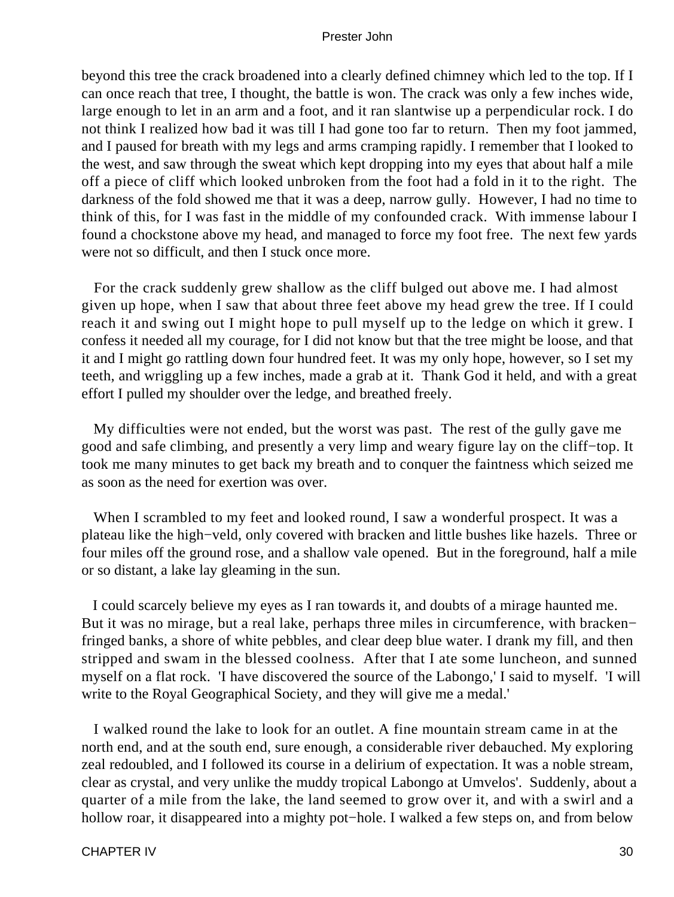beyond this tree the crack broadened into a clearly defined chimney which led to the top. If I can once reach that tree, I thought, the battle is won. The crack was only a few inches wide, large enough to let in an arm and a foot, and it ran slantwise up a perpendicular rock. I do not think I realized how bad it was till I had gone too far to return. Then my foot jammed, and I paused for breath with my legs and arms cramping rapidly. I remember that I looked to the west, and saw through the sweat which kept dropping into my eyes that about half a mile off a piece of cliff which looked unbroken from the foot had a fold in it to the right. The darkness of the fold showed me that it was a deep, narrow gully. However, I had no time to think of this, for I was fast in the middle of my confounded crack. With immense labour I found a chockstone above my head, and managed to force my foot free. The next few yards were not so difficult, and then I stuck once more.

For the crack suddenly grew shallow as the cliff bulged out above me. I had almost given up hope, when I saw that about three feet above my head grew the tree. If I could reach it and swing out I might hope to pull myself up to the ledge on which it grew. I confess it needed all my courage, for I did not know but that the tree might be loose, and that it and I might go rattling down four hundred feet. It was my only hope, however, so I set my teeth, and wriggling up a few inches, made a grab at it. Thank God it held, and with a great effort I pulled my shoulder over the ledge, and breathed freely.

My difficulties were not ended, but the worst was past. The rest of the gully gave me good and safe climbing, and presently a very limp and weary figure lay on the cliff−top. It took me many minutes to get back my breath and to conquer the faintness which seized me as soon as the need for exertion was over.

When I scrambled to my feet and looked round, I saw a wonderful prospect. It was a plateau like the high−veld, only covered with bracken and little bushes like hazels. Three or four miles off the ground rose, and a shallow vale opened. But in the foreground, half a mile or so distant, a lake lay gleaming in the sun.

I could scarcely believe my eyes as I ran towards it, and doubts of a mirage haunted me. But it was no mirage, but a real lake, perhaps three miles in circumference, with bracken−fringed banks, a shore of white pebbles, and clear deep blue water. I drank my fill, and then stripped and swam in the blessed coolness. After that I ate some luncheon, and sunned myself on a flat rock. 'I have discovered the source of the Labongo,' I said to myself. 'I will write to the Royal Geographical Society, and they will give me a medal.'

I walked round the lake to look for an outlet. A fine mountain stream came in at the north end, and at the south end, sure enough, a considerable river debauched. My exploring zeal redoubled, and I followed its course in a delirium of expectation. It was a noble stream, clear as crystal, and very unlike the muddy tropical Labongo at Umvelos'. Suddenly, about a quarter of a mile from the lake, the land seemed to grow over it, and with a swirl and a hollow roar, it disappeared into a mighty pot−hole. I walked a few steps on, and from below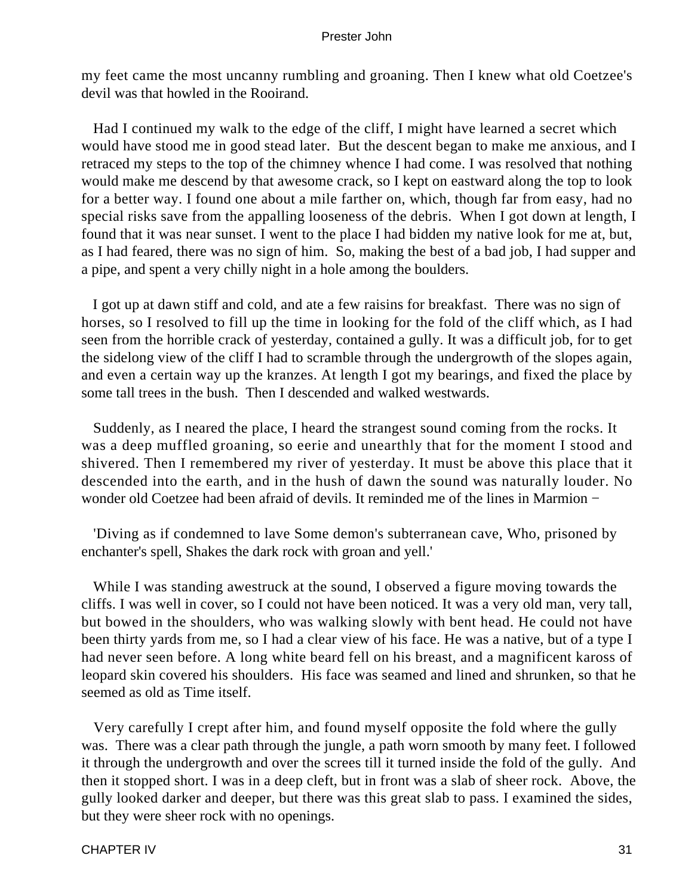my feet came the most uncanny rumbling and groaning. Then I knew what old Coetzee's devil was that howled in the Rooirand.

Had I continued my walk to the edge of the cliff, I might have learned a secret which would have stood me in good stead later. But the descent began to make me anxious, and I retraced my steps to the top of the chimney whence I had come. I was resolved that nothing would make me descend by that awesome crack, so I kept on eastward along the top to look for a better way. I found one about a mile farther on, which, though far from easy, had no special risks save from the appalling looseness of the debris. When I got down at length, I found that it was near sunset. I went to the place I had bidden my native look for me at, but, as I had feared, there was no sign of him. So, making the best of a bad job, I had supper and a pipe, and spent a very chilly night in a hole among the boulders.

I got up at dawn stiff and cold, and ate a few raisins for breakfast. There was no sign of horses, so I resolved to fill up the time in looking for the fold of the cliff which, as I had seen from the horrible crack of yesterday, contained a gully. It was a difficult job, for to get the sidelong view of the cliff I had to scramble through the undergrowth of the slopes again, and even a certain way up the kranzes. At length I got my bearings, and fixed the place by some tall trees in the bush. Then I descended and walked westwards.

Suddenly, as I neared the place, I heard the strangest sound coming from the rocks. It was a deep muffled groaning, so eerie and unearthly that for the moment I stood and shivered. Then I remembered my river of yesterday. It must be above this place that it descended into the earth, and in the hush of dawn the sound was naturally louder. No wonder old Coetzee had been afraid of devils. It reminded me of the lines in Marmion −

'Diving as if condemned to lave Some demon's subterranean cave, Who, prisoned by enchanter's spell, Shakes the dark rock with groan and yell.'

While I was standing awestruck at the sound, I observed a figure moving towards the cliffs. I was well in cover, so I could not have been noticed. It was a very old man, very tall, but bowed in the shoulders, who was walking slowly with bent head. He could not have been thirty yards from me, so I had a clear view of his face. He was a native, but of a type I had never seen before. A long white beard fell on his breast, and a magnificent kaross of leopard skin covered his shoulders. His face was seamed and lined and shrunken, so that he seemed as old as Time itself.

Very carefully I crept after him, and found myself opposite the fold where the gully was. There was a clear path through the jungle, a path worn smooth by many feet. I followed it through the undergrowth and over the screes till it turned inside the fold of the gully. And then it stopped short. I was in a deep cleft, but in front was a slab of sheer rock. Above, the gully looked darker and deeper, but there was this great slab to pass. I examined the sides, but they were sheer rock with no openings.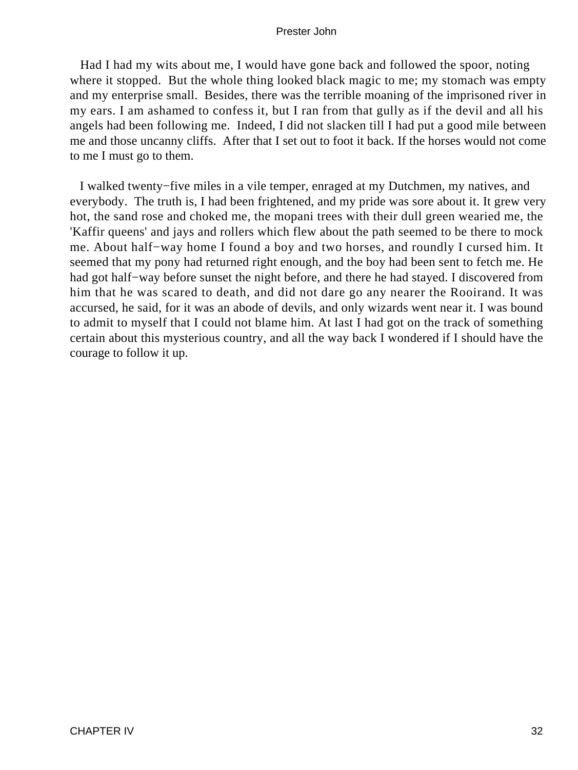Had I had my wits about me, I would have gone back and followed the spoor, noting where it stopped. But the whole thing looked black magic to me; my stomach was empty and my enterprise small. Besides, there was the terrible moaning of the imprisoned river in my ears. I am ashamed to confess it, but I ran from that gully as if the devil and all his angels had been following me. Indeed, I did not slacken till I had put a good mile between me and those uncanny cliffs. After that I set out to foot it back. If the horses would not come to me I must go to them.

I walked twenty−five miles in a vile temper, enraged at my Dutchmen, my natives, and everybody. The truth is, I had been frightened, and my pride was sore about it. It grew very hot, the sand rose and choked me, the mopani trees with their dull green wearied me, the 'Kaffir queens' and jays and rollers which flew about the path seemed to be there to mock me. About half−way home I found a boy and two horses, and roundly I cursed him. It seemed that my pony had returned right enough, and the boy had been sent to fetch me. He had got half−way before sunset the night before, and there he had stayed. I discovered from him that he was scared to death, and did not dare go any nearer the Rooirand. It was accursed, he said, for it was an abode of devils, and only wizards went near it. I was bound to admit to myself that I could not blame him. At last I had got on the track of something certain about this mysterious country, and all the way back I wondered if I should have the courage to follow it up.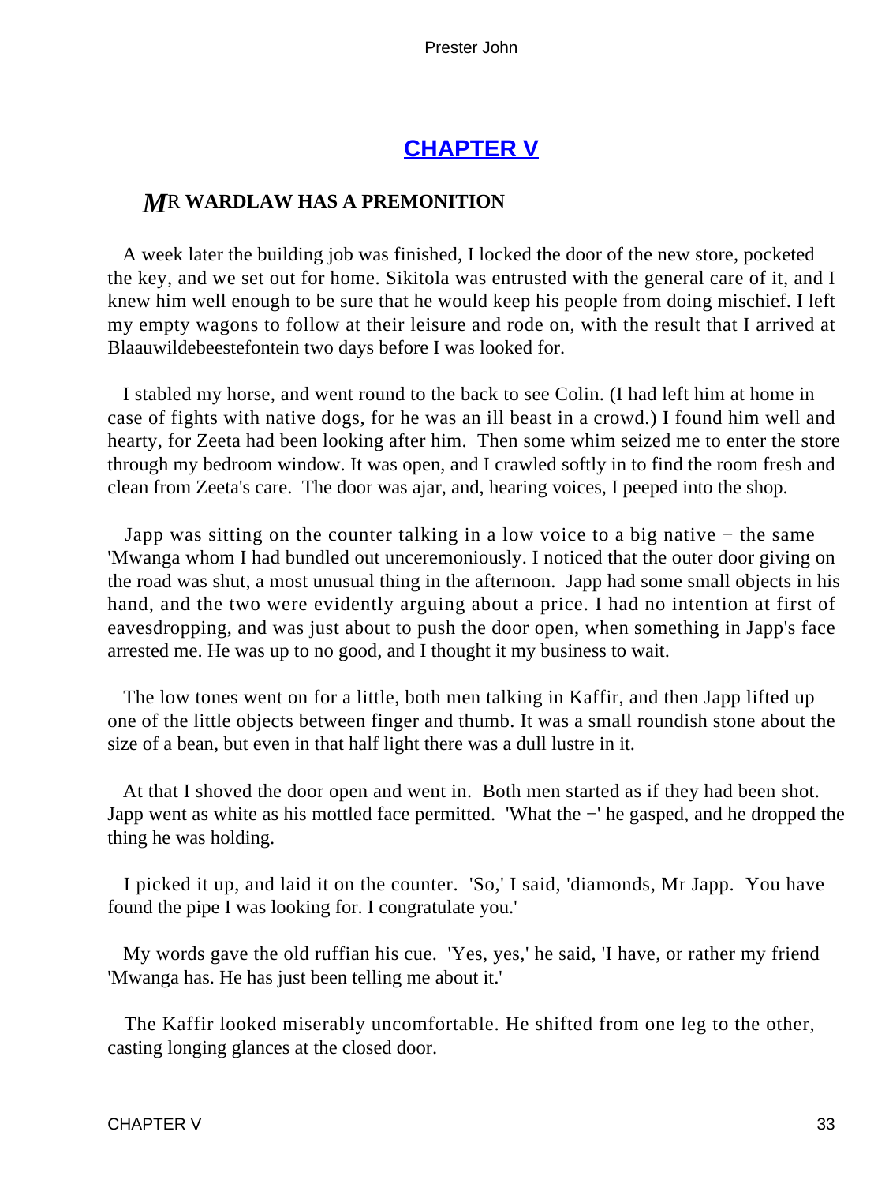## CHAPTER V

### MR WARDLAW HAS A PREMONITION

A week later the building job was finished, I locked the door of the new store, pocketed the key, and we set out for home. Sikitola was entrusted with the general care of it, and I knew him well enough to be sure that he would keep his people from doing mischief. I left my empty wagons to follow at their leisure and rode on, with the result that I arrived at Blaauwildebeestefontein two days before I was looked for.

I stabled my horse, and went round to the back to see Colin. (I had left him at home in case of fights with native dogs, for he was an ill beast in a crowd.) I found him well and hearty, for Zeeta had been looking after him. Then some whim seized me to enter the store through my bedroom window. It was open, and I crawled softly in to find the room fresh and clean from Zeeta's care. The door was ajar, and, hearing voices, I peeped into the shop.

Japp was sitting on the counter talking in a low voice to a big native − the same 'Mwanga whom I had bundled out unceremoniously. I noticed that the outer door giving on the road was shut, a most unusual thing in the afternoon. Japp had some small objects in his hand, and the two were evidently arguing about a price. I had no intention at first of eavesdropping, and was just about to push the door open, when something in Japp's face arrested me. He was up to no good, and I thought it my business to wait.

The low tones went on for a little, both men talking in Kaffir, and then Japp lifted up one of the little objects between finger and thumb. It was a small roundish stone about the size of a bean, but even in that half light there was a dull lustre in it.

At that I shoved the door open and went in. Both men started as if they had been shot. Japp went as white as his mottled face permitted. 'What the −' he gasped, and he dropped the thing he was holding.

I picked it up, and laid it on the counter. 'So,' I said, 'diamonds, Mr Japp. You have found the pipe I was looking for. I congratulate you.'

My words gave the old ruffian his cue. 'Yes, yes,' he said, 'I have, or rather my friend 'Mwanga has. He has just been telling me about it.'

The Kaffir looked miserably uncomfortable. He shifted from one leg to the other, casting longing glances at the closed door.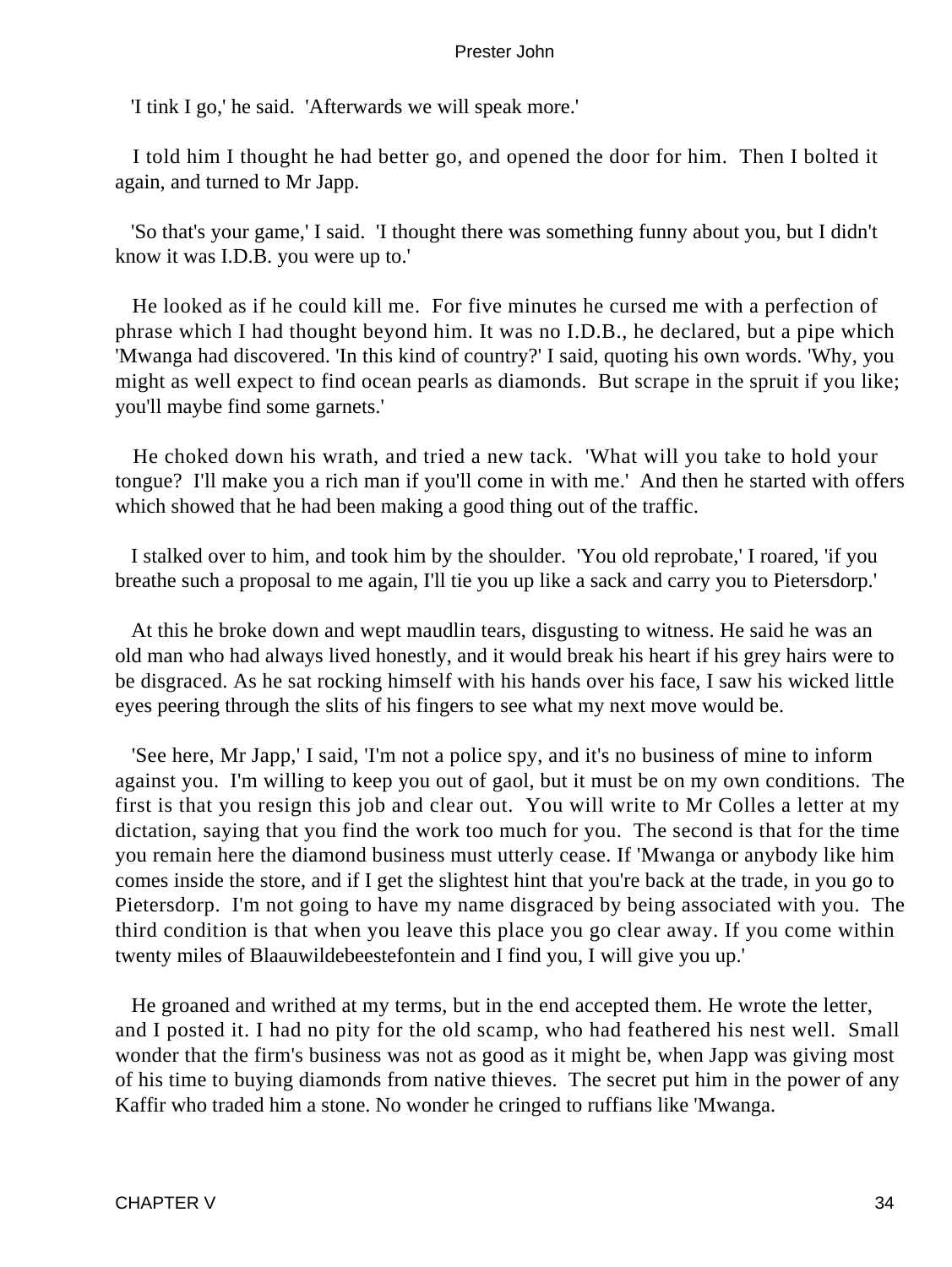'I tink I go,' he said. 'Afterwards we will speak more.'

I told him I thought he had better go, and opened the door for him. Then I bolted it again, and turned to Mr Japp.

'So that's your game,' I said. 'I thought there was something funny about you, but I didn't know it was I.D.B. you were up to.'

He looked as if he could kill me. For five minutes he cursed me with a perfection of phrase which I had thought beyond him. It was no I.D.B., he declared, but a pipe which 'Mwanga had discovered. 'In this kind of country?' I said, quoting his own words. 'Why, you might as well expect to find ocean pearls as diamonds. But scrape in the spruit if you like; you'll maybe find some garnets.'

He choked down his wrath, and tried a new tack. 'What will you take to hold your tongue? I'll make you a rich man if you'll come in with me.' And then he started with offers which showed that he had been making a good thing out of the traffic.

I stalked over to him, and took him by the shoulder. 'You old reprobate,' I roared, 'if you breathe such a proposal to me again, I'll tie you up like a sack and carry you to Pietersdorp.'

At this he broke down and wept maudlin tears, disgusting to witness. He said he was an old man who had always lived honestly, and it would break his heart if his grey hairs were to be disgraced. As he sat rocking himself with his hands over his face, I saw his wicked little eyes peering through the slits of his fingers to see what my next move would be.

'See here, Mr Japp,' I said, 'I'm not a police spy, and it's no business of mine to inform against you. I'm willing to keep you out of gaol, but it must be on my own conditions. The first is that you resign this job and clear out. You will write to Mr Colles a letter at my dictation, saying that you find the work too much for you. The second is that for the time you remain here the diamond business must utterly cease. If 'Mwanga or anybody like him comes inside the store, and if I get the slightest hint that you're back at the trade, in you go to Pietersdorp. I'm not going to have my name disgraced by being associated with you. The third condition is that when you leave this place you go clear away. If you come within twenty miles of Blaauwildebeestefontein and I find you, I will give you up.'

He groaned and writhed at my terms, but in the end accepted them. He wrote the letter, and I posted it. I had no pity for the old scamp, who had feathered his nest well. Small wonder that the firm's business was not as good as it might be, when Japp was giving most of his time to buying diamonds from native thieves. The secret put him in the power of any Kaffir who traded him a stone. No wonder he cringed to ruffians like 'Mwanga.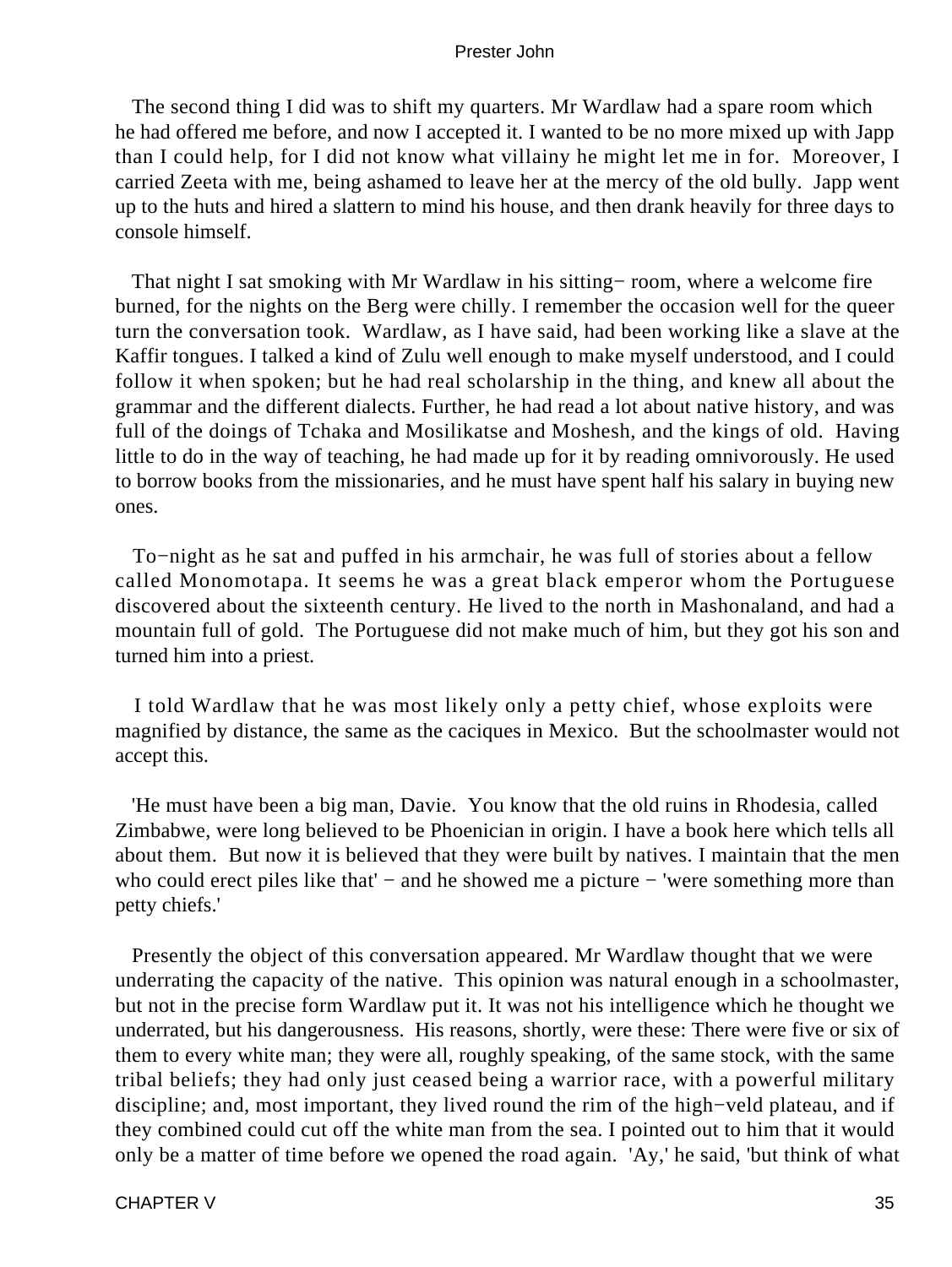The second thing I did was to shift my quarters. Mr Wardlaw had a spare room which he had offered me before, and now I accepted it. I wanted to be no more mixed up with Japp than I could help, for I did not know what villainy he might let me in for. Moreover, I carried Zeeta with me, being ashamed to leave her at the mercy of the old bully. Japp went up to the huts and hired a slattern to mind his house, and then drank heavily for three days to console himself.

That night I sat smoking with Mr Wardlaw in his sitting− room, where a welcome fire burned, for the nights on the Berg were chilly. I remember the occasion well for the queer turn the conversation took. Wardlaw, as I have said, had been working like a slave at the Kaffir tongues. I talked a kind of Zulu well enough to make myself understood, and I could follow it when spoken; but he had real scholarship in the thing, and knew all about the grammar and the different dialects. Further, he had read a lot about native history, and was full of the doings of Tchaka and Mosilikatse and Moshesh, and the kings of old. Having little to do in the way of teaching, he had made up for it by reading omnivorously. He used to borrow books from the missionaries, and he must have spent half his salary in buying new ones.

To−night as he sat and puffed in his armchair, he was full of stories about a fellow called Monomotapa. It seems he was a great black emperor whom the Portuguese discovered about the sixteenth century. He lived to the north in Mashonaland, and had a mountain full of gold. The Portuguese did not make much of him, but they got his son and turned him into a priest.

I told Wardlaw that he was most likely only a petty chief, whose exploits were magnified by distance, the same as the caciques in Mexico. But the schoolmaster would not accept this.

'He must have been a big man, Davie. You know that the old ruins in Rhodesia, called Zimbabwe, were long believed to be Phoenician in origin. I have a book here which tells all about them. But now it is believed that they were built by natives. I maintain that the men who could erect piles like that' − and he showed me a picture − 'were something more than petty chiefs.'

Presently the object of this conversation appeared. Mr Wardlaw thought that we were underrating the capacity of the native. This opinion was natural enough in a schoolmaster, but not in the precise form Wardlaw put it. It was not his intelligence which he thought we underrated, but his dangerousness. His reasons, shortly, were these: There were five or six of them to every white man; they were all, roughly speaking, of the same stock, with the same tribal beliefs; they had only just ceased being a warrior race, with a powerful military discipline; and, most important, they lived round the rim of the high−veld plateau, and if they combined could cut off the white man from the sea. I pointed out to him that it would only be a matter of time before we opened the road again. 'Ay,' he said, 'but think of what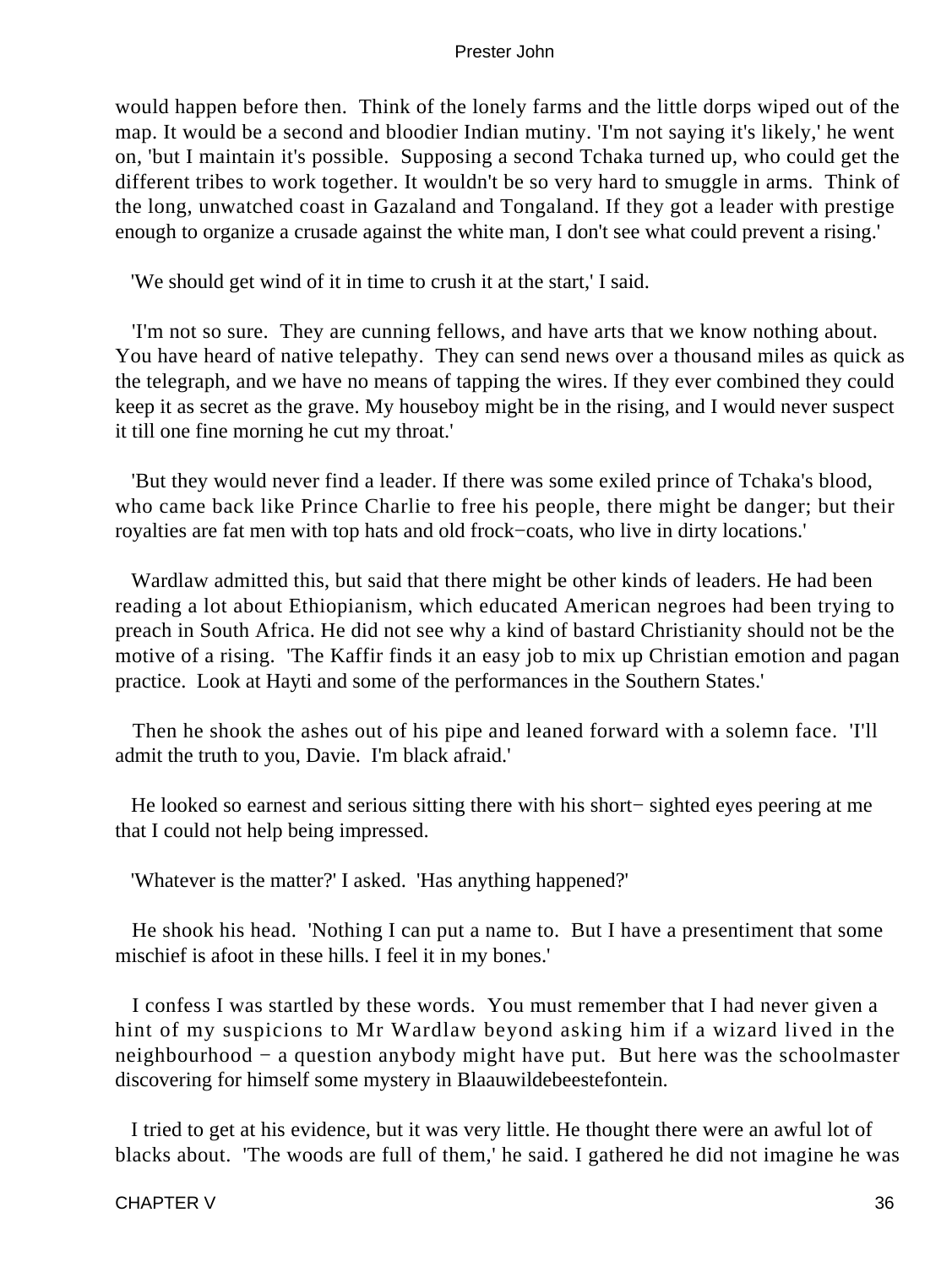would happen before then. Think of the lonely farms and the little dorps wiped out of the map. It would be a second and bloodier Indian mutiny. 'I'm not saying it's likely,' he went on, 'but I maintain it's possible. Supposing a second Tchaka turned up, who could get the different tribes to work together. It wouldn't be so very hard to smuggle in arms. Think of the long, unwatched coast in Gazaland and Tongaland. If they got a leader with prestige enough to organize a crusade against the white man, I don't see what could prevent a rising.'

'We should get wind of it in time to crush it at the start,' I said.

'I'm not so sure. They are cunning fellows, and have arts that we know nothing about. You have heard of native telepathy. They can send news over a thousand miles as quick as the telegraph, and we have no means of tapping the wires. If they ever combined they could keep it as secret as the grave. My houseboy might be in the rising, and I would never suspect it till one fine morning he cut my throat.'

'But they would never find a leader. If there was some exiled prince of Tchaka's blood, who came back like Prince Charlie to free his people, there might be danger; but their royalties are fat men with top hats and old frock−coats, who live in dirty locations.'

Wardlaw admitted this, but said that there might be other kinds of leaders. He had been reading a lot about Ethiopianism, which educated American negroes had been trying to preach in South Africa. He did not see why a kind of bastard Christianity should not be the motive of a rising. 'The Kaffir finds it an easy job to mix up Christian emotion and pagan practice. Look at Hayti and some of the performances in the Southern States.'

Then he shook the ashes out of his pipe and leaned forward with a solemn face. 'I'll admit the truth to you, Davie. I'm black afraid.'

He looked so earnest and serious sitting there with his short− sighted eyes peering at me that I could not help being impressed.

'Whatever is the matter?' I asked. 'Has anything happened?'

He shook his head. 'Nothing I can put a name to. But I have a presentiment that some mischief is afoot in these hills. I feel it in my bones.'

I confess I was startled by these words. You must remember that I had never given a hint of my suspicions to Mr Wardlaw beyond asking him if a wizard lived in the neighbourhood − a question anybody might have put. But here was the schoolmaster discovering for himself some mystery in Blaauwildebeestefontein.

I tried to get at his evidence, but it was very little. He thought there were an awful lot of blacks about. 'The woods are full of them,' he said. I gathered he did not imagine he was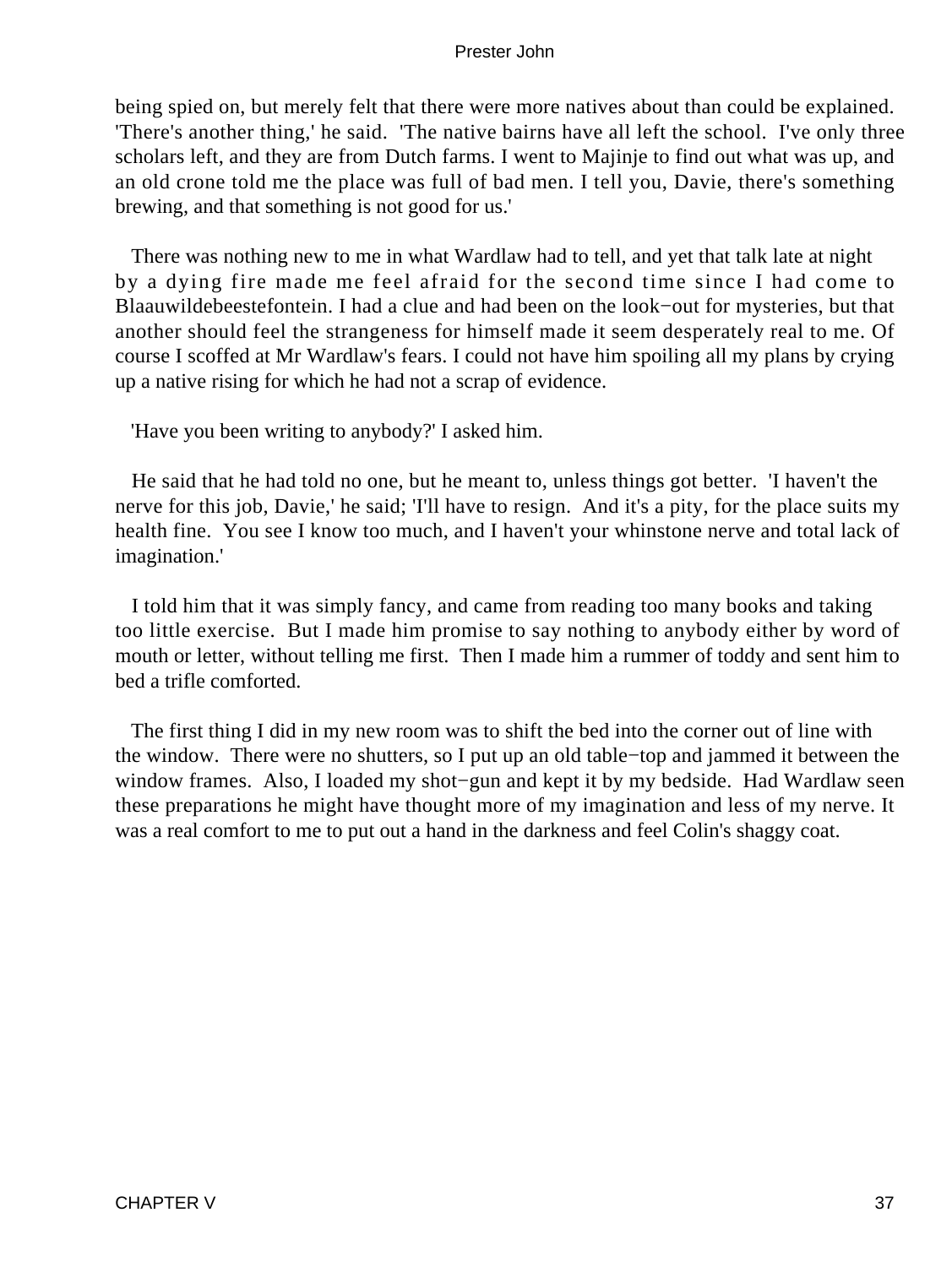being spied on, but merely felt that there were more natives about than could be explained. 'There's another thing,' he said. 'The native bairns have all left the school. I've only three scholars left, and they are from Dutch farms. I went to Majinje to find out what was up, and an old crone told me the place was full of bad men. I tell you, Davie, there's something brewing, and that something is not good for us.'

There was nothing new to me in what Wardlaw had to tell, and yet that talk late at night by a dying fire made me feel afraid for the second time since I had come to Blaauwildebeestefontein. I had a clue and had been on the look−out for mysteries, but that another should feel the strangeness for himself made it seem desperately real to me. Of course I scoffed at Mr Wardlaw's fears. I could not have him spoiling all my plans by crying up a native rising for which he had not a scrap of evidence.

'Have you been writing to anybody?' I asked him.

He said that he had told no one, but he meant to, unless things got better. 'I haven't the nerve for this job, Davie,' he said; 'I'll have to resign. And it's a pity, for the place suits my health fine. You see I know too much, and I haven't your whinstone nerve and total lack of imagination.'

I told him that it was simply fancy, and came from reading too many books and taking too little exercise. But I made him promise to say nothing to anybody either by word of mouth or letter, without telling me first. Then I made him a rummer of toddy and sent him to bed a trifle comforted.

The first thing I did in my new room was to shift the bed into the corner out of line with the window. There were no shutters, so I put up an old table−top and jammed it between the window frames. Also, I loaded my shot−gun and kept it by my bedside. Had Wardlaw seen these preparations he might have thought more of my imagination and less of my nerve. It was a real comfort to me to put out a hand in the darkness and feel Colin's shaggy coat.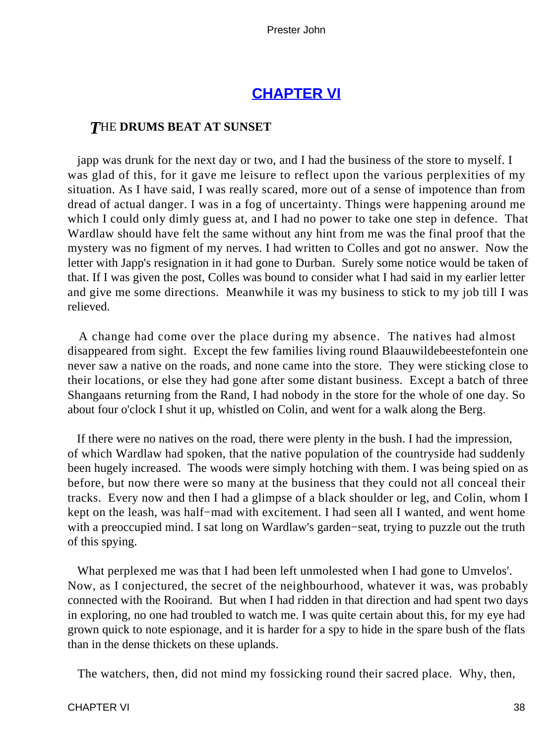## CHAPTER VI

### THE DRUMS BEAT AT SUNSET

japp was drunk for the next day or two, and I had the business of the store to myself. I was glad of this, for it gave me leisure to reflect upon the various perplexities of my situation. As I have said, I was really scared, more out of a sense of impotence than from dread of actual danger. I was in a fog of uncertainty. Things were happening around me which I could only dimly guess at, and I had no power to take one step in defence. That Wardlaw should have felt the same without any hint from me was the final proof that the mystery was no figment of my nerves. I had written to Colles and got no answer. Now the letter with Japp's resignation in it had gone to Durban. Surely some notice would be taken of that. If I was given the post, Colles was bound to consider what I had said in my earlier letter and give me some directions. Meanwhile it was my business to stick to my job till I was relieved.

A change had come over the place during my absence. The natives had almost disappeared from sight. Except the few families living round Blaauwildebeestefontein one never saw a native on the roads, and none came into the store. They were sticking close to their locations, or else they had gone after some distant business. Except a batch of three Shangaans returning from the Rand, I had nobody in the store for the whole of one day. So about four o'clock I shut it up, whistled on Colin, and went for a walk along the Berg.

If there were no natives on the road, there were plenty in the bush. I had the impression, of which Wardlaw had spoken, that the native population of the countryside had suddenly been hugely increased. The woods were simply hotching with them. I was being spied on as before, but now there were so many at the business that they could not all conceal their tracks. Every now and then I had a glimpse of a black shoulder or leg, and Colin, whom I kept on the leash, was half−mad with excitement. I had seen all I wanted, and went home with a preoccupied mind. I sat long on Wardlaw's garden−seat, trying to puzzle out the truth of this spying.

What perplexed me was that I had been left unmolested when I had gone to Umvelos'. Now, as I conjectured, the secret of the neighbourhood, whatever it was, was probably connected with the Rooirand. But when I had ridden in that direction and had spent two days in exploring, no one had troubled to watch me. I was quite certain about this, for my eye had grown quick to note espionage, and it is harder for a spy to hide in the spare bush of the flats than in the dense thickets on these uplands.

The watchers, then, did not mind my fossicking round their sacred place. Why, then,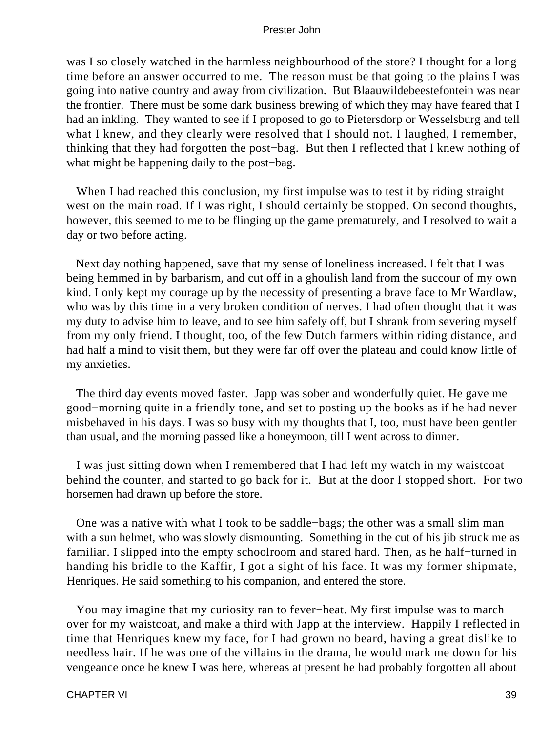was I so closely watched in the harmless neighbourhood of the store? I thought for a long time before an answer occurred to me. The reason must be that going to the plains I was going into native country and away from civilization. But Blaauwildebeestefontein was near the frontier. There must be some dark business brewing of which they may have feared that I had an inkling. They wanted to see if I proposed to go to Pietersdorp or Wesselsburg and tell what I knew, and they clearly were resolved that I should not. I laughed, I remember, thinking that they had forgotten the post−bag. But then I reflected that I knew nothing of what might be happening daily to the post−bag.

When I had reached this conclusion, my first impulse was to test it by riding straight west on the main road. If I was right, I should certainly be stopped. On second thoughts, however, this seemed to me to be flinging up the game prematurely, and I resolved to wait a day or two before acting.

Next day nothing happened, save that my sense of loneliness increased. I felt that I was being hemmed in by barbarism, and cut off in a ghoulish land from the succour of my own kind. I only kept my courage up by the necessity of presenting a brave face to Mr Wardlaw, who was by this time in a very broken condition of nerves. I had often thought that it was my duty to advise him to leave, and to see him safely off, but I shrank from severing myself from my only friend. I thought, too, of the few Dutch farmers within riding distance, and had half a mind to visit them, but they were far off over the plateau and could know little of my anxieties.

The third day events moved faster. Japp was sober and wonderfully quiet. He gave me good−morning quite in a friendly tone, and set to posting up the books as if he had never misbehaved in his days. I was so busy with my thoughts that I, too, must have been gentler than usual, and the morning passed like a honeymoon, till I went across to dinner.

I was just sitting down when I remembered that I had left my watch in my waistcoat behind the counter, and started to go back for it. But at the door I stopped short. For two horsemen had drawn up before the store.

One was a native with what I took to be saddle−bags; the other was a small slim man with a sun helmet, who was slowly dismounting. Something in the cut of his jib struck me as familiar. I slipped into the empty schoolroom and stared hard. Then, as he half−turned in handing his bridle to the Kaffir, I got a sight of his face. It was my former shipmate, Henriques. He said something to his companion, and entered the store.

You may imagine that my curiosity ran to fever−heat. My first impulse was to march over for my waistcoat, and make a third with Japp at the interview. Happily I reflected in time that Henriques knew my face, for I had grown no beard, having a great dislike to needless hair. If he was one of the villains in the drama, he would mark me down for his vengeance once he knew I was here, whereas at present he had probably forgotten all about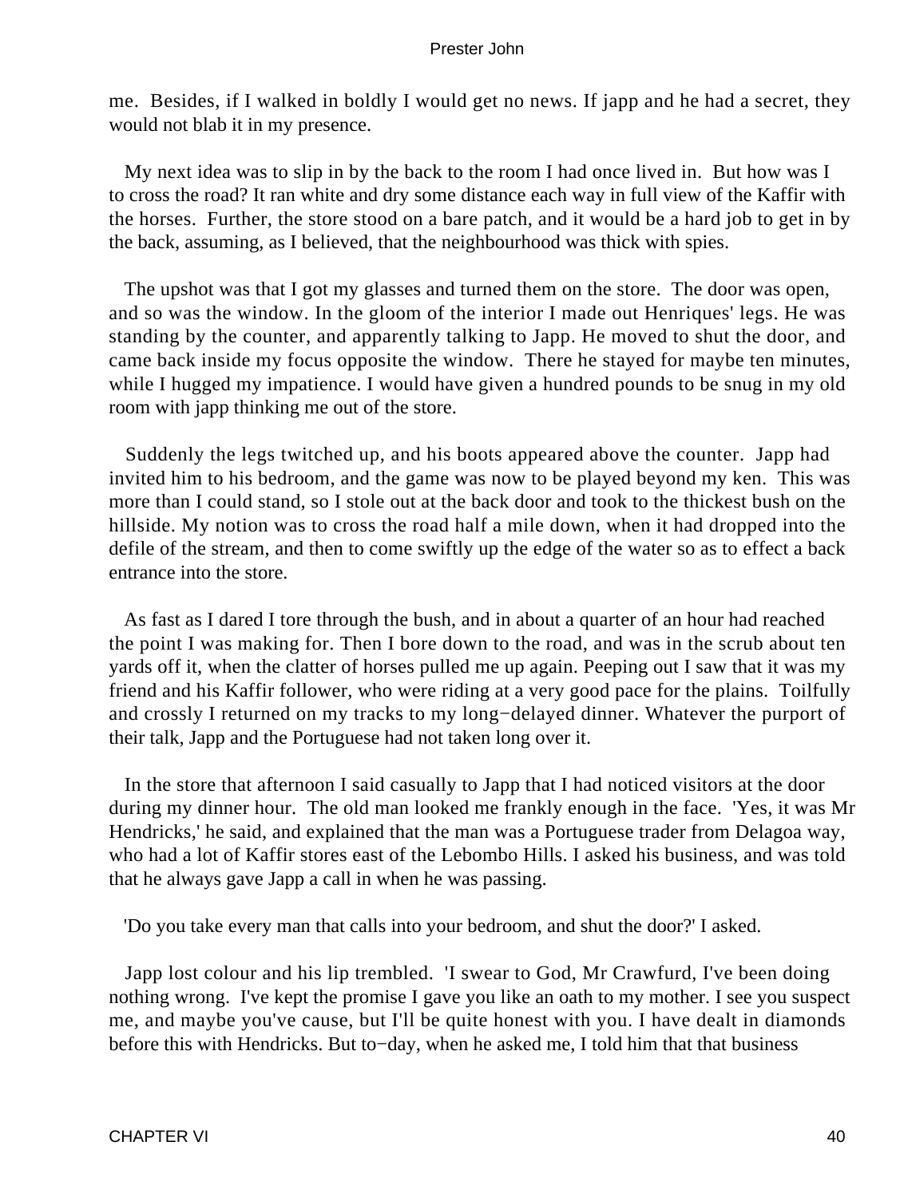me. Besides, if I walked in boldly I would get no news. If japp and he had a secret, they would not blab it in my presence.

My next idea was to slip in by the back to the room I had once lived in. But how was I to cross the road? It ran white and dry some distance each way in full view of the Kaffir with the horses. Further, the store stood on a bare patch, and it would be a hard job to get in by the back, assuming, as I believed, that the neighbourhood was thick with spies.

The upshot was that I got my glasses and turned them on the store. The door was open, and so was the window. In the gloom of the interior I made out Henriques' legs. He was standing by the counter, and apparently talking to Japp. He moved to shut the door, and came back inside my focus opposite the window. There he stayed for maybe ten minutes, while I hugged my impatience. I would have given a hundred pounds to be snug in my old room with japp thinking me out of the store.

Suddenly the legs twitched up, and his boots appeared above the counter. Japp had invited him to his bedroom, and the game was now to be played beyond my ken. This was more than I could stand, so I stole out at the back door and took to the thickest bush on the hillside. My notion was to cross the road half a mile down, when it had dropped into the defile of the stream, and then to come swiftly up the edge of the water so as to effect a back entrance into the store.

As fast as I dared I tore through the bush, and in about a quarter of an hour had reached the point I was making for. Then I bore down to the road, and was in the scrub about ten yards off it, when the clatter of horses pulled me up again. Peeping out I saw that it was my friend and his Kaffir follower, who were riding at a very good pace for the plains. Toilfully and crossly I returned on my tracks to my long−delayed dinner. Whatever the purport of their talk, Japp and the Portuguese had not taken long over it.

In the store that afternoon I said casually to Japp that I had noticed visitors at the door during my dinner hour. The old man looked me frankly enough in the face. 'Yes, it was Mr Hendricks,' he said, and explained that the man was a Portuguese trader from Delagoa way, who had a lot of Kaffir stores east of the Lebombo Hills. I asked his business, and was told that he always gave Japp a call in when he was passing.

'Do you take every man that calls into your bedroom, and shut the door?' I asked.

Japp lost colour and his lip trembled. 'I swear to God, Mr Crawfurd, I've been doing nothing wrong. I've kept the promise I gave you like an oath to my mother. I see you suspect me, and maybe you've cause, but I'll be quite honest with you. I have dealt in diamonds before this with Hendricks. But to−day, when he asked me, I told him that that business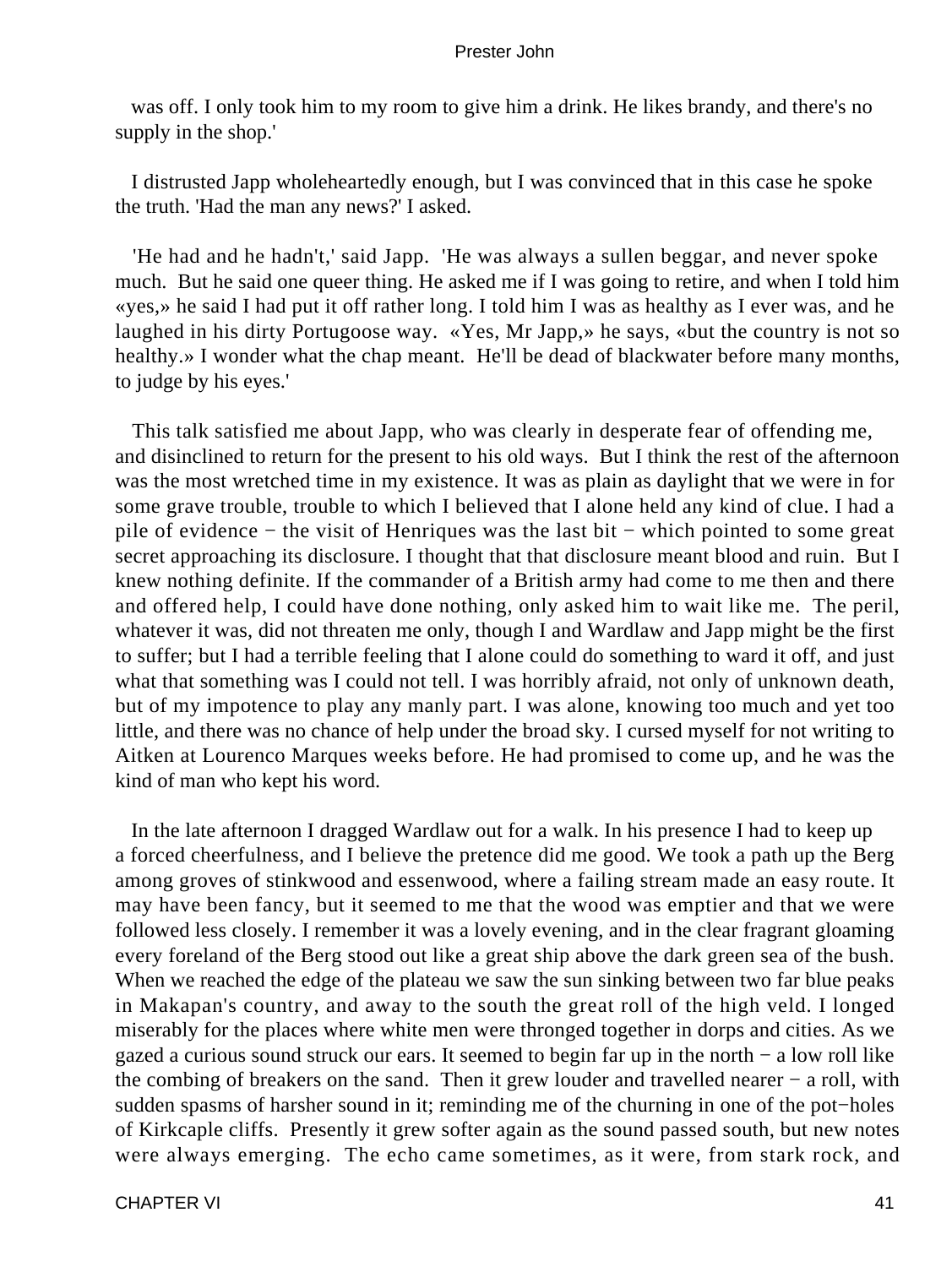was off. I only took him to my room to give him a drink. He likes brandy, and there's no supply in the shop.'

I distrusted Japp wholeheartedly enough, but I was convinced that in this case he spoke the truth. 'Had the man any news?' I asked.

'He had and he hadn't,' said Japp. 'He was always a sullen beggar, and never spoke much. But he said one queer thing. He asked me if I was going to retire, and when I told him «yes,» he said I had put it off rather long. I told him I was as healthy as I ever was, and he laughed in his dirty Portugoose way. «Yes, Mr Japp,» he says, «but the country is not so healthy.» I wonder what the chap meant. He'll be dead of blackwater before many months, to judge by his eyes.'

This talk satisfied me about Japp, who was clearly in desperate fear of offending me, and disinclined to return for the present to his old ways. But I think the rest of the afternoon was the most wretched time in my existence. It was as plain as daylight that we were in for some grave trouble, trouble to which I believed that I alone held any kind of clue. I had a pile of evidence − the visit of Henriques was the last bit − which pointed to some great secret approaching its disclosure. I thought that that disclosure meant blood and ruin. But I knew nothing definite. If the commander of a British army had come to me then and there and offered help, I could have done nothing, only asked him to wait like me. The peril, whatever it was, did not threaten me only, though I and Wardlaw and Japp might be the first to suffer; but I had a terrible feeling that I alone could do something to ward it off, and just what that something was I could not tell. I was horribly afraid, not only of unknown death, but of my impotence to play any manly part. I was alone, knowing too much and yet too little, and there was no chance of help under the broad sky. I cursed myself for not writing to Aitken at Lourenco Marques weeks before. He had promised to come up, and he was the kind of man who kept his word.

In the late afternoon I dragged Wardlaw out for a walk. In his presence I had to keep up a forced cheerfulness, and I believe the pretence did me good. We took a path up the Berg among groves of stinkwood and essenwood, where a failing stream made an easy route. It may have been fancy, but it seemed to me that the wood was emptier and that we were followed less closely. I remember it was a lovely evening, and in the clear fragrant gloaming every foreland of the Berg stood out like a great ship above the dark green sea of the bush. When we reached the edge of the plateau we saw the sun sinking between two far blue peaks in Makapan's country, and away to the south the great roll of the high veld. I longed miserably for the places where white men were thronged together in dorps and cities. As we gazed a curious sound struck our ears. It seemed to begin far up in the north − a low roll like the combing of breakers on the sand. Then it grew louder and travelled nearer − a roll, with sudden spasms of harsher sound in it; reminding me of the churning in one of the pot−holes of Kirkcaple cliffs. Presently it grew softer again as the sound passed south, but new notes were always emerging. The echo came sometimes, as it were, from stark rock, and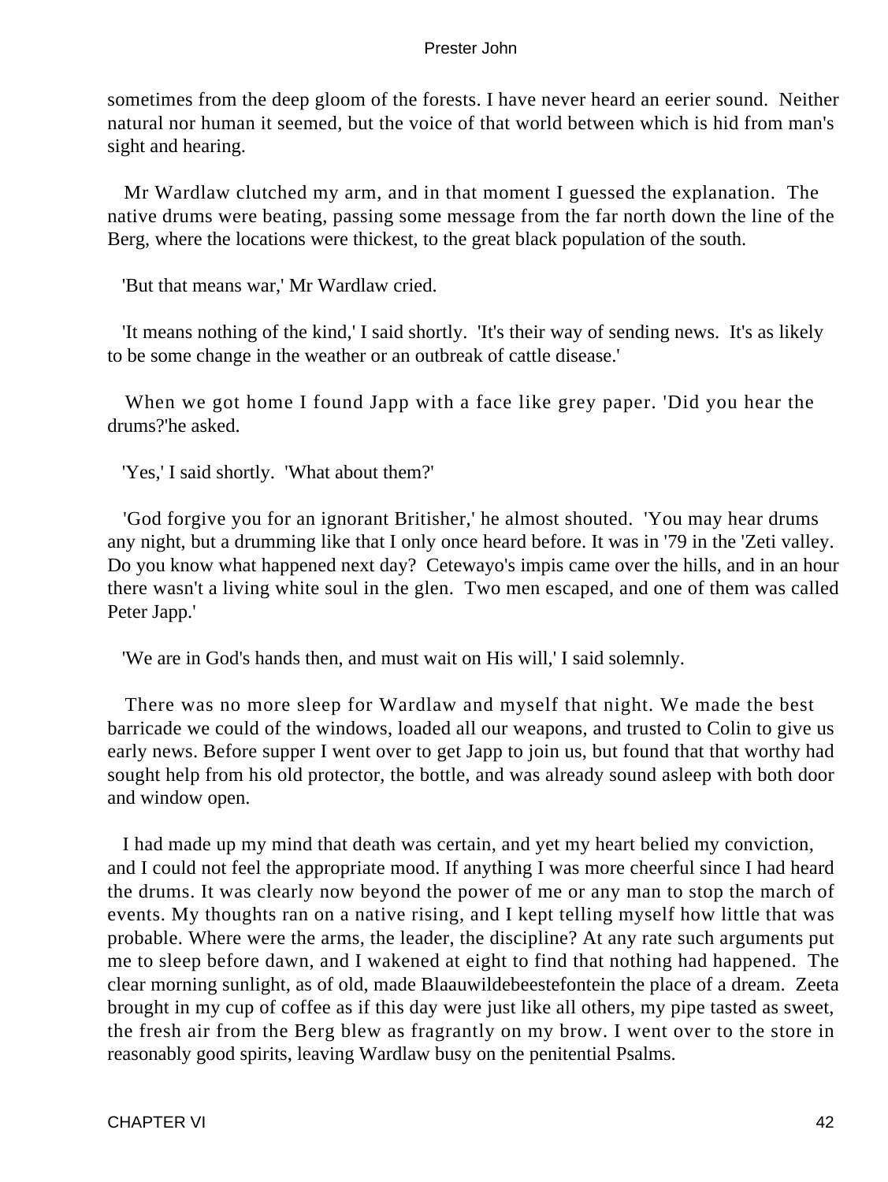sometimes from the deep gloom of the forests. I have never heard an eerier sound. Neither natural nor human it seemed, but the voice of that world between which is hid from man's sight and hearing.

Mr Wardlaw clutched my arm, and in that moment I guessed the explanation. The native drums were beating, passing some message from the far north down the line of the Berg, where the locations were thickest, to the great black population of the south.

'But that means war,' Mr Wardlaw cried.

'It means nothing of the kind,' I said shortly. 'It's their way of sending news. It's as likely to be some change in the weather or an outbreak of cattle disease.'

When we got home I found Japp with a face like grey paper. 'Did you hear the drums?'he asked.

'Yes,' I said shortly. 'What about them?'

'God forgive you for an ignorant Britisher,' he almost shouted. 'You may hear drums any night, but a drumming like that I only once heard before. It was in '79 in the 'Zeti valley. Do you know what happened next day? Cetewayo's impis came over the hills, and in an hour there wasn't a living white soul in the glen. Two men escaped, and one of them was called Peter Japp.'

'We are in God's hands then, and must wait on His will,' I said solemnly.

There was no more sleep for Wardlaw and myself that night. We made the best barricade we could of the windows, loaded all our weapons, and trusted to Colin to give us early news. Before supper I went over to get Japp to join us, but found that that worthy had sought help from his old protector, the bottle, and was already sound asleep with both door and window open.

I had made up my mind that death was certain, and yet my heart belied my conviction, and I could not feel the appropriate mood. If anything I was more cheerful since I had heard the drums. It was clearly now beyond the power of me or any man to stop the march of events. My thoughts ran on a native rising, and I kept telling myself how little that was probable. Where were the arms, the leader, the discipline? At any rate such arguments put me to sleep before dawn, and I wakened at eight to find that nothing had happened. The clear morning sunlight, as of old, made Blaauwildebeestefontein the place of a dream. Zeeta brought in my cup of coffee as if this day were just like all others, my pipe tasted as sweet, the fresh air from the Berg blew as fragrantly on my brow. I went over to the store in reasonably good spirits, leaving Wardlaw busy on the penitential Psalms.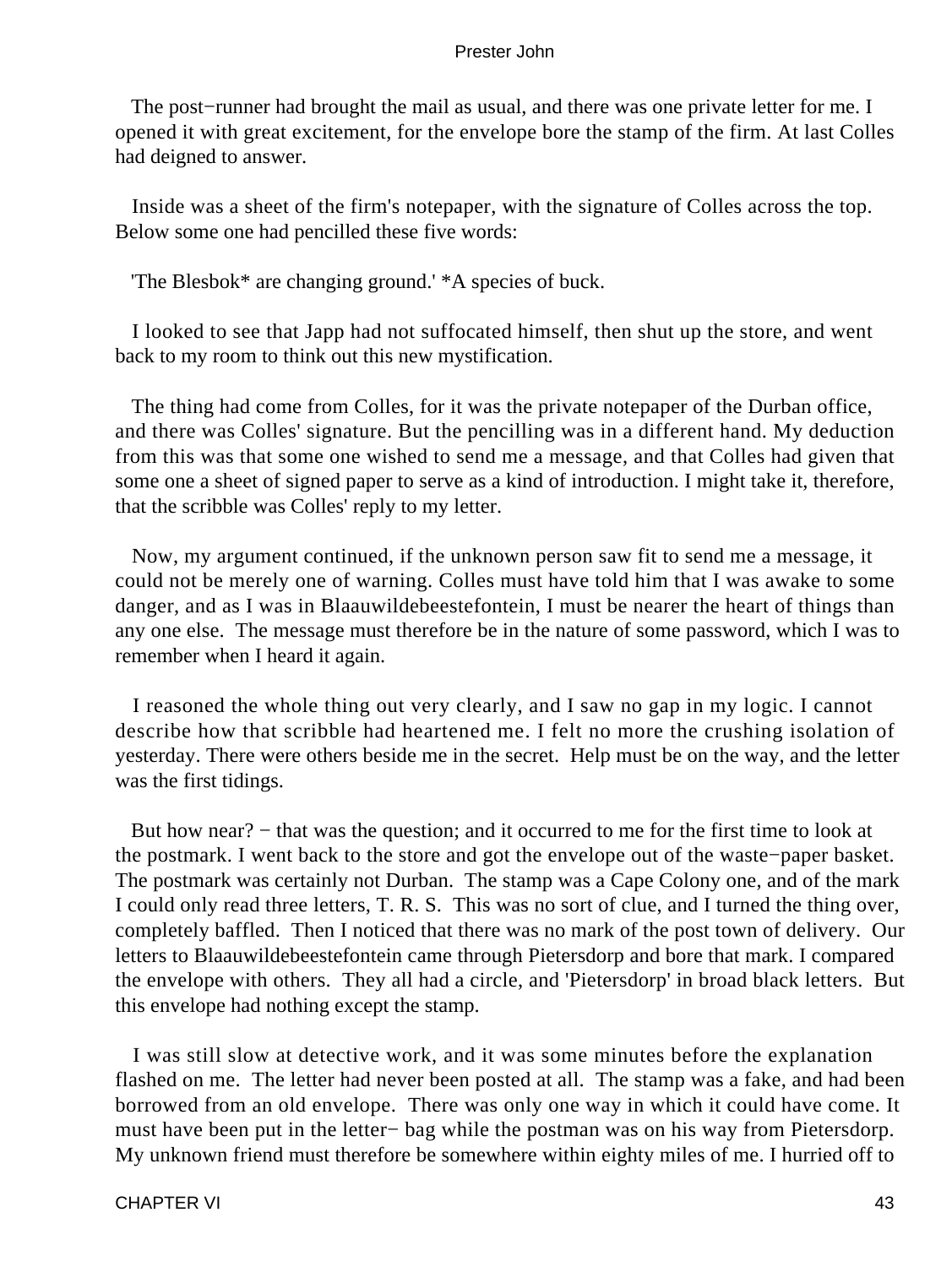The post−runner had brought the mail as usual, and there was one private letter for me. I opened it with great excitement, for the envelope bore the stamp of the firm. At last Colles had deigned to answer.

Inside was a sheet of the firm's notepaper, with the signature of Colles across the top. Below some one had pencilled these five words:

'The Blesbok* are changing ground.' *A species of buck.

I looked to see that Japp had not suffocated himself, then shut up the store, and went back to my room to think out this new mystification.

The thing had come from Colles, for it was the private notepaper of the Durban office, and there was Colles' signature. But the pencilling was in a different hand. My deduction from this was that some one wished to send me a message, and that Colles had given that some one a sheet of signed paper to serve as a kind of introduction. I might take it, therefore, that the scribble was Colles' reply to my letter.

Now, my argument continued, if the unknown person saw fit to send me a message, it could not be merely one of warning. Colles must have told him that I was awake to some danger, and as I was in Blaauwildebeestefontein, I must be nearer the heart of things than any one else. The message must therefore be in the nature of some password, which I was to remember when I heard it again.

I reasoned the whole thing out very clearly, and I saw no gap in my logic. I cannot describe how that scribble had heartened me. I felt no more the crushing isolation of yesterday. There were others beside me in the secret. Help must be on the way, and the letter was the first tidings.

But how near? − that was the question; and it occurred to me for the first time to look at the postmark. I went back to the store and got the envelope out of the waste−paper basket. The postmark was certainly not Durban. The stamp was a Cape Colony one, and of the mark I could only read three letters, T. R. S. This was no sort of clue, and I turned the thing over, completely baffled. Then I noticed that there was no mark of the post town of delivery. Our letters to Blaauwildebeestefontein came through Pietersdorp and bore that mark. I compared the envelope with others. They all had a circle, and 'Pietersdorp' in broad black letters. But this envelope had nothing except the stamp.

I was still slow at detective work, and it was some minutes before the explanation flashed on me. The letter had never been posted at all. The stamp was a fake, and had been borrowed from an old envelope. There was only one way in which it could have come. It must have been put in the letter− bag while the postman was on his way from Pietersdorp. My unknown friend must therefore be somewhere within eighty miles of me. I hurried off to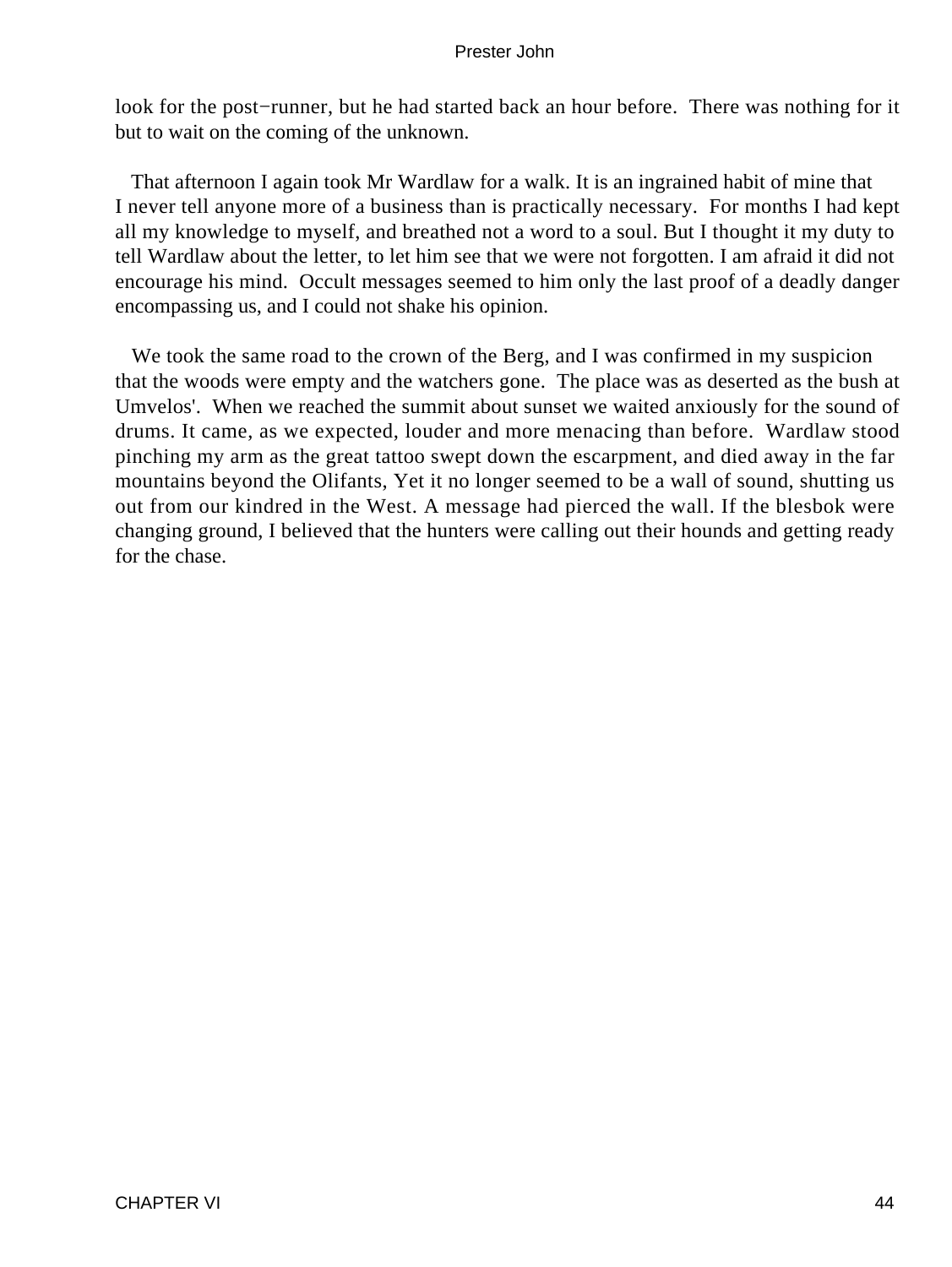look for the post−runner, but he had started back an hour before. There was nothing for it but to wait on the coming of the unknown.

That afternoon I again took Mr Wardlaw for a walk. It is an ingrained habit of mine that I never tell anyone more of a business than is practically necessary. For months I had kept all my knowledge to myself, and breathed not a word to a soul. But I thought it my duty to tell Wardlaw about the letter, to let him see that we were not forgotten. I am afraid it did not encourage his mind. Occult messages seemed to him only the last proof of a deadly danger encompassing us, and I could not shake his opinion.

We took the same road to the crown of the Berg, and I was confirmed in my suspicion that the woods were empty and the watchers gone. The place was as deserted as the bush at Umvelos'. When we reached the summit about sunset we waited anxiously for the sound of drums. It came, as we expected, louder and more menacing than before. Wardlaw stood pinching my arm as the great tattoo swept down the escarpment, and died away in the far mountains beyond the Olifants, Yet it no longer seemed to be a wall of sound, shutting us out from our kindred in the West. A message had pierced the wall. If the blesbok were changing ground, I believed that the hunters were calling out their hounds and getting ready for the chase.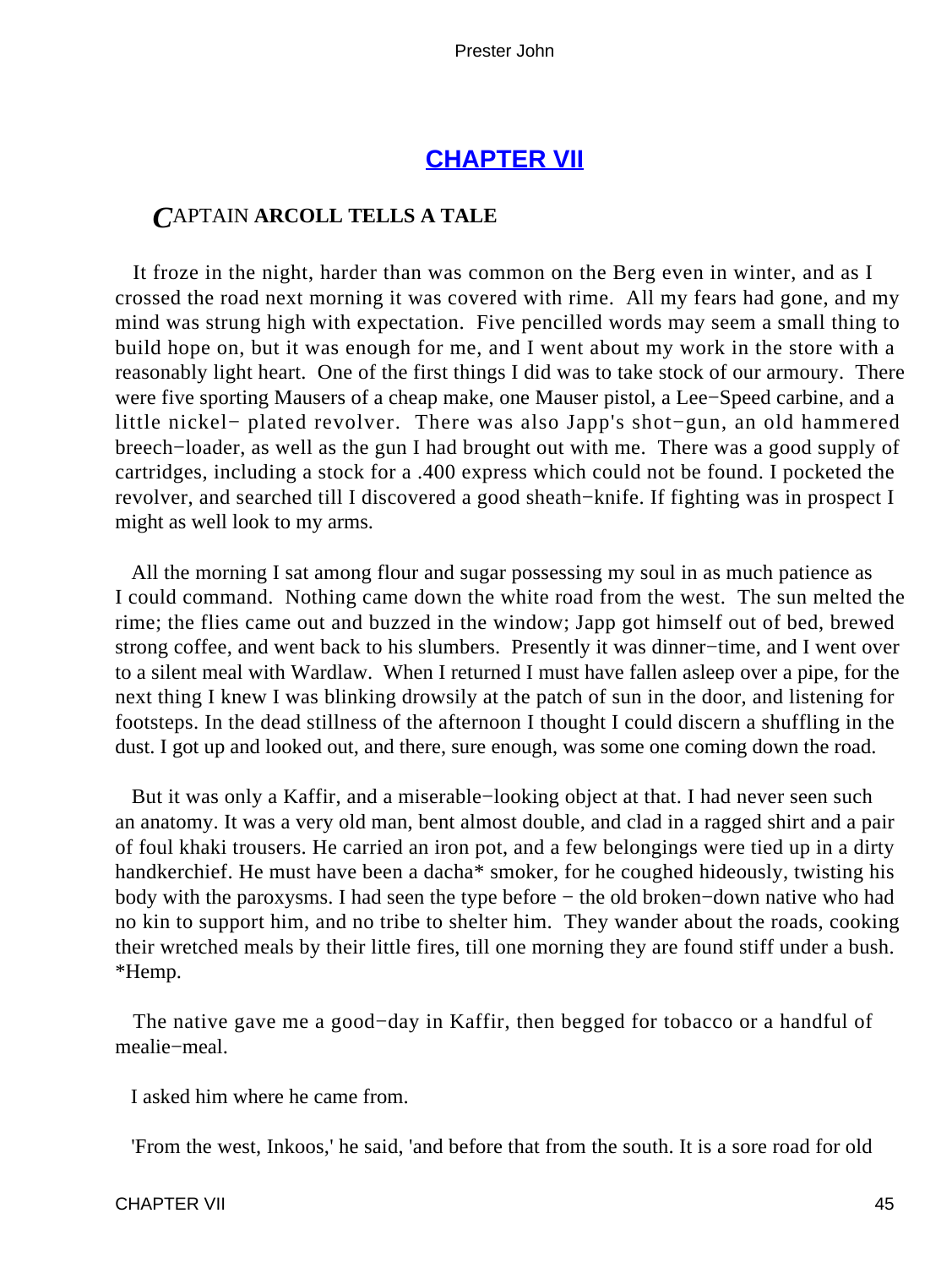## CHAPTER VII

### CAPTAIN ARCOLL TELLS A TALE

It froze in the night, harder than was common on the Berg even in winter, and as I crossed the road next morning it was covered with rime. All my fears had gone, and my mind was strung high with expectation. Five pencilled words may seem a small thing to build hope on, but it was enough for me, and I went about my work in the store with a reasonably light heart. One of the first things I did was to take stock of our armoury. There were five sporting Mausers of a cheap make, one Mauser pistol, a Lee−Speed carbine, and a little nickel− plated revolver. There was also Japp's shot−gun, an old hammered breech−loader, as well as the gun I had brought out with me. There was a good supply of cartridges, including a stock for a .400 express which could not be found. I pocketed the revolver, and searched till I discovered a good sheath−knife. If fighting was in prospect I might as well look to my arms.

All the morning I sat among flour and sugar possessing my soul in as much patience as I could command. Nothing came down the white road from the west. The sun melted the rime; the flies came out and buzzed in the window; Japp got himself out of bed, brewed strong coffee, and went back to his slumbers. Presently it was dinner−time, and I went over to a silent meal with Wardlaw. When I returned I must have fallen asleep over a pipe, for the next thing I knew I was blinking drowsily at the patch of sun in the door, and listening for footsteps. In the dead stillness of the afternoon I thought I could discern a shuffling in the dust. I got up and looked out, and there, sure enough, was some one coming down the road.

But it was only a Kaffir, and a miserable−looking object at that. I had never seen such an anatomy. It was a very old man, bent almost double, and clad in a ragged shirt and a pair of foul khaki trousers. He carried an iron pot, and a few belongings were tied up in a dirty handkerchief. He must have been a dacha* smoker, for he coughed hideously, twisting his body with the paroxysms. I had seen the type before − the old broken−down native who had no kin to support him, and no tribe to shelter him. They wander about the roads, cooking their wretched meals by their little fires, till one morning they are found stiff under a bush. *Hemp.

The native gave me a good−day in Kaffir, then begged for tobacco or a handful of mealie−meal.

I asked him where he came from.

'From the west, Inkoos,' he said, 'and before that from the south. It is a sore road for old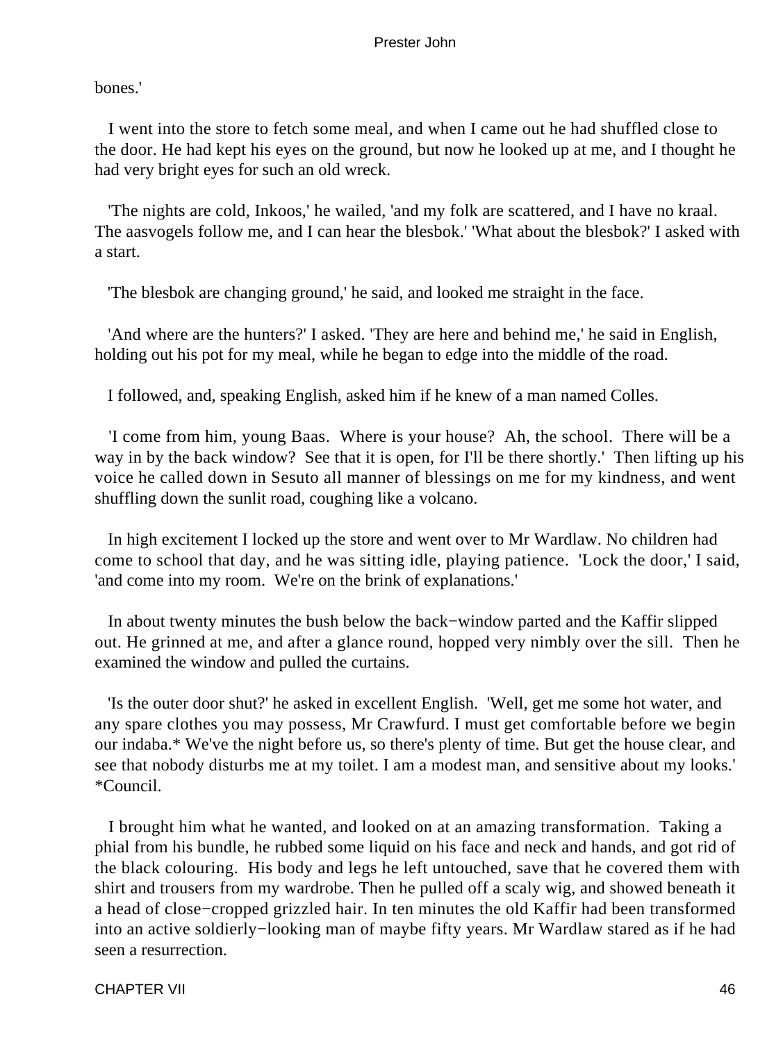bones.'

I went into the store to fetch some meal, and when I came out he had shuffled close to the door. He had kept his eyes on the ground, but now he looked up at me, and I thought he had very bright eyes for such an old wreck.

'The nights are cold, Inkoos,' he wailed, 'and my folk are scattered, and I have no kraal. The aasvogels follow me, and I can hear the blesbok.' 'What about the blesbok?' I asked with a start.

'The blesbok are changing ground,' he said, and looked me straight in the face.

'And where are the hunters?' I asked. 'They are here and behind me,' he said in English, holding out his pot for my meal, while he began to edge into the middle of the road.

I followed, and, speaking English, asked him if he knew of a man named Colles.

'I come from him, young Baas. Where is your house? Ah, the school. There will be a way in by the back window? See that it is open, for I'll be there shortly.' Then lifting up his voice he called down in Sesuto all manner of blessings on me for my kindness, and went shuffling down the sunlit road, coughing like a volcano.

In high excitement I locked up the store and went over to Mr Wardlaw. No children had come to school that day, and he was sitting idle, playing patience. 'Lock the door,' I said, 'and come into my room. We're on the brink of explanations.'

In about twenty minutes the bush below the back−window parted and the Kaffir slipped out. He grinned at me, and after a glance round, hopped very nimbly over the sill. Then he examined the window and pulled the curtains.

'Is the outer door shut?' he asked in excellent English. 'Well, get me some hot water, and any spare clothes you may possess, Mr Crawfurd. I must get comfortable before we begin our indaba.* We've the night before us, so there's plenty of time. But get the house clear, and see that nobody disturbs me at my toilet. I am a modest man, and sensitive about my looks.' *Council.

I brought him what he wanted, and looked on at an amazing transformation. Taking a phial from his bundle, he rubbed some liquid on his face and neck and hands, and got rid of the black colouring. His body and legs he left untouched, save that he covered them with shirt and trousers from my wardrobe. Then he pulled off a scaly wig, and showed beneath it a head of close−cropped grizzled hair. In ten minutes the old Kaffir had been transformed into an active soldierly−looking man of maybe fifty years. Mr Wardlaw stared as if he had seen a resurrection.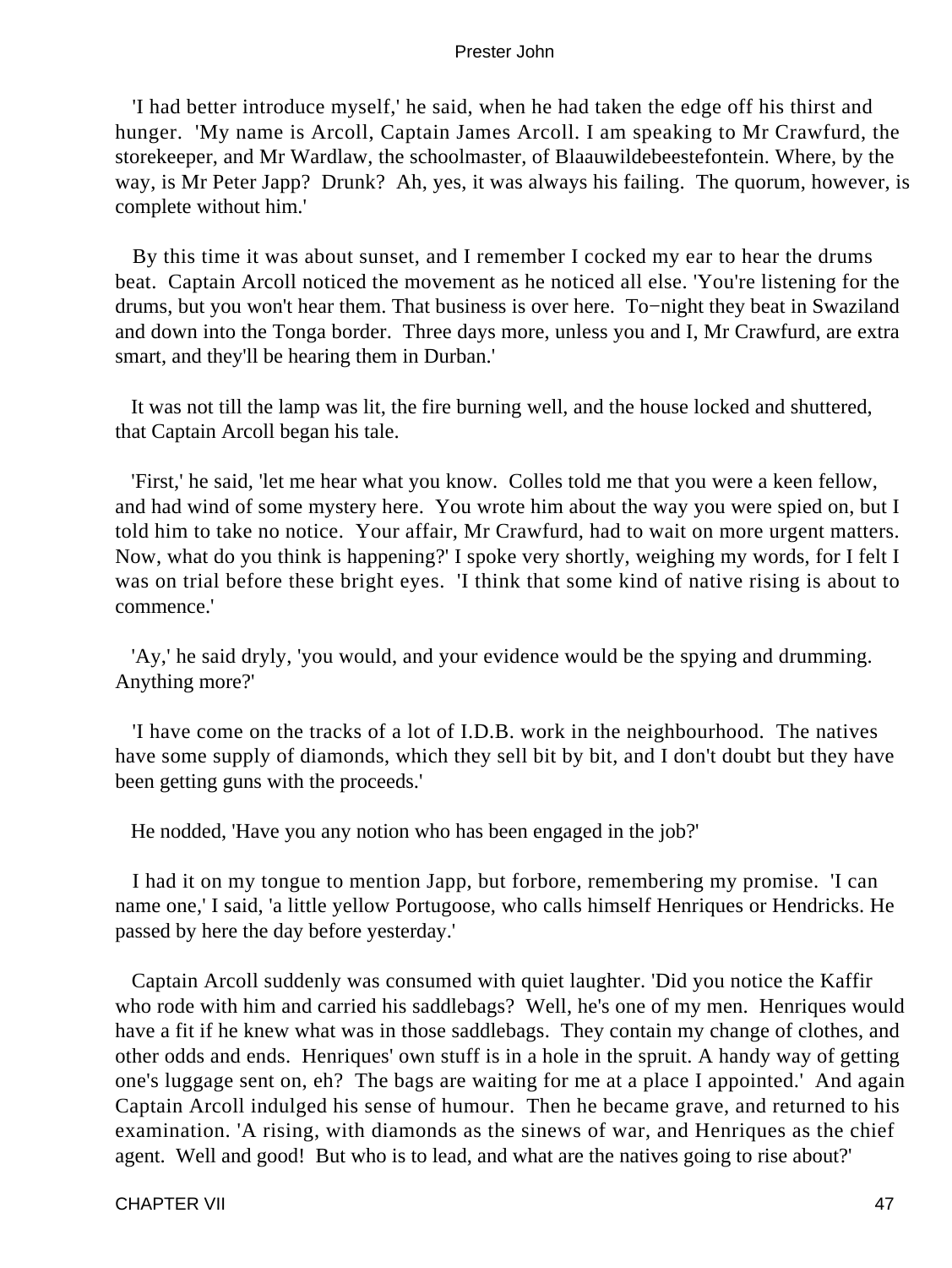'I had better introduce myself,' he said, when he had taken the edge off his thirst and hunger. 'My name is Arcoll, Captain James Arcoll. I am speaking to Mr Crawfurd, the storekeeper, and Mr Wardlaw, the schoolmaster, of Blaauwildebeestefontein. Where, by the way, is Mr Peter Japp? Drunk? Ah, yes, it was always his failing. The quorum, however, is complete without him.'

By this time it was about sunset, and I remember I cocked my ear to hear the drums beat. Captain Arcoll noticed the movement as he noticed all else. 'You're listening for the drums, but you won't hear them. That business is over here. To−night they beat in Swaziland and down into the Tonga border. Three days more, unless you and I, Mr Crawfurd, are extra smart, and they'll be hearing them in Durban.'

It was not till the lamp was lit, the fire burning well, and the house locked and shuttered, that Captain Arcoll began his tale.

'First,' he said, 'let me hear what you know. Colles told me that you were a keen fellow, and had wind of some mystery here. You wrote him about the way you were spied on, but I told him to take no notice. Your affair, Mr Crawfurd, had to wait on more urgent matters. Now, what do you think is happening?' I spoke very shortly, weighing my words, for I felt I was on trial before these bright eyes. 'I think that some kind of native rising is about to commence.'

'Ay,' he said dryly, 'you would, and your evidence would be the spying and drumming. Anything more?'

'I have come on the tracks of a lot of I.D.B. work in the neighbourhood. The natives have some supply of diamonds, which they sell bit by bit, and I don't doubt but they have been getting guns with the proceeds.'

He nodded, 'Have you any notion who has been engaged in the job?'

I had it on my tongue to mention Japp, but forbore, remembering my promise. 'I can name one,' I said, 'a little yellow Portugoose, who calls himself Henriques or Hendricks. He passed by here the day before yesterday.'

Captain Arcoll suddenly was consumed with quiet laughter. 'Did you notice the Kaffir who rode with him and carried his saddlebags? Well, he's one of my men. Henriques would have a fit if he knew what was in those saddlebags. They contain my change of clothes, and other odds and ends. Henriques' own stuff is in a hole in the spruit. A handy way of getting one's luggage sent on, eh? The bags are waiting for me at a place I appointed.' And again Captain Arcoll indulged his sense of humour. Then he became grave, and returned to his examination. 'A rising, with diamonds as the sinews of war, and Henriques as the chief agent. Well and good! But who is to lead, and what are the natives going to rise about?'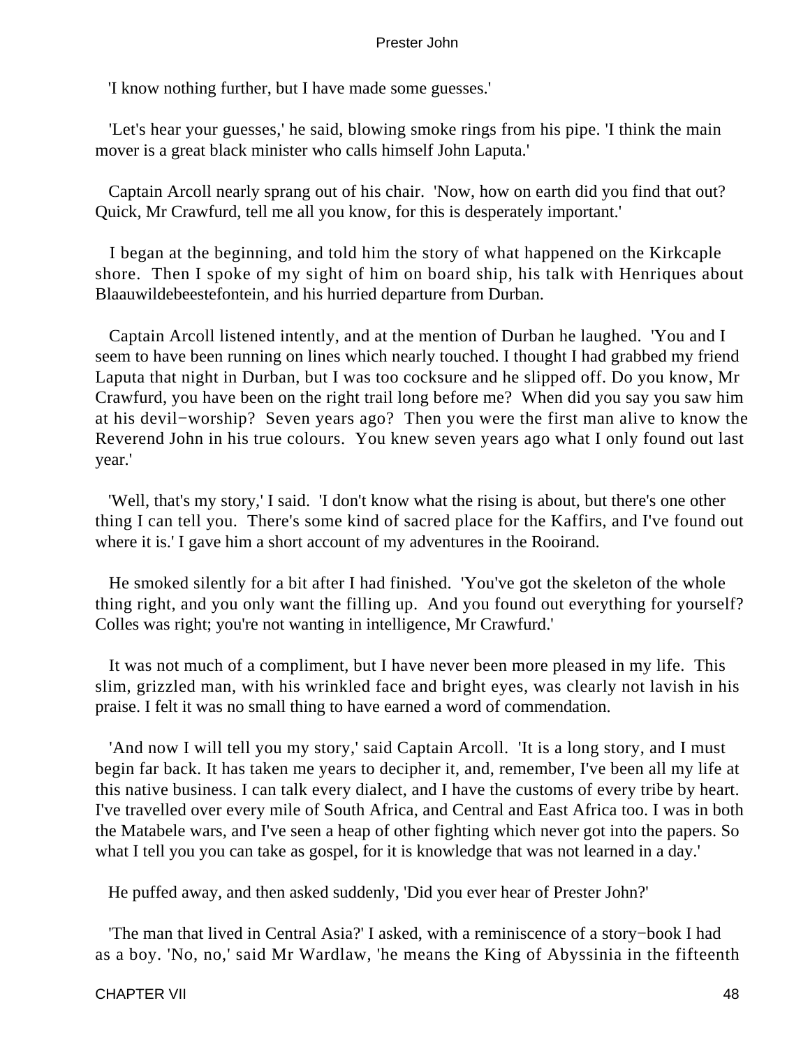'I know nothing further, but I have made some guesses.'

'Let's hear your guesses,' he said, blowing smoke rings from his pipe. 'I think the main mover is a great black minister who calls himself John Laputa.'

Captain Arcoll nearly sprang out of his chair. 'Now, how on earth did you find that out? Quick, Mr Crawfurd, tell me all you know, for this is desperately important.'

I began at the beginning, and told him the story of what happened on the Kirkcaple shore. Then I spoke of my sight of him on board ship, his talk with Henriques about Blaauwildebeestefontein, and his hurried departure from Durban.

Captain Arcoll listened intently, and at the mention of Durban he laughed. 'You and I seem to have been running on lines which nearly touched. I thought I had grabbed my friend Laputa that night in Durban, but I was too cocksure and he slipped off. Do you know, Mr Crawfurd, you have been on the right trail long before me? When did you say you saw him at his devil−worship? Seven years ago? Then you were the first man alive to know the Reverend John in his true colours. You knew seven years ago what I only found out last year.'

'Well, that's my story,' I said. 'I don't know what the rising is about, but there's one other thing I can tell you. There's some kind of sacred place for the Kaffirs, and I've found out where it is.' I gave him a short account of my adventures in the Rooirand.

He smoked silently for a bit after I had finished. 'You've got the skeleton of the whole thing right, and you only want the filling up. And you found out everything for yourself? Colles was right; you're not wanting in intelligence, Mr Crawfurd.'

It was not much of a compliment, but I have never been more pleased in my life. This slim, grizzled man, with his wrinkled face and bright eyes, was clearly not lavish in his praise. I felt it was no small thing to have earned a word of commendation.

'And now I will tell you my story,' said Captain Arcoll. 'It is a long story, and I must begin far back. It has taken me years to decipher it, and, remember, I've been all my life at this native business. I can talk every dialect, and I have the customs of every tribe by heart. I've travelled over every mile of South Africa, and Central and East Africa too. I was in both the Matabele wars, and I've seen a heap of other fighting which never got into the papers. So what I tell you you can take as gospel, for it is knowledge that was not learned in a day.'

He puffed away, and then asked suddenly, 'Did you ever hear of Prester John?'

'The man that lived in Central Asia?' I asked, with a reminiscence of a story−book I had as a boy. 'No, no,' said Mr Wardlaw, 'he means the King of Abyssinia in the fifteenth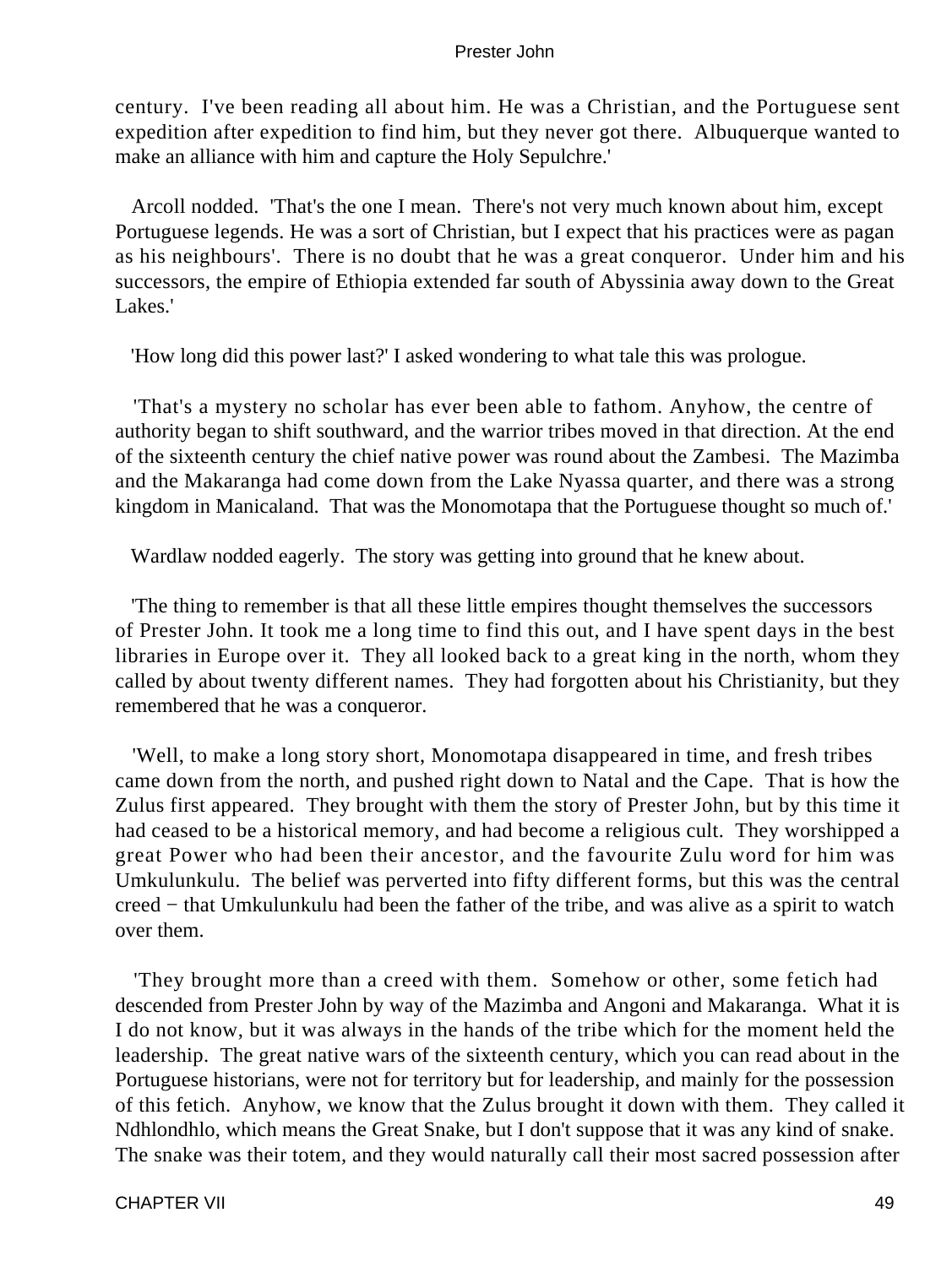century. I've been reading all about him. He was a Christian, and the Portuguese sent expedition after expedition to find him, but they never got there. Albuquerque wanted to make an alliance with him and capture the Holy Sepulchre.'

Arcoll nodded. 'That's the one I mean. There's not very much known about him, except Portuguese legends. He was a sort of Christian, but I expect that his practices were as pagan as his neighbours'. There is no doubt that he was a great conqueror. Under him and his successors, the empire of Ethiopia extended far south of Abyssinia away down to the Great Lakes.'

'How long did this power last?' I asked wondering to what tale this was prologue.

'That's a mystery no scholar has ever been able to fathom. Anyhow, the centre of authority began to shift southward, and the warrior tribes moved in that direction. At the end of the sixteenth century the chief native power was round about the Zambesi. The Mazimba and the Makaranga had come down from the Lake Nyassa quarter, and there was a strong kingdom in Manicaland. That was the Monomotapa that the Portuguese thought so much of.'

Wardlaw nodded eagerly. The story was getting into ground that he knew about.

'The thing to remember is that all these little empires thought themselves the successors of Prester John. It took me a long time to find this out, and I have spent days in the best libraries in Europe over it. They all looked back to a great king in the north, whom they called by about twenty different names. They had forgotten about his Christianity, but they remembered that he was a conqueror.

'Well, to make a long story short, Monomotapa disappeared in time, and fresh tribes came down from the north, and pushed right down to Natal and the Cape. That is how the Zulus first appeared. They brought with them the story of Prester John, but by this time it had ceased to be a historical memory, and had become a religious cult. They worshipped a great Power who had been their ancestor, and the favourite Zulu word for him was Umkulunkulu. The belief was perverted into fifty different forms, but this was the central creed − that Umkulunkulu had been the father of the tribe, and was alive as a spirit to watch over them.

'They brought more than a creed with them. Somehow or other, some fetich had descended from Prester John by way of the Mazimba and Angoni and Makaranga. What it is I do not know, but it was always in the hands of the tribe which for the moment held the leadership. The great native wars of the sixteenth century, which you can read about in the Portuguese historians, were not for territory but for leadership, and mainly for the possession of this fetich. Anyhow, we know that the Zulus brought it down with them. They called it Ndhlondhlo, which means the Great Snake, but I don't suppose that it was any kind of snake. The snake was their totem, and they would naturally call their most sacred possession after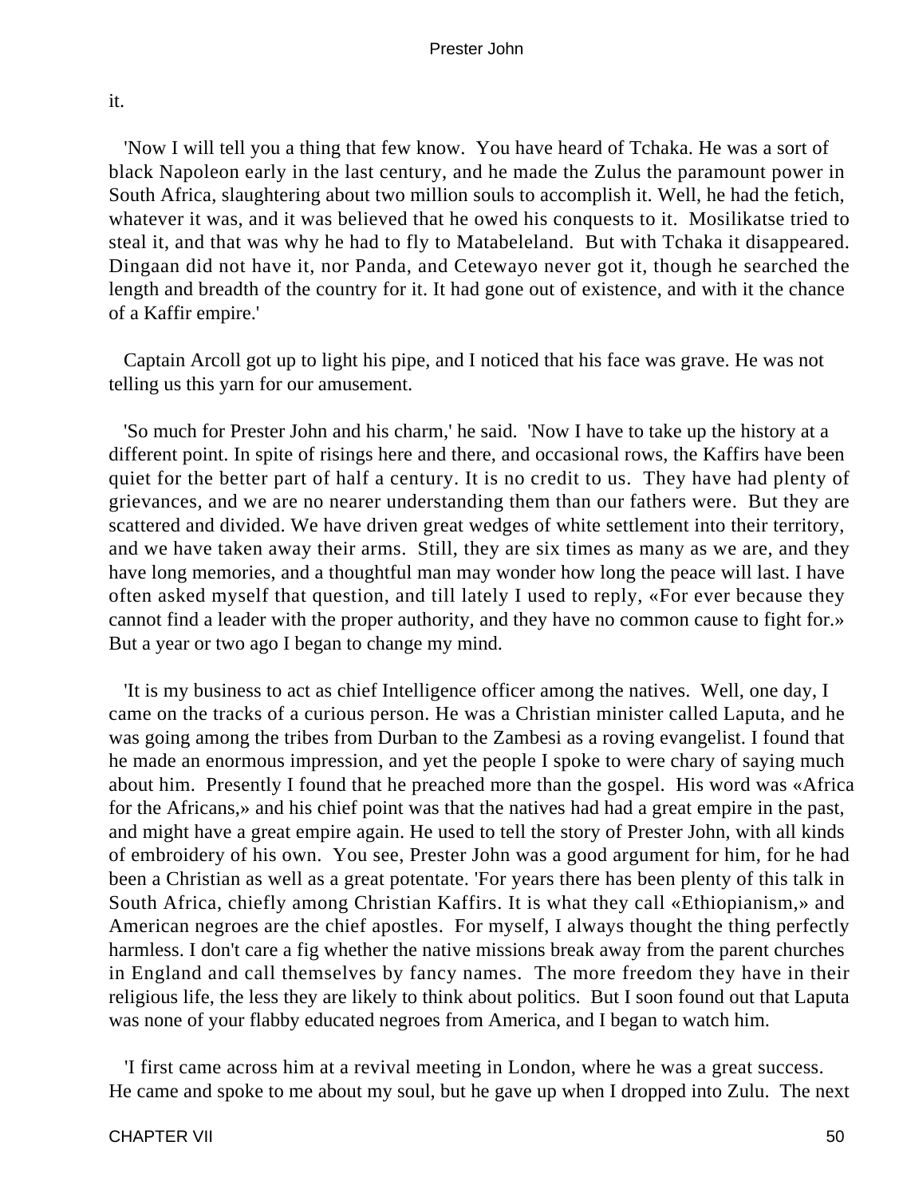it.

'Now I will tell you a thing that few know. You have heard of Tchaka. He was a sort of black Napoleon early in the last century, and he made the Zulus the paramount power in South Africa, slaughtering about two million souls to accomplish it. Well, he had the fetich, whatever it was, and it was believed that he owed his conquests to it. Mosilikatse tried to steal it, and that was why he had to fly to Matabeleland. But with Tchaka it disappeared. Dingaan did not have it, nor Panda, and Cetewayo never got it, though he searched the length and breadth of the country for it. It had gone out of existence, and with it the chance of a Kaffir empire.'

Captain Arcoll got up to light his pipe, and I noticed that his face was grave. He was not telling us this yarn for our amusement.

'So much for Prester John and his charm,' he said. 'Now I have to take up the history at a different point. In spite of risings here and there, and occasional rows, the Kaffirs have been quiet for the better part of half a century. It is no credit to us. They have had plenty of grievances, and we are no nearer understanding them than our fathers were. But they are scattered and divided. We have driven great wedges of white settlement into their territory, and we have taken away their arms. Still, they are six times as many as we are, and they have long memories, and a thoughtful man may wonder how long the peace will last. I have often asked myself that question, and till lately I used to reply, «For ever because they cannot find a leader with the proper authority, and they have no common cause to fight for.» But a year or two ago I began to change my mind.

'It is my business to act as chief Intelligence officer among the natives. Well, one day, I came on the tracks of a curious person. He was a Christian minister called Laputa, and he was going among the tribes from Durban to the Zambesi as a roving evangelist. I found that he made an enormous impression, and yet the people I spoke to were chary of saying much about him. Presently I found that he preached more than the gospel. His word was «Africa for the Africans,» and his chief point was that the natives had had a great empire in the past, and might have a great empire again. He used to tell the story of Prester John, with all kinds of embroidery of his own. You see, Prester John was a good argument for him, for he had been a Christian as well as a great potentate. 'For years there has been plenty of this talk in South Africa, chiefly among Christian Kaffirs. It is what they call «Ethiopianism,» and American negroes are the chief apostles. For myself, I always thought the thing perfectly harmless. I don't care a fig whether the native missions break away from the parent churches in England and call themselves by fancy names. The more freedom they have in their religious life, the less they are likely to think about politics. But I soon found out that Laputa was none of your flabby educated negroes from America, and I began to watch him.

'I first came across him at a revival meeting in London, where he was a great success. He came and spoke to me about my soul, but he gave up when I dropped into Zulu. The next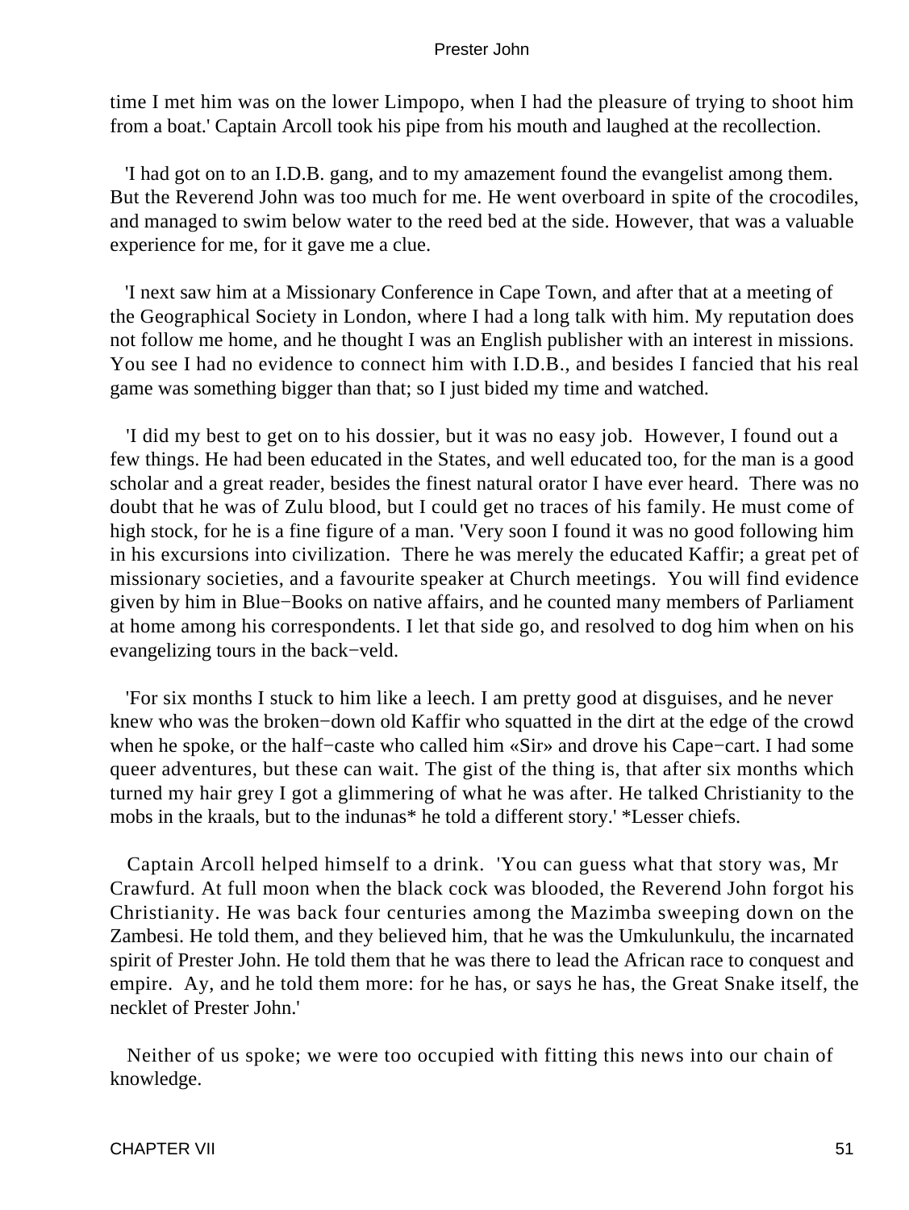time I met him was on the lower Limpopo, when I had the pleasure of trying to shoot him from a boat.' Captain Arcoll took his pipe from his mouth and laughed at the recollection.

'I had got on to an I.D.B. gang, and to my amazement found the evangelist among them. But the Reverend John was too much for me. He went overboard in spite of the crocodiles, and managed to swim below water to the reed bed at the side. However, that was a valuable experience for me, for it gave me a clue.

'I next saw him at a Missionary Conference in Cape Town, and after that at a meeting of the Geographical Society in London, where I had a long talk with him. My reputation does not follow me home, and he thought I was an English publisher with an interest in missions. You see I had no evidence to connect him with I.D.B., and besides I fancied that his real game was something bigger than that; so I just bided my time and watched.

'I did my best to get on to his dossier, but it was no easy job. However, I found out a few things. He had been educated in the States, and well educated too, for the man is a good scholar and a great reader, besides the finest natural orator I have ever heard. There was no doubt that he was of Zulu blood, but I could get no traces of his family. He must come of high stock, for he is a fine figure of a man. 'Very soon I found it was no good following him in his excursions into civilization. There he was merely the educated Kaffir; a great pet of missionary societies, and a favourite speaker at Church meetings. You will find evidence given by him in Blue−Books on native affairs, and he counted many members of Parliament at home among his correspondents. I let that side go, and resolved to dog him when on his evangelizing tours in the back−veld.

'For six months I stuck to him like a leech. I am pretty good at disguises, and he never knew who was the broken−down old Kaffir who squatted in the dirt at the edge of the crowd when he spoke, or the half−caste who called him «Sir» and drove his Cape−cart. I had some queer adventures, but these can wait. The gist of the thing is, that after six months which turned my hair grey I got a glimmering of what he was after. He talked Christianity to the mobs in the kraals, but to the indunas* he told a different story.' *Lesser chiefs.

Captain Arcoll helped himself to a drink. 'You can guess what that story was, Mr Crawfurd. At full moon when the black cock was blooded, the Reverend John forgot his Christianity. He was back four centuries among the Mazimba sweeping down on the Zambesi. He told them, and they believed him, that he was the Umkulunkulu, the incarnated spirit of Prester John. He told them that he was there to lead the African race to conquest and empire. Ay, and he told them more: for he has, or says he has, the Great Snake itself, the necklet of Prester John.'

Neither of us spoke; we were too occupied with fitting this news into our chain of knowledge.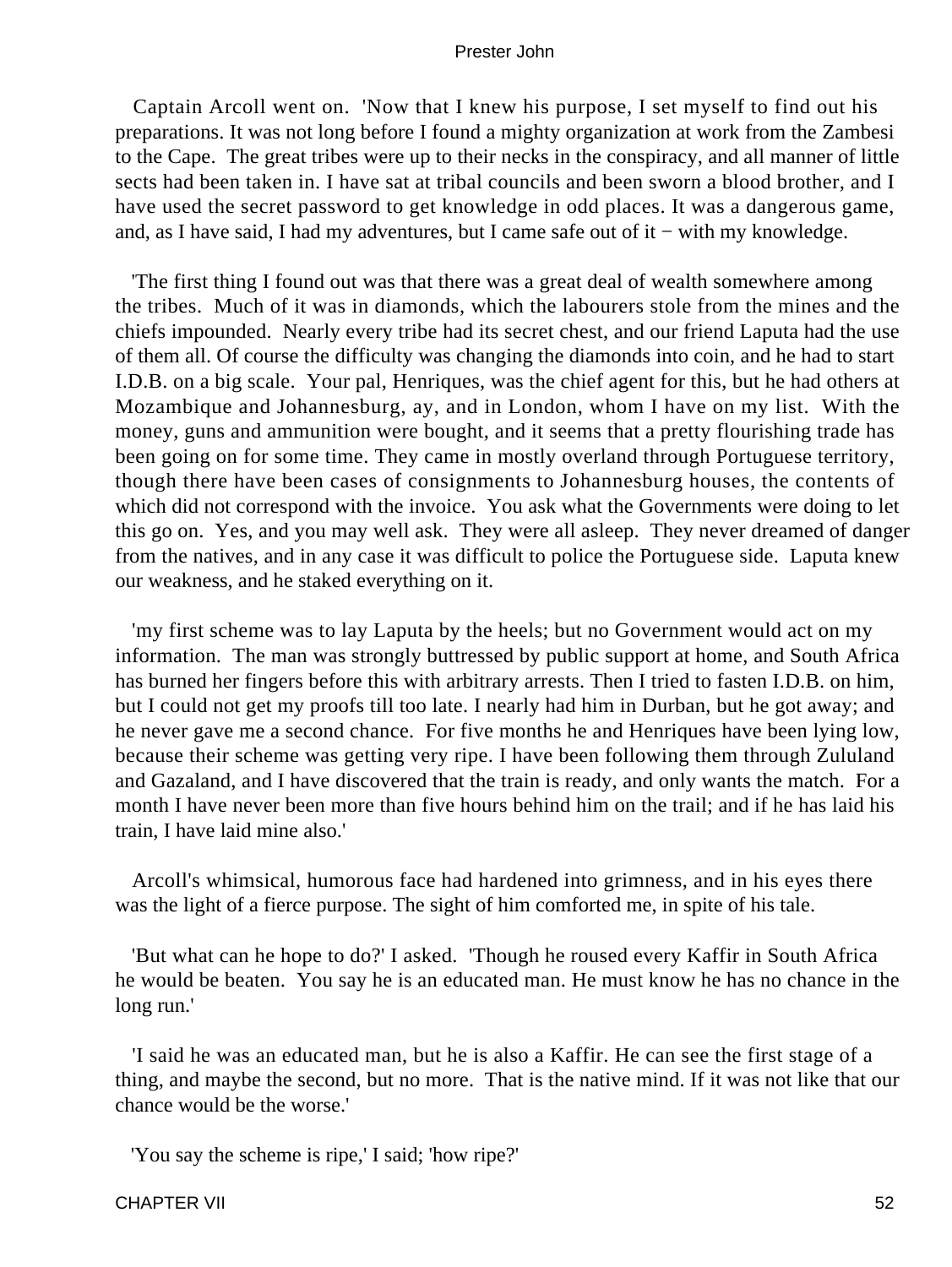Captain Arcoll went on. 'Now that I knew his purpose, I set myself to find out his preparations. It was not long before I found a mighty organization at work from the Zambesi to the Cape. The great tribes were up to their necks in the conspiracy, and all manner of little sects had been taken in. I have sat at tribal councils and been sworn a blood brother, and I have used the secret password to get knowledge in odd places. It was a dangerous game, and, as I have said, I had my adventures, but I came safe out of it − with my knowledge.

'The first thing I found out was that there was a great deal of wealth somewhere among the tribes. Much of it was in diamonds, which the labourers stole from the mines and the chiefs impounded. Nearly every tribe had its secret chest, and our friend Laputa had the use of them all. Of course the difficulty was changing the diamonds into coin, and he had to start I.D.B. on a big scale. Your pal, Henriques, was the chief agent for this, but he had others at Mozambique and Johannesburg, ay, and in London, whom I have on my list. With the money, guns and ammunition were bought, and it seems that a pretty flourishing trade has been going on for some time. They came in mostly overland through Portuguese territory, though there have been cases of consignments to Johannesburg houses, the contents of which did not correspond with the invoice. You ask what the Governments were doing to let this go on. Yes, and you may well ask. They were all asleep. They never dreamed of danger from the natives, and in any case it was difficult to police the Portuguese side. Laputa knew our weakness, and he staked everything on it.

'my first scheme was to lay Laputa by the heels; but no Government would act on my information. The man was strongly buttressed by public support at home, and South Africa has burned her fingers before this with arbitrary arrests. Then I tried to fasten I.D.B. on him, but I could not get my proofs till too late. I nearly had him in Durban, but he got away; and he never gave me a second chance. For five months he and Henriques have been lying low, because their scheme was getting very ripe. I have been following them through Zululand and Gazaland, and I have discovered that the train is ready, and only wants the match. For a month I have never been more than five hours behind him on the trail; and if he has laid his train, I have laid mine also.'

Arcoll's whimsical, humorous face had hardened into grimness, and in his eyes there was the light of a fierce purpose. The sight of him comforted me, in spite of his tale.

'But what can he hope to do?' I asked. 'Though he roused every Kaffir in South Africa he would be beaten. You say he is an educated man. He must know he has no chance in the long run.'

'I said he was an educated man, but he is also a Kaffir. He can see the first stage of a thing, and maybe the second, but no more. That is the native mind. If it was not like that our chance would be the worse.'

'You say the scheme is ripe,' I said; 'how ripe?'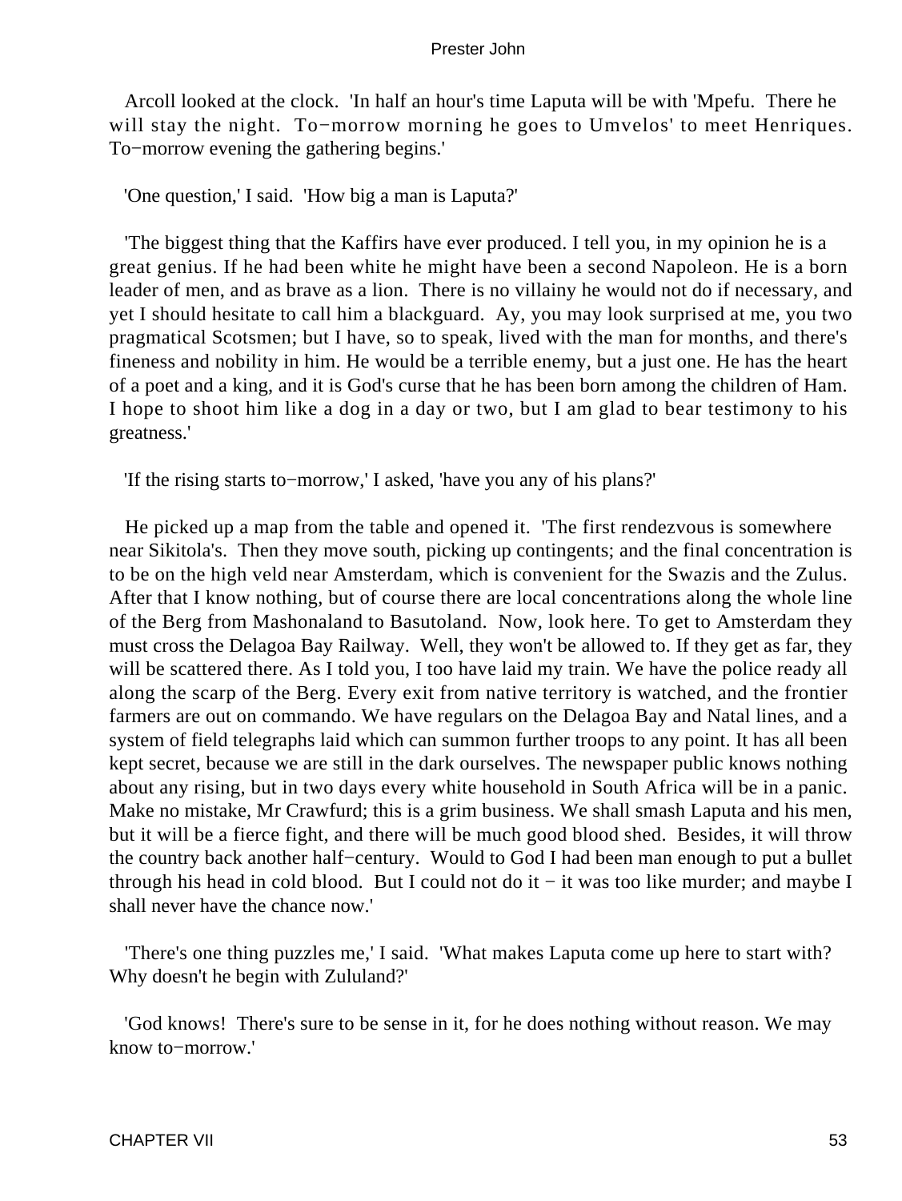Arcoll looked at the clock. 'In half an hour's time Laputa will be with 'Mpefu. There he will stay the night. To−morrow morning he goes to Umvelos' to meet Henriques. To−morrow evening the gathering begins.'

'One question,' I said. 'How big a man is Laputa?'

'The biggest thing that the Kaffirs have ever produced. I tell you, in my opinion he is a great genius. If he had been white he might have been a second Napoleon. He is a born leader of men, and as brave as a lion. There is no villainy he would not do if necessary, and yet I should hesitate to call him a blackguard. Ay, you may look surprised at me, you two pragmatical Scotsmen; but I have, so to speak, lived with the man for months, and there's fineness and nobility in him. He would be a terrible enemy, but a just one. He has the heart of a poet and a king, and it is God's curse that he has been born among the children of Ham. I hope to shoot him like a dog in a day or two, but I am glad to bear testimony to his greatness.'

'If the rising starts to−morrow,' I asked, 'have you any of his plans?'

He picked up a map from the table and opened it. 'The first rendezvous is somewhere near Sikitola's. Then they move south, picking up contingents; and the final concentration is to be on the high veld near Amsterdam, which is convenient for the Swazis and the Zulus. After that I know nothing, but of course there are local concentrations along the whole line of the Berg from Mashonaland to Basutoland. Now, look here. To get to Amsterdam they must cross the Delagoa Bay Railway. Well, they won't be allowed to. If they get as far, they will be scattered there. As I told you, I too have laid my train. We have the police ready all along the scarp of the Berg. Every exit from native territory is watched, and the frontier farmers are out on commando. We have regulars on the Delagoa Bay and Natal lines, and a system of field telegraphs laid which can summon further troops to any point. It has all been kept secret, because we are still in the dark ourselves. The newspaper public knows nothing about any rising, but in two days every white household in South Africa will be in a panic. Make no mistake, Mr Crawfurd; this is a grim business. We shall smash Laputa and his men, but it will be a fierce fight, and there will be much good blood shed. Besides, it will throw the country back another half−century. Would to God I had been man enough to put a bullet through his head in cold blood. But I could not do it − it was too like murder; and maybe I shall never have the chance now.'

'There's one thing puzzles me,' I said. 'What makes Laputa come up here to start with? Why doesn't he begin with Zululand?'

'God knows! There's sure to be sense in it, for he does nothing without reason. We may know to−morrow.'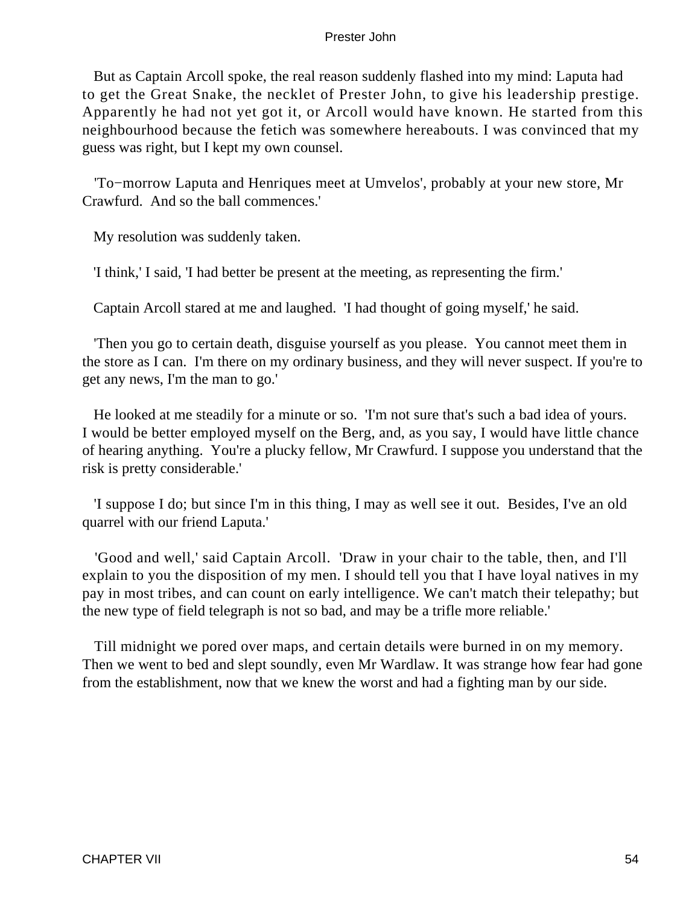But as Captain Arcoll spoke, the real reason suddenly flashed into my mind: Laputa had to get the Great Snake, the necklet of Prester John, to give his leadership prestige. Apparently he had not yet got it, or Arcoll would have known. He started from this neighbourhood because the fetich was somewhere hereabouts. I was convinced that my guess was right, but I kept my own counsel.

'To−morrow Laputa and Henriques meet at Umvelos', probably at your new store, Mr Crawfurd. And so the ball commences.'

My resolution was suddenly taken.

'I think,' I said, 'I had better be present at the meeting, as representing the firm.'

Captain Arcoll stared at me and laughed. 'I had thought of going myself,' he said.

'Then you go to certain death, disguise yourself as you please. You cannot meet them in the store as I can. I'm there on my ordinary business, and they will never suspect. If you're to get any news, I'm the man to go.'

He looked at me steadily for a minute or so. 'I'm not sure that's such a bad idea of yours. I would be better employed myself on the Berg, and, as you say, I would have little chance of hearing anything. You're a plucky fellow, Mr Crawfurd. I suppose you understand that the risk is pretty considerable.'

'I suppose I do; but since I'm in this thing, I may as well see it out. Besides, I've an old quarrel with our friend Laputa.'

'Good and well,' said Captain Arcoll. 'Draw in your chair to the table, then, and I'll explain to you the disposition of my men. I should tell you that I have loyal natives in my pay in most tribes, and can count on early intelligence. We can't match their telepathy; but the new type of field telegraph is not so bad, and may be a trifle more reliable.'

Till midnight we pored over maps, and certain details were burned in on my memory. Then we went to bed and slept soundly, even Mr Wardlaw. It was strange how fear had gone from the establishment, now that we knew the worst and had a fighting man by our side.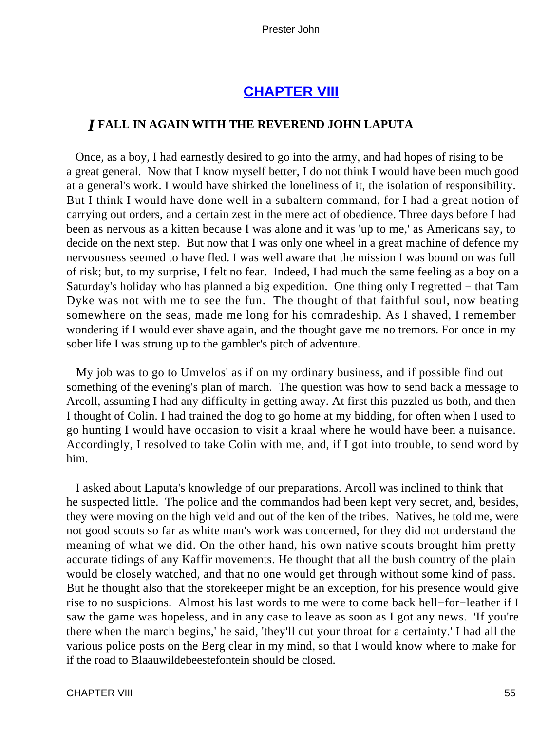## CHAPTER VIII

### *I* FALL IN AGAIN WITH THE REVEREND JOHN LAPUTA

Once, as a boy, I had earnestly desired to go into the army, and had hopes of rising to be a great general. Now that I know myself better, I do not think I would have been much good at a general's work. I would have shirked the loneliness of it, the isolation of responsibility. But I think I would have done well in a subaltern command, for I had a great notion of carrying out orders, and a certain zest in the mere act of obedience. Three days before I had been as nervous as a kitten because I was alone and it was 'up to me,' as Americans say, to decide on the next step. But now that I was only one wheel in a great machine of defence my nervousness seemed to have fled. I was well aware that the mission I was bound on was full of risk; but, to my surprise, I felt no fear. Indeed, I had much the same feeling as a boy on a Saturday's holiday who has planned a big expedition. One thing only I regretted − that Tam Dyke was not with me to see the fun. The thought of that faithful soul, now beating somewhere on the seas, made me long for his comradeship. As I shaved, I remember wondering if I would ever shave again, and the thought gave me no tremors. For once in my sober life I was strung up to the gambler's pitch of adventure.

My job was to go to Umvelos' as if on my ordinary business, and if possible find out something of the evening's plan of march. The question was how to send back a message to Arcoll, assuming I had any difficulty in getting away. At first this puzzled us both, and then I thought of Colin. I had trained the dog to go home at my bidding, for often when I used to go hunting I would have occasion to visit a kraal where he would have been a nuisance. Accordingly, I resolved to take Colin with me, and, if I got into trouble, to send word by him.

I asked about Laputa's knowledge of our preparations. Arcoll was inclined to think that he suspected little. The police and the commandos had been kept very secret, and, besides, they were moving on the high veld and out of the ken of the tribes. Natives, he told me, were not good scouts so far as white man's work was concerned, for they did not understand the meaning of what we did. On the other hand, his own native scouts brought him pretty accurate tidings of any Kaffir movements. He thought that all the bush country of the plain would be closely watched, and that no one would get through without some kind of pass. But he thought also that the storekeeper might be an exception, for his presence would give rise to no suspicions. Almost his last words to me were to come back hell−for−leather if I saw the game was hopeless, and in any case to leave as soon as I got any news. 'If you're there when the march begins,' he said, 'they'll cut your throat for a certainty.' I had all the various police posts on the Berg clear in my mind, so that I would know where to make for if the road to Blaauwildebeestefontein should be closed.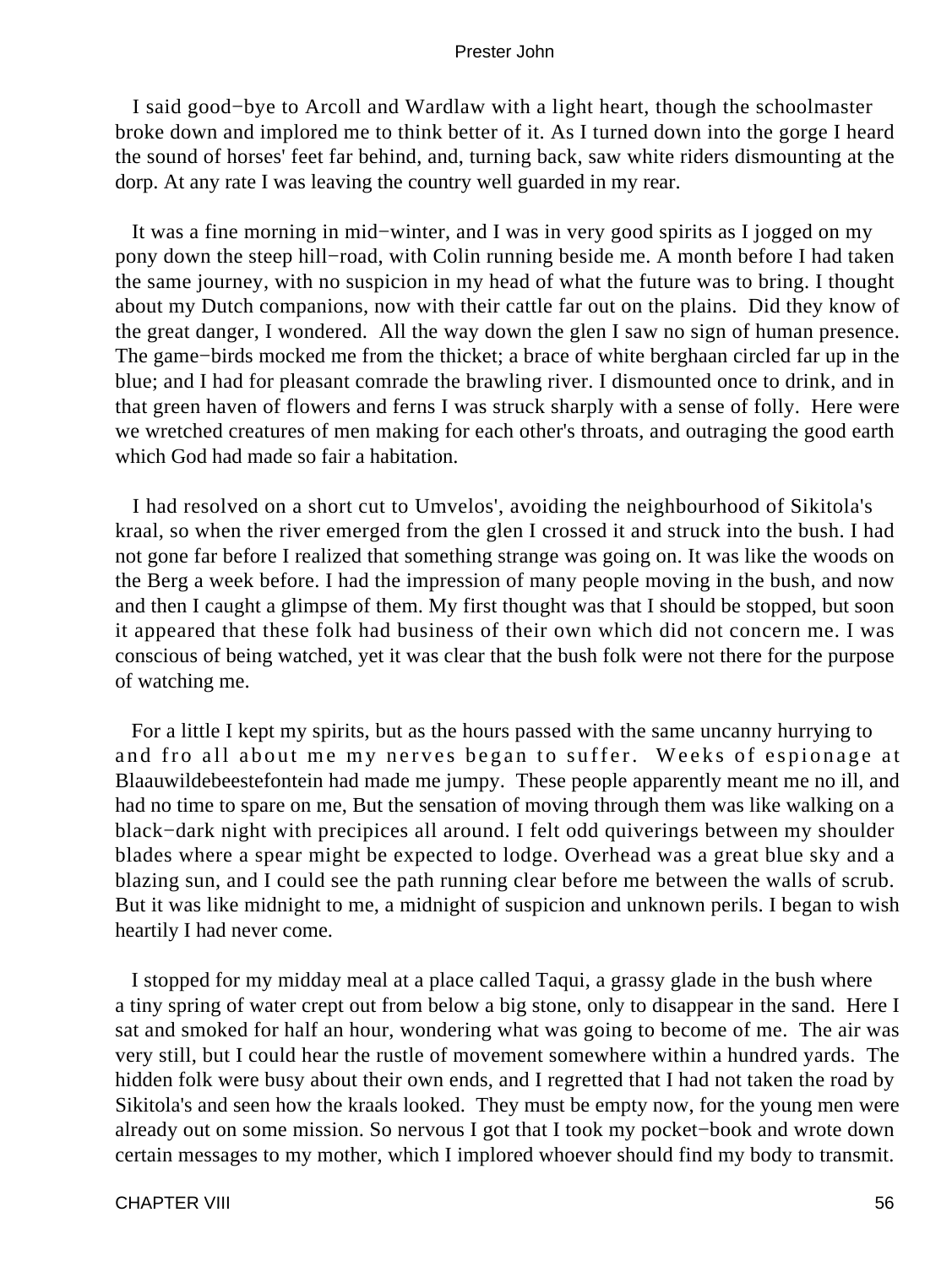I said good−bye to Arcoll and Wardlaw with a light heart, though the schoolmaster broke down and implored me to think better of it. As I turned down into the gorge I heard the sound of horses' feet far behind, and, turning back, saw white riders dismounting at the dorp. At any rate I was leaving the country well guarded in my rear.

It was a fine morning in mid−winter, and I was in very good spirits as I jogged on my pony down the steep hill−road, with Colin running beside me. A month before I had taken the same journey, with no suspicion in my head of what the future was to bring. I thought about my Dutch companions, now with their cattle far out on the plains. Did they know of the great danger, I wondered. All the way down the glen I saw no sign of human presence. The game−birds mocked me from the thicket; a brace of white berghaan circled far up in the blue; and I had for pleasant comrade the brawling river. I dismounted once to drink, and in that green haven of flowers and ferns I was struck sharply with a sense of folly. Here were we wretched creatures of men making for each other's throats, and outraging the good earth which God had made so fair a habitation.

I had resolved on a short cut to Umvelos', avoiding the neighbourhood of Sikitola's kraal, so when the river emerged from the glen I crossed it and struck into the bush. I had not gone far before I realized that something strange was going on. It was like the woods on the Berg a week before. I had the impression of many people moving in the bush, and now and then I caught a glimpse of them. My first thought was that I should be stopped, but soon it appeared that these folk had business of their own which did not concern me. I was conscious of being watched, yet it was clear that the bush folk were not there for the purpose of watching me.

For a little I kept my spirits, but as the hours passed with the same uncanny hurrying to and fro all about me my nerves began to suffer. Weeks of espionage at Blaauwildebeestefontein had made me jumpy. These people apparently meant me no ill, and had no time to spare on me, But the sensation of moving through them was like walking on a black−dark night with precipices all around. I felt odd quiverings between my shoulder blades where a spear might be expected to lodge. Overhead was a great blue sky and a blazing sun, and I could see the path running clear before me between the walls of scrub. But it was like midnight to me, a midnight of suspicion and unknown perils. I began to wish heartily I had never come.

I stopped for my midday meal at a place called Taqui, a grassy glade in the bush where a tiny spring of water crept out from below a big stone, only to disappear in the sand. Here I sat and smoked for half an hour, wondering what was going to become of me. The air was very still, but I could hear the rustle of movement somewhere within a hundred yards. The hidden folk were busy about their own ends, and I regretted that I had not taken the road by Sikitola's and seen how the kraals looked. They must be empty now, for the young men were already out on some mission. So nervous I got that I took my pocket−book and wrote down certain messages to my mother, which I implored whoever should find my body to transmit.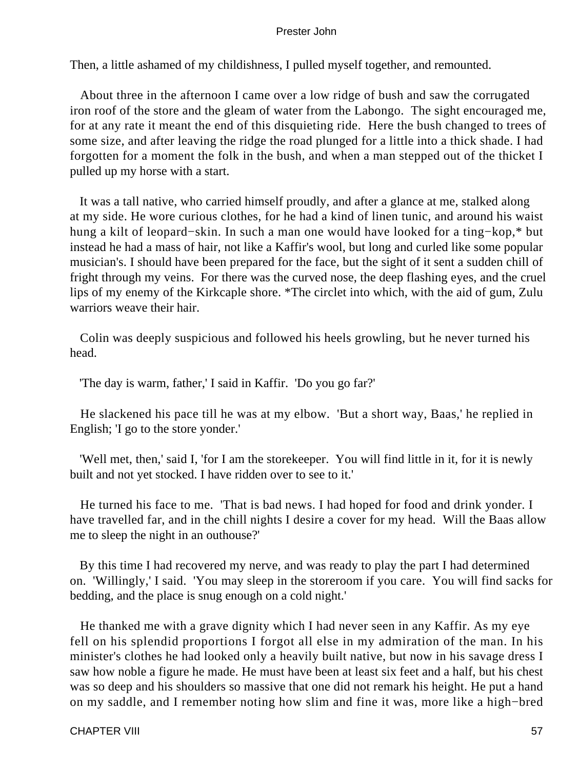Then, a little ashamed of my childishness, I pulled myself together, and remounted.

About three in the afternoon I came over a low ridge of bush and saw the corrugated iron roof of the store and the gleam of water from the Labongo. The sight encouraged me, for at any rate it meant the end of this disquieting ride. Here the bush changed to trees of some size, and after leaving the ridge the road plunged for a little into a thick shade. I had forgotten for a moment the folk in the bush, and when a man stepped out of the thicket I pulled up my horse with a start.

It was a tall native, who carried himself proudly, and after a glance at me, stalked along at my side. He wore curious clothes, for he had a kind of linen tunic, and around his waist hung a kilt of leopard−skin. In such a man one would have looked for a ting−kop,* but instead he had a mass of hair, not like a Kaffir's wool, but long and curled like some popular musician's. I should have been prepared for the face, but the sight of it sent a sudden chill of fright through my veins. For there was the curved nose, the deep flashing eyes, and the cruel lips of my enemy of the Kirkcaple shore. *The circlet into which, with the aid of gum, Zulu warriors weave their hair.

Colin was deeply suspicious and followed his heels growling, but he never turned his head.

'The day is warm, father,' I said in Kaffir. 'Do you go far?'

He slackened his pace till he was at my elbow. 'But a short way, Baas,' he replied in English; 'I go to the store yonder.'

'Well met, then,' said I, 'for I am the storekeeper. You will find little in it, for it is newly built and not yet stocked. I have ridden over to see to it.'

He turned his face to me. 'That is bad news. I had hoped for food and drink yonder. I have travelled far, and in the chill nights I desire a cover for my head. Will the Baas allow me to sleep the night in an outhouse?'

By this time I had recovered my nerve, and was ready to play the part I had determined on. 'Willingly,' I said. 'You may sleep in the storeroom if you care. You will find sacks for bedding, and the place is snug enough on a cold night.'

He thanked me with a grave dignity which I had never seen in any Kaffir. As my eye fell on his splendid proportions I forgot all else in my admiration of the man. In his minister's clothes he had looked only a heavily built native, but now in his savage dress I saw how noble a figure he made. He must have been at least six feet and a half, but his chest was so deep and his shoulders so massive that one did not remark his height. He put a hand on my saddle, and I remember noting how slim and fine it was, more like a high−bred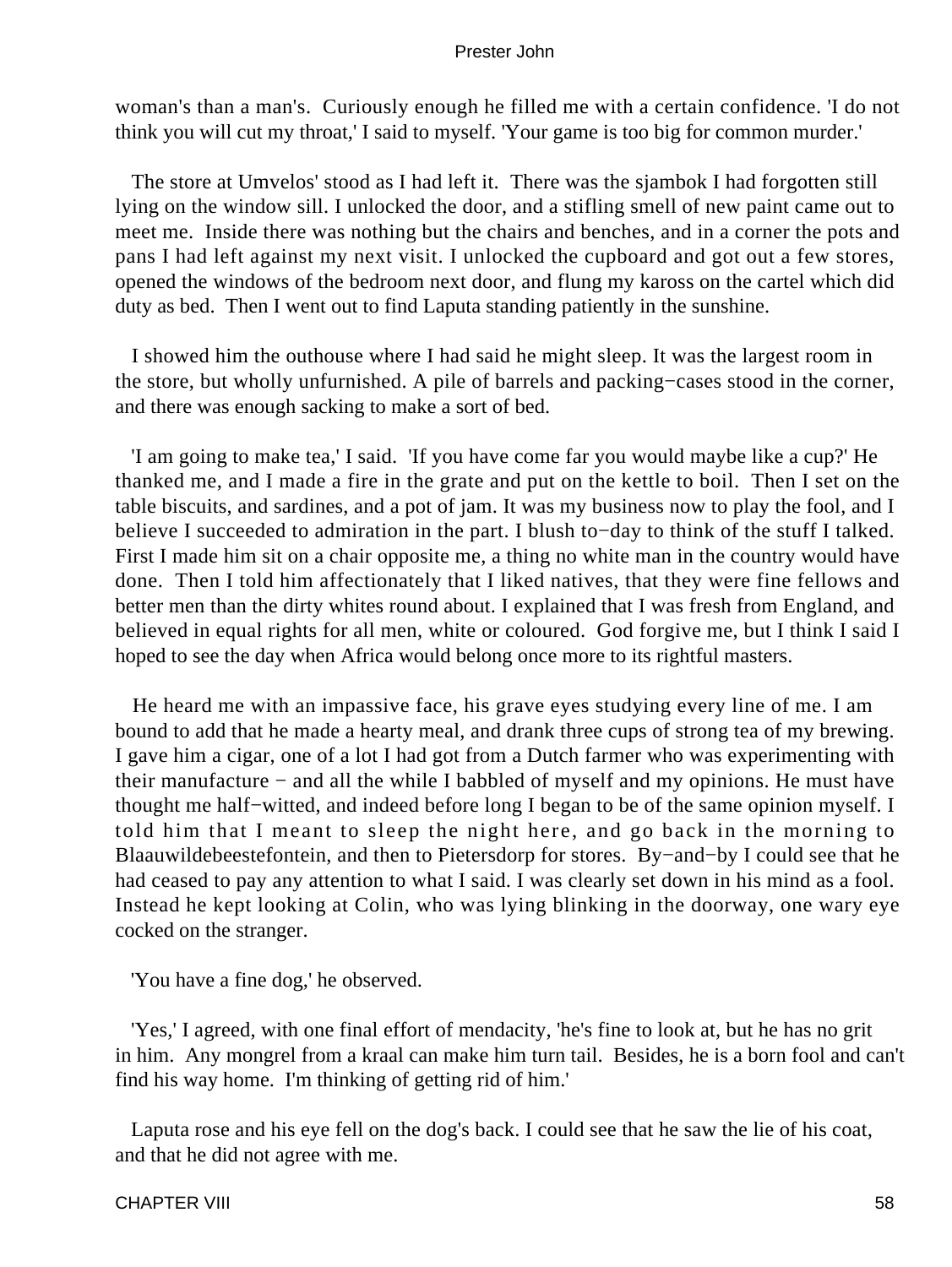woman's than a man's. Curiously enough he filled me with a certain confidence. 'I do not think you will cut my throat,' I said to myself. 'Your game is too big for common murder.'

The store at Umvelos' stood as I had left it. There was the sjambok I had forgotten still lying on the window sill. I unlocked the door, and a stifling smell of new paint came out to meet me. Inside there was nothing but the chairs and benches, and in a corner the pots and pans I had left against my next visit. I unlocked the cupboard and got out a few stores, opened the windows of the bedroom next door, and flung my kaross on the cartel which did duty as bed. Then I went out to find Laputa standing patiently in the sunshine.

I showed him the outhouse where I had said he might sleep. It was the largest room in the store, but wholly unfurnished. A pile of barrels and packing−cases stood in the corner, and there was enough sacking to make a sort of bed.

'I am going to make tea,' I said. 'If you have come far you would maybe like a cup?' He thanked me, and I made a fire in the grate and put on the kettle to boil. Then I set on the table biscuits, and sardines, and a pot of jam. It was my business now to play the fool, and I believe I succeeded to admiration in the part. I blush to−day to think of the stuff I talked. First I made him sit on a chair opposite me, a thing no white man in the country would have done. Then I told him affectionately that I liked natives, that they were fine fellows and better men than the dirty whites round about. I explained that I was fresh from England, and believed in equal rights for all men, white or coloured. God forgive me, but I think I said I hoped to see the day when Africa would belong once more to its rightful masters.

He heard me with an impassive face, his grave eyes studying every line of me. I am bound to add that he made a hearty meal, and drank three cups of strong tea of my brewing. I gave him a cigar, one of a lot I had got from a Dutch farmer who was experimenting with their manufacture − and all the while I babbled of myself and my opinions. He must have thought me half−witted, and indeed before long I began to be of the same opinion myself. I told him that I meant to sleep the night here, and go back in the morning to Blaauwildebeestefontein, and then to Pietersdorp for stores. By−and−by I could see that he had ceased to pay any attention to what I said. I was clearly set down in his mind as a fool. Instead he kept looking at Colin, who was lying blinking in the doorway, one wary eye cocked on the stranger.

'You have a fine dog,' he observed.

'Yes,' I agreed, with one final effort of mendacity, 'he's fine to look at, but he has no grit in him. Any mongrel from a kraal can make him turn tail. Besides, he is a born fool and can't find his way home. I'm thinking of getting rid of him.'

Laputa rose and his eye fell on the dog's back. I could see that he saw the lie of his coat, and that he did not agree with me.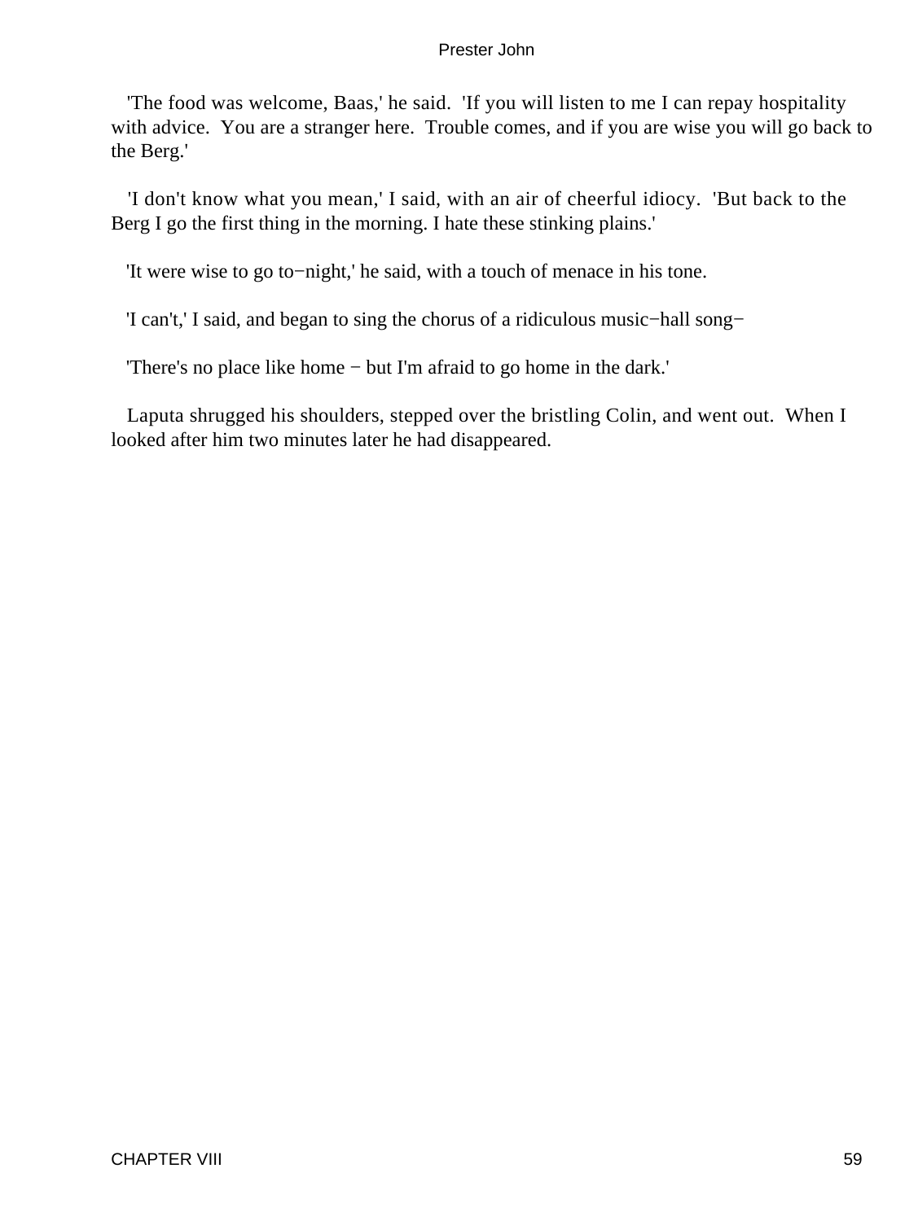'The food was welcome, Baas,' he said. 'If you will listen to me I can repay hospitality with advice. You are a stranger here. Trouble comes, and if you are wise you will go back to the Berg.'

'I don't know what you mean,' I said, with an air of cheerful idiocy. 'But back to the Berg I go the first thing in the morning. I hate these stinking plains.'

'It were wise to go to−night,' he said, with a touch of menace in his tone.

'I can't,' I said, and began to sing the chorus of a ridiculous music−hall song−

'There's no place like home − but I'm afraid to go home in the dark.'

Laputa shrugged his shoulders, stepped over the bristling Colin, and went out. When I looked after him two minutes later he had disappeared.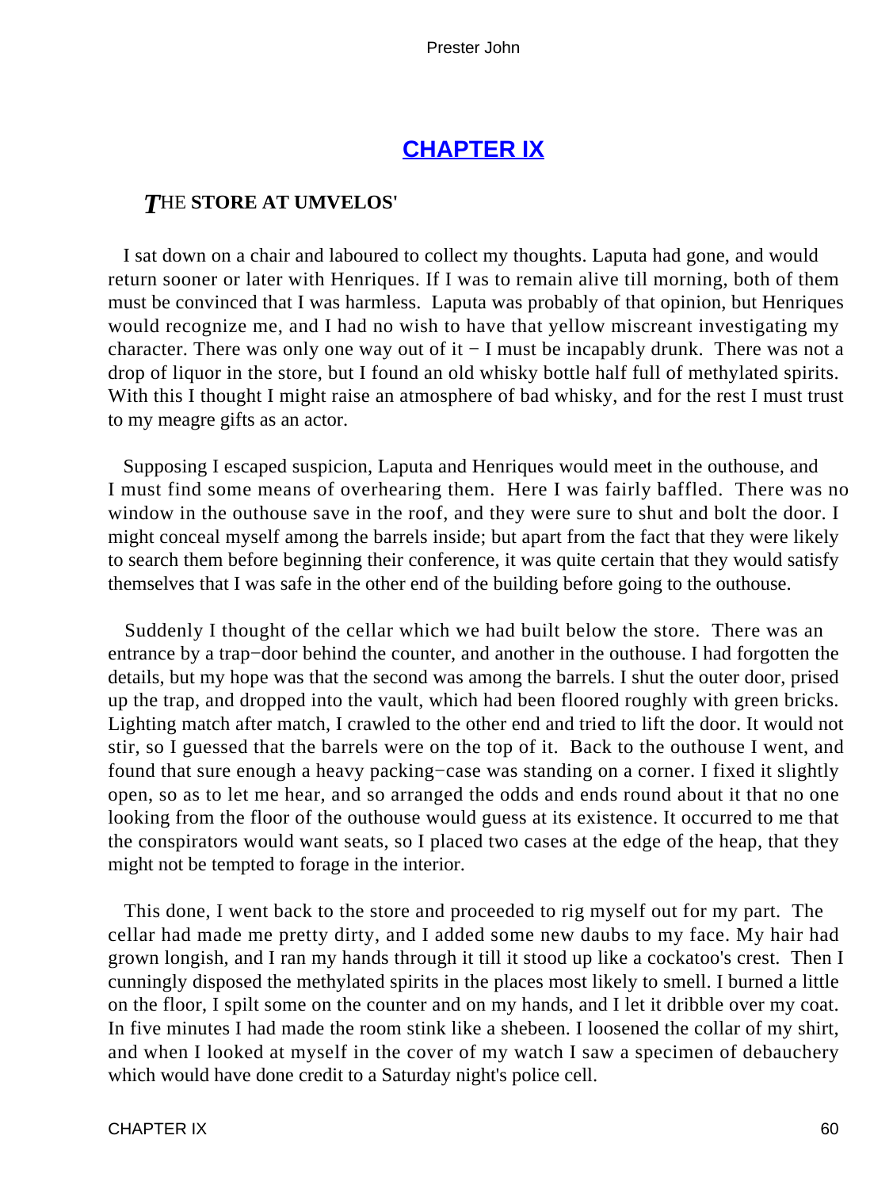## CHAPTER IX

### THE STORE AT UMVELOS'

I sat down on a chair and laboured to collect my thoughts. Laputa had gone, and would return sooner or later with Henriques. If I was to remain alive till morning, both of them must be convinced that I was harmless. Laputa was probably of that opinion, but Henriques would recognize me, and I had no wish to have that yellow miscreant investigating my character. There was only one way out of it − I must be incapably drunk. There was not a drop of liquor in the store, but I found an old whisky bottle half full of methylated spirits. With this I thought I might raise an atmosphere of bad whisky, and for the rest I must trust to my meagre gifts as an actor.

Supposing I escaped suspicion, Laputa and Henriques would meet in the outhouse, and I must find some means of overhearing them. Here I was fairly baffled. There was no window in the outhouse save in the roof, and they were sure to shut and bolt the door. I might conceal myself among the barrels inside; but apart from the fact that they were likely to search them before beginning their conference, it was quite certain that they would satisfy themselves that I was safe in the other end of the building before going to the outhouse.

Suddenly I thought of the cellar which we had built below the store. There was an entrance by a trap−door behind the counter, and another in the outhouse. I had forgotten the details, but my hope was that the second was among the barrels. I shut the outer door, prised up the trap, and dropped into the vault, which had been floored roughly with green bricks. Lighting match after match, I crawled to the other end and tried to lift the door. It would not stir, so I guessed that the barrels were on the top of it. Back to the outhouse I went, and found that sure enough a heavy packing−case was standing on a corner. I fixed it slightly open, so as to let me hear, and so arranged the odds and ends round about it that no one looking from the floor of the outhouse would guess at its existence. It occurred to me that the conspirators would want seats, so I placed two cases at the edge of the heap, that they might not be tempted to forage in the interior.

This done, I went back to the store and proceeded to rig myself out for my part. The cellar had made me pretty dirty, and I added some new daubs to my face. My hair had grown longish, and I ran my hands through it till it stood up like a cockatoo's crest. Then I cunningly disposed the methylated spirits in the places most likely to smell. I burned a little on the floor, I spilt some on the counter and on my hands, and I let it dribble over my coat. In five minutes I had made the room stink like a shebeen. I loosened the collar of my shirt, and when I looked at myself in the cover of my watch I saw a specimen of debauchery which would have done credit to a Saturday night's police cell.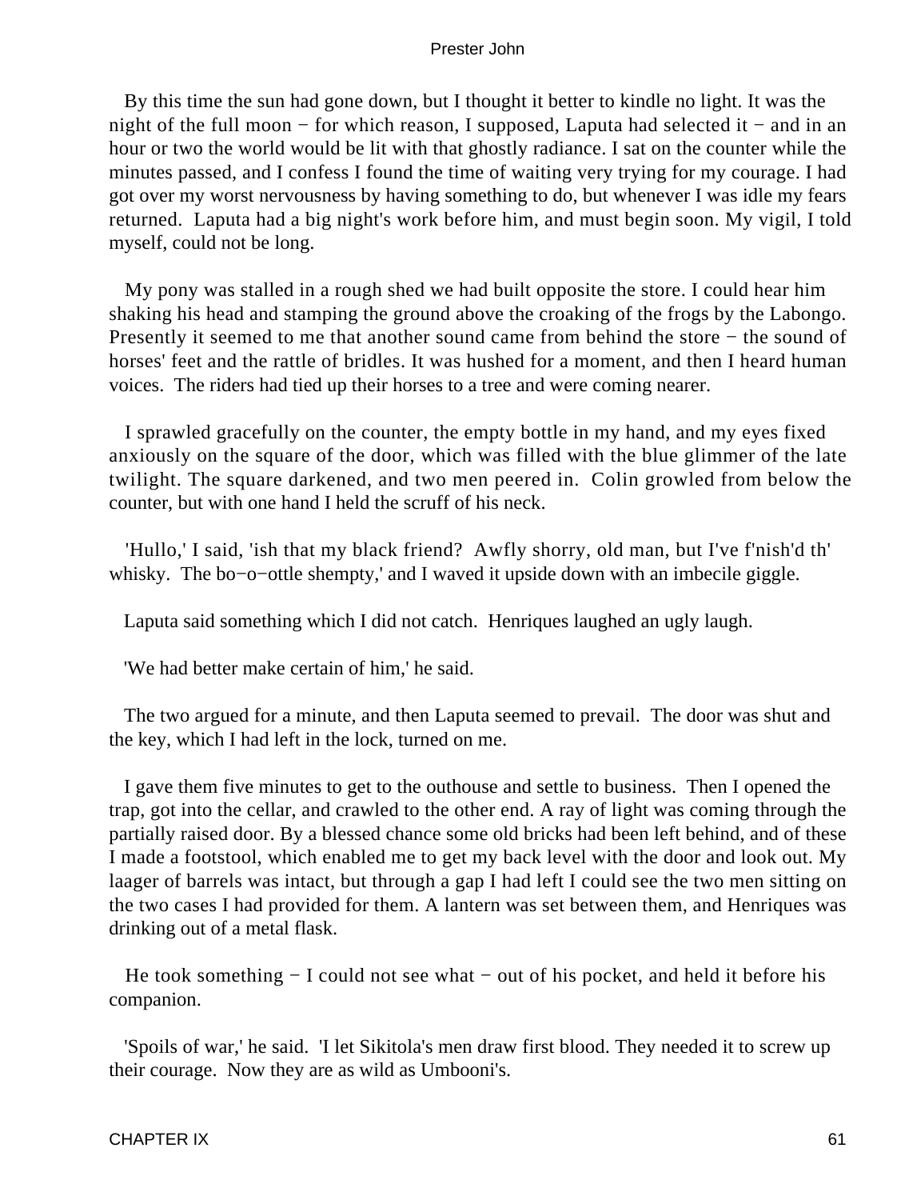By this time the sun had gone down, but I thought it better to kindle no light. It was the night of the full moon − for which reason, I supposed, Laputa had selected it − and in an hour or two the world would be lit with that ghostly radiance. I sat on the counter while the minutes passed, and I confess I found the time of waiting very trying for my courage. I had got over my worst nervousness by having something to do, but whenever I was idle my fears returned. Laputa had a big night's work before him, and must begin soon. My vigil, I told myself, could not be long.

My pony was stalled in a rough shed we had built opposite the store. I could hear him shaking his head and stamping the ground above the croaking of the frogs by the Labongo. Presently it seemed to me that another sound came from behind the store − the sound of horses' feet and the rattle of bridles. It was hushed for a moment, and then I heard human voices. The riders had tied up their horses to a tree and were coming nearer.

I sprawled gracefully on the counter, the empty bottle in my hand, and my eyes fixed anxiously on the square of the door, which was filled with the blue glimmer of the late twilight. The square darkened, and two men peered in. Colin growled from below the counter, but with one hand I held the scruff of his neck.

'Hullo,' I said, 'ish that my black friend? Awfly shorry, old man, but I've f'nish'd th' whisky. The bo−o−ottle shempty,' and I waved it upside down with an imbecile giggle.

Laputa said something which I did not catch. Henriques laughed an ugly laugh.

'We had better make certain of him,' he said.

The two argued for a minute, and then Laputa seemed to prevail. The door was shut and the key, which I had left in the lock, turned on me.

I gave them five minutes to get to the outhouse and settle to business. Then I opened the trap, got into the cellar, and crawled to the other end. A ray of light was coming through the partially raised door. By a blessed chance some old bricks had been left behind, and of these I made a footstool, which enabled me to get my back level with the door and look out. My laager of barrels was intact, but through a gap I had left I could see the two men sitting on the two cases I had provided for them. A lantern was set between them, and Henriques was drinking out of a metal flask.

He took something − I could not see what − out of his pocket, and held it before his companion.

'Spoils of war,' he said. 'I let Sikitola's men draw first blood. They needed it to screw up their courage. Now they are as wild as Umbooni's.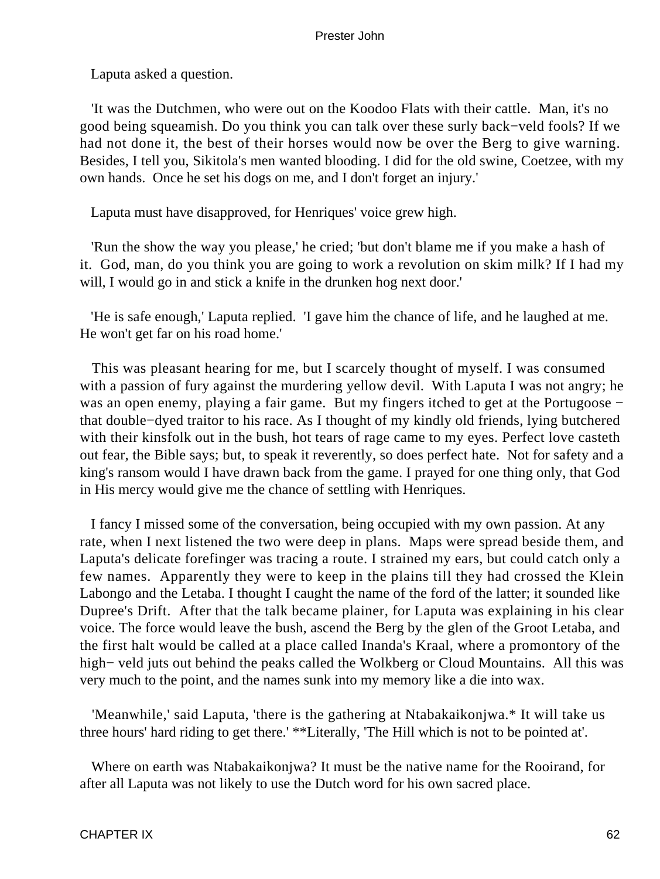Laputa asked a question.

'It was the Dutchmen, who were out on the Koodoo Flats with their cattle. Man, it's no good being squeamish. Do you think you can talk over these surly back−veld fools? If we had not done it, the best of their horses would now be over the Berg to give warning. Besides, I tell you, Sikitola's men wanted blooding. I did for the old swine, Coetzee, with my own hands. Once he set his dogs on me, and I don't forget an injury.'

Laputa must have disapproved, for Henriques' voice grew high.

'Run the show the way you please,' he cried; 'but don't blame me if you make a hash of it. God, man, do you think you are going to work a revolution on skim milk? If I had my will, I would go in and stick a knife in the drunken hog next door.'

'He is safe enough,' Laputa replied. 'I gave him the chance of life, and he laughed at me. He won't get far on his road home.'

This was pleasant hearing for me, but I scarcely thought of myself. I was consumed with a passion of fury against the murdering yellow devil. With Laputa I was not angry; he was an open enemy, playing a fair game. But my fingers itched to get at the Portugoose − that double−dyed traitor to his race. As I thought of my kindly old friends, lying butchered with their kinsfolk out in the bush, hot tears of rage came to my eyes. Perfect love casteth out fear, the Bible says; but, to speak it reverently, so does perfect hate. Not for safety and a king's ransom would I have drawn back from the game. I prayed for one thing only, that God in His mercy would give me the chance of settling with Henriques.

I fancy I missed some of the conversation, being occupied with my own passion. At any rate, when I next listened the two were deep in plans. Maps were spread beside them, and Laputa's delicate forefinger was tracing a route. I strained my ears, but could catch only a few names. Apparently they were to keep in the plains till they had crossed the Klein Labongo and the Letaba. I thought I caught the name of the ford of the latter; it sounded like Dupree's Drift. After that the talk became plainer, for Laputa was explaining in his clear voice. The force would leave the bush, ascend the Berg by the glen of the Groot Letaba, and the first halt would be called at a place called Inanda's Kraal, where a promontory of the high− veld juts out behind the peaks called the Wolkberg or Cloud Mountains. All this was very much to the point, and the names sunk into my memory like a die into wax.

'Meanwhile,' said Laputa, 'there is the gathering at Ntabakaikonjwa.* It will take us three hours' hard riding to get there.' **Literally, 'The Hill which is not to be pointed at'.

Where on earth was Ntabakaikonjwa? It must be the native name for the Rooirand, for after all Laputa was not likely to use the Dutch word for his own sacred place.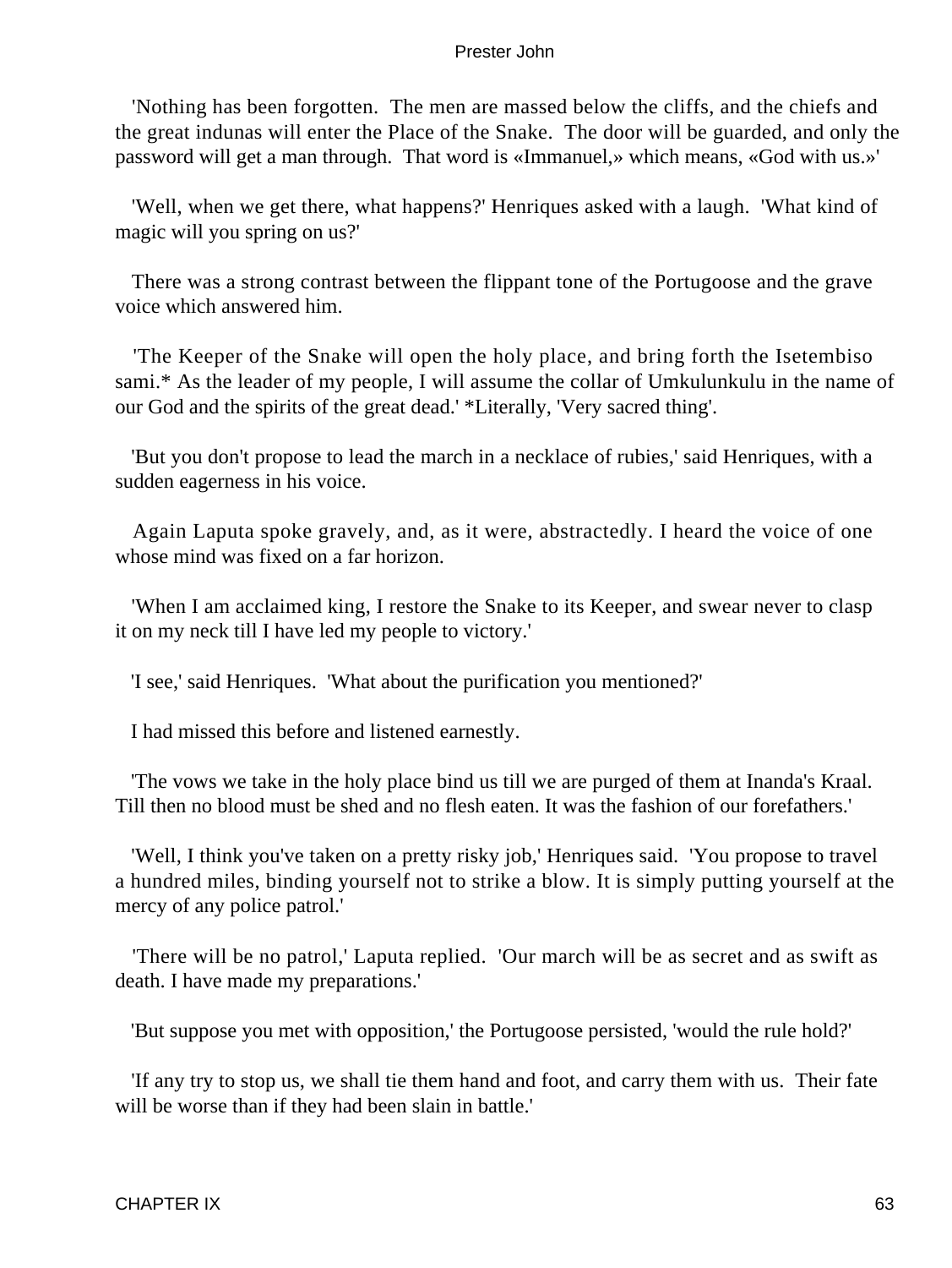'Nothing has been forgotten. The men are massed below the cliffs, and the chiefs and the great indunas will enter the Place of the Snake. The door will be guarded, and only the password will get a man through. That word «Immanuel,» which means, «God with us.»'

'Well, when we get there, what happens?' Henriques asked with a laugh. 'What kind of magic will you spring on us?'

There was a strong contrast between the flippant tone of the Portugoose and the grave voice which answered him.

'The Keeper of the Snake will open the holy place, and bring forth the Isetembiso sami.* As the leader of my people, I will assume the collar of Umkulunkulu in the name of our God and the spirits of the great dead.' *Literally, 'Very sacred thing'.

'But you don't propose to lead the march in a necklace of rubies,' said Henriques, with a sudden eagerness in his voice.

Again Laputa spoke gravely, and, as it were, abstractedly. I heard the voice of one whose mind was fixed on a far horizon.

'When I am acclaimed king, I restore the Snake to its Keeper, and swear never to clasp it on my neck till I have led my people to victory.'

'I see,' said Henriques. 'What about the purification you mentioned?'

I had missed this before and listened earnestly.

'The vows we take in the holy place bind us till we are purged of them at Inanda's Kraal. Till then no blood must be shed and no flesh eaten. It was the fashion of our forefathers.'

'Well, I think you've taken on a pretty risky job,' Henriques said. 'You propose to travel a hundred miles, binding yourself not to strike a blow. It is simply putting yourself at the mercy of any police patrol.'

'There will be no patrol,' Laputa replied. 'Our march will be as secret and as swift as death. I have made my preparations.'

'But suppose you met with opposition,' the Portugoose persisted, 'would the rule hold?'

'If any try to stop us, we shall tie them hand and foot, and carry them with us. Their fate will be worse than if they had been slain in battle.'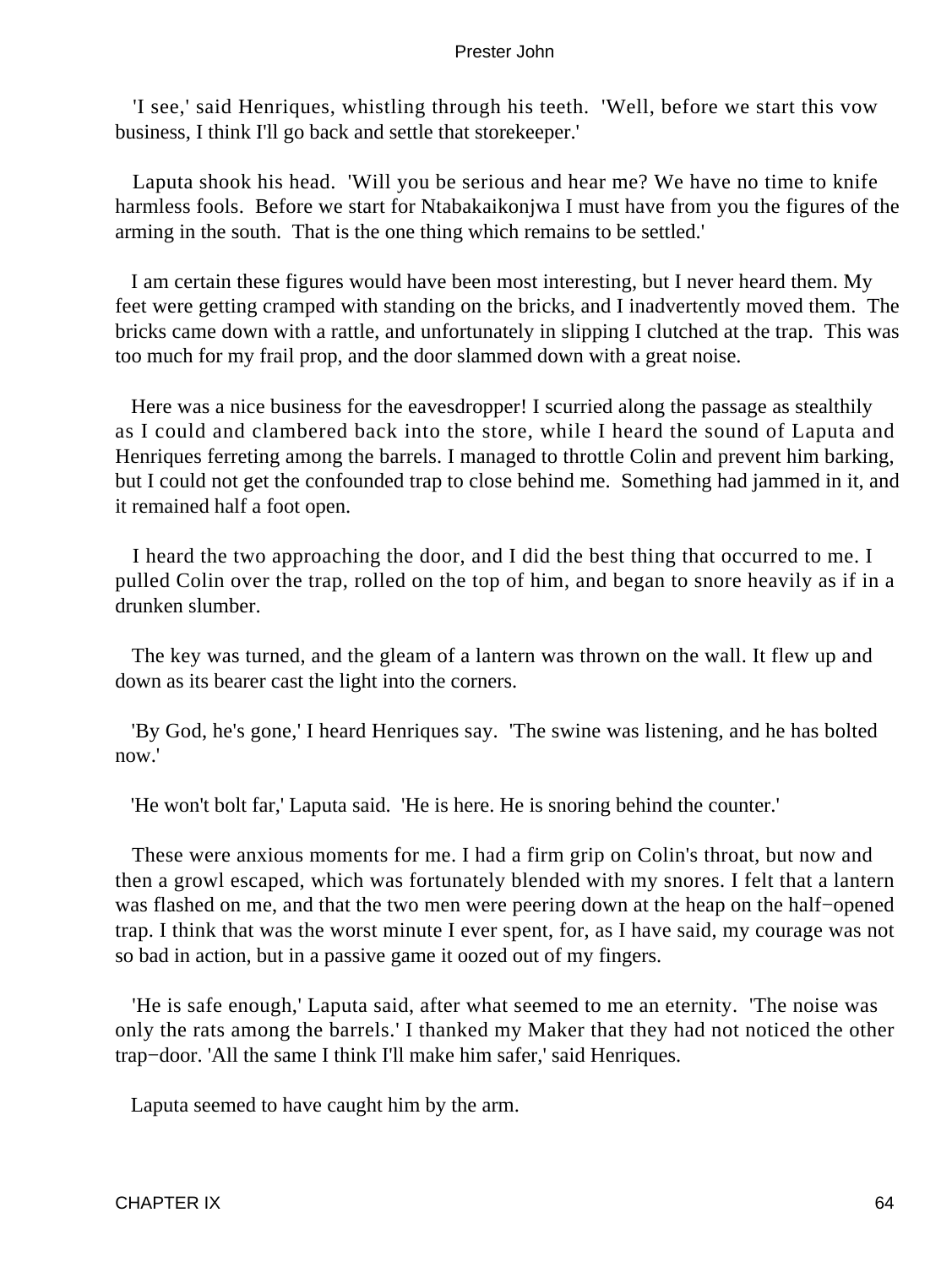'I see,' said Henriques, whistling through his teeth. 'Well, before we start this vow business, I think I'll go back and settle that storekeeper.'

Laputa shook his head. 'Will you be serious and hear me? We have no time to knife harmless fools. Before we start for Ntabakaikonjwa I must have from you the figures of the arming in the south. That is the one thing which remains to be settled.'

I am certain these figures would have been most interesting, but I never heard them. My feet were getting cramped with standing on the bricks, and I inadvertently moved them. The bricks came down with a rattle, and unfortunately in slipping I clutched at the trap. This was too much for my frail prop, and the door slammed down with a great noise.

Here was a nice business for the eavesdropper! I scurried along the passage as stealthily as I could and clambered back into the store, while I heard the sound of Laputa and Henriques ferreting among the barrels. I managed to throttle Colin and prevent him barking, but I could not get the confounded trap to close behind me. Something had jammed in it, and it remained half a foot open.

I heard the two approaching the door, and I did the best thing that occurred to me. I pulled Colin over the trap, rolled on the top of him, and began to snore heavily as if in a drunken slumber.

The key was turned, and the gleam of a lantern was thrown on the wall. It flew up and down as its bearer cast the light into the corners.

'By God, he's gone,' I heard Henriques say. 'The swine was listening, and he has bolted now.'

'He won't bolt far,' Laputa said. 'He is here. He is snoring behind the counter.'

These were anxious moments for me. I had a firm grip on Colin's throat, but now and then a growl escaped, which was fortunately blended with my snores. I felt that a lantern was flashed on me, and that the two men were peering down at the heap on the half−opened trap. I think that was the worst minute I ever spent, for, as I have said, my courage was not so bad in action, but in a passive game it oozed out of my fingers.

'He is safe enough,' Laputa said, after what seemed to me an eternity. 'The noise was only the rats among the barrels.' I thanked my Maker that they had not noticed the other trap−door. 'All the same I think I'll make him safer,' said Henriques.

Laputa seemed to have caught him by the arm.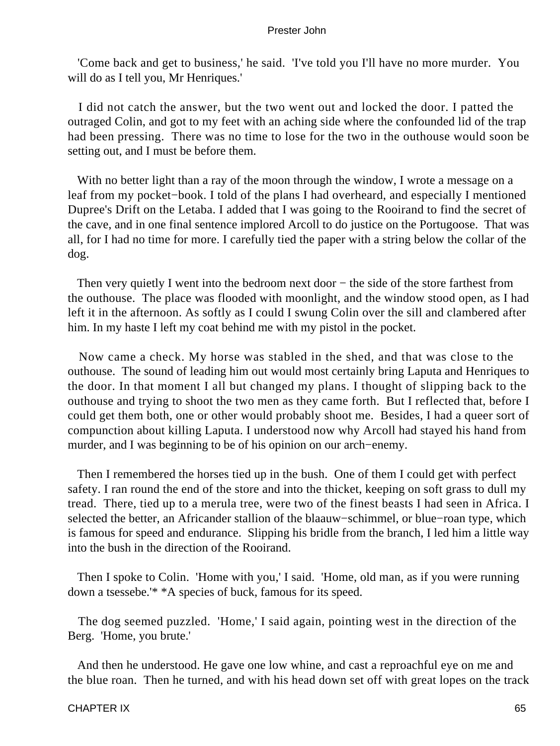'Come back and get to business,' he said. 'I've told you I'll have no more murder. You will do as I tell you, Mr Henriques.'

I did not catch the answer, but the two went out and locked the door. I patted the outraged Colin, and got to my feet with an aching side where the confounded lid of the trap had been pressing. There was no time to lose for the two in the outhouse would soon be setting out, and I must be before them.

With no better light than a ray of the moon through the window, I wrote a message on a leaf from my pocket−book. I told of the plans I had overheard, and especially I mentioned Dupree's Drift on the Letaba. I added that I was going to the Rooirand to find the secret of the cave, and in one final sentence implored Arcoll to do justice on the Portugoose. That was all, for I had no time for more. I carefully tied the paper with a string below the collar of the dog.

Then very quietly I went into the bedroom next door − the side of the store farthest from the outhouse. The place was flooded with moonlight, and the window stood open, as I had left it in the afternoon. As softly as I could I swung Colin over the sill and clambered after him. In my haste I left my coat behind me with my pistol in the pocket.

Now came a check. My horse was stabled in the shed, and that was close to the outhouse. The sound of leading him out would most certainly bring Laputa and Henriques to the door. In that moment I all but changed my plans. I thought of slipping back to the outhouse and trying to shoot the two men as they came forth. But I reflected that, before I could get them both, one or other would probably shoot me. Besides, I had a queer sort of compunction about killing Laputa. I understood now why Arcoll had stayed his hand from murder, and I was beginning to be of his opinion on our arch−enemy.

Then I remembered the horses tied up in the bush. One of them I could get with perfect safety. I ran round the end of the store and into the thicket, keeping on soft grass to dull my tread. There, tied up to a merula tree, were two of the finest beasts I had seen in Africa. I selected the better, an Africander stallion of the blaauw−schimmel, or blue−roan type, which is famous for speed and endurance. Slipping his bridle from the branch, I led him a little way into the bush in the direction of the Rooirand.

Then I spoke to Colin. 'Home with you,' I said. 'Home, old man, as if you were running down a tsessebe.'* *A species of buck, famous for its speed.

The dog seemed puzzled. 'Home,' I said again, pointing west in the direction of the Berg. 'Home, you brute.'

And then he understood. He gave one low whine, and cast a reproachful eye on me and the blue roan. Then he turned, and with his head down set off with great lopes on the track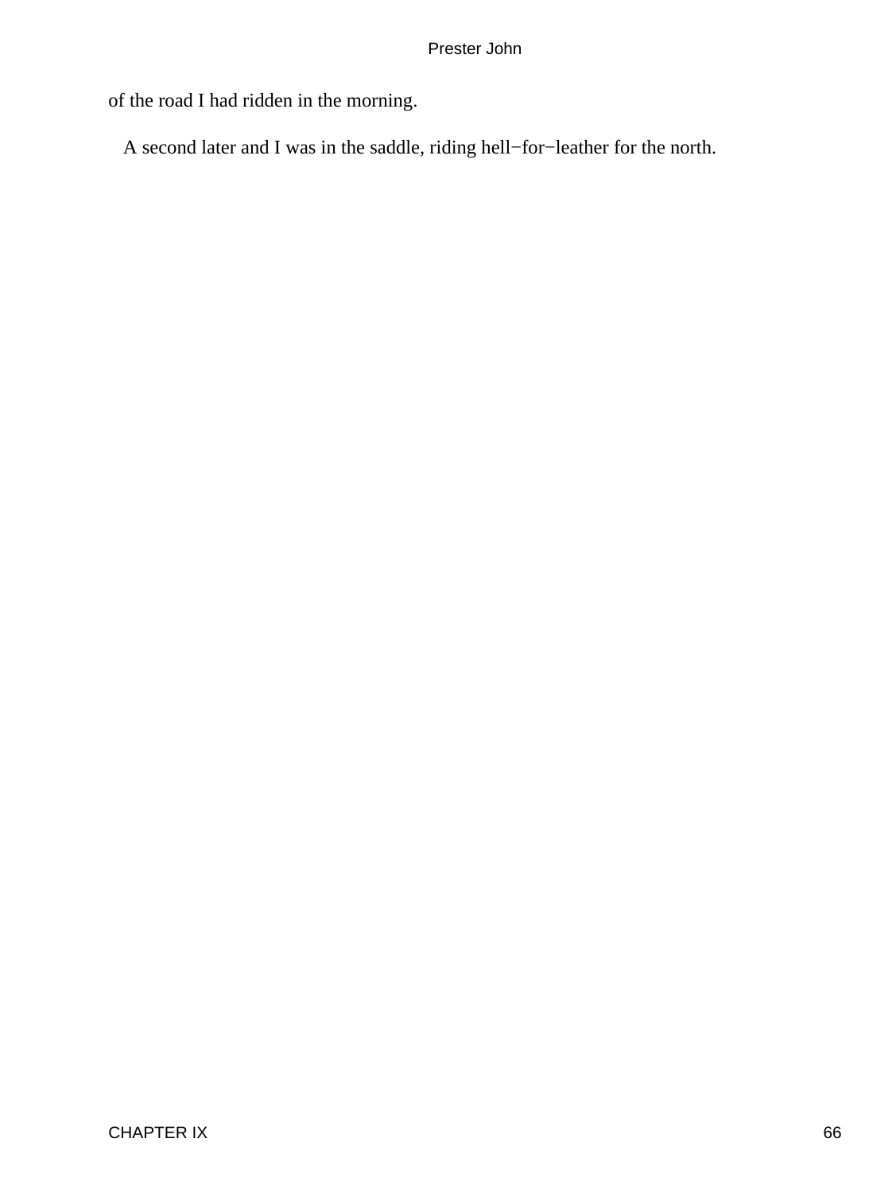of the road I had ridden in the morning.

A second later and I was in the saddle, riding hell−for−leather for the north.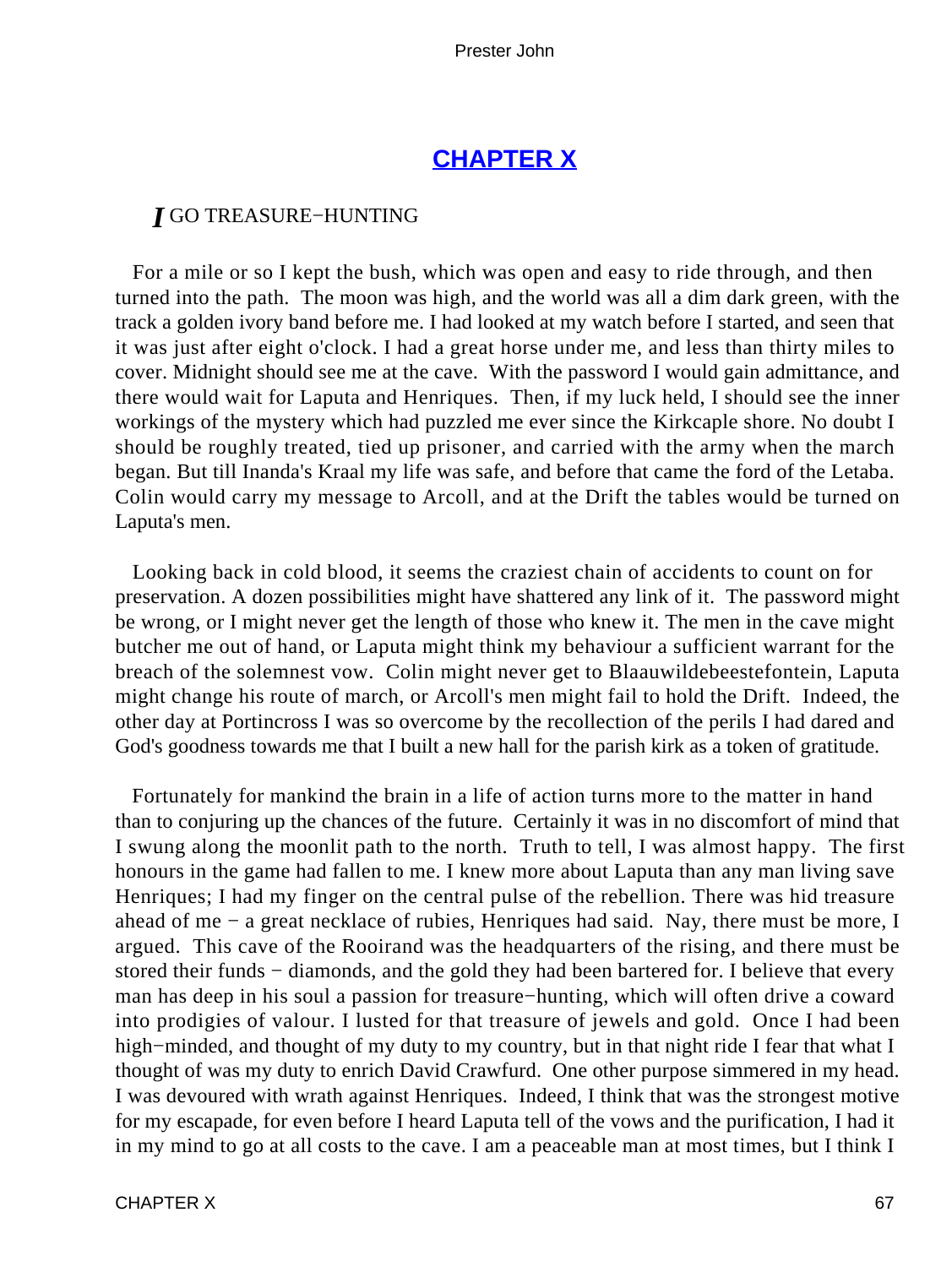## CHAPTER X

### *I* GO TREASURE−HUNTING

For a mile or so I kept the bush, which was open and easy to ride through, and then turned into the path. The moon was high, and the world was all a dim dark green, with the track a golden ivory band before me. I had looked at my watch before I started, and seen that it was just after eight o'clock. I had a great horse under me, and less than thirty miles to cover. Midnight should see me at the cave. With the password I would gain admittance, and there would wait for Laputa and Henriques. Then, if my luck held, I should see the inner workings of the mystery which had puzzled me ever since the Kirkcaple shore. No doubt I should be roughly treated, tied up prisoner, and carried with the army when the march began. But till Inanda's Kraal my life was safe, and before that came the ford of the Letaba. Colin would carry my message to Arcoll, and at the Drift the tables would be turned on Laputa's men.

Looking back in cold blood, it seems the craziest chain of accidents to count on for preservation. A dozen possibilities might have shattered any link of it. The password might be wrong, or I might never get the length of those who knew it. The men in the cave might butcher me out of hand, or Laputa might think my behaviour a sufficient warrant for the breach of the solemnest vow. Colin might never get to Blaauwildebeestefontein, Laputa might change his route of march, or Arcoll's men might fail to hold the Drift. Indeed, the other day at Portincross I was so overcome by the recollection of the perils I had dared and God's goodness towards me that I built a new hall for the parish kirk as a token of gratitude.

Fortunately for mankind the brain in a life of action turns more to the matter in hand than to conjuring up the chances of the future. Certainly it was in no discomfort of mind that I swung along the moonlit path to the north. Truth to tell, I was almost happy. The first honours in the game had fallen to me. I knew more about Laputa than any man living save Henriques; I had my finger on the central pulse of the rebellion. There was hid treasure ahead of me − a great necklace of rubies, Henriques had said. Nay, there must be more, I argued. This cave of the Rooirand was the headquarters of the rising, and there must be stored their funds − diamonds, and the gold they had been bartered for. I believe that every man has deep in his soul a passion for treasure−hunting, which will often drive a coward into prodigies of valour. I lusted for that treasure of jewels and gold. Once I had been high−minded, and thought of my duty to my country, but in that night ride I fear that what I thought of was my duty to enrich David Crawfurd. One other purpose simmered in my head. I was devoured with wrath against Henriques. Indeed, I think that was the strongest motive for my escapade, for even before I heard Laputa tell of the vows and the purification, I had it in my mind to go at all costs to the cave. I am a peaceable man at most times, but I think I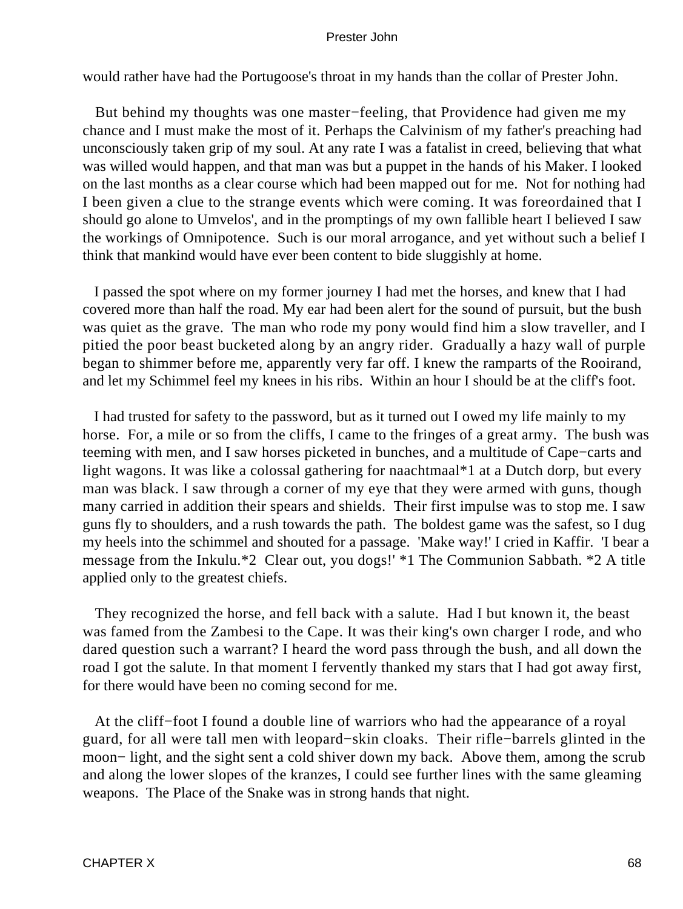would rather have had the Portugoose's throat in my hands than the collar of Prester John.

But behind my thoughts was one master−feeling, that Providence had given me my chance and I must make the most of it. Perhaps the Calvinism of my father's preaching had unconsciously taken grip of my soul. At any rate I was a fatalist in creed, believing that what was willed would happen, and that man was but a puppet in the hands of his Maker. I looked on the last months as a clear course which had been mapped out for me. Not for nothing had I been given a clue to the strange events which were coming. It was foreordained that I should go alone to Umvelos', and in the promptings of my own fallible heart I believed I saw the workings of Omnipotence. Such is our moral arrogance, and yet without such a belief I think that mankind would have ever been content to bide sluggishly at home.

I passed the spot where on my former journey I had met the horses, and knew that I had covered more than half the road. My ear had been alert for the sound of pursuit, but the bush was quiet as the grave. The man who rode my pony would find him a slow traveller, and I pitied the poor beast bucketed along by an angry rider. Gradually a hazy wall of purple began to shimmer before me, apparently very far off. I knew the ramparts of the Rooirand, and let my Schimmel feel my knees in his ribs. Within an hour I should be at the cliff's foot.

I had trusted for safety to the password, but as it turned out I owed my life mainly to my horse. For, a mile or so from the cliffs, I came to the fringes of a great army. The bush was teeming with men, and I saw horses picketed in bunches, and a multitude of Cape−carts and light wagons. It was like a colossal gathering for naachtmaal*1 at a Dutch dorp, but every man was black. I saw through a corner of my eye that they were armed with guns, though many carried in addition their spears and shields. Their first impulse was to stop me. I saw guns fly to shoulders, and a rush towards the path. The boldest game was the safest, so I dug my heels into the schimmel and shouted for a passage. 'Make way!' I cried in Kaffir. 'I bear a message from the Inkulu.*2 Clear out, you dogs!' *1 The Communion Sabbath. *2 A title applied only to the greatest chiefs.

They recognized the horse, and fell back with a salute. Had I but known it, the beast was famed from the Zambesi to the Cape. It was their king's own charger I rode, and who dared question such a warrant? I heard the word pass through the bush, and all down the road I got the salute. In that moment I fervently thanked my stars that I had got away first, for there would have been no coming second for me.

At the cliff−foot I found a double line of warriors who had the appearance of a royal guard, for all were tall men with leopard−skin cloaks. Their rifle−barrels glinted in the moon− light, and the sight sent a cold shiver down my back. Above them, among the scrub and along the lower slopes of the kranzes, I could see further lines with the same gleaming weapons. The Place of the Snake was in strong hands that night.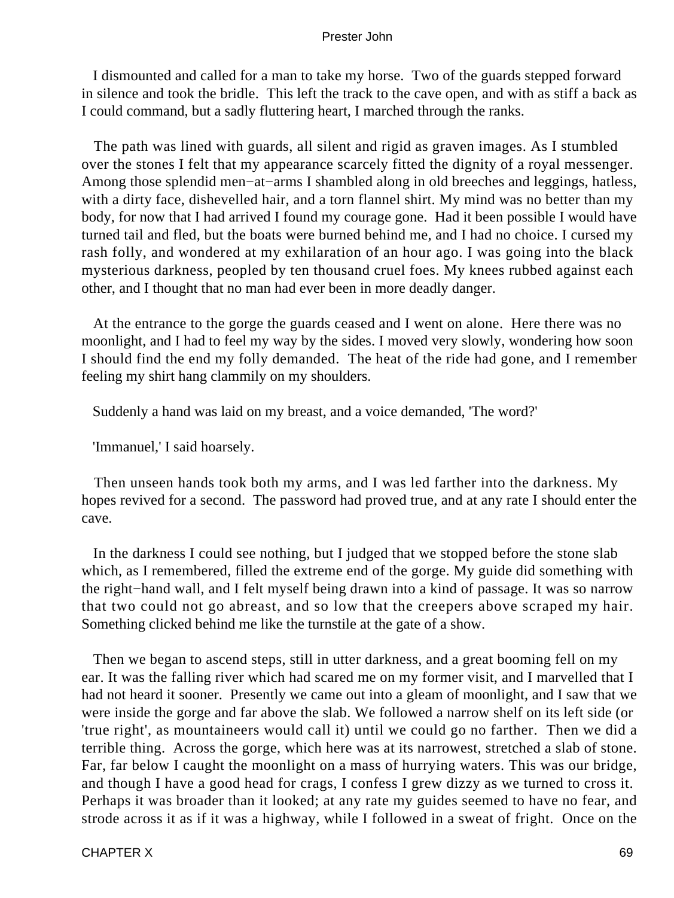I dismounted and called for a man to take my horse. Two of the guards stepped forward in silence and took the bridle. This left the track to the cave open, and with as stiff a back as I could command, but a sadly fluttering heart, I marched through the ranks.

The path was lined with guards, all silent and rigid as graven images. As I stumbled over the stones I felt that my appearance scarcely fitted the dignity of a royal messenger. Among those splendid men−at−arms I shambled along in old breeches and leggings, hatless, with a dirty face, dishevelled hair, and a torn flannel shirt. My mind was no better than my body, for now that I had arrived I found my courage gone. Had it been possible I would have turned tail and fled, but the boats were burned behind me, and I had no choice. I cursed my rash folly, and wondered at my exhilaration of an hour ago. I was going into the black mysterious darkness, peopled by ten thousand cruel foes. My knees rubbed against each other, and I thought that no man had ever been in more deadly danger.

At the entrance to the gorge the guards ceased and I went on alone. Here there was no moonlight, and I had to feel my way by the sides. I moved very slowly, wondering how soon I should find the end my folly demanded. The heat of the ride had gone, and I remember feeling my shirt hang clammily on my shoulders.

Suddenly a hand was laid on my breast, and a voice demanded, 'The word?'

'Immanuel,' I said hoarsely.

Then unseen hands took both my arms, and I was led farther into the darkness. My hopes revived for a second. The password had proved true, and at any rate I should enter the cave.

In the darkness I could see nothing, but I judged that we stopped before the stone slab which, as I remembered, filled the extreme end of the gorge. My guide did something with the right−hand wall, and I felt myself being drawn into a kind of passage. It was so narrow that two could not go abreast, and so low that the creepers above scraped my hair. Something clicked behind me like the turnstile at the gate of a show.

Then we began to ascend steps, still in utter darkness, and a great booming fell on my ear. It was the falling river which had scared me on my former visit, and I marvelled that I had not heard it sooner. Presently we came out into a gleam of moonlight, and I saw that we were inside the gorge and far above the slab. We followed a narrow shelf on its left side (or 'true right', as mountaineers would call it) until we could go no farther. Then we did a terrible thing. Across the gorge, which here was at its narrowest, stretched a slab of stone. Far, far below I caught the moonlight on a mass of hurrying waters. This was our bridge, and though I have a good head for crags, I confess I grew dizzy as we turned to cross it. Perhaps it was broader than it looked; at any rate my guides seemed to have no fear, and strode across it as if it was a highway, while I followed in a sweat of fright. Once on the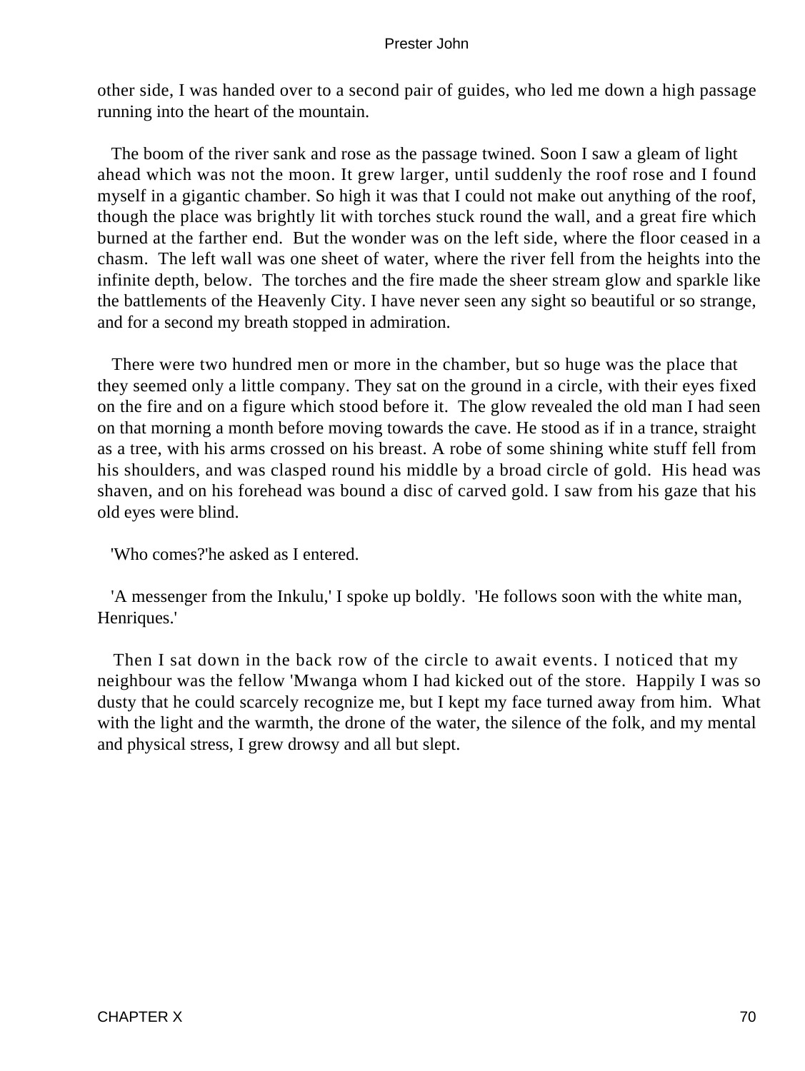other side, I was handed over to a second pair of guides, who led me down a high passage running into the heart of the mountain.

The boom of the river sank and rose as the passage twined. Soon I saw a gleam of light ahead which was not the moon. It grew larger, until suddenly the roof rose and I found myself in a gigantic chamber. So high it was that I could not make out anything of the roof, though the place was brightly lit with torches stuck round the wall, and a great fire which burned at the farther end. But the wonder was on the left side, where the floor ceased in a chasm. The left wall was one sheet of water, where the river fell from the heights into the infinite depth, below. The torches and the fire made the sheer stream glow and sparkle like the battlements of the Heavenly City. I have never seen any sight so beautiful or so strange, and for a second my breath stopped in admiration.

There were two hundred men or more in the chamber, but so huge was the place that they seemed only a little company. They sat on the ground in a circle, with their eyes fixed on the fire and on a figure which stood before it. The glow revealed the old man I had seen on that morning a month before moving towards the cave. He stood as if in a trance, straight as a tree, with his arms crossed on his breast. A robe of some shining white stuff fell from his shoulders, and was clasped round his middle by a broad circle of gold. His head was shaven, and on his forehead was bound a disc of carved gold. I saw from his gaze that his old eyes were blind.

'Who comes?'he asked as I entered.

'A messenger from the Inkulu,' I spoke up boldly. 'He follows soon with the white man, Henriques.'

Then I sat down in the back row of the circle to await events. I noticed that my neighbour was the fellow 'Mwanga whom I had kicked out of the store. Happily I was so dusty that he could scarcely recognize me, but I kept my face turned away from him. What with the light and the warmth, the drone of the water, the silence of the folk, and my mental and physical stress, I grew drowsy and all but slept.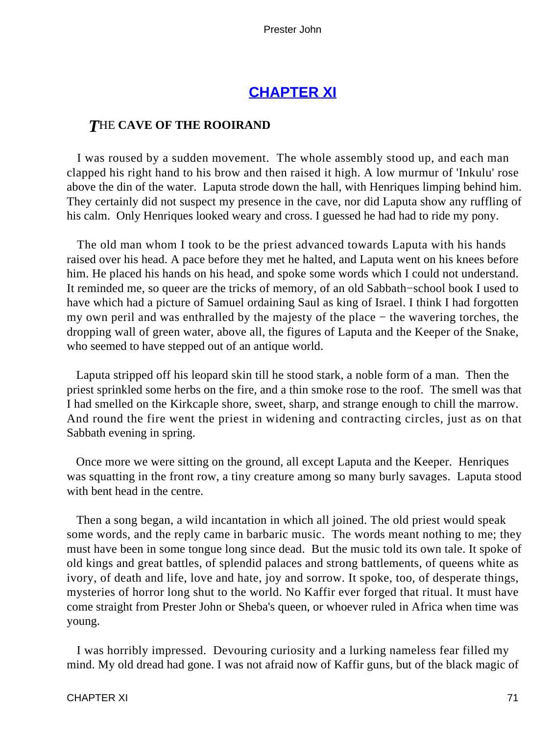## CHAPTER XI

### THE CAVE OF THE ROOIRAND

I was roused by a sudden movement. The whole assembly stood up, and each man clapped his right hand to his brow and then raised it high. A low murmur of 'Inkulu' rose above the din of the water. Laputa strode down the hall, with Henriques limping behind him. They certainly did not suspect my presence in the cave, nor did Laputa show any ruffling of his calm. Only Henriques looked weary and cross. I guessed he had had to ride my pony.

The old man whom I took to be the priest advanced towards Laputa with his hands raised over his head. A pace before they met he halted, and Laputa went on his knees before him. He placed his hands on his head, and spoke some words which I could not understand. It reminded me, so queer are the tricks of memory, of an old Sabbath−school book I used to have which had a picture of Samuel ordaining Saul as king of Israel. I think I had forgotten my own peril and was enthralled by the majesty of the place − the wavering torches, the dropping wall of green water, above all, the figures of Laputa and the Keeper of the Snake, who seemed to have stepped out of an antique world.

Laputa stripped off his leopard skin till he stood stark, a noble form of a man. Then the priest sprinkled some herbs on the fire, and a thin smoke rose to the roof. The smell was that I had smelled on the Kirkcaple shore, sweet, sharp, and strange enough to chill the marrow. And round the fire went the priest in widening and contracting circles, just as on that Sabbath evening in spring.

Once more we were sitting on the ground, all except Laputa and the Keeper. Henriques was squatting in the front row, a tiny creature among so many burly savages. Laputa stood with bent head in the centre.

Then a song began, a wild incantation in which all joined. The old priest would speak some words, and the reply came in barbaric music. The words meant nothing to me; they must have been in some tongue long since dead. But the music told its own tale. It spoke of old kings and great battles, of splendid palaces and strong battlements, of queens white as ivory, of death and life, love and hate, joy and sorrow. It spoke, too, of desperate things, mysteries of horror long shut to the world. No Kaffir ever forged that ritual. It must have come straight from Prester John or Sheba's queen, or whoever ruled in Africa when time was young.

I was horribly impressed. Devouring curiosity and a lurking nameless fear filled my mind. My old dread had gone. I was not afraid now of Kaffir guns, but of the black magic of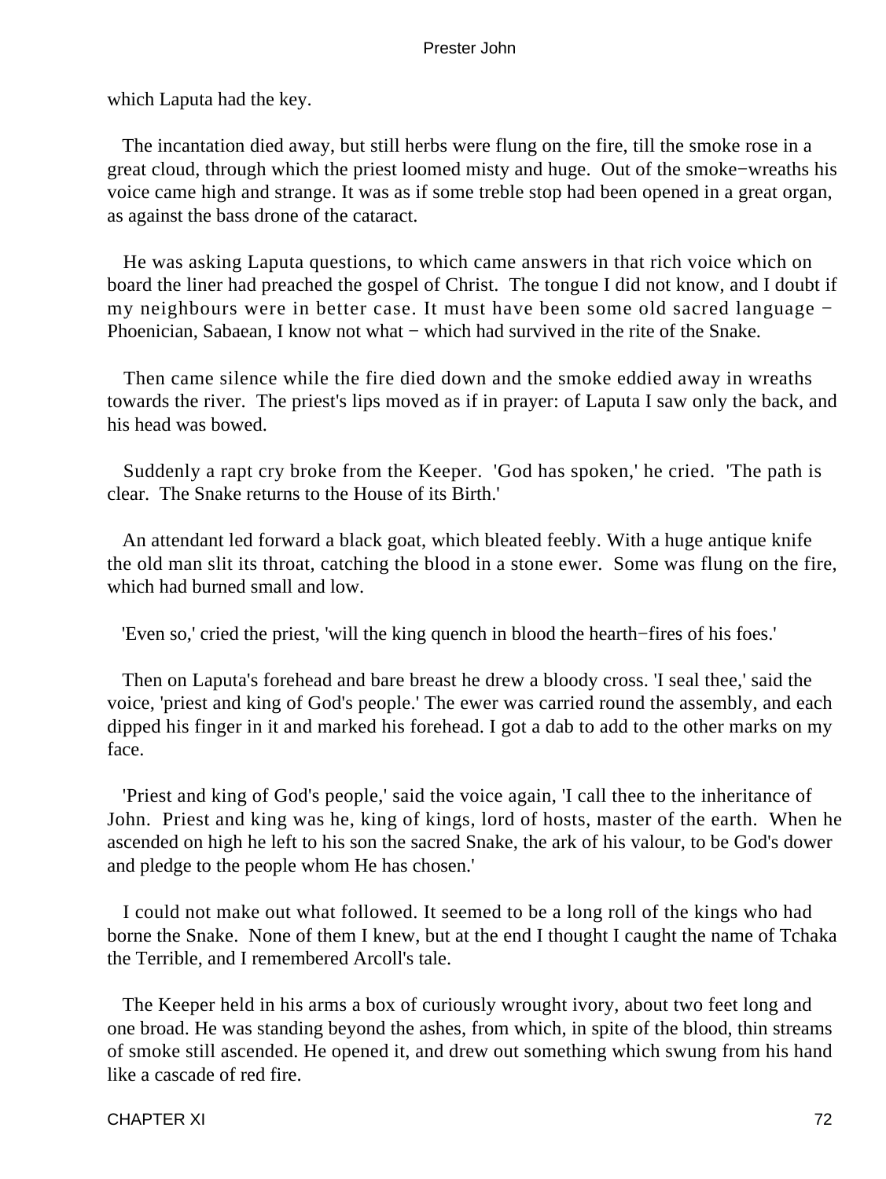which Laputa had the key.

The incantation died away, but still herbs were flung on the fire, till the smoke rose in a great cloud, through which the priest loomed misty and huge. Out of the smoke−wreaths his voice came high and strange. It was as if some treble stop had been opened in a great organ, as against the bass drone of the cataract.

He was asking Laputa questions, to which came answers in that rich voice which on board the liner had preached the gospel of Christ. The tongue I did not know, and I doubt if my neighbours were in better case. It must have been some old sacred language − Phoenician, Sabaean, I know not what − which had survived in the rite of the Snake.

Then came silence while the fire died down and the smoke eddied away in wreaths towards the river. The priest's lips moved as if in prayer: of Laputa I saw only the back, and his head was bowed.

Suddenly a rapt cry broke from the Keeper. 'God has spoken,' he cried. 'The path is clear. The Snake returns to the House of its Birth.'

An attendant led forward a black goat, which bleated feebly. With a huge antique knife the old man slit its throat, catching the blood in a stone ewer. Some was flung on the fire, which had burned small and low.

'Even so,' cried the priest, 'will the king quench in blood the hearth−fires of his foes.'

Then on Laputa's forehead and bare breast he drew a bloody cross. 'I seal thee,' said the voice, 'priest and king of God's people.' The ewer was carried round the assembly, and each dipped his finger in it and marked his forehead. I got a dab to add to the other marks on my face.

'Priest and king of God's people,' said the voice again, 'I call thee to the inheritance of John. Priest and king was he, king of kings, lord of hosts, master of the earth. When he ascended on high he left to his son the sacred Snake, the ark of his valour, to be God's dower and pledge to the people whom He has chosen.'

I could not make out what followed. It seemed to be a long roll of the kings who had borne the Snake. None of them I knew, but at the end I thought I caught the name of Tchaka the Terrible, and I remembered Arcoll's tale.

The Keeper held in his arms a box of curiously wrought ivory, about two feet long and one broad. He was standing beyond the ashes, from which, in spite of the blood, thin streams of smoke still ascended. He opened it, and drew out something which swung from his hand like a cascade of red fire.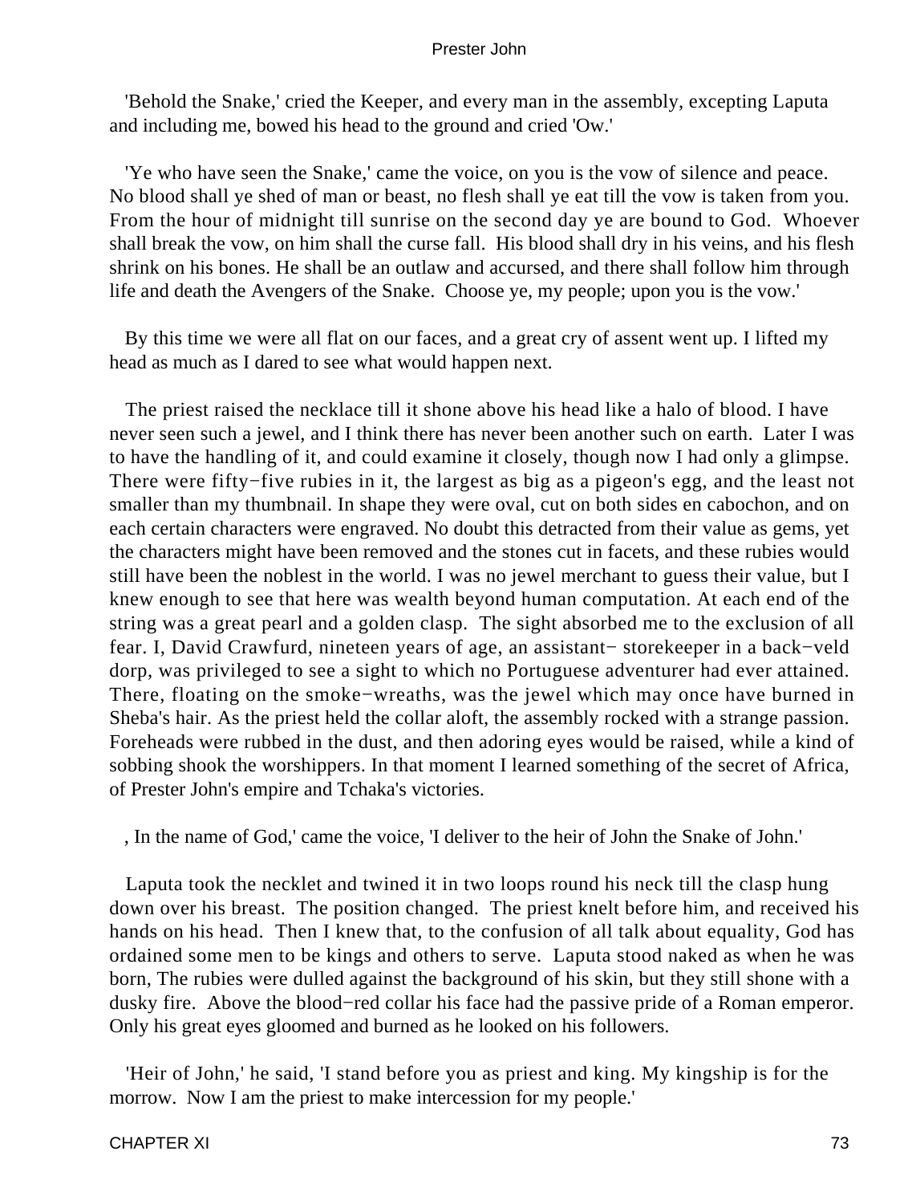'Behold the Snake,' cried the Keeper, and every man in the assembly, excepting Laputa and including me, bowed his head to the ground and cried 'Ow.'

'Ye who have seen the Snake,' came the voice, on you is the vow of silence and peace. No blood shall ye shed of man or beast, no flesh shall ye eat till the vow is taken from you. From the hour of midnight till sunrise on the second day ye are bound to God. Whoever shall break the vow, on him shall the curse fall. His blood shall dry in his veins, and his flesh shrink on his bones. He shall be an outlaw and accursed, and there shall follow him through life and death the Avengers of the Snake. Choose ye, my people; upon you is the vow.'

By this time we were all flat on our faces, and a great cry of assent went up. I lifted my head as much as I dared to see what would happen next.

The priest raised the necklace till it shone above his head like a halo of blood. I have never seen such a jewel, and I think there has never been another such on earth. Later I was to have the handling of it, and could examine it closely, though now I had only a glimpse. There were fifty−five rubies in it, the largest as big as a pigeon's egg, and the least not smaller than my thumbnail. In shape they were oval, cut on both sides en cabochon, and on each certain characters were engraved. No doubt this detracted from their value as gems, yet the characters might have been removed and the stones cut in facets, and these rubies would still have been the noblest in the world. I was no jewel merchant to guess their value, but I knew enough to see that here was wealth beyond human computation. At each end of the string was a great pearl and a golden clasp. The sight absorbed me to the exclusion of all fear. I, David Crawfurd, nineteen years of age, an assistant− storekeeper in a back−veld dorp, was privileged to see a sight to which no Portuguese adventurer had ever attained. There, floating on the smoke−wreaths, was the jewel which may once have burned in Sheba's hair. As the priest held the collar aloft, the assembly rocked with a strange passion. Foreheads were rubbed in the dust, and then adoring eyes would be raised, while a kind of sobbing shook the worshippers. In that moment I learned something of the secret of Africa, of Prester John's empire and Tchaka's victories.

, In the name of God,' came the voice, 'I deliver to the heir of John the Snake of John.'

Laputa took the necklet and twined it in two loops round his neck till the clasp hung down over his breast. The position changed. The priest knelt before him, and received his hands on his head. Then I knew that, to the confusion of all talk about equality, God has ordained some men to be kings and others to serve. Laputa stood naked as when he was born, The rubies were dulled against the background of his skin, but they still shone with a dusky fire. Above the blood−red collar his face had the passive pride of a Roman emperor. Only his great eyes gloomed and burned as he looked on his followers.

'Heir of John,' he said, 'I stand before you as priest and king. My kingship is for the morrow. Now I am the priest to make intercession for my people.'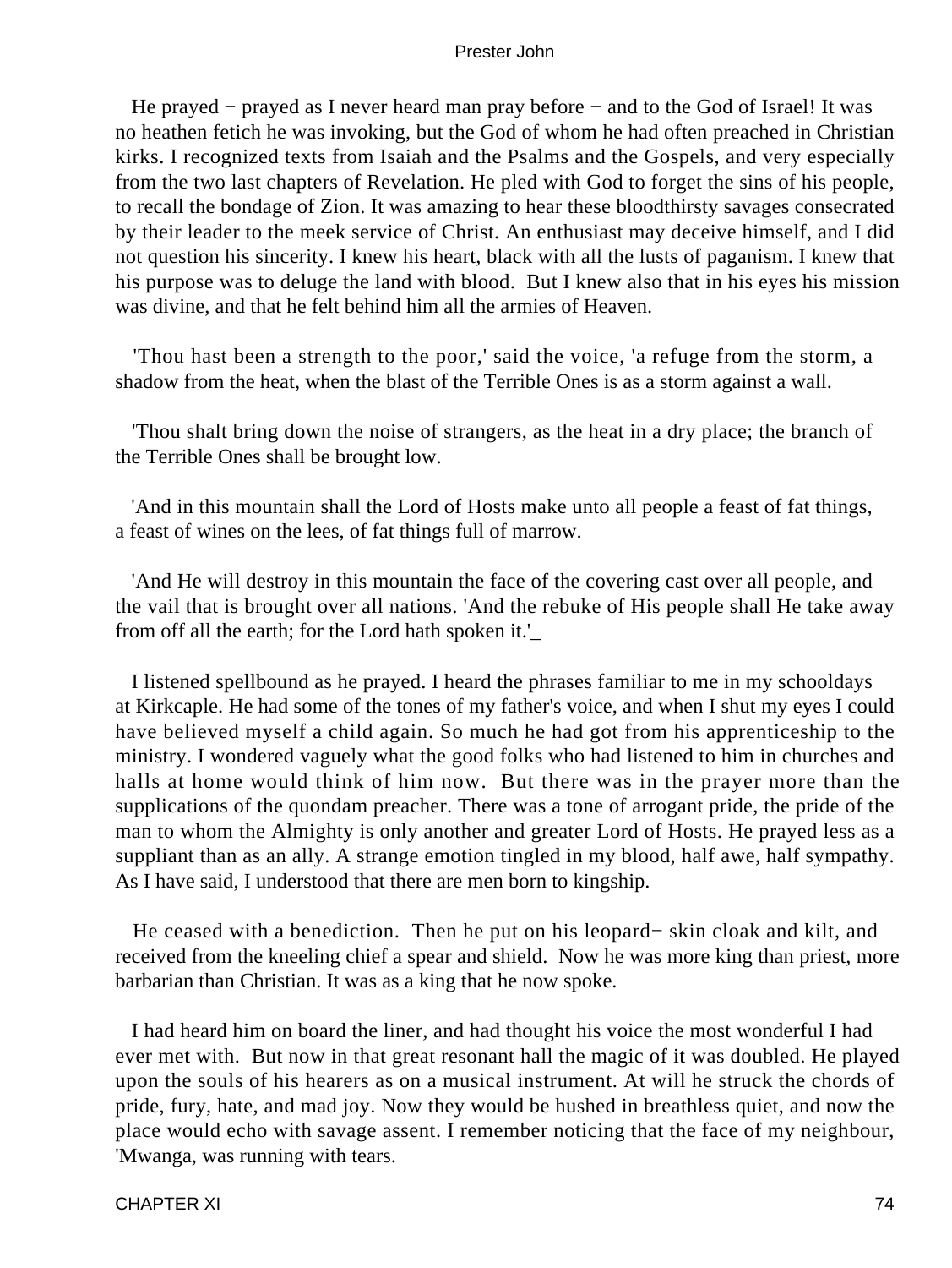He prayed − prayed as I never heard man pray before − and to the God of Israel! It was no heathen fetich he was invoking, but the God of whom he had often preached in Christian kirks. I recognized texts from Isaiah and the Psalms and the Gospels, and very especially from the two last chapters of Revelation. He pled with God to forget the sins of his people, to recall the bondage of Zion. It was amazing to hear these bloodthirsty savages consecrated by their leader to the meek service of Christ. An enthusiast may deceive himself, and I did not question his sincerity. I knew his heart, black with all the lusts of paganism. I knew that his purpose was to deluge the land with blood. But I knew also that in his eyes his mission was divine, and that he felt behind him all the armies of Heaven.

'Thou hast been a strength to the poor,' said the voice, 'a refuge from the storm, a shadow from the heat, when the blast of the Terrible Ones is as a storm against a wall.

'Thou shalt bring down the noise of strangers, as the heat in a dry place; the branch of the Terrible Ones shall be brought low.

'And in this mountain shall the Lord of Hosts make unto all people a feast of fat things, a feast of wines on the lees, of fat things full of marrow.

'And He will destroy in this mountain the face of the covering cast over all people, and the vail that is brought over all nations. 'And the rebuke of His people shall He take away from off all the earth; for the Lord hath spoken it.'_

I listened spellbound as he prayed. I heard the phrases familiar to me in my schooldays at Kirkcaple. He had some of the tones of my father's voice, and when I shut my eyes I could have believed myself a child again. So much he had got from his apprenticeship to the ministry. I wondered vaguely what the good folks who had listened to him in churches and halls at home would think of him now. But there was in the prayer more than the supplications of the quondam preacher. There was a tone of arrogant pride, the pride of the man to whom the Almighty is only another and greater Lord of Hosts. He prayed less as a suppliant than as an ally. A strange emotion tingled in my blood, half awe, half sympathy. As I have said, I understood that there are men born to kingship.

He ceased with a benediction. Then he put on his leopard− skin cloak and kilt, and received from the kneeling chief a spear and shield. Now he was more king than priest, more barbarian than Christian. It was as a king that he now spoke.

I had heard him on board the liner, and had thought his voice the most wonderful I had ever met with. But now in that great resonant hall the magic of it was doubled. He played upon the souls of his hearers as on a musical instrument. At will he struck the chords of pride, fury, hate, and mad joy. Now they would be hushed in breathless quiet, and now the place would echo with savage assent. I remember noticing that the face of my neighbour, 'Mwanga, was running with tears.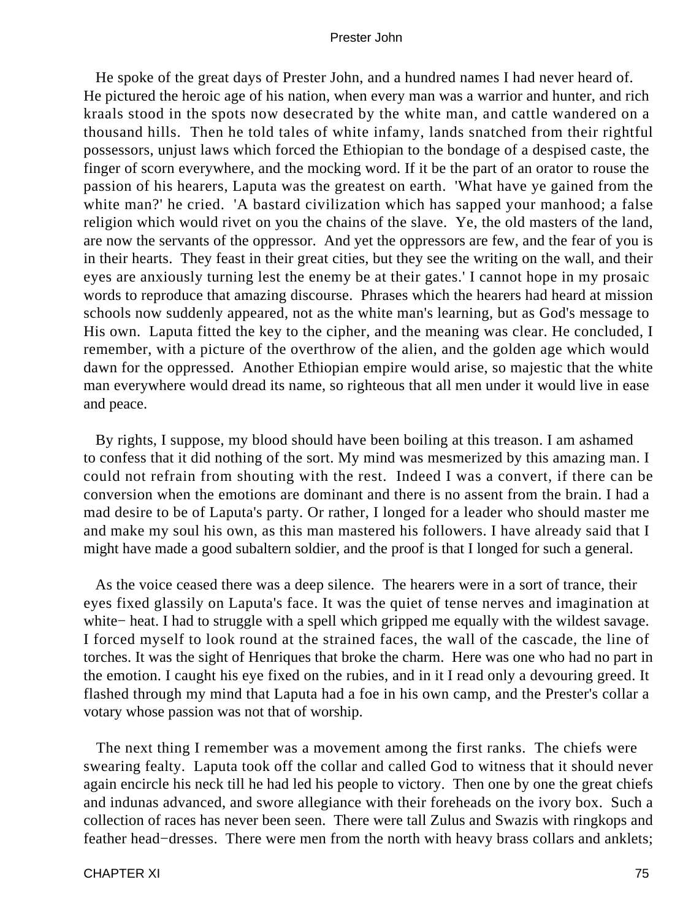He spoke of the great days of Prester John, and a hundred names I had never heard of. He pictured the heroic age of his nation, when every man was a warrior and hunter, and rich kraals stood in the spots now desecrated by the white man, and cattle wandered on a thousand hills. Then he told tales of white infamy, lands snatched from their rightful possessors, unjust laws which forced the Ethiopian to the bondage of a despised caste, the finger of scorn everywhere, and the mocking word. If it be the part of an orator to rouse the passion of his hearers, Laputa was the greatest on earth. 'What have ye gained from the white man?' he cried. 'A bastard civilization which has sapped your manhood; a false religion which would rivet on you the chains of the slave. Ye, the old masters of the land, are now the servants of the oppressor. And yet the oppressors are few, and the fear of you is in their hearts. They feast in their great cities, but they see the writing on the wall, and their eyes are anxiously turning lest the enemy be at their gates.' I cannot hope in my prosaic words to reproduce that amazing discourse. Phrases which the hearers had heard at mission schools now suddenly appeared, not as the white man's learning, but as God's message to His own. Laputa fitted the key to the cipher, and the meaning was clear. He concluded, I remember, with a picture of the overthrow of the alien, and the golden age which would dawn for the oppressed. Another Ethiopian empire would arise, so majestic that the white man everywhere would dread its name, so righteous that all men under it would live in ease and peace.

By rights, I suppose, my blood should have been boiling at this treason. I am ashamed to confess that it did nothing of the sort. My mind was mesmerized by this amazing man. I could not refrain from shouting with the rest. Indeed I was a convert, if there can be conversion when the emotions are dominant and there is no assent from the brain. I had a mad desire to be of Laputa's party. Or rather, I longed for a leader who should master me and make my soul his own, as this man mastered his followers. I have already said that I might have made a good subaltern soldier, and the proof is that I longed for such a general.

As the voice ceased there was a deep silence. The hearers were in a sort of trance, their eyes fixed glassily on Laputa's face. It was the quiet of tense nerves and imagination at white−heat. I had to struggle with a spell which gripped me equally with the wildest savage. I forced myself to look round at the strained faces, the wall of the cascade, the line of torches. It was the sight of Henriques that broke the charm. Here was one who had no part in the emotion. I caught his eye fixed on the rubies, and in it I read only a devouring greed. It flashed through my mind that Laputa had a foe in his own camp, and the Prester's collar a votary whose passion was not that of worship.

The next thing I remember was a movement among the first ranks. The chiefs were swearing fealty. Laputa took off the collar and called God to witness that it should never again encircle his neck till he had led his people to victory. Then one by one the great chiefs and indunas advanced, and swore allegiance with their foreheads on the ivory box. Such a collection of races has never been seen. There were tall Zulus and Swazis with ringkops and feather head−dresses. There were men from the north with heavy brass collars and anklets;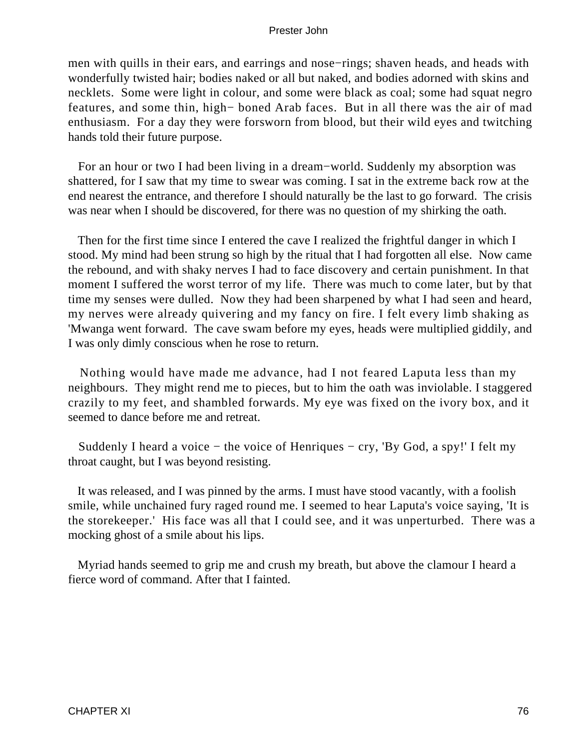men with quills in their ears, and earrings and nose−rings; shaven heads, and heads with wonderfully twisted hair; bodies naked or all but naked, and bodies adorned with skins and necklets. Some were light in colour, and some were black as coal; some had squat negro features, and some thin, high− boned Arab faces. But in all there was the air of mad enthusiasm. For a day they were forsworn from blood, but their wild eyes and twitching hands told their future purpose.

For an hour or two I had been living in a dream−world. Suddenly my absorption was shattered, for I saw that my time to swear was coming. I sat in the extreme back row at the end nearest the entrance, and therefore I should naturally be the last to go forward. The crisis was near when I should be discovered, for there was no question of my shirking the oath.

Then for the first time since I entered the cave I realized the frightful danger in which I stood. My mind had been strung so high by the ritual that I had forgotten all else. Now came the rebound, and with shaky nerves I had to face discovery and certain punishment. In that moment I suffered the worst terror of my life. There was much to come later, but by that time my senses were dulled. Now they had been sharpened by what I had seen and heard, my nerves were already quivering and my fancy on fire. I felt every limb shaking as 'Mwanga went forward. The cave swam before my eyes, heads were multiplied giddily, and I was only dimly conscious when he rose to return.

Nothing would have made me advance, had I not feared Laputa less than my neighbours. They might rend me to pieces, but to him the oath was inviolable. I staggered crazily to my feet, and shambled forwards. My eye was fixed on the ivory box, and it seemed to dance before me and retreat.

Suddenly I heard a voice − the voice of Henriques − cry, 'By God, a spy!' I felt my throat caught, but I was beyond resisting.

It was released, and I was pinned by the arms. I must have stood vacantly, with a foolish smile, while unchained fury raged round me. I seemed to hear Laputa's voice saying, 'It is the storekeeper.' His face was all that I could see, and it was unperturbed. There was a mocking ghost of a smile about his lips.

Myriad hands seemed to grip me and crush my breath, but above the clamour I heard a fierce word of command. After that I fainted.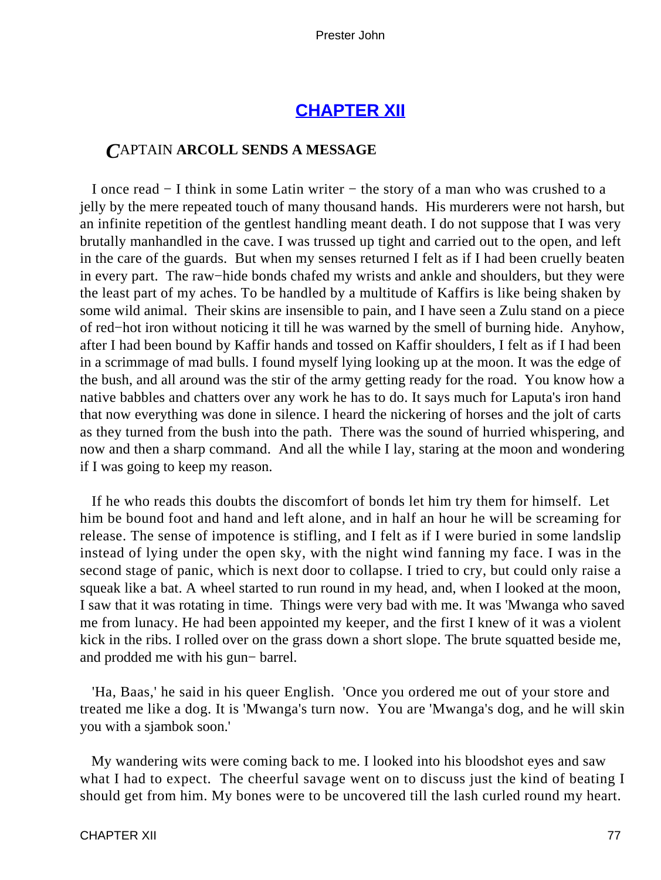## CHAPTER XII

### CAPTAIN ARCOLL SENDS A MESSAGE

I once read − I think in some Latin writer − the story of a man who was crushed to a jelly by the mere repeated touch of many thousand hands. His murderers were not harsh, but an infinite repetition of the gentlest handling meant death. I do not suppose that I was very brutally manhandled in the cave. I was trussed up tight and carried out to the open, and left in the care of the guards. But when my senses returned I felt as if I had been cruelly beaten in every part. The raw−hide bonds chafed my wrists and ankle and shoulders, but they were the least part of my aches. To be handled by a multitude of Kaffirs is like being shaken by some wild animal. Their skins are insensible to pain, and I have seen a Zulu stand on a piece of red−hot iron without noticing it till he was warned by the smell of burning hide. Anyhow, after I had been bound by Kaffir hands and tossed on Kaffir shoulders, I felt as if I had been in a scrimmage of mad bulls. I found myself lying looking up at the moon. It was the edge of the bush, and all around was the stir of the army getting ready for the road. You know how a native babbles and chatters over any work he has to do. It says much for Laputa's iron hand that now everything was done in silence. I heard the nickering of horses and the jolt of carts as they turned from the bush into the path. There was the sound of hurried whispering, and now and then a sharp command. And all the while I lay, staring at the moon and wondering if I was going to keep my reason.

If he who reads this doubts the discomfort of bonds let him try them for himself. Let him be bound foot and hand and left alone, and in half an hour he will be screaming for release. The sense of impotence is stifling, and I felt as if I were buried in some landslip instead of lying under the open sky, with the night wind fanning my face. I was in the second stage of panic, which is next door to collapse. I tried to cry, but could only raise a squeak like a bat. A wheel started to run round in my head, and, when I looked at the moon, I saw that it was rotating in time. Things were very bad with me. It was 'Mwanga who saved me from lunacy. He had been appointed my keeper, and the first I knew of it was a violent kick in the ribs. I rolled over on the grass down a short slope. The brute squatted beside me, and prodded me with his gun− barrel.

'Ha, Baas,' he said in his queer English. 'Once you ordered me out of your store and treated me like a dog. It is 'Mwanga's turn now. You are 'Mwanga's dog, and he will skin you with a sjambok soon.'

My wandering wits were coming back to me. I looked into his bloodshot eyes and saw what I had to expect. The cheerful savage went on to discuss just the kind of beating I should get from him. My bones were to be uncovered till the lash curled round my heart.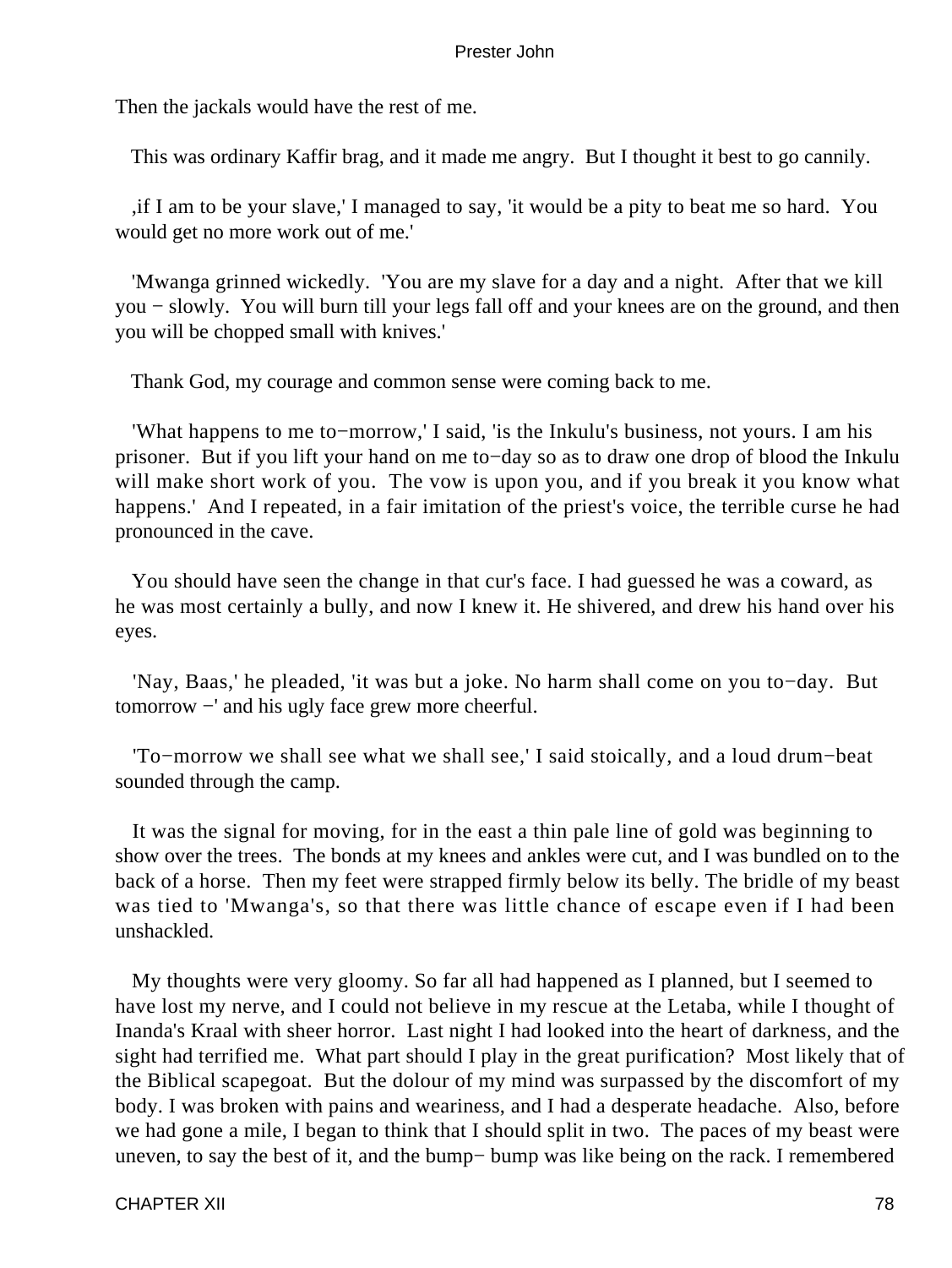Then the jackals would have the rest of me.

This was ordinary Kaffir brag, and it made me angry. But I thought it best to go cannily.

,if I am to be your slave,' I managed to say, 'it would be a pity to beat me so hard. You would get no more work out of me.'

'Mwanga grinned wickedly. 'You are my slave for a day and a night. After that we kill you − slowly. You will burn till your legs fall off and your knees are on the ground, and then you will be chopped small with knives.'

Thank God, my courage and common sense were coming back to me.

'What happens to me to−morrow,' I said, 'is the Inkulu's business, not yours. I am his prisoner. But if you lift your hand on me to−day so as to draw one drop of blood the Inkulu will make short work of you. The vow is upon you, and if you break it you know what happens.' And I repeated, in a fair imitation of the priest's voice, the terrible curse he had pronounced in the cave.

You should have seen the change in that cur's face. I had guessed he was a coward, as he was most certainly a bully, and now I knew it. He shivered, and drew his hand over his eyes.

'Nay, Baas,' he pleaded, 'it was but a joke. No harm shall come on you to−day. But tomorrow −' and his ugly face grew more cheerful.

'To−morrow we shall see what we shall see,' I said stoically, and a loud drum−beat sounded through the camp.

It was the signal for moving, for in the east a thin pale line of gold was beginning to show over the trees. The bonds at my knees and ankles were cut, and I was bundled on to the back of a horse. Then my feet were strapped firmly below its belly. The bridle of my beast was tied to 'Mwanga's, so that there was little chance of escape even if I had been unshackled.

My thoughts were very gloomy. So far all had happened as I planned, but I seemed to have lost my nerve, and I could not believe in my rescue at the Letaba, while I thought of Inanda's Kraal with sheer horror. Last night I had looked into the heart of darkness, and the sight had terrified me. What part should I play in the great purification? Most likely that of the Biblical scapegoat. But the dolour of my mind was surpassed by the discomfort of my body. I was broken with pains and weariness, and I had a desperate headache. Also, before we had gone a mile, I began to think that I should split in two. The paces of my beast were uneven, to say the best of it, and the bump− bump was like being on the rack. I remembered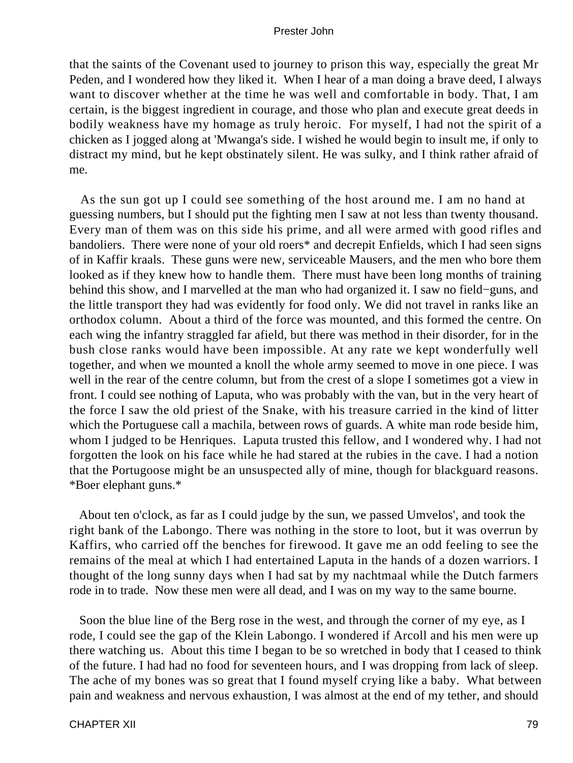that the saints of the Covenant used to journey to prison this way, especially the great Mr Peden, and I wondered how they liked it. When I hear of a man doing a brave deed, I always want to discover whether at the time he was well and comfortable in body. That, I am certain, is the biggest ingredient in courage, and those who plan and execute great deeds in bodily weakness have my homage as truly heroic. For myself, I had not the spirit of a chicken as I jogged along at 'Mwanga's side. I wished he would begin to insult me, if only to distract my mind, but he kept obstinately silent. He was sulky, and I think rather afraid of me.

As the sun got up I could see something of the host around me. I am no hand at guessing numbers, but I should put the fighting men I saw at not less than twenty thousand. Every man of them was on this side his prime, and all were armed with good rifles and bandoliers. There were none of your old roers* and decrepit Enfields, which I had seen signs of in Kaffir kraals. These guns were new, serviceable Mausers, and the men who bore them looked as if they knew how to handle them. There must have been long months of training behind this show, and I marvelled at the man who had organized it. I saw no field−guns, and the little transport they had was evidently for food only. We did not travel in ranks like an orthodox column. About a third of the force was mounted, and this formed the centre. On each wing the infantry straggled far afield, but there was method in their disorder, for in the bush close ranks would have been impossible. At any rate we kept wonderfully well together, and when we mounted a knoll the whole army seemed to move in one piece. I was well in the rear of the centre column, but from the crest of a slope I sometimes got a view in front. I could see nothing of Laputa, who was probably with the van, but in the very heart of the force I saw the old priest of the Snake, with his treasure carried in the kind of litter which the Portuguese call a machila, between rows of guards. A white man rode beside him, whom I judged to be Henriques. Laputa trusted this fellow, and I wondered why. I had not forgotten the look on his face while he had stared at the rubies in the cave. I had a notion that the Portugoose might be an unsuspected ally of mine, though for blackguard reasons.

*Boer elephant guns.*

About ten o'clock, as far as I could judge by the sun, we passed Umvelos', and took the right bank of the Labongo. There was nothing in the store to loot, but it was overrun by Kaffirs, who carried off the benches for firewood. It gave me an odd feeling to see the remains of the meal at which I had entertained Laputa in the hands of a dozen warriors. I thought of the long sunny days when I had sat by my nachtmaal while the Dutch farmers rode in to trade. Now these men were all dead, and I was on my way to the same bourne.

Soon the blue line of the Berg rose in the west, and through the corner of my eye, as I rode, I could see the gap of the Klein Labongo. I wondered if Arcoll and his men were up there watching us. About this time I began to be so wretched in body that I ceased to think of the future. I had had no food for seventeen hours, and I was dropping from lack of sleep. The ache of my bones was so great that I found myself crying like a baby. What between pain and weakness and nervous exhaustion, I was almost at the end of my tether, and should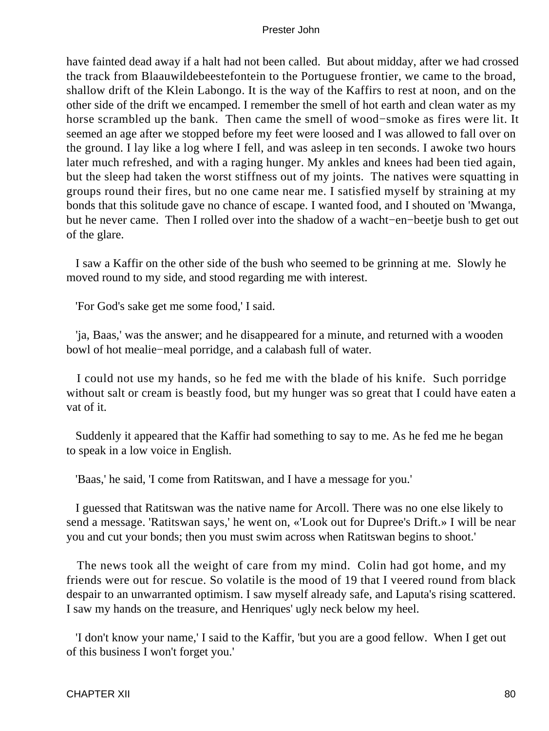have fainted dead away if a halt had not been called. But about midday, after we had crossed the track from Blaauwildebeestefontein to the Portuguese frontier, we came to the broad, shallow drift of the Klein Labongo. It is the way of the Kaffirs to rest at noon, and on the other side of the drift we encamped. I remember the smell of hot earth and clean water as my horse scrambled up the bank. Then came the smell of wood−smoke as fires were lit. It seemed an age after we stopped before my feet were loosed and I was allowed to fall over on the ground. I lay like a log where I fell, and was asleep in ten seconds. I awoke two hours later much refreshed, and with a raging hunger. My ankles and knees had been tied again, but the sleep had taken the worst stiffness out of my joints. The natives were squatting in groups round their fires, but no one came near me. I satisfied myself by straining at my bonds that this solitude gave no chance of escape. I wanted food, and I shouted on 'Mwanga, but he never came. Then I rolled over into the shadow of a wacht−en−beetje bush to get out of the glare.

I saw a Kaffir on the other side of the bush who seemed to be grinning at me. Slowly he moved round to my side, and stood regarding me with interest.

'For God's sake get me some food,' I said.

'ja, Baas,' was the answer; and he disappeared for a minute, and returned with a wooden bowl of hot mealie−meal porridge, and a calabash full of water.

I could not use my hands, so he fed me with the blade of his knife. Such porridge without salt or cream is beastly food, but my hunger was so great that I could have eaten a vat of it.

Suddenly it appeared that the Kaffir had something to say to me. As he fed me he began to speak in a low voice in English.

'Baas,' he said, 'I come from Ratitswan, and I have a message for you.'

I guessed that Ratitswan was the native name for Arcoll. There was no one else likely to send a message. 'Ratitswan says,' he went on, «'Look out for Dupree's Drift.» I will be near you and cut your bonds; then you must swim across when Ratitswan begins to shoot.'

The news took all the weight of care from my mind. Colin had got home, and my friends were out for rescue. So volatile is the mood of 19 that I veered round from black despair to an unwarranted optimism. I saw myself already safe, and Laputa's rising scattered. I saw my hands on the treasure, and Henriques' ugly neck below my heel.

'I don't know your name,' I said to the Kaffir, 'but you are a good fellow. When I get out of this business I won't forget you.'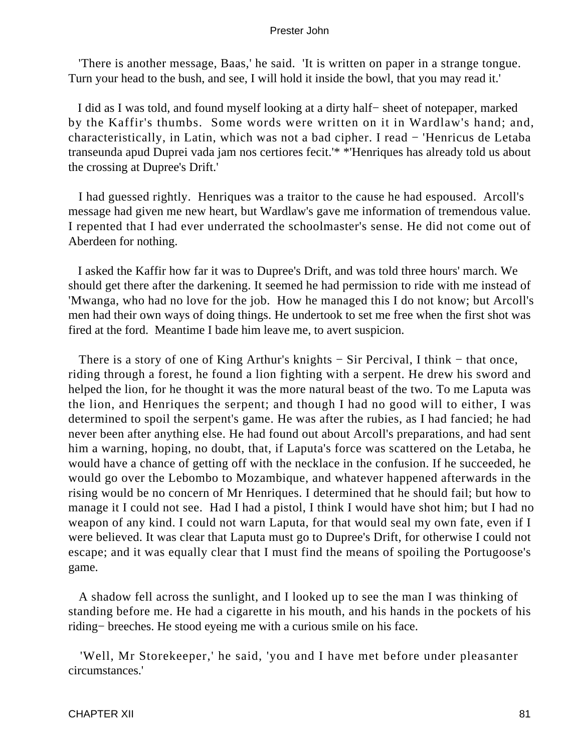'There is another message, Baas,' he said. 'It is written on paper in a strange tongue. Turn your head to the bush, and see, I will hold it inside the bowl, that you may read it.'

I did as I was told, and found myself looking at a dirty half− sheet of notepaper, marked by the Kaffir's thumbs. Some words were written on it in Wardlaw's hand; and, characteristically, in Latin, which was not a bad cipher. I read − 'Henricus de Letaba transeunda apud Duprei vada jam nos certiores fecit.'* *'Henriques has already told us about the crossing at Dupree's Drift.'

I had guessed rightly. Henriques was a traitor to the cause he had espoused. Arcoll's message had given me new heart, but Wardlaw's gave me information of tremendous value. I repented that I had ever underrated the schoolmaster's sense. He did not come out of Aberdeen for nothing.

I asked the Kaffir how far it was to Dupree's Drift, and was told three hours' march. We should get there after the darkening. It seemed he had permission to ride with me instead of 'Mwanga, who had no love for the job. How he managed this I do not know; but Arcoll's men had their own ways of doing things. He undertook to set me free when the first shot was fired at the ford. Meantime I bade him leave me, to avert suspicion.

There is a story of one of King Arthur's knights − Sir Percival, I think − that once, riding through a forest, he found a lion fighting with a serpent. He drew his sword and helped the lion, for he thought it was the more natural beast of the two. To me Laputa was the lion, and Henriques the serpent; and though I had no good will to either, I was determined to spoil the serpent's game. He was after the rubies, as I had fancied; he had never been after anything else. He had found out about Arcoll's preparations, and had sent him a warning, hoping, no doubt, that, if Laputa's force was scattered on the Letaba, he would have a chance of getting off with the necklace in the confusion. If he succeeded, he would go over the Lebombo to Mozambique, and whatever happened afterwards in the rising would be no concern of Mr Henriques. I determined that he should fail; but how to manage it I could not see. Had I had a pistol, I think I would have shot him; but I had no weapon of any kind. I could not warn Laputa, for that would seal my own fate, even if I were believed. It was clear that Laputa must go to Dupree's Drift, for otherwise I could not escape; and it was equally clear that I must find the means of spoiling the Portugoose's game.

A shadow fell across the sunlight, and I looked up to see the man I was thinking of standing before me. He had a cigarette in his mouth, and his hands in the pockets of his riding− breeches. He stood eyeing me with a curious smile on his face.

'Well, Mr Storekeeper,' he said, 'you and I have met before under pleasanter circumstances.'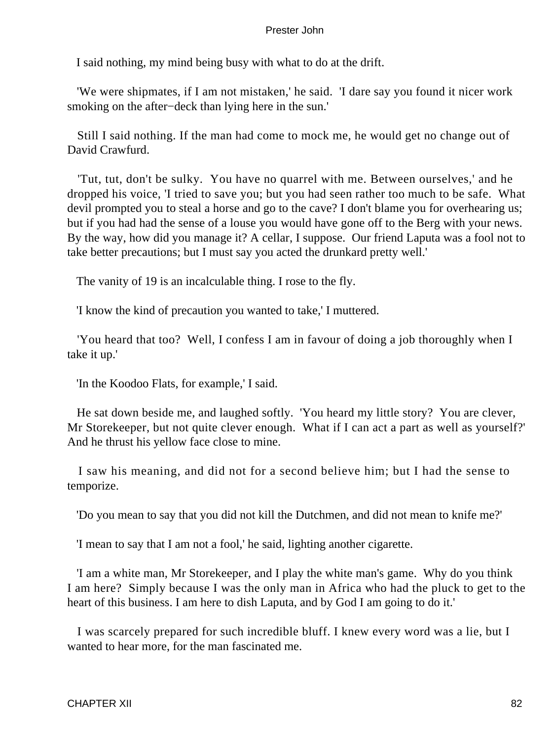I said nothing, my mind being busy with what to do at the drift.

'We were shipmates, if I am not mistaken,' he said. 'I dare say you found it nicer work smoking on the after−deck than lying here in the sun.'

Still I said nothing. If the man had come to mock me, he would get no change out of David Crawfurd.

'Tut, tut, don't be sulky. You have no quarrel with me. Between ourselves,' and he dropped his voice, 'I tried to save you; but you had seen rather too much to be safe. What devil prompted you to steal a horse and go to the cave? I don't blame you for overhearing us; but if you had had the sense of a louse you would have gone off to the Berg with your news. By the way, how did you manage it? A cellar, I suppose. Our friend Laputa was a fool not to take better precautions; but I must say you acted the drunkard pretty well.'

The vanity of 19 is an incalculable thing. I rose to the fly.

'I know the kind of precaution you wanted to take,' I muttered.

'You heard that too? Well, I confess I am in favour of doing a job thoroughly when I take it up.'

'In the Koodoo Flats, for example,' I said.

He sat down beside me, and laughed softly. 'You heard my little story? You are clever, Mr Storekeeper, but not quite clever enough. What if I can act a part as well as yourself?' And he thrust his yellow face close to mine.

I saw his meaning, and did not for a second believe him; but I had the sense to temporize.

'Do you mean to say that you did not kill the Dutchmen, and did not mean to knife me?'

'I mean to say that I am not a fool,' he said, lighting another cigarette.

'I am a white man, Mr Storekeeper, and I play the white man's game. Why do you think I am here? Simply because I was the only man in Africa who had the pluck to get to the heart of this business. I am here to dish Laputa, and by God I am going to do it.'

I was scarcely prepared for such incredible bluff. I knew every word was a lie, but I wanted to hear more, for the man fascinated me.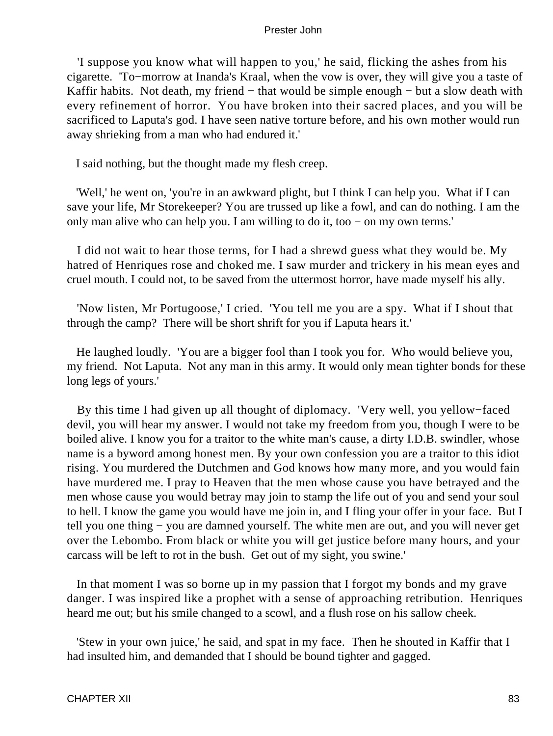'I suppose you know what will happen to you,' he said, flicking the ashes from his cigarette. 'To−morrow at Inanda's Kraal, when the vow is over, they will give you a taste of Kaffir habits. Not death, my friend − that would be simple enough − but a slow death with every refinement of horror. You have broken into their sacred places, and you will be sacrificed to Laputa's god. I have seen native torture before, and his own mother would run away shrieking from a man who had endured it.'

I said nothing, but the thought made my flesh creep.

'Well,' he went on, 'you're in an awkward plight, but I think I can help you. What if I can save your life, Mr Storekeeper? You are trussed up like a fowl, and can do nothing. I am the only man alive who can help you. I am willing to do it, too − on my own terms.'

I did not wait to hear those terms, for I had a shrewd guess what they would be. My hatred of Henriques rose and choked me. I saw murder and trickery in his mean eyes and cruel mouth. I could not, to be saved from the uttermost horror, have made myself his ally.

'Now listen, Mr Portugoose,' I cried. 'You tell me you are a spy. What if I shout that through the camp? There will be short shrift for you if Laputa hears it.'

He laughed loudly. 'You are a bigger fool than I took you for. Who would believe you, my friend. Not Laputa. Not any man in this army. It would only mean tighter bonds for these long legs of yours.'

By this time I had given up all thought of diplomacy. 'Very well, you yellow−faced devil, you will hear my answer. I would not take my freedom from you, though I were to be boiled alive. I know you for a traitor to the white man's cause, a dirty I.D.B. swindler, whose name is a byword among honest men. By your own confession you are a traitor to this idiot rising. You murdered the Dutchmen and God knows how many more, and you would fain have murdered me. I pray to Heaven that the men whose cause you have betrayed and the men whose cause you would betray may join to stamp the life out of you and send your soul to hell. I know the game you would have me join in, and I fling your offer in your face. But I tell you one thing − you are damned yourself. The white men are out, and you will never get over the Lebombo. From black or white you will get justice before many hours, and your carcass will be left to rot in the bush. Get out of my sight, you swine.'

In that moment I was so borne up in my passion that I forgot my bonds and my grave danger. I was inspired like a prophet with a sense of approaching retribution. Henriques heard me out; but his smile changed to a scowl, and a flush rose on his sallow cheek.

'Stew in your own juice,' he said, and spat in my face. Then he shouted in Kaffir that I had insulted him, and demanded that I should be bound tighter and gagged.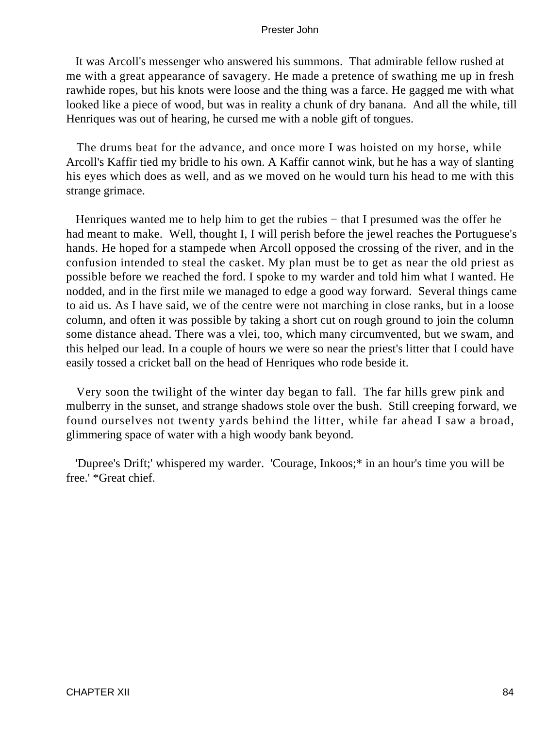It was Arcoll's messenger who answered his summons. That admirable fellow rushed at me with a great appearance of savagery. He made a pretence of swathing me up in fresh rawhide ropes, but his knots were loose and the thing was a farce. He gagged me with what looked like a piece of wood, but was in reality a chunk of dry banana. And all the while, till Henriques was out of hearing, he cursed me with a noble gift of tongues.

The drums beat for the advance, and once more I was hoisted on my horse, while Arcoll's Kaffir tied my bridle to his own. A Kaffir cannot wink, but he has a way of slanting his eyes which does as well, and as we moved on he would turn his head to me with this strange grimace.

Henriques wanted me to help him to get the rubies − that I presumed was the offer he had meant to make. Well, thought I, I will perish before the jewel reaches the Portuguese's hands. He hoped for a stampede when Arcoll opposed the crossing of the river, and in the confusion intended to steal the casket. My plan must be to get as near the old priest as possible before we reached the ford. I spoke to my warder and told him what I wanted. He nodded, and in the first mile we managed to edge a good way forward. Several things came to aid us. As I have said, we of the centre were not marching in close ranks, but in a loose column, and often it was possible by taking a short cut on rough ground to join the column some distance ahead. There was a vlei, too, which many circumvented, but we swam, and this helped our lead. In a couple of hours we were so near the priest's litter that I could have easily tossed a cricket ball on the head of Henriques who rode beside it.

Very soon the twilight of the winter day began to fall. The far hills grew pink and mulberry in the sunset, and strange shadows stole over the bush. Still creeping forward, we found ourselves not twenty yards behind the litter, while far ahead I saw a broad, glimmering space of water with a high woody bank beyond.

'Dupree's Drift;' whispered my warder. 'Courage, Inkoos;* in an hour's time you will be free.' *Great chief.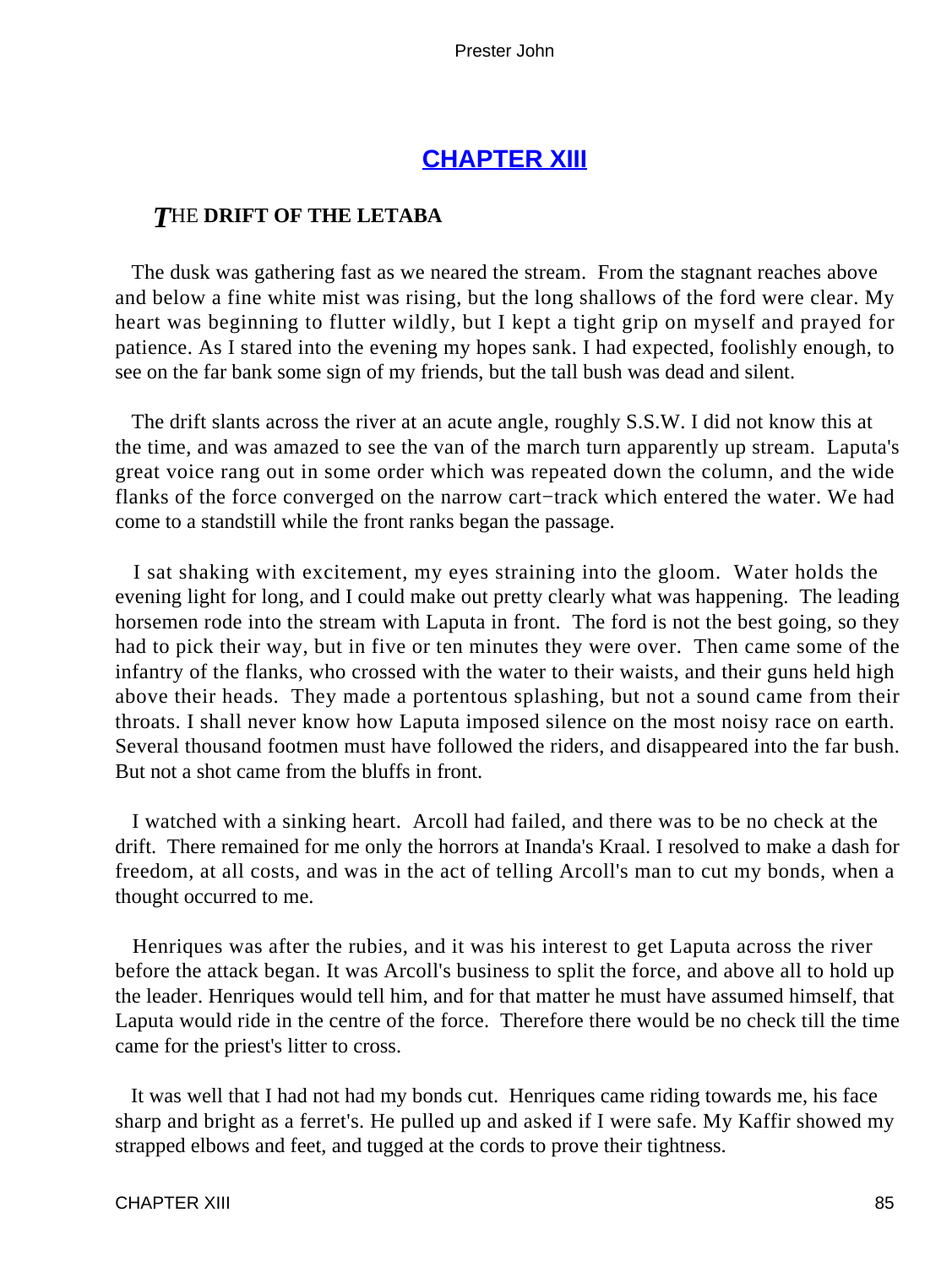## CHAPTER XIII

### THE DRIFT OF THE LETABA

The dusk was gathering fast as we neared the stream. From the stagnant reaches above and below a fine white mist was rising, but the long shallows of the ford were clear. My heart was beginning to flutter wildly, but I kept a tight grip on myself and prayed for patience. As I stared into the evening my hopes sank. I had expected, foolishly enough, to see on the far bank some sign of my friends, but the tall bush was dead and silent.

The drift slants across the river at an acute angle, roughly S.S.W. I did not know this at the time, and was amazed to see the van of the march turn apparently up stream. Laputa's great voice rang out in some order which was repeated down the column, and the wide flanks of the force converged on the narrow cart−track which entered the water. We had come to a standstill while the front ranks began the passage.

I sat shaking with excitement, my eyes straining into the gloom. Water holds the evening light for long, and I could make out pretty clearly what was happening. The leading horsemen rode into the stream with Laputa in front. The ford is not the best going, so they had to pick their way, but in five or ten minutes they were over. Then came some of the infantry of the flanks, who crossed with the water to their waists, and their guns held high above their heads. They made a portentous splashing, but not a sound came from their throats. I shall never know how Laputa imposed silence on the most noisy race on earth. Several thousand footmen must have followed the riders, and disappeared into the far bush. But not a shot came from the bluffs in front.

I watched with a sinking heart. Arcoll had failed, and there was to be no check at the drift. There remained for me only the horrors at Inanda's Kraal. I resolved to make a dash for freedom, at all costs, and was in the act of telling Arcoll's man to cut my bonds, when a thought occurred to me.

Henriques was after the rubies, and it was his interest to get Laputa across the river before the attack began. It was Arcoll's business to split the force, and above all to hold up the leader. Henriques would tell him, and for that matter he must have assumed himself, that Laputa would ride in the centre of the force. Therefore there would be no check till the time came for the priest's litter to cross.

It was well that I had not had my bonds cut. Henriques came riding towards me, his face sharp and bright as a ferret's. He pulled up and asked if I were safe. My Kaffir showed my strapped elbows and feet, and tugged at the cords to prove their tightness.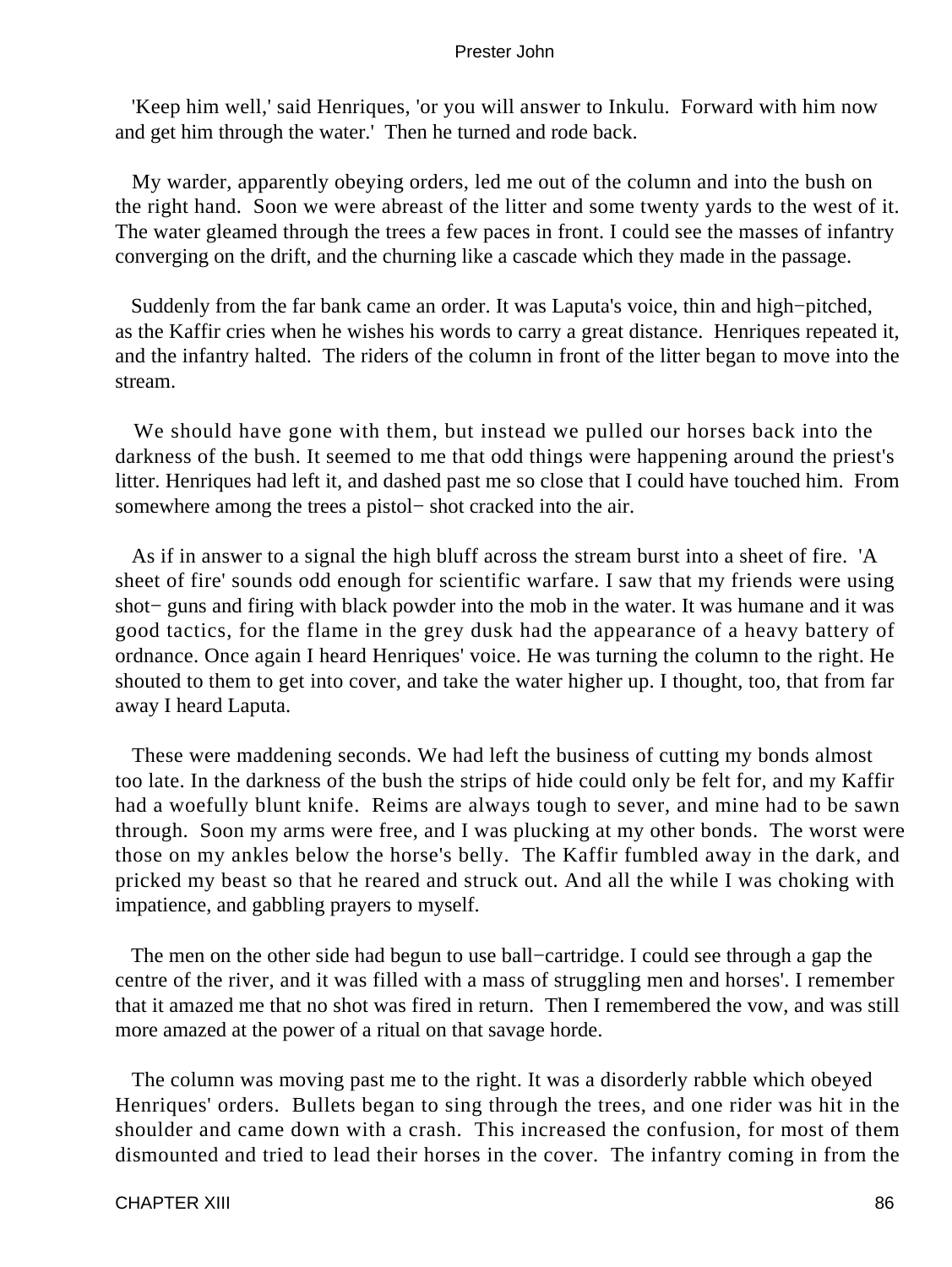'Keep him well,' said Henriques, 'or you will answer to Inkulu. Forward with him now and get him through the water.' Then he turned and rode back.

My warder, apparently obeying orders, led me out of the column and into the bush on the right hand. Soon we were abreast of the litter and some twenty yards to the west of it. The water gleamed through the trees a few paces in front. I could see the masses of infantry converging on the drift, and the churning like a cascade which they made in the passage.

Suddenly from the far bank came an order. It was Laputa's voice, thin and high−pitched, as the Kaffir cries when he wishes his words to carry a great distance. Henriques repeated it, and the infantry halted. The riders of the column in front of the litter began to move into the stream.

We should have gone with them, but instead we pulled our horses back into the darkness of the bush. It seemed to me that odd things were happening around the priest's litter. Henriques had left it, and dashed past me so close that I could have touched him. From somewhere among the trees a pistol− shot cracked into the air.

As if in answer to a signal the high bluff across the stream burst into a sheet of fire. 'A sheet of fire' sounds odd enough for scientific warfare. I saw that my friends were using shot− guns and firing with black powder into the mob in the water. It was humane and it was good tactics, for the flame in the grey dusk had the appearance of a heavy battery of ordnance. Once again I heard Henriques' voice. He was turning the column to the right. He shouted to them to get into cover, and take the water higher up. I thought, too, that from far away I heard Laputa.

These were maddening seconds. We had left the business of cutting my bonds almost too late. In the darkness of the bush the strips of hide could only be felt for, and my Kaffir had a woefully blunt knife. Reims are always tough to sever, and mine had to be sawn through. Soon my arms were free, and I was plucking at my other bonds. The worst were those on my ankles below the horse's belly. The Kaffir fumbled away in the dark, and pricked my beast so that he reared and struck out. And all the while I was choking with impatience, and gabbling prayers to myself.

The men on the other side had begun to use ball−cartridge. I could see through a gap the centre of the river, and it was filled with a mass of struggling men and horses'. I remember that it amazed me that no shot was fired in return. Then I remembered the vow, and was still more amazed at the power of a ritual on that savage horde.

The column was moving past me to the right. It was a disorderly rabble which obeyed Henriques' orders. Bullets began to sing through the trees, and one rider was hit in the shoulder and came down with a crash. This increased the confusion, for most of them dismounted and tried to lead their horses in the cover. The infantry coming in from the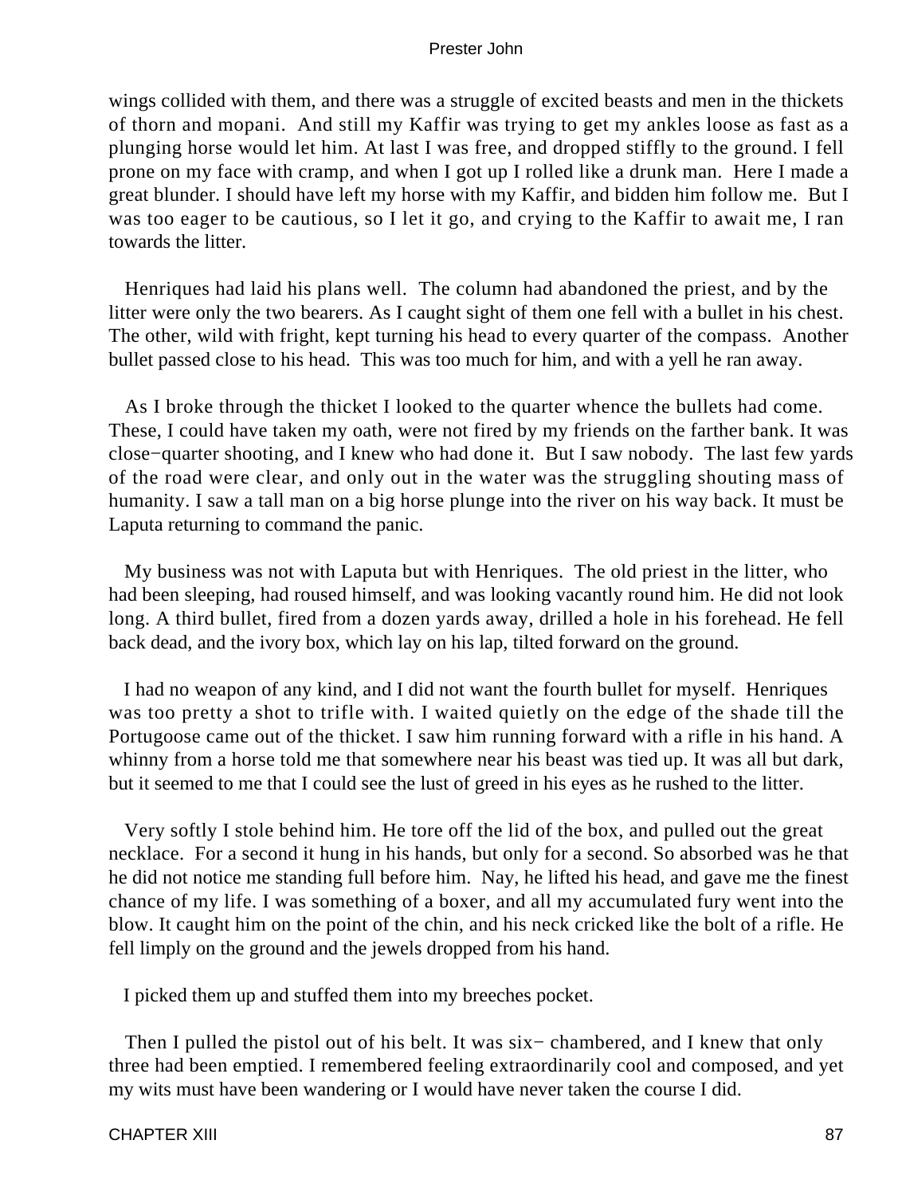wings collided with them, and there was a struggle of excited beasts and men in the thickets of thorn and mopani. And still my Kaffir was trying to get my ankles loose as fast as a plunging horse would let him. At last I was free, and dropped stiffly to the ground. I fell prone on my face with cramp, and when I got up I rolled like a drunk man. Here I made a great blunder. I should have left my horse with my Kaffir, and bidden him follow me. But I was too eager to be cautious, so I let it go, and crying to the Kaffir to await me, I ran towards the litter.

Henriques had laid his plans well. The column had abandoned the priest, and by the litter were only the two bearers. As I caught sight of them one fell with a bullet in his chest. The other, wild with fright, kept turning his head to every quarter of the compass. Another bullet passed close to his head. This was too much for him, and with a yell he ran away.

As I broke through the thicket I looked to the quarter whence the bullets had come. These, I could have taken my oath, were not fired by my friends on the farther bank. It was close−quarter shooting, and I knew who had done it. But I saw nobody. The last few yards of the road were clear, and only out in the water was the struggling shouting mass of humanity. I saw a tall man on a big horse plunge into the river on his way back. It must be Laputa returning to command the panic.

My business was not with Laputa but with Henriques. The old priest in the litter, who had been sleeping, had roused himself, and was looking vacantly round him. He did not look long. A third bullet, fired from a dozen yards away, drilled a hole in his forehead. He fell back dead, and the ivory box, which lay on his lap, tilted forward on the ground.

I had no weapon of any kind, and I did not want the fourth bullet for myself. Henriques was too pretty a shot to trifle with. I waited quietly on the edge of the shade till the Portugoose came out of the thicket. I saw him running forward with a rifle in his hand. A whinny from a horse told me that somewhere near his beast was tied up. It was all but dark, but it seemed to me that I could see the lust of greed in his eyes as he rushed to the litter.

Very softly I stole behind him. He tore off the lid of the box, and pulled out the great necklace. For a second it hung in his hands, but only for a second. So absorbed was he that he did not notice me standing full before him. Nay, he lifted his head, and gave me the finest chance of my life. I was something of a boxer, and all my accumulated fury went into the blow. It caught him on the point of the chin, and his neck cricked like the bolt of a rifle. He fell limply on the ground and the jewels dropped from his hand.

I picked them up and stuffed them into my breeches pocket.

Then I pulled the pistol out of his belt. It was six− chambered, and I knew that only three had been emptied. I remembered feeling extraordinarily cool and composed, and yet my wits must have been wandering or I would have never taken the course I did.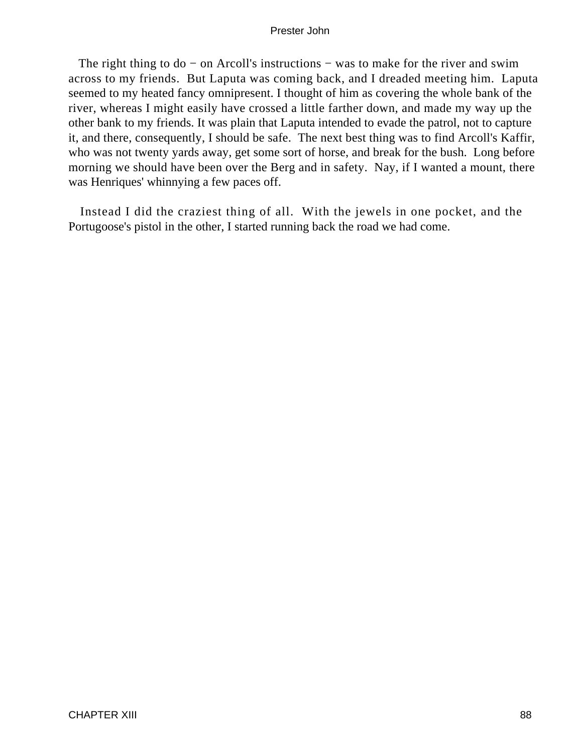The right thing to do − on Arcoll's instructions − was to make for the river and swim across to my friends. But Laputa was coming back, and I dreaded meeting him. Laputa seemed to my heated fancy omnipresent. I thought of him as covering the whole bank of the river, whereas I might easily have crossed a little farther down, and made my way up the other bank to my friends. It was plain that Laputa intended to evade the patrol, not to capture it, and there, consequently, I should be safe. The next best thing was to find Arcoll's Kaffir, who was not twenty yards away, get some sort of horse, and break for the bush. Long before morning we should have been over the Berg and in safety. Nay, if I wanted a mount, there was Henriques' whinnying a few paces off.

Instead I did the craziest thing of all. With the jewels in one pocket, and the Portugoose's pistol in the other, I started running back the road we had come.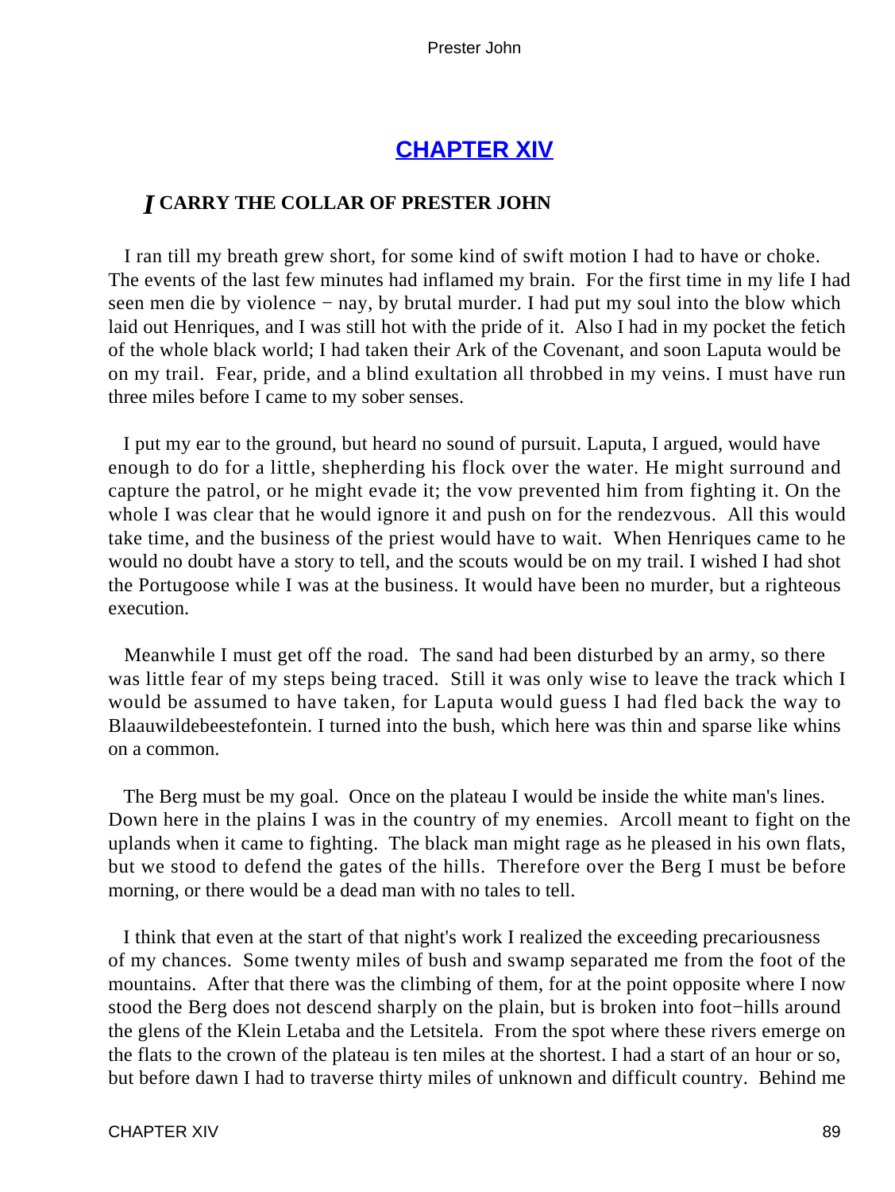## CHAPTER XIV

### *I* CARRY THE COLLAR OF PRESTER JOHN

I ran till my breath grew short, for some kind of swift motion I had to have or choke. The events of the last few minutes had inflamed my brain. For the first time in my life I had seen men die by violence − nay, by brutal murder. I had put my soul into the blow which laid out Henriques, and I was still hot with the pride of it. Also I had in my pocket the fetich of the whole black world; I had taken their Ark of the Covenant, and soon Laputa would be on my trail. Fear, pride, and a blind exultation all throbbed in my veins. I must have run three miles before I came to my sober senses.

I put my ear to the ground, but heard no sound of pursuit. Laputa, I argued, would have enough to do for a little, shepherding his flock over the water. He might surround and capture the patrol, or he might evade it; the vow prevented him from fighting it. On the whole I was clear that he would ignore it and push on for the rendezvous. All this would take time, and the business of the priest would have to wait. When Henriques came to he would no doubt have a story to tell, and the scouts would be on my trail. I wished I had shot the Portugoose while I was at the business. It would have been no murder, but a righteous execution.

Meanwhile I must get off the road. The sand had been disturbed by an army, so there was little fear of my steps being traced. Still it was only wise to leave the track which I would be assumed to have taken, for Laputa would guess I had fled back the way to Blaauwildebeestefontein. I turned into the bush, which here was thin and sparse like whins on a common.

The Berg must be my goal. Once on the plateau I would be inside the white man's lines. Down here in the plains I was in the country of my enemies. Arcoll meant to fight on the uplands when it came to fighting. The black man might rage as he pleased in his own flats, but we stood to defend the gates of the hills. Therefore over the Berg I must be before morning, or there would be a dead man with no tales to tell.

I think that even at the start of that night's work I realized the exceeding precariousness of my chances. Some twenty miles of bush and swamp separated me from the foot of the mountains. After that there was the climbing of them, for at the point opposite where I now stood the Berg does not descend sharply on the plain, but is broken into foot−hills around the glens of the Klein Letaba and the Letsitela. From the spot where these rivers emerge on the flats to the crown of the plateau is ten miles at the shortest. I had a start of an hour or so, but before dawn I had to traverse thirty miles of unknown and difficult country. Behind me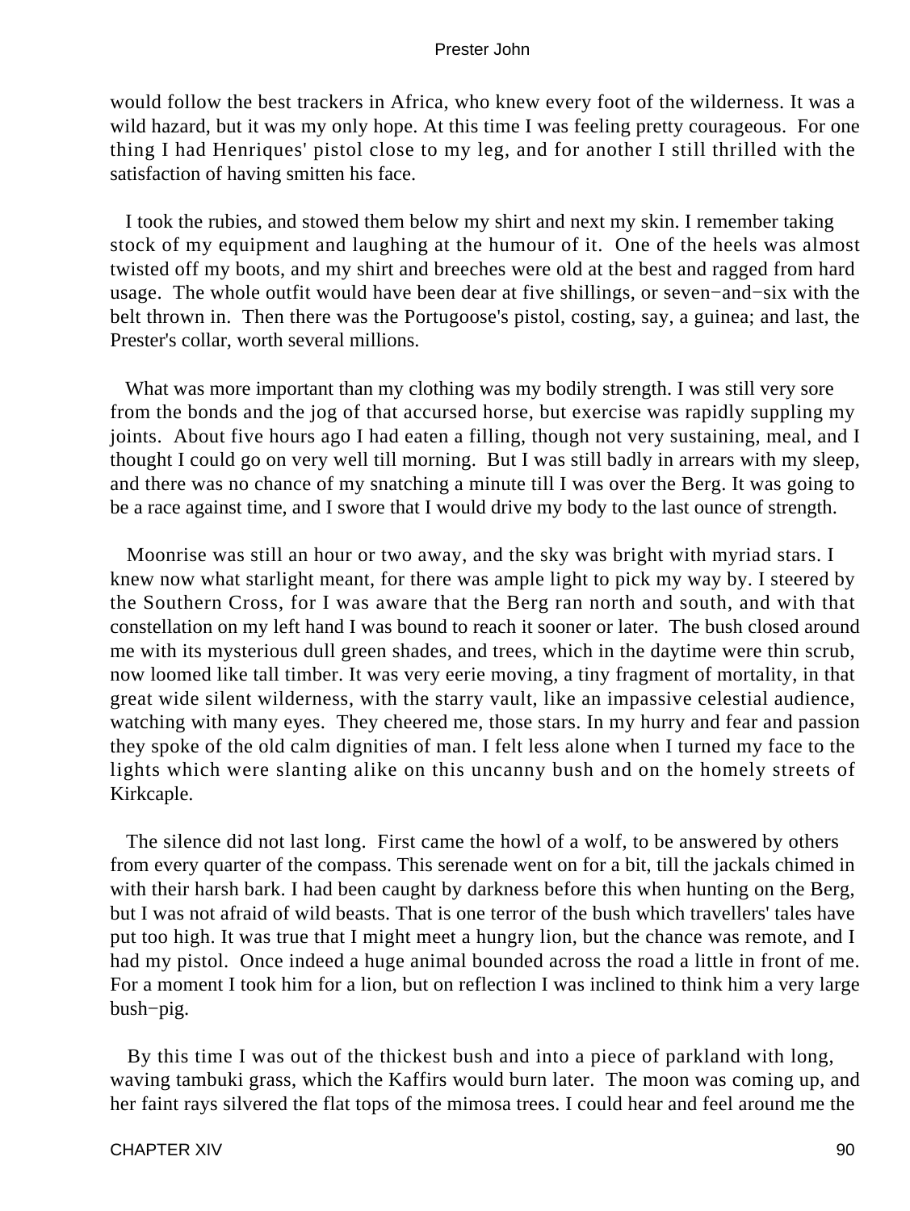would follow the best trackers in Africa, who knew every foot of the wilderness. It was a wild hazard, but it was my only hope. At this time I was feeling pretty courageous. For one thing I had Henriques' pistol close to my leg, and for another I still thrilled with the satisfaction of having smitten his face.

I took the rubies, and stowed them below my shirt and next my skin. I remember taking stock of my equipment and laughing at the humour of it. One of the heels was almost twisted off my boots, and my shirt and breeches were old at the best and ragged from hard usage. The whole outfit would have been dear at five shillings, or seven−and−six with the belt thrown in. Then there was the Portugoose's pistol, costing, say, a guinea; and last, the Prester's collar, worth several millions.

What was more important than my clothing was my bodily strength. I was still very sore from the bonds and the jog of that accursed horse, but exercise was rapidly suppling my joints. About five hours ago I had eaten a filling, though not very sustaining, meal, and I thought I could go on very well till morning. But I was still badly in arrears with my sleep, and there was no chance of my snatching a minute till I was over the Berg. It was going to be a race against time, and I swore that I would drive my body to the last ounce of strength.

Moonrise was still an hour or two away, and the sky was bright with myriad stars. I knew now what starlight meant, for there was ample light to pick my way by. I steered by the Southern Cross, for I was aware that the Berg ran north and south, and with that constellation on my left hand I was bound to reach it sooner or later. The bush closed around me with its mysterious dull green shades, and trees, which in the daytime were thin scrub, now loomed like tall timber. It was very eerie moving, a tiny fragment of mortality, in that great wide silent wilderness, with the starry vault, like an impassive celestial audience, watching with many eyes. They cheered me, those stars. In my hurry and fear and passion they spoke of the old calm dignities of man. I felt less alone when I turned my face to the lights which were slanting alike on this uncanny bush and on the homely streets of Kirkcaple.

The silence did not last long. First came the howl of a wolf, to be answered by others from every quarter of the compass. This serenade went on for a bit, till the jackals chimed in with their harsh bark. I had been caught by darkness before this when hunting on the Berg, but I was not afraid of wild beasts. That is one terror of the bush which travellers' tales have put too high. It was true that I might meet a hungry lion, but the chance was remote, and I had my pistol. Once indeed a huge animal bounded across the road a little in front of me. For a moment I took him for a lion, but on reflection I was inclined to think him a very large bush−pig.

By this time I was out of the thickest bush and into a piece of parkland with long, waving tambuki grass, which the Kaffirs would burn later. The moon was coming up, and her faint rays silvered the flat tops of the mimosa trees. I could hear and feel around me the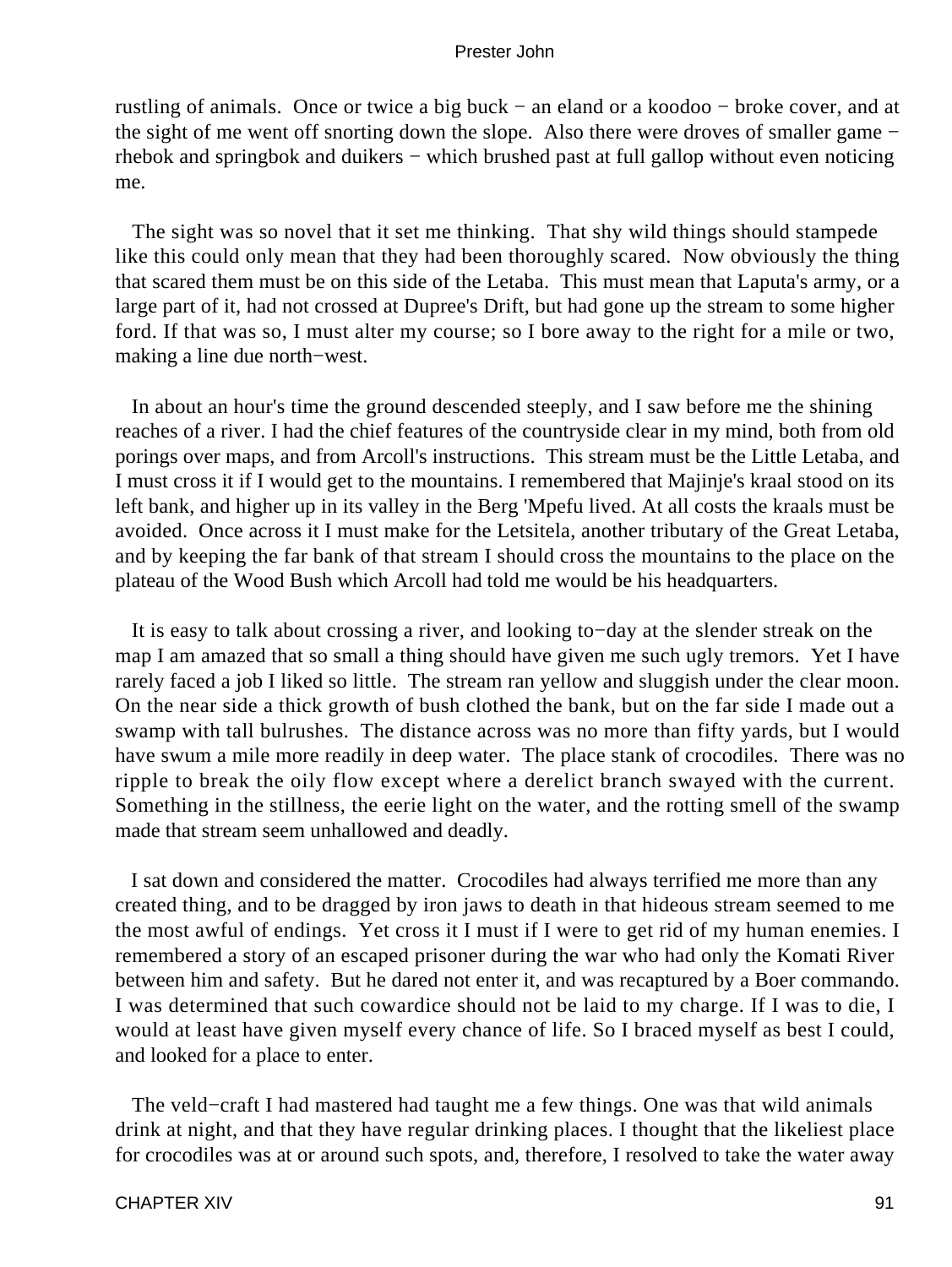rustling of animals. Once or twice a big buck − an eland or a koodoo − broke cover, and at the sight of me went off snorting down the slope. Also there were droves of smaller game − rhebok and springbok and duikers − which brushed past at full gallop without even noticing me.

The sight was so novel that it set me thinking. That shy wild things should stampede like this could only mean that they had been thoroughly scared. Now obviously the thing that scared them must be on this side of the Letaba. This must mean that Laputa's army, or a large part of it, had not crossed at Dupree's Drift, but had gone up the stream to some higher ford. If that was so, I must alter my course; so I bore away to the right for a mile or two, making a line due north−west.

In about an hour's time the ground descended steeply, and I saw before me the shining reaches of a river. I had the chief features of the countryside clear in my mind, both from old porings over maps, and from Arcoll's instructions. This stream must be the Little Letaba, and I must cross it if I would get to the mountains. I remembered that Majinje's kraal stood on its left bank, and higher up in its valley in the Berg 'Mpefu lived. At all costs the kraals must be avoided. Once across it I must make for the Letsitela, another tributary of the Great Letaba, and by keeping the far bank of that stream I should cross the mountains to the place on the plateau of the Wood Bush which Arcoll had told me would be his headquarters.

It is easy to talk about crossing a river, and looking to−day at the slender streak on the map I am amazed that so small a thing should have given me such ugly tremors. Yet I have rarely faced a job I liked so little. The stream ran yellow and sluggish under the clear moon. On the near side a thick growth of bush clothed the bank, but on the far side I made out a swamp with tall bulrushes. The distance across was no more than fifty yards, but I would have swum a mile more readily in deep water. The place stank of crocodiles. There was no ripple to break the oily flow except where a derelict branch swayed with the current. Something in the stillness, the eerie light on the water, and the rotting smell of the swamp made that stream seem unhallowed and deadly.

I sat down and considered the matter. Crocodiles had always terrified me more than any created thing, and to be dragged by iron jaws to death in that hideous stream seemed to me the most awful of endings. Yet cross it I must if I were to get rid of my human enemies. I remembered a story of an escaped prisoner during the war who had only the Komati River between him and safety. But he dared not enter it, and was recaptured by a Boer commando. I was determined that such cowardice should not be laid to my charge. If I was to die, I would at least have given myself every chance of life. So I braced myself as best I could, and looked for a place to enter.

The veld−craft I had mastered had taught me a few things. One was that wild animals drink at night, and that they have regular drinking places. I thought that the likeliest place for crocodiles was at or around such spots, and, therefore, I resolved to take the water away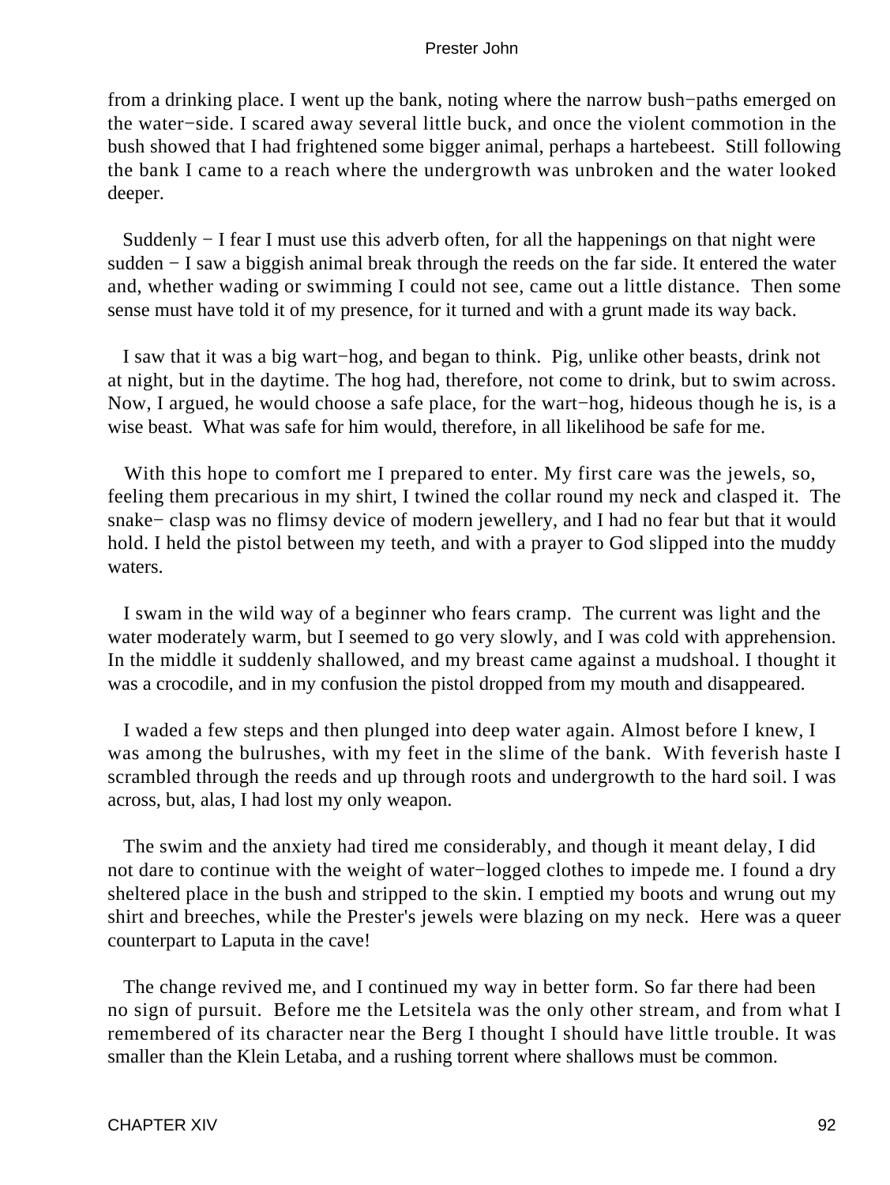from a drinking place. I went up the bank, noting where the narrow bush−paths emerged on the water−side. I scared away several little buck, and once the violent commotion in the bush showed that I had frightened some bigger animal, perhaps a hartebeest. Still following the bank I came to a reach where the undergrowth was unbroken and the water looked deeper.

Suddenly − I fear I must use this adverb often, for all the happenings on that night were sudden − I saw a biggish animal break through the reeds on the far side. It entered the water and, whether wading or swimming I could not see, came out a little distance. Then some sense must have told it of my presence, for it turned and with a grunt made its way back.

I saw that it was a big wart−hog, and began to think. Pig, unlike other beasts, drink not at night, but in the daytime. The hog had, therefore, not come to drink, but to swim across. Now, I argued, he would choose a safe place, for the wart−hog, hideous though he is, is a wise beast. What was safe for him would, therefore, in all likelihood be safe for me.

With this hope to comfort me I prepared to enter. My first care was the jewels, so, feeling them precarious in my shirt, I twined the collar round my neck and clasped it. The snake− clasp was no flimsy device of modern jewellery, and I had no fear but that it would hold. I held the pistol between my teeth, and with a prayer to God slipped into the muddy waters.

I swam in the wild way of a beginner who fears cramp. The current was light and the water moderately warm, but I seemed to go very slowly, and I was cold with apprehension. In the middle it suddenly shallowed, and my breast came against a mudshoal. I thought it was a crocodile, and in my confusion the pistol dropped from my mouth and disappeared.

I waded a few steps and then plunged into deep water again. Almost before I knew, I was among the bulrushes, with my feet in the slime of the bank. With feverish haste I scrambled through the reeds and up through roots and undergrowth to the hard soil. I was across, but, alas, I had lost my only weapon.

The swim and the anxiety had tired me considerably, and though it meant delay, I did not dare to continue with the weight of water−logged clothes to impede me. I found a dry sheltered place in the bush and stripped to the skin. I emptied my boots and wrung out my shirt and breeches, while the Prester's jewels were blazing on my neck. Here was a queer counterpart to Laputa in the cave!

The change revived me, and I continued my way in better form. So far there had been no sign of pursuit. Before me the Letsitela was the only other stream, and from what I remembered of its character near the Berg I thought I should have little trouble. It was smaller than the Klein Letaba, and a rushing torrent where shallows must be common.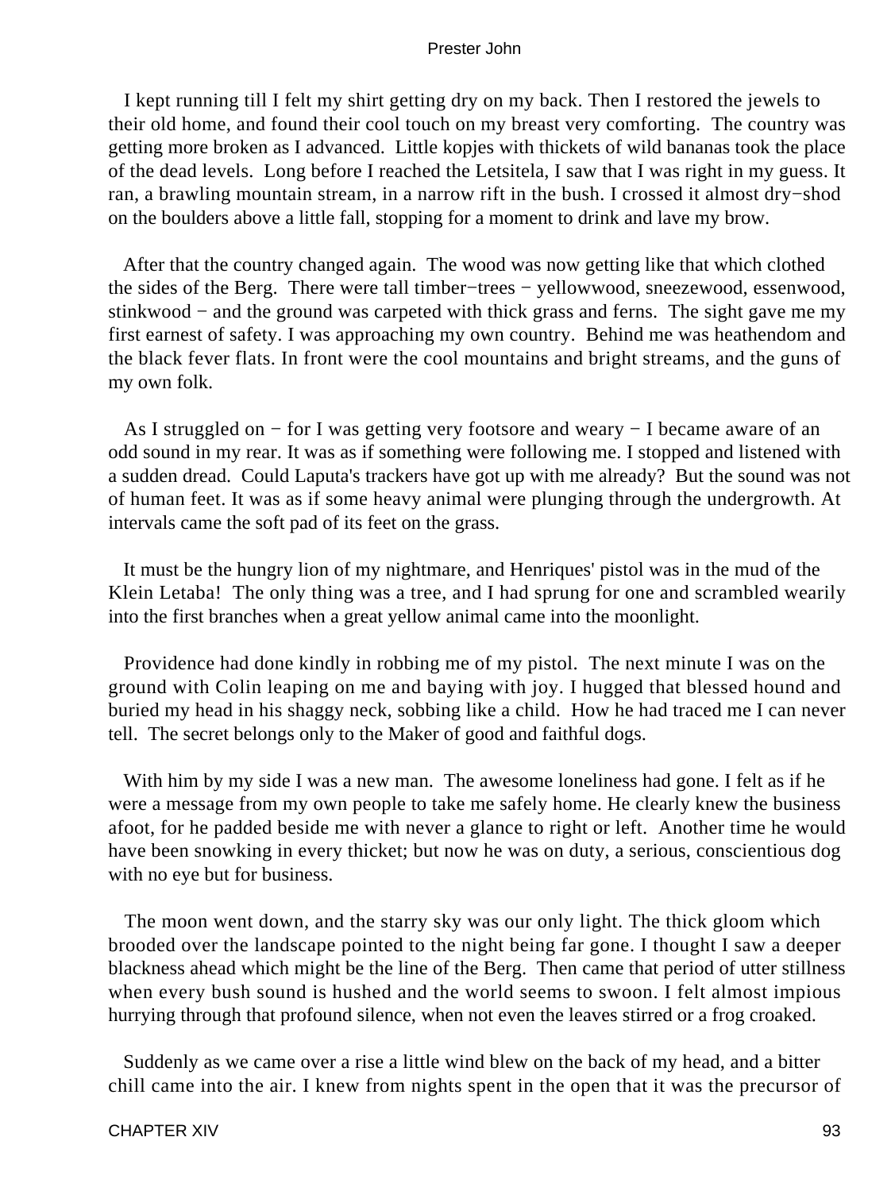I kept running till I felt my shirt getting dry on my back. Then I restored the jewels to their old home, and found their cool touch on my breast very comforting. The country was getting more broken as I advanced. Little kopjes with thickets of wild bananas took the place of the dead levels. Long before I reached the Letsitela, I saw that I was right in my guess. It ran, a brawling mountain stream, in a narrow rift in the bush. I crossed it almost dry−shod on the boulders above a little fall, stopping for a moment to drink and lave my brow.

After that the country changed again. The wood was now getting like that which clothed the sides of the Berg. There were tall timber−trees − yellowwood, sneezewood, essenwood, stinkwood − and the ground was carpeted with thick grass and ferns. The sight gave me my first earnest of safety. I was approaching my own country. Behind me was heathendom and the black fever flats. In front were the cool mountains and bright streams, and the guns of my own folk.

As I struggled on − for I was getting very footsore and weary − I became aware of an odd sound in my rear. It was as if something were following me. I stopped and listened with a sudden dread. Could Laputa's trackers have got up with me already? But the sound was not of human feet. It was as if some heavy animal were plunging through the undergrowth. At intervals came the soft pad of its feet on the grass.

It must be the hungry lion of my nightmare, and Henriques' pistol was in the mud of the Klein Letaba! The only thing was a tree, and I had sprung for one and scrambled wearily into the first branches when a great yellow animal came into the moonlight.

Providence had done kindly in robbing me of my pistol. The next minute I was on the ground with Colin leaping on me and baying with joy. I hugged that blessed hound and buried my head in his shaggy neck, sobbing like a child. How he had traced me I can never tell. The secret belongs only to the Maker of good and faithful dogs.

With him by my side I was a new man. The awesome loneliness had gone. I felt as if he were a message from my own people to take me safely home. He clearly knew the business afoot, for he padded beside me with never a glance to right or left. Another time he would have been snowking in every thicket; but now he was on duty, a serious, conscientious dog with no eye but for business.

The moon went down, and the starry sky was our only light. The thick gloom which brooded over the landscape pointed to the night being far gone. I thought I saw a deeper blackness ahead which might be the line of the Berg. Then came that period of utter stillness when every bush sound is hushed and the world seems to swoon. I felt almost impious hurrying through that profound silence, when not even the leaves stirred or a frog croaked.

Suddenly as we came over a rise a little wind blew on the back of my head, and a bitter chill came into the air. I knew from nights spent in the open that it was the precursor of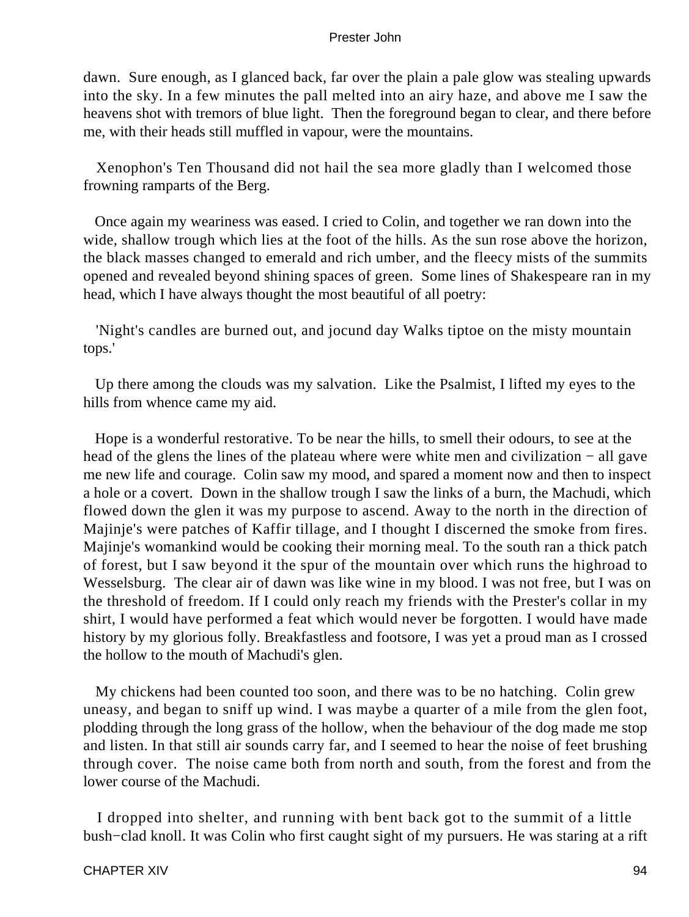dawn. Sure enough, as I glanced back, far over the plain a pale glow was stealing upwards into the sky. In a few minutes the pall melted into an airy haze, and above me I saw the heavens shot with tremors of blue light. Then the foreground began to clear, and there before me, with their heads still muffled in vapour, were the mountains.

Xenophon's Ten Thousand did not hail the sea more gladly than I welcomed those frowning ramparts of the Berg.

Once again my weariness was eased. I cried to Colin, and together we ran down into the wide, shallow trough which lies at the foot of the hills. As the sun rose above the horizon, the black masses changed to emerald and rich umber, and the fleecy mists of the summits opened and revealed beyond shining spaces of green. Some lines of Shakespeare ran in my head, which I have always thought the most beautiful of all poetry:

'Night's candles are burned out, and jocund day Walks tiptoe on the misty mountain tops.'

Up there among the clouds was my salvation. Like the Psalmist, I lifted my eyes to the hills from whence came my aid.

Hope is a wonderful restorative. To be near the hills, to smell their odours, to see at the head of the glens the lines of the plateau where were white men and civilization − all gave me new life and courage. Colin saw my mood, and spared a moment now and then to inspect a hole or a covert. Down in the shallow trough I saw the links of a burn, the Machudi, which flowed down the glen it was my purpose to ascend. Away to the north in the direction of Majinje's were patches of Kaffir tillage, and I thought I discerned the smoke from fires. Majinje's womankind would be cooking their morning meal. To the south ran a thick patch of forest, but I saw beyond it the spur of the mountain over which runs the highroad to Wesselsburg. The clear air of dawn was like wine in my blood. I was not free, but I was on the threshold of freedom. If I could only reach my friends with the Prester's collar in my shirt, I would have performed a feat which would never be forgotten. I would have made history by my glorious folly. Breakfastless and footsore, I was yet a proud man as I crossed the hollow to the mouth of Machudi's glen.

My chickens had been counted too soon, and there was to be no hatching. Colin grew uneasy, and began to sniff up wind. I was maybe a quarter of a mile from the glen foot, plodding through the long grass of the hollow, when the behaviour of the dog made me stop and listen. In that still air sounds carry far, and I seemed to hear the noise of feet brushing through cover. The noise came both from north and south, from the forest and from the lower course of the Machudi.

I dropped into shelter, and running with bent back got to the summit of a little bush−clad knoll. It was Colin who first caught sight of my pursuers. He was staring at a rift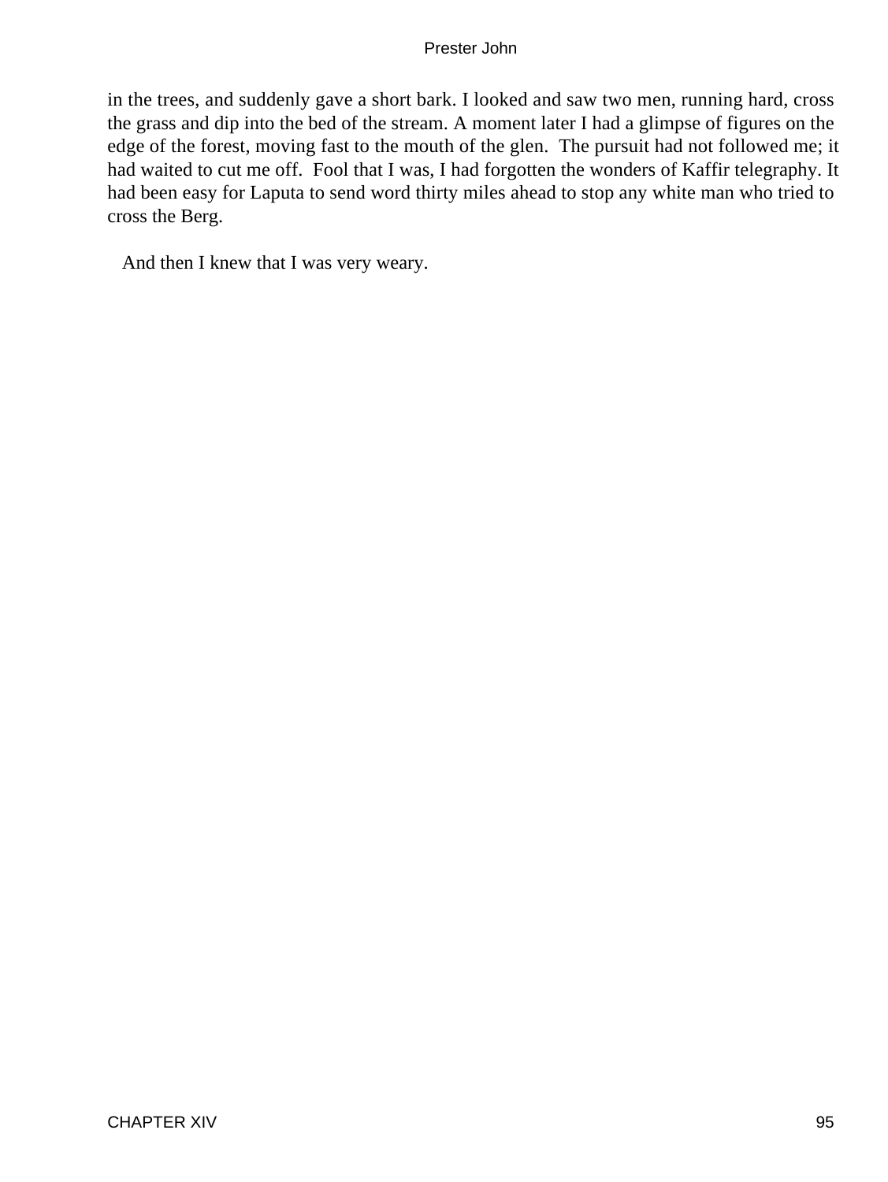in the trees, and suddenly gave a short bark. I looked and saw two men, running hard, cross the grass and dip into the bed of the stream. A moment later I had a glimpse of figures on the edge of the forest, moving fast to the mouth of the glen. The pursuit had not followed me; it had waited to cut me off. Fool that I was, I had forgotten the wonders of Kaffir telegraphy. It had been easy for Laputa to send word thirty miles ahead to stop any white man who tried to cross the Berg.

And then I knew that I was very weary.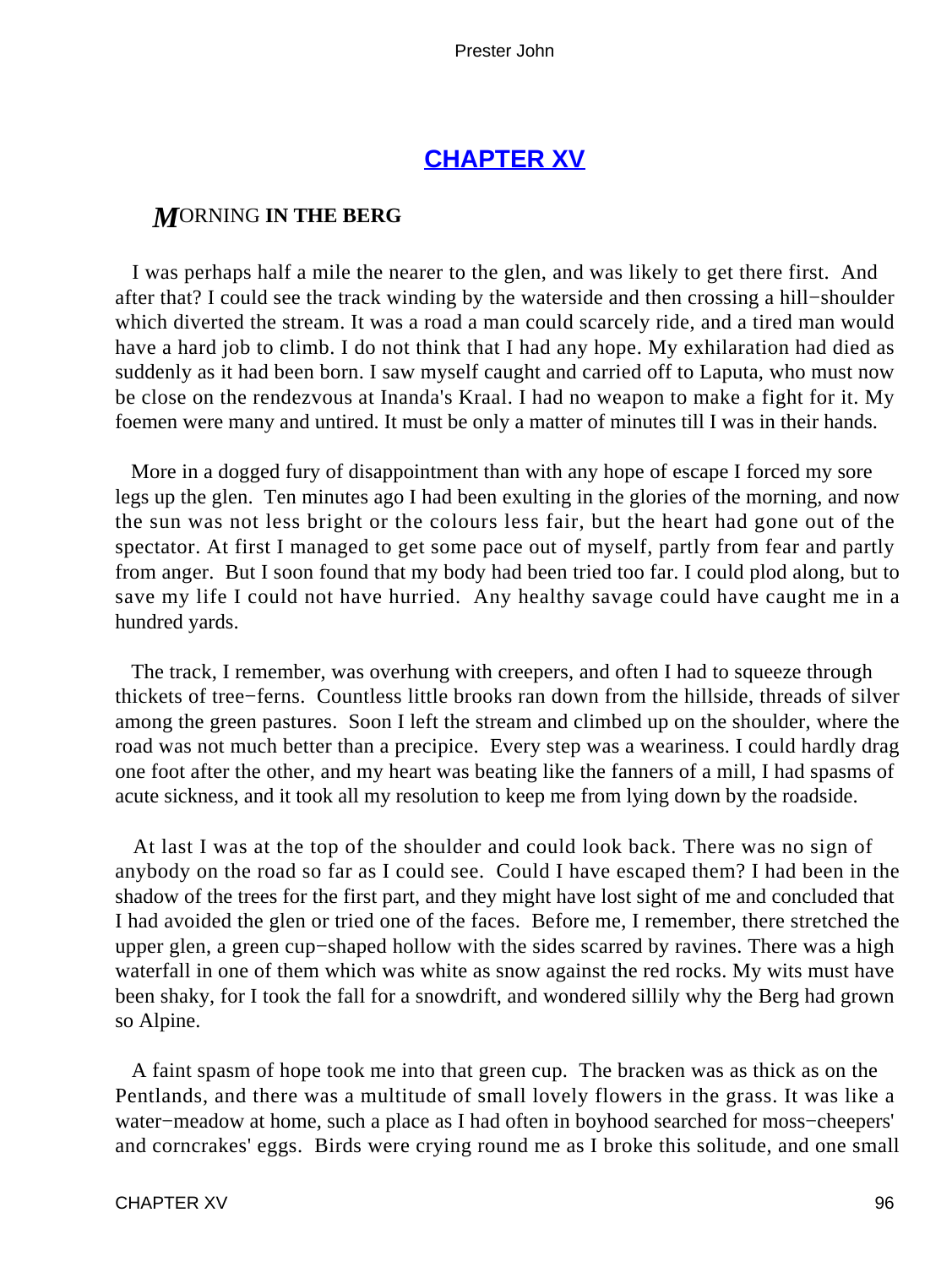## CHAPTER XV

### MORNING IN THE BERG

I was perhaps half a mile the nearer to the glen, and was likely to get there first. And after that? I could see the track winding by the waterside and then crossing a hill−shoulder which diverted the stream. It was a road a man could scarcely ride, and a tired man would have a hard job to climb. I do not think that I had any hope. My exhilaration had died as suddenly as it had been born. I saw myself caught and carried off to Laputa, who must now be close on the rendezvous at Inanda's Kraal. I had no weapon to make a fight for it. My foemen were many and untired. It must be only a matter of minutes till I was in their hands.

More in a dogged fury of disappointment than with any hope of escape I forced my sore legs up the glen. Ten minutes ago I had been exulting in the glories of the morning, and now the sun was not less bright or the colours less fair, but the heart had gone out of the spectator. At first I managed to get some pace out of myself, partly from fear and partly from anger. But I soon found that my body had been tried too far. I could plod along, but to save my life I could not have hurried. Any healthy savage could have caught me in a hundred yards.

The track, I remember, was overhung with creepers, and often I had to squeeze through thickets of tree−ferns. Countless little brooks ran down from the hillside, threads of silver among the green pastures. Soon I left the stream and climbed up on the shoulder, where the road was not much better than a precipice. Every step was a weariness. I could hardly drag one foot after the other, and my heart was beating like the fanners of a mill, I had spasms of acute sickness, and it took all my resolution to keep me from lying down by the roadside.

At last I was at the top of the shoulder and could look back. There was no sign of anybody on the road so far as I could see. Could I have escaped them? I had been in the shadow of the trees for the first part, and they might have lost sight of me and concluded that I had avoided the glen or tried one of the faces. Before me, I remember, there stretched the upper glen, a green cup−shaped hollow with the sides scarred by ravines. There was a high waterfall in one of them which was white as snow against the red rocks. My wits must have been shaky, for I took the fall for a snowdrift, and wondered sillily why the Berg had grown so Alpine.

A faint spasm of hope took me into that green cup. The bracken was as thick as on the Pentlands, and there was a multitude of small lovely flowers in the grass. It was like a water−meadow at home, such a place as I had often in boyhood searched for moss−cheepers' and corncrakes' eggs. Birds were crying round me as I broke this solitude, and one small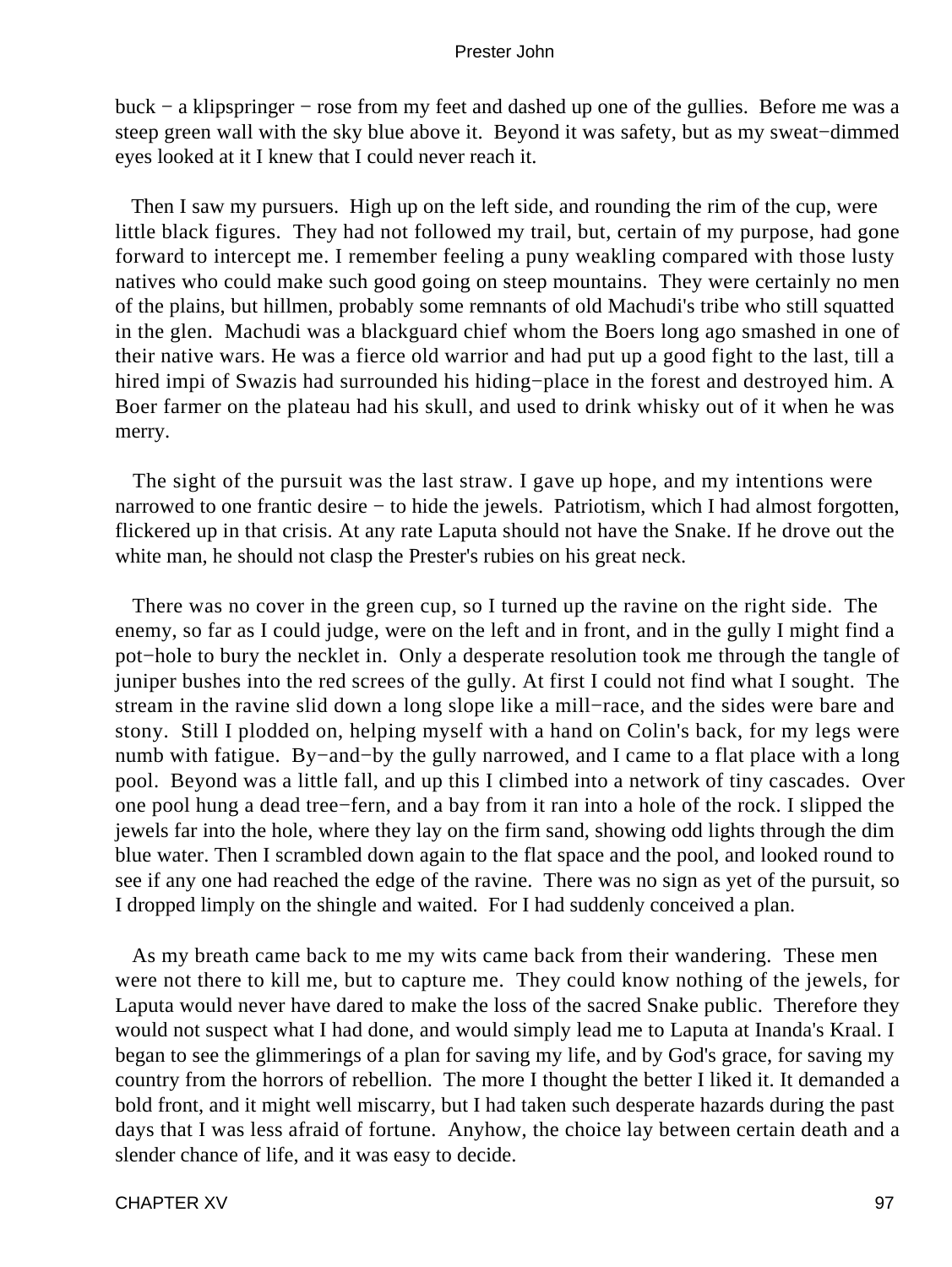buck − a klipspringer − rose from my feet and dashed up one of the gullies. Before me was a steep green wall with the sky blue above it. Beyond it was safety, but as my sweat−dimmed eyes looked at it I knew that I could never reach it.

Then I saw my pursuers. High up on the left side, and rounding the rim of the cup, were little black figures. They had not followed my trail, but, certain of my purpose, had gone forward to intercept me. I remember feeling a puny weakling compared with those lusty natives who could make such good going on steep mountains. They were certainly no men of the plains, but hillmen, probably some remnants of old Machudi's tribe who still squatted in the glen. Machudi was a blackguard chief whom the Boers long ago smashed in one of their native wars. He was a fierce old warrior and had put up a good fight to the last, till a hired impi of Swazis had surrounded his hiding−place in the forest and destroyed him. A Boer farmer on the plateau had his skull, and used to drink whisky out of it when he was merry.

The sight of the pursuit was the last straw. I gave up hope, and my intentions were narrowed to one frantic desire − to hide the jewels. Patriotism, which I had almost forgotten, flickered up in that crisis. At any rate Laputa should not have the Snake. If he drove out the white man, he should not clasp the Prester's rubies on his great neck.

There was no cover in the green cup, so I turned up the ravine on the right side. The enemy, so far as I could judge, were on the left and in front, and in the gully I might find a pot−hole to bury the necklet in. Only a desperate resolution took me through the tangle of juniper bushes into the red screes of the gully. At first I could not find what I sought. The stream in the ravine slid down a long slope like a mill−race, and the sides were bare and stony. Still I plodded on, helping myself with a hand on Colin's back, for my legs were numb with fatigue. By−and−by the gully narrowed, and I came to a flat place with a long pool. Beyond was a little fall, and up this I climbed into a network of tiny cascades. Over one pool hung a dead tree−fern, and a bay from it ran into a hole of the rock. I slipped the jewels far into the hole, where they lay on the firm sand, showing odd lights through the dim blue water. Then I scrambled down again to the flat space and the pool, and looked round to see if any one had reached the edge of the ravine. There was no sign as yet of the pursuit, so I dropped limply on the shingle and waited. For I had suddenly conceived a plan.

As my breath came back to me my wits came back from their wandering. These men were not there to kill me, but to capture me. They could know nothing of the jewels, for Laputa would never have dared to make the loss of the sacred Snake public. Therefore they would not suspect what I had done, and would simply lead me to Laputa at Inanda's Kraal. I began to see the glimmerings of a plan for saving my life, and by God's grace, for saving my country from the horrors of rebellion. The more I thought the better I liked it. It demanded a bold front, and it might well miscarry, but I had taken such desperate hazards during the past days that I was less afraid of fortune. Anyhow, the choice lay between certain death and a slender chance of life, and it was easy to decide.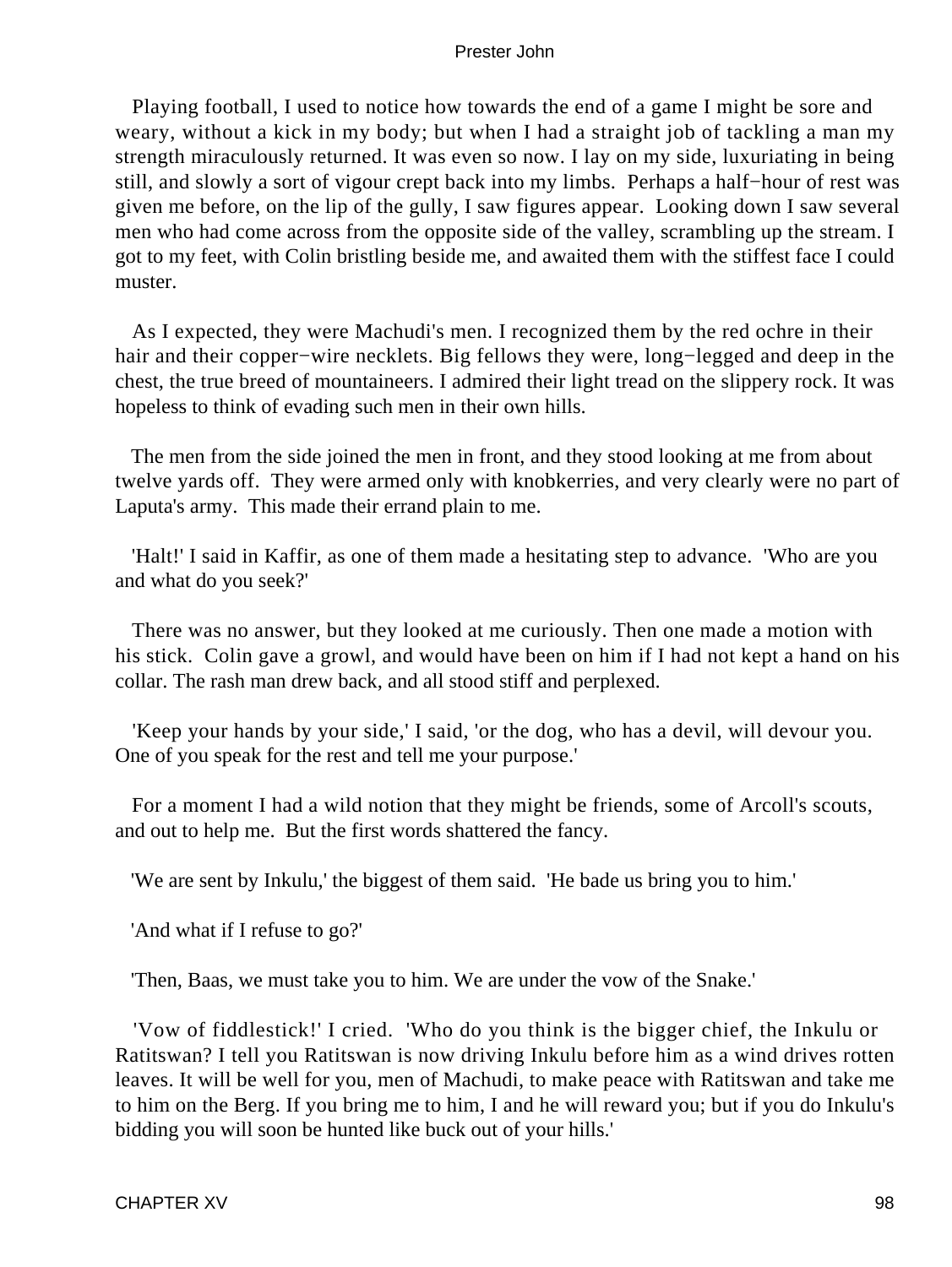Playing football, I used to notice how towards the end of a game I might be sore and weary, without a kick in my body; but when I had a straight job of tackling a man my strength miraculously returned. It was even so now. I lay on my side, luxuriating in being still, and slowly a sort of vigour crept back into my limbs. Perhaps a half−hour of rest was given me before, on the lip of the gully, I saw figures appear. Looking down I saw several men who had come across from the opposite side of the valley, scrambling up the stream. I got to my feet, with Colin bristling beside me, and awaited them with the stiffest face I could muster.

As I expected, they were Machudi's men. I recognized them by the red ochre in their hair and their copper−wire necklets. Big fellows they were, long−legged and deep in the chest, the true breed of mountaineers. I admired their light tread on the slippery rock. It was hopeless to think of evading such men in their own hills.

The men from the side joined the men in front, and they stood looking at me from about twelve yards off. They were armed only with knobkerries, and very clearly were no part of Laputa's army. This made their errand plain to me.

'Halt!' I said in Kaffir, as one of them made a hesitating step to advance. 'Who are you and what do you seek?'

There was no answer, but they looked at me curiously. Then one made a motion with his stick. Colin gave a growl, and would have been on him if I had not kept a hand on his collar. The rash man drew back, and all stood stiff and perplexed.

'Keep your hands by your side,' I said, 'or the dog, who has a devil, will devour you. One of you speak for the rest and tell me your purpose.'

For a moment I had a wild notion that they might be friends, some of Arcoll's scouts, and out to help me. But the first words shattered the fancy.

'We are sent by Inkulu,' the biggest of them said. 'He bade us bring you to him.'

'And what if I refuse to go?'

'Then, Baas, we must take you to him. We are under the vow of the Snake.'

'Vow of fiddlestick!' I cried. 'Who do you think is the bigger chief, the Inkulu or Ratitswan? I tell you Ratitswan is now driving Inkulu before him as a wind drives rotten leaves. It will be well for you, men of Machudi, to make peace with Ratitswan and take me to him on the Berg. If you bring me to him, I and he will reward you; but if you do Inkulu's bidding you will soon be hunted like buck out of your hills.'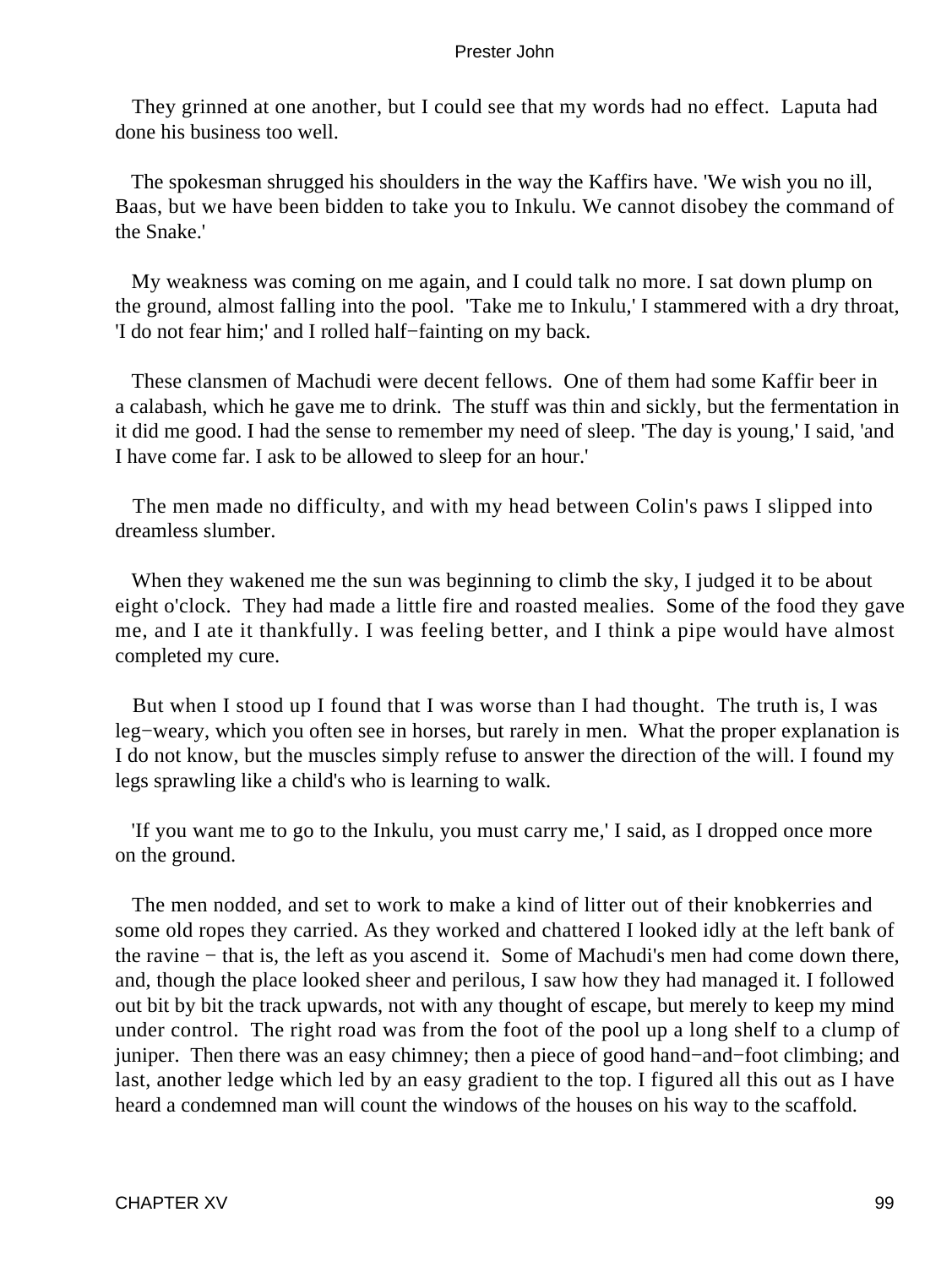They grinned at one another, but I could see that my words had no effect. Laputa had done his business too well.

The spokesman shrugged his shoulders in the way the Kaffirs have. 'We wish you no ill, Baas, but we have been bidden to take you to Inkulu. We cannot disobey the command of the Snake.'

My weakness was coming on me again, and I could talk no more. I sat down plump on the ground, almost falling into the pool. 'Take me to Inkulu,' I stammered with a dry throat, 'I do not fear him;' and I rolled half−fainting on my back.

These clansmen of Machudi were decent fellows. One of them had some Kaffir beer in a calabash, which he gave me to drink. The stuff was thin and sickly, but the fermentation in it did me good. I had the sense to remember my need of sleep. 'The day is young,' I said, 'and I have come far. I ask to be allowed to sleep for an hour.'

The men made no difficulty, and with my head between Colin's paws I slipped into dreamless slumber.

When they wakened me the sun was beginning to climb the sky, I judged it to be about eight o'clock. They had made a little fire and roasted mealies. Some of the food they gave me, and I ate it thankfully. I was feeling better, and I think a pipe would have almost completed my cure.

But when I stood up I found that I was worse than I had thought. The truth is, I was leg−weary, which you often see in horses, but rarely in men. What the proper explanation is I do not know, but the muscles simply refuse to answer the direction of the will. I found my legs sprawling like a child's who is learning to walk.

'If you want me to go to the Inkulu, you must carry me,' I said, as I dropped once more on the ground.

The men nodded, and set to work to make a kind of litter out of their knobkerries and some old ropes they carried. As they worked and chattered I looked idly at the left bank of the ravine − that is, the left as you ascend it. Some of Machudi's men had come down there, and, though the place looked sheer and perilous, I saw how they had managed it. I followed out bit by bit the track upwards, not with any thought of escape, but merely to keep my mind under control. The right road was from the foot of the pool up a long shelf to a clump of juniper. Then there was an easy chimney; then a piece of good hand−and−foot climbing; and last, another ledge which led by an easy gradient to the top. I figured all this out as I have heard a condemned man will count the windows of the houses on his way to the scaffold.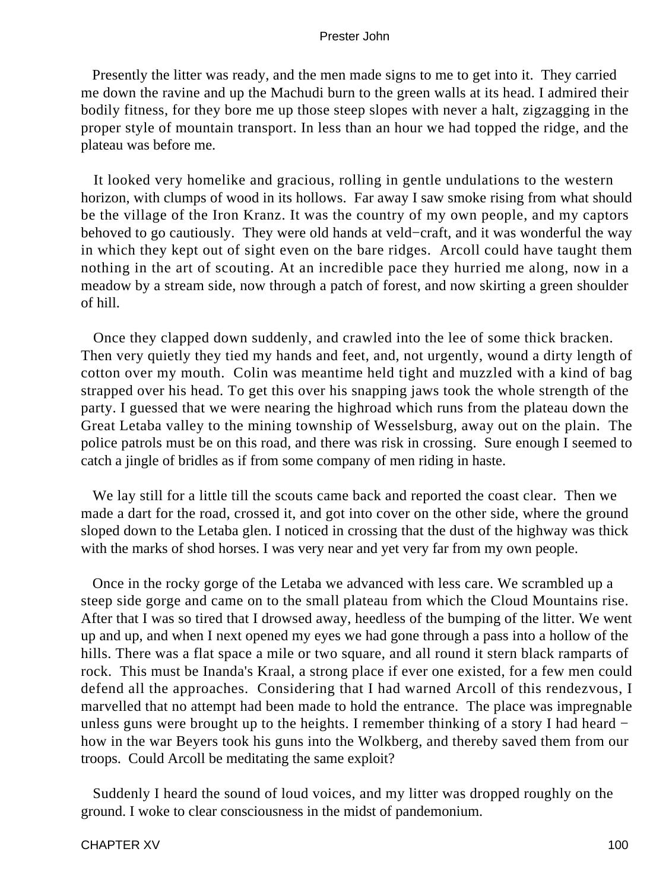Presently the litter was ready, and the men made signs to me to get into it. They carried me down the ravine and up the Machudi burn to the green walls at its head. I admired their bodily fitness, for they bore me up those steep slopes with never a halt, zigzagging in the proper style of mountain transport. In less than an hour we had topped the ridge, and the plateau was before me.

It looked very homelike and gracious, rolling in gentle undulations to the western horizon, with clumps of wood in its hollows. Far away I saw smoke rising from what should be the village of the Iron Kranz. It was the country of my own people, and my captors behoved to go cautiously. They were old hands at veld−craft, and it was wonderful the way in which they kept out of sight even on the bare ridges. Arcoll could have taught them nothing in the art of scouting. At an incredible pace they hurried me along, now in a meadow by a stream side, now through a patch of forest, and now skirting a green shoulder of hill.

Once they clapped down suddenly, and crawled into the lee of some thick bracken. Then very quietly they tied my hands and feet, and, not urgently, wound a dirty length of cotton over my mouth. Colin was meantime held tight and muzzled with a kind of bag strapped over his head. To get this over his snapping jaws took the whole strength of the party. I guessed that we were nearing the highroad which runs from the plateau down the Great Letaba valley to the mining township of Wesselsburg, away out on the plain. The police patrols must be on this road, and there was risk in crossing. Sure enough I seemed to catch a jingle of bridles as if from some company of men riding in haste.

We lay still for a little till the scouts came back and reported the coast clear. Then we made a dart for the road, crossed it, and got into cover on the other side, where the ground sloped down to the Letaba glen. I noticed in crossing that the dust of the highway was thick with the marks of shod horses. I was very near and yet very far from my own people.

Once in the rocky gorge of the Letaba we advanced with less care. We scrambled up a steep side gorge and came on to the small plateau from which the Cloud Mountains rise. After that I was so tired that I drowsed away, heedless of the bumping of the litter. We went up and up, and when I next opened my eyes we had gone through a pass into a hollow of the hills. There was a flat space a mile or two square, and all round it stern black ramparts of rock. This must be Inanda's Kraal, a strong place if ever one existed, for a few men could defend all the approaches. Considering that I had warned Arcoll of this rendezvous, I marvelled that no attempt had been made to hold the entrance. The place was impregnable unless guns were brought up to the heights. I remember thinking of a story I had heard − how in the war Beyers took his guns into the Wolkberg, and thereby saved them from our troops. Could Arcoll be meditating the same exploit?

Suddenly I heard the sound of loud voices, and my litter was dropped roughly on the ground. I woke to clear consciousness in the midst of pandemonium.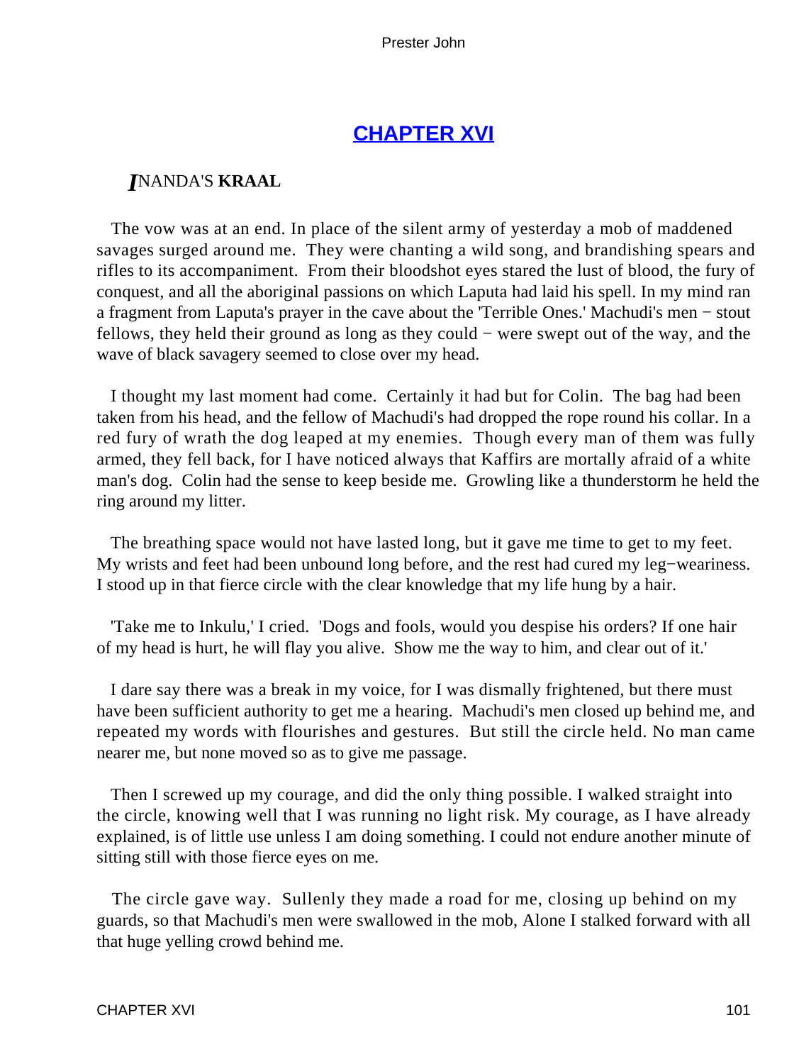## CHAPTER XVI

### *I*NANDA'S **KRAAL**

The vow was at an end. In place of the silent army of yesterday a mob of maddened savages surged around me. They were chanting a wild song, and brandishing spears and rifles to its accompaniment. From their bloodshot eyes stared the lust of blood, the fury of conquest, and all the aboriginal passions on which Laputa had laid his spell. In my mind ran a fragment from Laputa's prayer in the cave about the 'Terrible Ones.' Machudi's men − stout fellows, they held their ground as long as they could − were swept out of the way, and the wave of black savagery seemed to close over my head.

I thought my last moment had come. Certainly it had but for Colin. The bag had been taken from his head, and the fellow of Machudi's had dropped the rope round his collar. In a red fury of wrath the dog leaped at my enemies. Though every man of them was fully armed, they fell back, for I have noticed always that Kaffirs are mortally afraid of a white man's dog. Colin had the sense to keep beside me. Growling like a thunderstorm he held the ring around my litter.

The breathing space would not have lasted long, but it gave me time to get to my feet. My wrists and feet had been unbound long before, and the rest had cured my leg−weariness. I stood up in that fierce circle with the clear knowledge that my life hung by a hair.

'Take me to Inkulu,' I cried. 'Dogs and fools, would you despise his orders? If one hair of my head is hurt, he will flay you alive. Show me the way to him, and clear out of it.'

I dare say there was a break in my voice, for I was dismally frightened, but there must have been sufficient authority to get me a hearing. Machudi's men closed up behind me, and repeated my words with flourishes and gestures. But still the circle held. No man came nearer me, but none moved so as to give me passage.

Then I screwed up my courage, and did the only thing possible. I walked straight into the circle, knowing well that I was running no light risk. My courage, as I have already explained, is of little use unless I am doing something. I could not endure another minute of sitting still with those fierce eyes on me.

The circle gave way. Sullenly they made a road for me, closing up behind on my guards, so that Machudi's men were swallowed in the mob, Alone I stalked forward with all that huge yelling crowd behind me.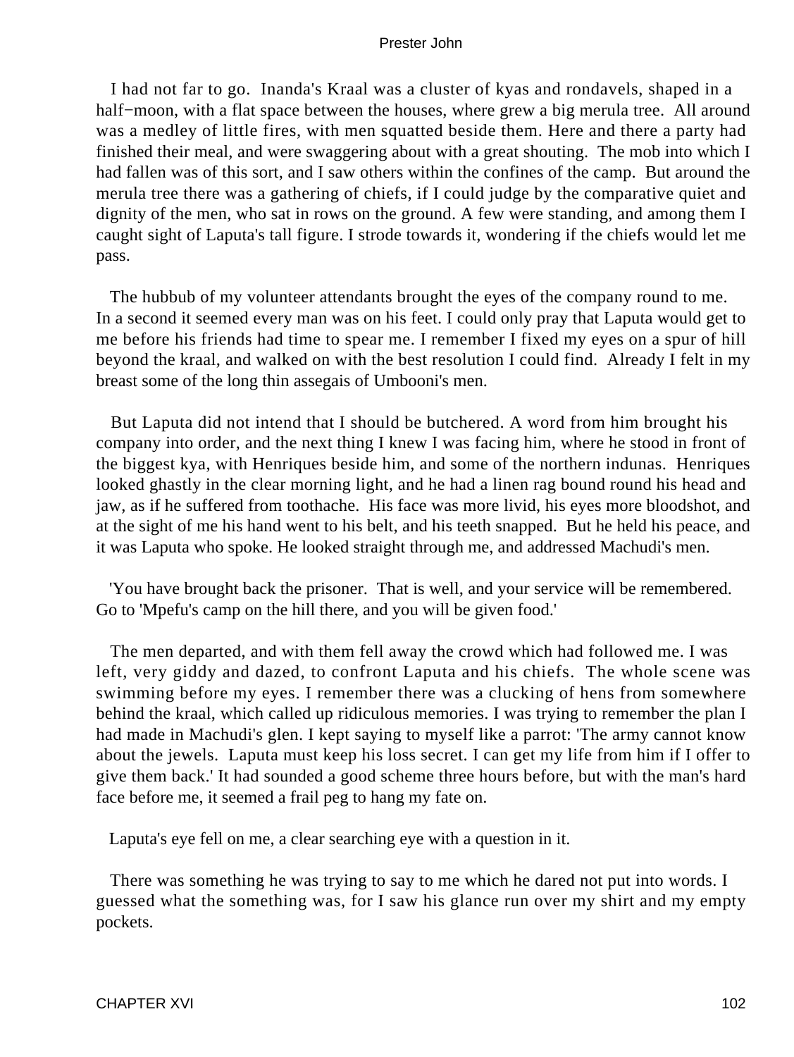I had not far to go. Inanda's Kraal was a cluster of kyas and rondavels, shaped in a half−moon, with a flat space between the houses, where grew a big merula tree. All around was a medley of little fires, with men squatted beside them. Here and there a party had finished their meal, and were swaggering about with a great shouting. The mob into which I had fallen was of this sort, and I saw others within the confines of the camp. But around the merula tree there was a gathering of chiefs, if I could judge by the comparative quiet and dignity of the men, who sat in rows on the ground. A few were standing, and among them I caught sight of Laputa's tall figure. I strode towards it, wondering if the chiefs would let me pass.

The hubbub of my volunteer attendants brought the eyes of the company round to me. In a second it seemed every man was on his feet. I could only pray that Laputa would get to me before his friends had time to spear me. I remember I fixed my eyes on a spur of hill beyond the kraal, and walked on with the best resolution I could find. Already I felt in my breast some of the long thin assegais of Umbooni's men.

But Laputa did not intend that I should be butchered. A word from him brought his company into order, and the next thing I knew I was facing him, where he stood in front of the biggest kya, with Henriques beside him, and some of the northern indunas. Henriques looked ghastly in the clear morning light, and he had a linen rag bound round his head and jaw, as if he suffered from toothache. His face was more livid, his eyes more bloodshot, and at the sight of me his hand went to his belt, and his teeth snapped. But he held his peace, and it was Laputa who spoke. He looked straight through me, and addressed Machudi's men.

'You have brought back the prisoner. That is well, and your service will be remembered. Go to 'Mpefu's camp on the hill there, and you will be given food.'

The men departed, and with them fell away the crowd which had followed me. I was left, very giddy and dazed, to confront Laputa and his chiefs. The whole scene was swimming before my eyes. I remember there was a clucking of hens from somewhere behind the kraal, which called up ridiculous memories. I was trying to remember the plan I had made in Machudi's glen. I kept saying to myself like a parrot: 'The army cannot know about the jewels. Laputa must keep his loss secret. I can get my life from him if I offer to give them back.' It had sounded a good scheme three hours before, but with the man's hard face before me, it seemed a frail peg to hang my fate on.

Laputa's eye fell on me, a clear searching eye with a question in it.

There was something he was trying to say to me which he dared not put into words. I guessed what the something was, for I saw his glance run over my shirt and my empty pockets.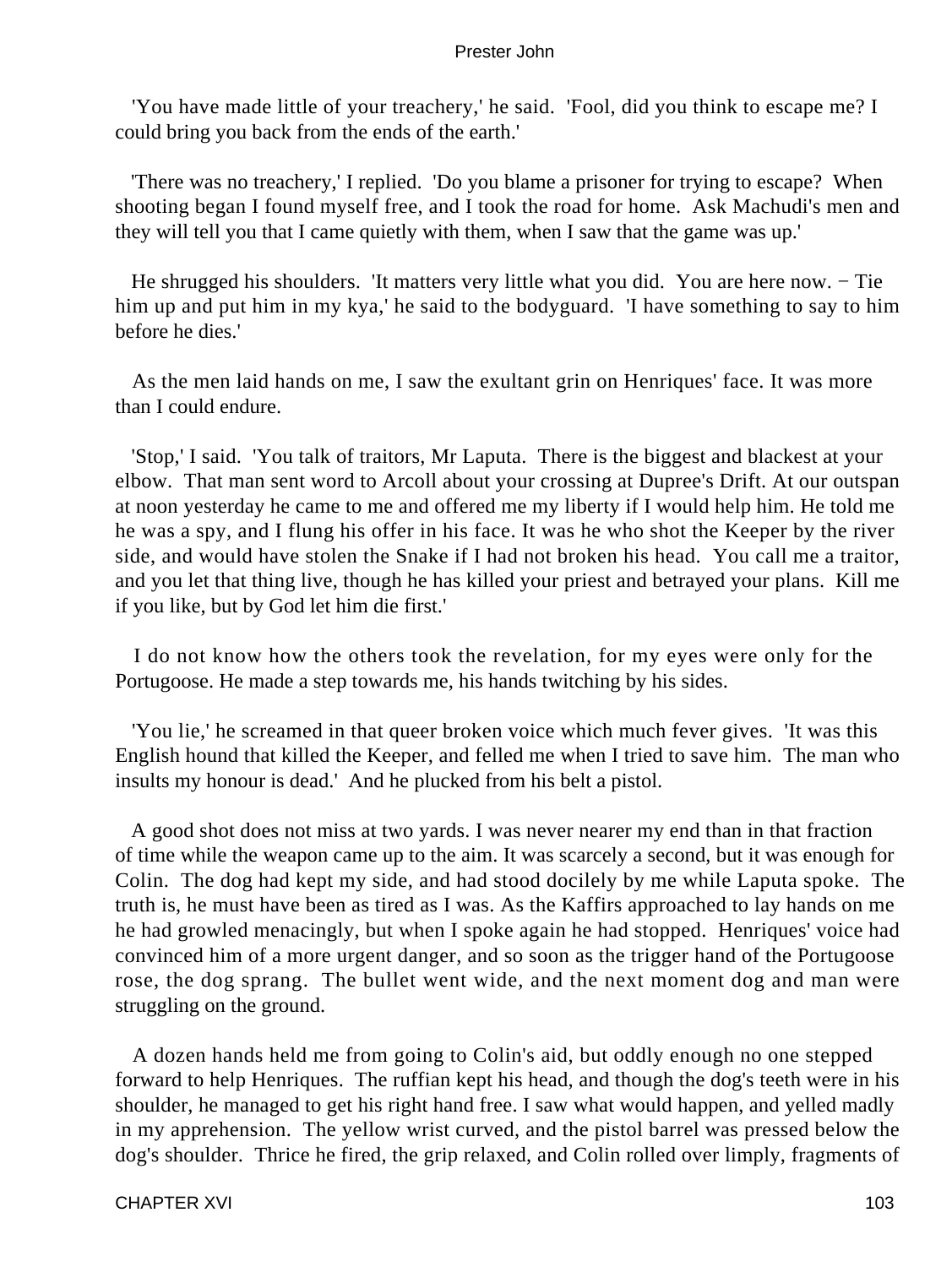'You have made little of your treachery,' he said. 'Fool, did you think to escape me? I could bring you back from the ends of the earth.'

'There was no treachery,' I replied. 'Do you blame a prisoner for trying to escape? When shooting began I found myself free, and I took the road for home. Ask Machudi's men and they will tell you that I came quietly with them, when I saw that the game was up.'

He shrugged his shoulders. 'It matters very little what you did. You are here now. − Tie him up and put him in my kya,' he said to the bodyguard. 'I have something to say to him before he dies.'

As the men laid hands on me, I saw the exultant grin on Henriques' face. It was more than I could endure.

'Stop,' I said. 'You talk of traitors, Mr Laputa. There is the biggest and blackest at your elbow. That man sent word to Arcoll about your crossing at Dupree's Drift. At our outspan at noon yesterday he came to me and offered me my liberty if I would help him. He told me he was a spy, and I flung his offer in his face. It was he who shot the Keeper by the river side, and would have stolen the Snake if I had not broken his head. You call me a traitor, and you let that thing live, though he has killed your priest and betrayed your plans. Kill me if you like, but by God let him die first.'

I do not know how the others took the revelation, for my eyes were only for the Portugoose. He made a step towards me, his hands twitching by his sides.

'You lie,' he screamed in that queer broken voice which much fever gives. 'It was this English hound that killed the Keeper, and felled me when I tried to save him. The man who insults my honour is dead.' And he plucked from his belt a pistol.

A good shot does not miss at two yards. I was never nearer my end than in that fraction of time while the weapon came up to the aim. It was scarcely a second, but it was enough for Colin. The dog had kept my side, and had stood docilely by me while Laputa spoke. The truth is, he must have been as tired as I was. As the Kaffirs approached to lay hands on me he had growled menacingly, but when I spoke again he had stopped. Henriques' voice had convinced him of a more urgent danger, and so soon as the trigger hand of the Portugoose rose, the dog sprang. The bullet went wide, and the next moment dog and man were struggling on the ground.

A dozen hands held me from going to Colin's aid, but oddly enough no one stepped forward to help Henriques. The ruffian kept his head, and though the dog's teeth were in his shoulder, he managed to get his right hand free. I saw what would happen, and yelled madly in my apprehension. The yellow wrist curved, and the pistol barrel was pressed below the dog's shoulder. Thrice he fired, the grip relaxed, and Colin rolled over limply, fragments of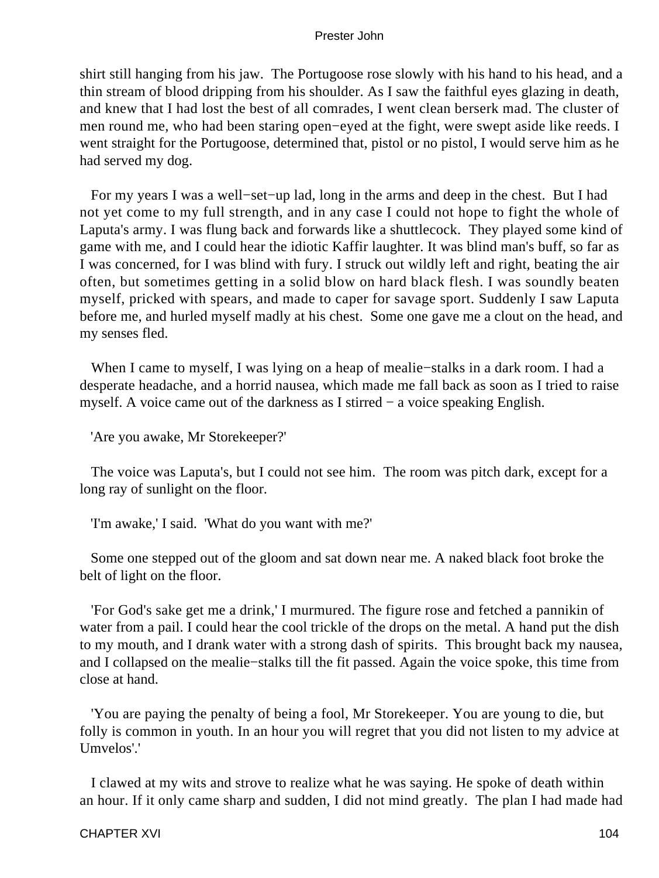shirt still hanging from his jaw. The Portugoose rose slowly with his hand to his head, and a thin stream of blood dripping from his shoulder. As I saw the faithful eyes glazing in death, and knew that I had lost the best of all comrades, I went clean berserk mad. The cluster of men round me, who had been staring open−eyed at the fight, were swept aside like reeds. I went straight for the Portugoose, determined that, pistol or no pistol, I would serve him as he had served my dog.

For my years I was a well−set−up lad, long in the arms and deep in the chest. But I had not yet come to my full strength, and in any case I could not hope to fight the whole of Laputa's army. I was flung back and forwards like a shuttlecock. They played some kind of game with me, and I could hear the idiotic Kaffir laughter. It was blind man's buff, so far as I was concerned, for I was blind with fury. I struck out wildly left and right, beating the air often, but sometimes getting in a solid blow on hard black flesh. I was soundly beaten myself, pricked with spears, and made to caper for savage sport. Suddenly I saw Laputa before me, and hurled myself madly at his chest. Some one gave me a clout on the head, and my senses fled.

When I came to myself, I was lying on a heap of mealie−stalks in a dark room. I had a desperate headache, and a horrid nausea, which made me fall back as soon as I tried to raise myself. A voice came out of the darkness as I stirred − a voice speaking English.

'Are you awake, Mr Storekeeper?'

The voice was Laputa's, but I could not see him. The room was pitch dark, except for a long ray of sunlight on the floor.

'I'm awake,' I said. 'What do you want with me?'

Some one stepped out of the gloom and sat down near me. A naked black foot broke the belt of light on the floor.

'For God's sake get me a drink,' I murmured. The figure rose and fetched a pannikin of water from a pail. I could hear the cool trickle of the drops on the metal. A hand put the dish to my mouth, and I drank water with a strong dash of spirits. This brought back my nausea, and I collapsed on the mealie−stalks till the fit passed. Again the voice spoke, this time from close at hand.

'You are paying the penalty of being a fool, Mr Storekeeper. You are young to die, but folly is common in youth. In an hour you will regret that you did not listen to my advice at Umvelos'.'

I clawed at my wits and strove to realize what he was saying. He spoke of death within an hour. If it only came sharp and sudden, I did not mind greatly. The plan I had made had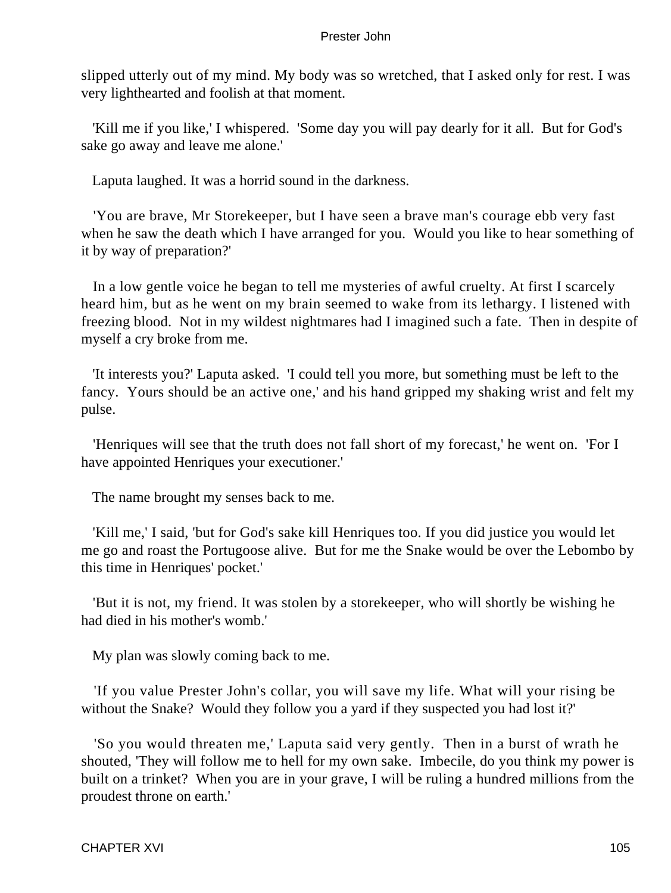slipped utterly out of my mind. My body was so wretched, that I asked only for rest. I was very lighthearted and foolish at that moment.

'Kill me if you like,' I whispered. 'Some day you will pay dearly for it all. But for God's sake go away and leave me alone.'

Laputa laughed. It was a horrid sound in the darkness.

'You are brave, Mr Storekeeper, but I have seen a brave man's courage ebb very fast when he saw the death which I have arranged for you. Would you like to hear something of it by way of preparation?'

In a low gentle voice he began to tell me mysteries of awful cruelty. At first I scarcely heard him, but as he went on my brain seemed to wake from its lethargy. I listened with freezing blood. Not in my wildest nightmares had I imagined such a fate. Then in despite of myself a cry broke from me.

'It interests you?' Laputa asked. 'I could tell you more, but something must be left to the fancy. Yours should be an active one,' and his hand gripped my shaking wrist and felt my pulse.

'Henriques will see that the truth does not fall short of my forecast,' he went on. 'For I have appointed Henriques your executioner.'

The name brought my senses back to me.

'Kill me,' I said, 'but for God's sake kill Henriques too. If you did justice you would let me go and roast the Portugoose alive. But for me the Snake would be over the Lebombo by this time in Henriques' pocket.'

'But it is not, my friend. It was stolen by a storekeeper, who will shortly be wishing he had died in his mother's womb.'

My plan was slowly coming back to me.

'If you value Prester John's collar, you will save my life. What will your rising be without the Snake? Would they follow you a yard if they suspected you had lost it?'

'So you would threaten me,' Laputa said very gently. Then in a burst of wrath he shouted, 'They will follow me to hell for my own sake. Imbecile, do you think my power is built on a trinket? When you are in your grave, I will be ruling a hundred millions from the proudest throne on earth.'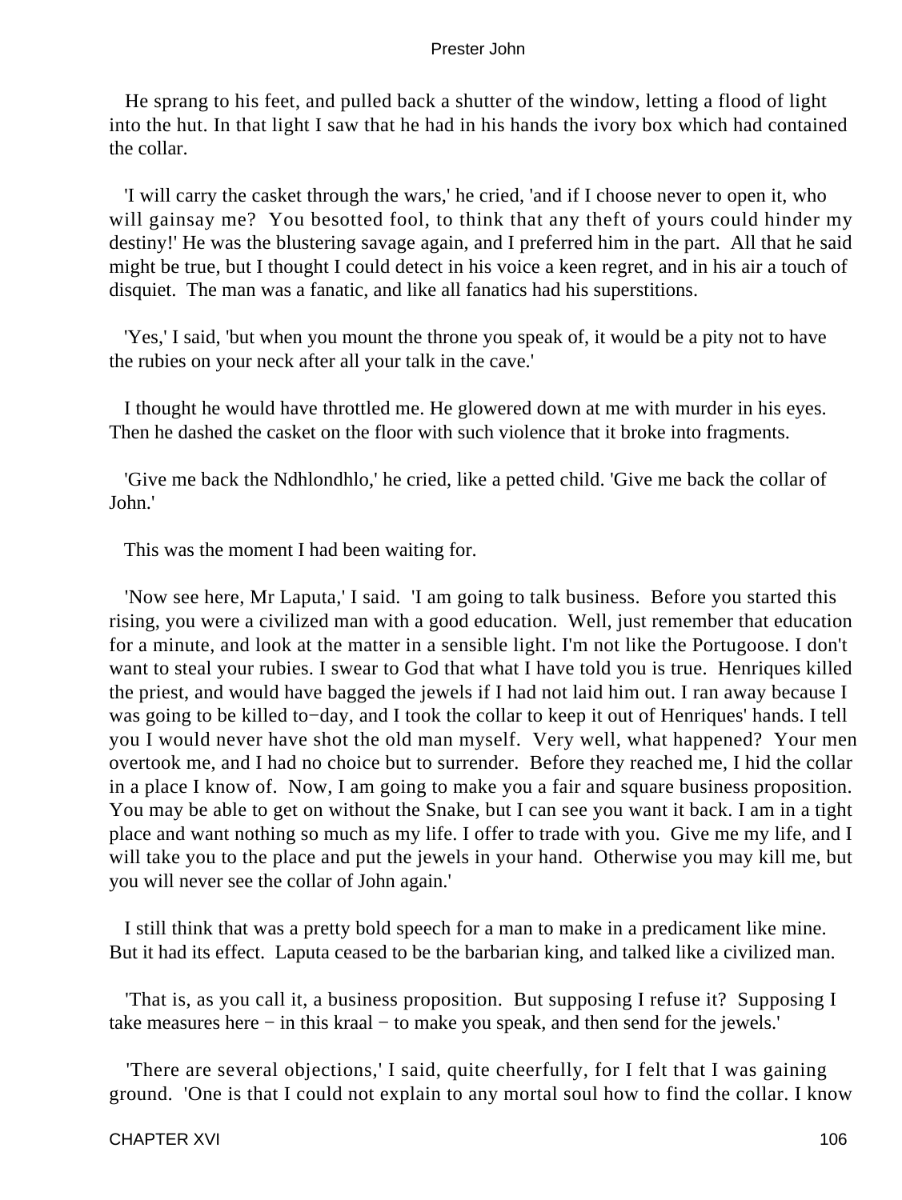He sprang to his feet, and pulled back a shutter of the window, letting a flood of light into the hut. In that light I saw that he had in his hands the ivory box which had contained the collar.

'I will carry the casket through the wars,' he cried, 'and if I choose never to open it, who will gainsay me? You besotted fool, to think that any theft of yours could hinder my destiny!' He was the blustering savage again, and I preferred him in the part. All that he said might be true, but I thought I could detect in his voice a keen regret, and in his air a touch of disquiet. The man was a fanatic, and like all fanatics had his superstitions.

'Yes,' I said, 'but when you mount the throne you speak of, it would be a pity not to have the rubies on your neck after all your talk in the cave.'

I thought he would have throttled me. He glowered down at me with murder in his eyes. Then he dashed the casket on the floor with such violence that it broke into fragments.

'Give me back the Ndhlondhlo,' he cried, like a petted child. 'Give me back the collar of John.'

This was the moment I had been waiting for.

'Now see here, Mr Laputa,' I said. 'I am going to talk business. Before you started this rising, you were a civilized man with a good education. Well, just remember that education for a minute, and look at the matter in a sensible light. I'm not like the Portugoose. I don't want to steal your rubies. I swear to God that what I have told you is true. Henriques killed the priest, and would have bagged the jewels if I had not laid him out. I ran away because I was going to be killed to−day, and I took the collar to keep it out of Henriques' hands. I tell you I would never have shot the old man myself. Very well, what happened? Your men overtook me, and I had no choice but to surrender. Before they reached me, I hid the collar in a place I know of. Now, I am going to make you a fair and square business proposition. You may be able to get on without the Snake, but I can see you want it back. I am in a tight place and want nothing so much as my life. I offer to trade with you. Give me my life, and I will take you to the place and put the jewels in your hand. Otherwise you may kill me, but you will never see the collar of John again.'

I still think that was a pretty bold speech for a man to make in a predicament like mine. But it had its effect. Laputa ceased to be the barbarian king, and talked like a civilized man.

'That is, as you call it, a business proposition. But supposing I refuse it? Supposing I take measures here − in this kraal − to make you speak, and then send for the jewels.'

'There are several objections,' I said, quite cheerfully, for I felt that I was gaining ground. 'One is that I could not explain to any mortal soul how to find the collar. I know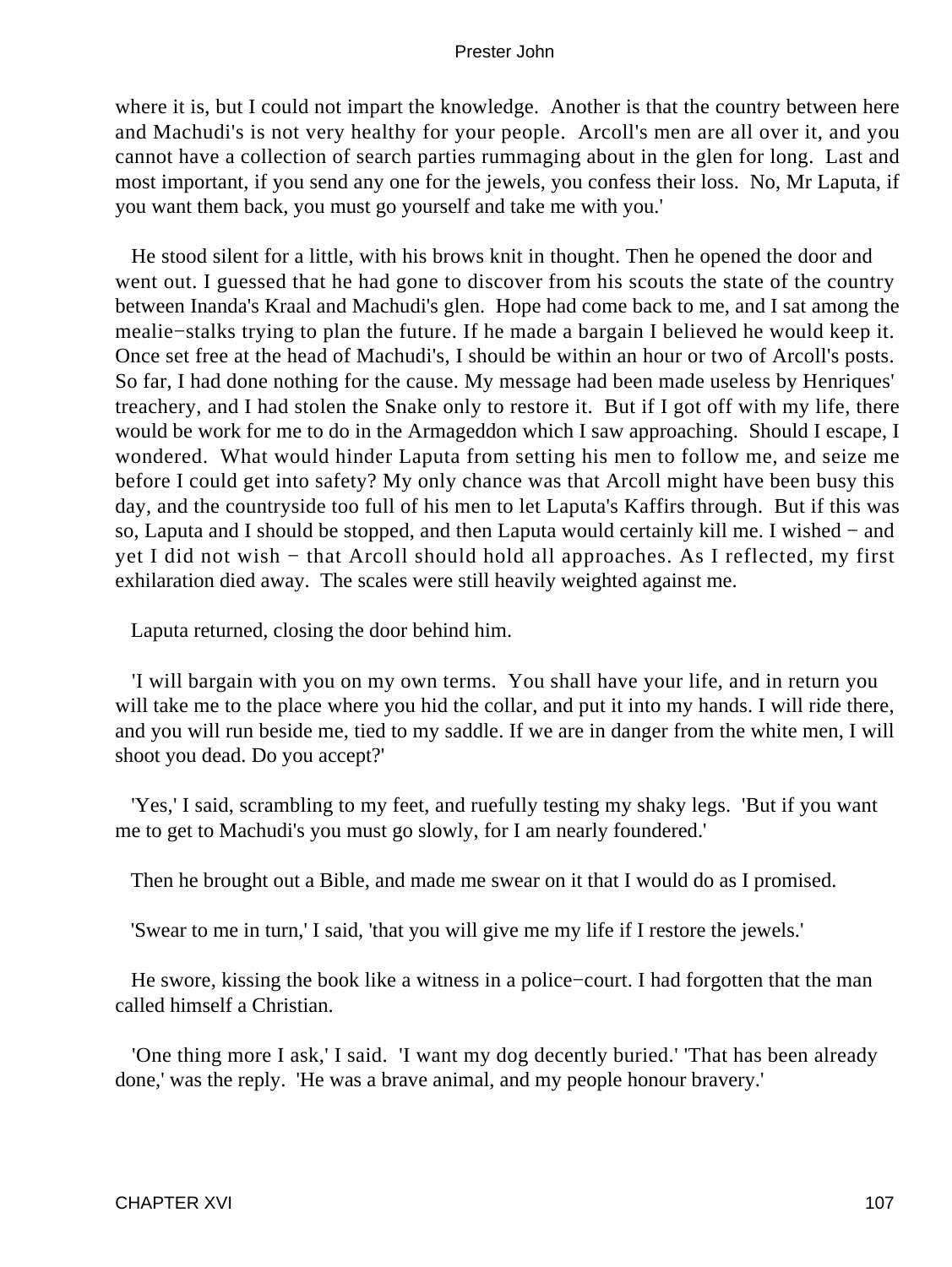where it is, but I could not impart the knowledge. Another is that the country between here and Machudi's is not very healthy for your people. Arcoll's men are all over it, and you cannot have a collection of search parties rummaging about in the glen for long. Last and most important, if you send any one for the jewels, you confess their loss. No, Mr Laputa, if you want them back, you must go yourself and take me with you.'

He stood silent for a little, with his brows knit in thought. Then he opened the door and went out. I guessed that he had gone to discover from his scouts the state of the country between Inanda's Kraal and Machudi's glen. Hope had come back to me, and I sat among the mealie−stalks trying to plan the future. If he made a bargain I believed he would keep it. Once set free at the head of Machudi's, I should be within an hour or two of Arcoll's posts. So far, I had done nothing for the cause. My message had been made useless by Henriques' treachery, and I had stolen the Snake only to restore it. But if I got off with my life, there would be work for me to do in the Armageddon which I saw approaching. Should I escape, I wondered. What would hinder Laputa from setting his men to follow me, and seize me before I could get into safety? My only chance was that Arcoll might have been busy this day, and the countryside too full of his men to let Laputa's Kaffirs through. But if this was so, Laputa and I should be stopped, and then Laputa would certainly kill me. I wished − and yet I did not wish − that Arcoll should hold all approaches. As I reflected, my first exhilaration died away. The scales were still heavily weighted against me.

Laputa returned, closing the door behind him.

'I will bargain with you on my own terms. You shall have your life, and in return you will take me to the place where you hid the collar, and put it into my hands. I will ride there, and you will run beside me, tied to my saddle. If we are in danger from the white men, I will shoot you dead. Do you accept?'

'Yes,' I said, scrambling to my feet, and ruefully testing my shaky legs. 'But if you want me to get to Machudi's you must go slowly, for I am nearly foundered.'

Then he brought out a Bible, and made me swear on it that I would do as I promised.

'Swear to me in turn,' I said, 'that you will give me my life if I restore the jewels.'

He swore, kissing the book like a witness in a police−court. I had forgotten that the man called himself a Christian.

'One thing more I ask,' I said. 'I want my dog decently buried.' 'That has been already done,' was the reply. 'He was a brave animal, and my people honour bravery.'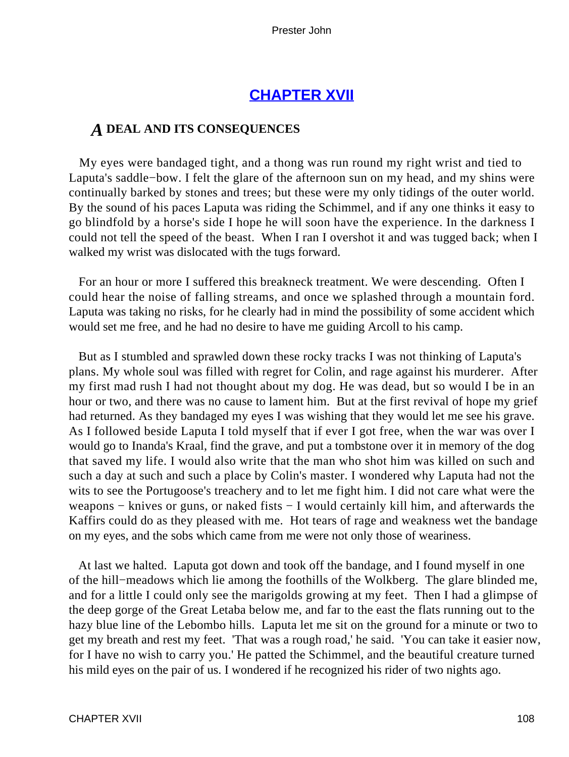## CHAPTER XVII

### *A* DEAL AND ITS CONSEQUENCES

My eyes were bandaged tight, and a thong was run round my right wrist and tied to Laputa's saddle−bow. I felt the glare of the afternoon sun on my head, and my shins were continually barked by stones and trees; but these were my only tidings of the outer world. By the sound of his paces Laputa was riding the Schimmel, and if any one thinks it easy to go blindfold by a horse's side I hope he will soon have the experience. In the darkness I could not tell the speed of the beast. When I ran I overshot it and was tugged back; when I walked my wrist was dislocated with the tugs forward.

For an hour or more I suffered this breakneck treatment. We were descending. Often I could hear the noise of falling streams, and once we splashed through a mountain ford. Laputa was taking no risks, for he clearly had in mind the possibility of some accident which would set me free, and he had no desire to have me guiding Arcoll to his camp.

But as I stumbled and sprawled down these rocky tracks I was not thinking of Laputa's plans. My whole soul was filled with regret for Colin, and rage against his murderer. After my first mad rush I had not thought about my dog. He was dead, but so would I be in an hour or two, and there was no cause to lament him. But at the first revival of hope my grief had returned. As they bandaged my eyes I was wishing that they would let me see his grave. As I followed beside Laputa I told myself that if ever I got free, when the war was over I would go to Inanda's Kraal, find the grave, and put a tombstone over it in memory of the dog that saved my life. I would also write that the man who shot him was killed on such and such a day at such and such a place by Colin's master. I wondered why Laputa had not the wits to see the Portugoose's treachery and to let me fight him. I did not care what were the weapons − knives or guns, or naked fists − I would certainly kill him, and afterwards the Kaffirs could do as they pleased with me. Hot tears of rage and weakness wet the bandage on my eyes, and the sobs which came from me were not only those of weariness.

At last we halted. Laputa got down and took off the bandage, and I found myself in one of the hill−meadows which lie among the foothills of the Wolkberg. The glare blinded me, and for a little I could only see the marigolds growing at my feet. Then I had a glimpse of the deep gorge of the Great Letaba below me, and far to the east the flats running out to the hazy blue line of the Lebombo hills. Laputa let me sit on the ground for a minute or two to get my breath and rest my feet. 'That was a rough road,' he said. 'You can take it easier now, for I have no wish to carry you.' He patted the Schimmel, and the beautiful creature turned his mild eyes on the pair of us. I wondered if he recognized his rider of two nights ago.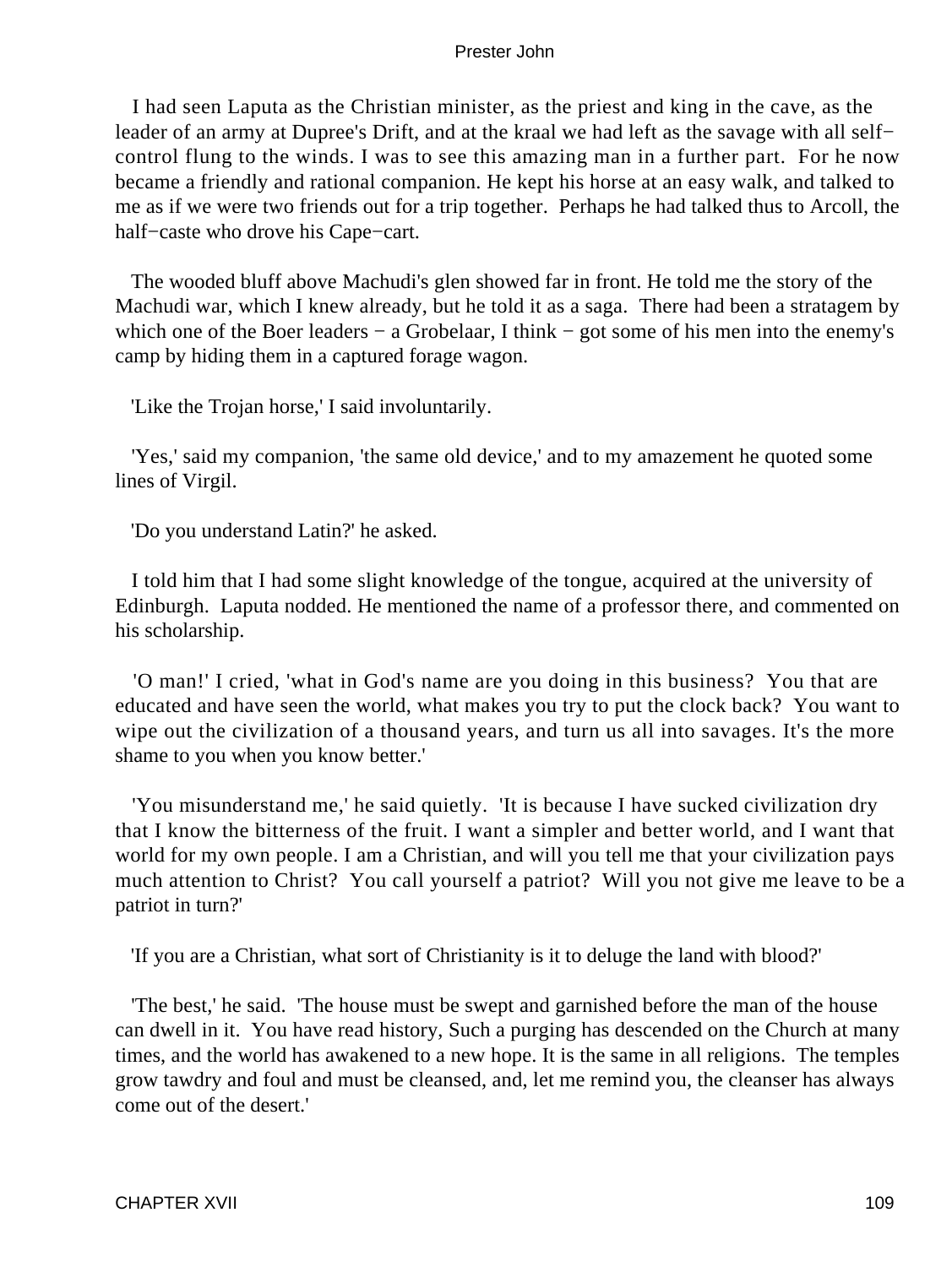I had seen Laputa as the Christian minister, as the priest and king in the cave, as the leader of an army at Dupree's Drift, and at the kraal we had left as the savage with all self−control flung to the winds. I was to see this amazing man in a further part. For he now became a friendly and rational companion. He kept his horse at an easy walk, and talked to me as if we were two friends out for a trip together. Perhaps he had talked thus to Arcoll, the half−caste who drove his Cape−cart.

The wooded bluff above Machudi's glen showed far in front. He told me the story of the Machudi war, which I knew already, but he told it as a saga. There had been a stratagem by which one of the Boer leaders − a Grobelaar, I think − got some of his men into the enemy's camp by hiding them in a captured forage wagon.

'Like the Trojan horse,' I said involuntarily.

'Yes,' said my companion, 'the same old device,' and to my amazement he quoted some lines of Virgil.

'Do you understand Latin?' he asked.

I told him that I had some slight knowledge of the tongue, acquired at the university of Edinburgh. Laputa nodded. He mentioned the name of a professor there, and commented on his scholarship.

'O man!' I cried, 'what in God's name are you doing in this business? You that are educated and have seen the world, what makes you try to put the clock back? You want to wipe out the civilization of a thousand years, and turn us all into savages. It's the more shame to you when you know better.'

'You misunderstand me,' he said quietly. 'It is because I have sucked civilization dry that I know the bitterness of the fruit. I want a simpler and better world, and I want that world for my own people. I am a Christian, and will you tell me that your civilization pays much attention to Christ? You call yourself a patriot? Will you not give me leave to be a patriot in turn?'

'If you are a Christian, what sort of Christianity is it to deluge the land with blood?'

'The best,' he said. 'The house must be swept and garnished before the man of the house can dwell in it. You have read history, Such a purging has descended on the Church at many times, and the world has awakened to a new hope. It is the same in all religions. The temples grow tawdry and foul and must be cleansed, and, let me remind you, the cleanser has always come out of the desert.'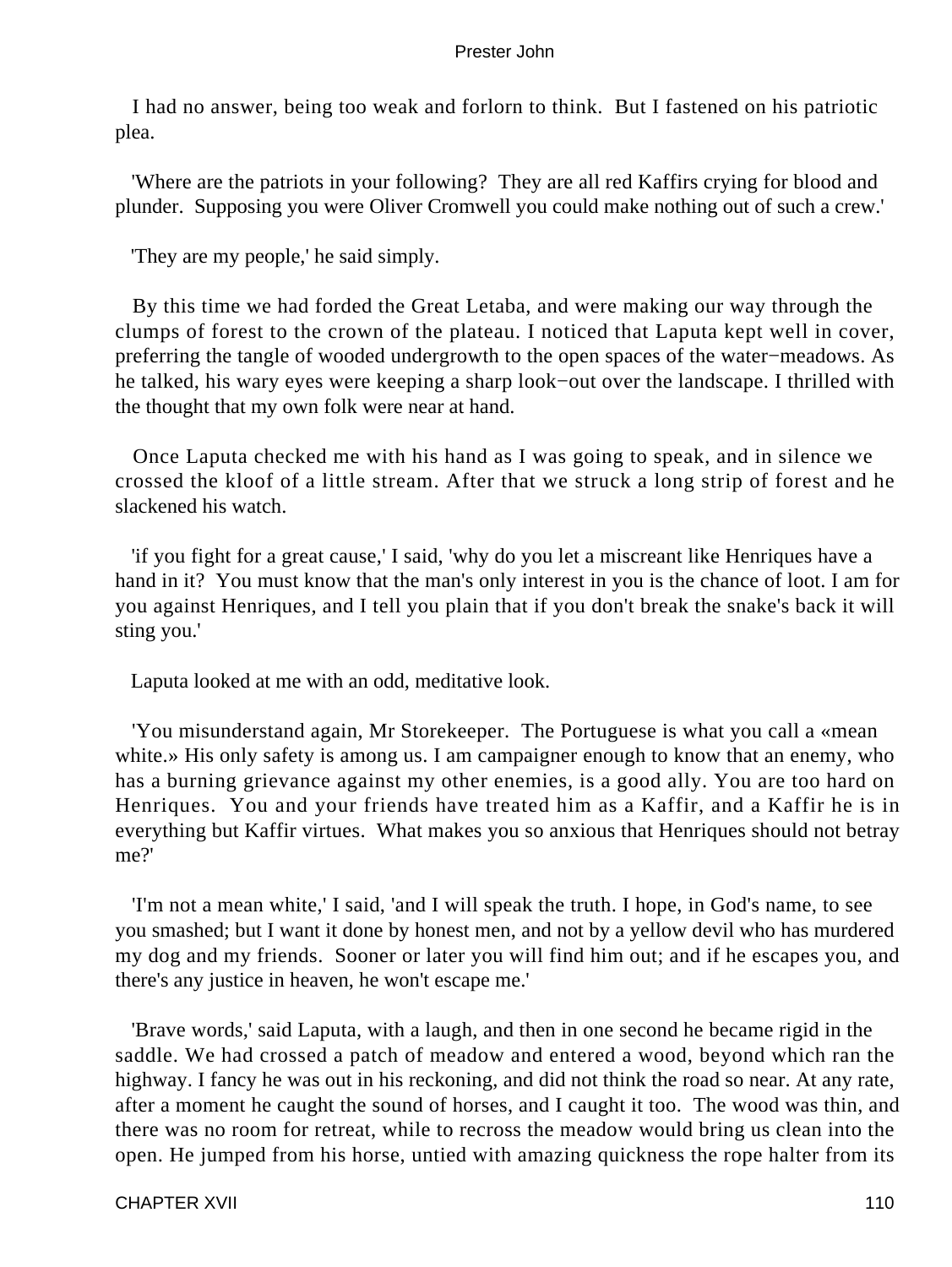I had no answer, being too weak and forlorn to think. But I fastened on his patriotic plea.

'Where are the patriots in your following? They are all red Kaffirs crying for blood and plunder. Supposing you were Oliver Cromwell you could make nothing out of such a crew.'

'They are my people,' he said simply.

By this time we had forded the Great Letaba, and were making our way through the clumps of forest to the crown of the plateau. I noticed that Laputa kept well in cover, preferring the tangle of wooded undergrowth to the open spaces of the water−meadows. As he talked, his wary eyes were keeping a sharp look−out over the landscape. I thrilled with the thought that my own folk were near at hand.

Once Laputa checked me with his hand as I was going to speak, and in silence we crossed the kloof of a little stream. After that we struck a long strip of forest and he slackened his watch.

'if you fight for a great cause,' I said, 'why do you let a miscreant like Henriques have a hand in it? You must know that the man's only interest in you is the chance of loot. I am for you against Henriques, and I tell you plain that if you don't break the snake's back it will sting you.'

Laputa looked at me with an odd, meditative look.

'You misunderstand again, Mr Storekeeper. The Portuguese is what you call a «mean white.» His only safety is among us. I am campaigner enough to know that an enemy, who has a burning grievance against my other enemies, is a good ally. You are too hard on Henriques. You and your friends have treated him as a Kaffir, and a Kaffir he is in everything but Kaffir virtues. What makes you so anxious that Henriques should not betray me?'

'I'm not a mean white,' I said, 'and I will speak the truth. I hope, in God's name, to see you smashed; but I want it done by honest men, and not by a yellow devil who has murdered my dog and my friends. Sooner or later you will find him out; and if he escapes you, and there's any justice in heaven, he won't escape me.'

'Brave words,' said Laputa, with a laugh, and then in one second he became rigid in the saddle. We had crossed a patch of meadow and entered a wood, beyond which ran the highway. I fancy he was out in his reckoning, and did not think the road so near. At any rate, after a moment he caught the sound of horses, and I caught it too. The wood was thin, and there was no room for retreat, while to recross the meadow would bring us clean into the open. He jumped from his horse, untied with amazing quickness the rope halter from its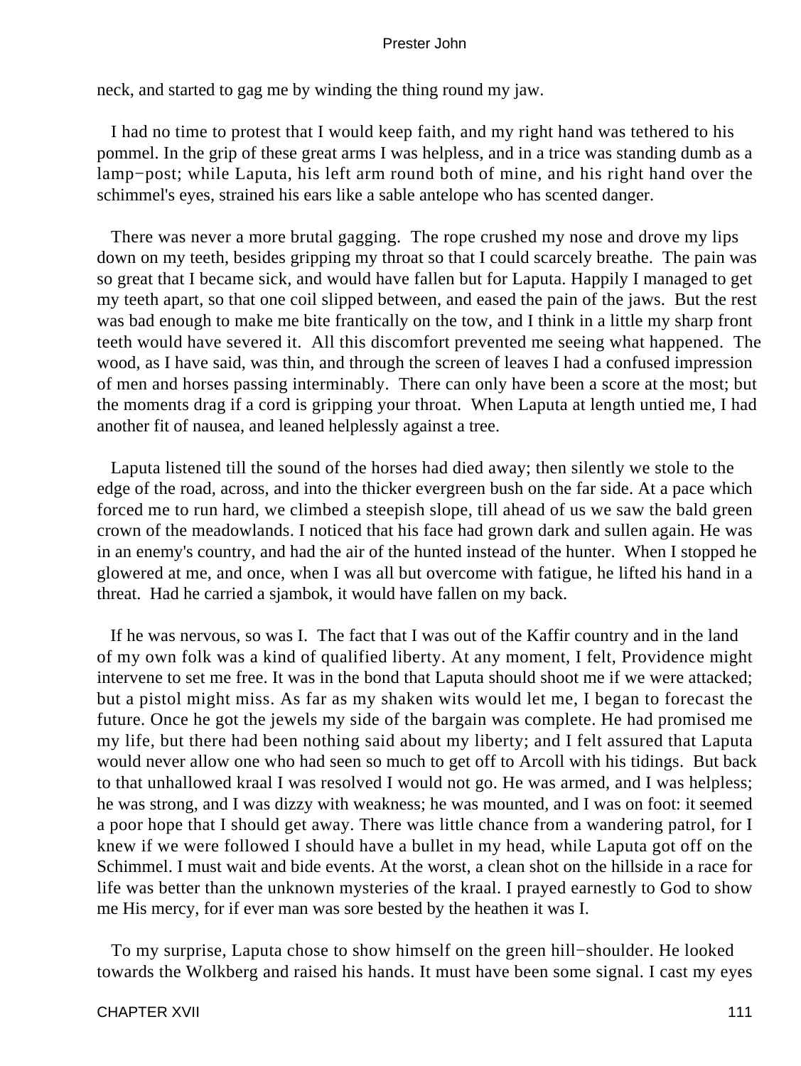neck, and started to gag me by winding the thing round my jaw.

I had no time to protest that I would keep faith, and my right hand was tethered to his pommel. In the grip of these great arms I was helpless, and in a trice was standing dumb as a lamp−post; while Laputa, his left arm round both of mine, and his right hand over the schimmel's eyes, strained his ears like a sable antelope who has scented danger.

There was never a more brutal gagging. The rope crushed my nose and drove my lips down on my teeth, besides gripping my throat so that I could scarcely breathe. The pain was so great that I became sick, and would have fallen but for Laputa. Happily I managed to get my teeth apart, so that one coil slipped between, and eased the pain of the jaws. But the rest was bad enough to make me bite frantically on the tow, and I think in a little my sharp front teeth would have severed it. All this discomfort prevented me seeing what happened. The wood, as I have said, was thin, and through the screen of leaves I had a confused impression of men and horses passing interminably. There can only have been a score at the most; but the moments drag if a cord is gripping your throat. When Laputa at length untied me, I had another fit of nausea, and leaned helplessly against a tree.

Laputa listened till the sound of the horses had died away; then silently we stole to the edge of the road, across, and into the thicker evergreen bush on the far side. At a pace which forced me to run hard, we climbed a steepish slope, till ahead of us we saw the bald green crown of the meadowlands. I noticed that his face had grown dark and sullen again. He was in an enemy's country, and had the air of the hunted instead of the hunter. When I stopped he glowered at me, and once, when I was all but overcome with fatigue, he lifted his hand in a threat. Had he carried a sjambok, it would have fallen on my back.

If he was nervous, so was I. The fact that I was out of the Kaffir country and in the land of my own folk was a kind of qualified liberty. At any moment, I felt, Providence might intervene to set me free. It was in the bond that Laputa should shoot me if we were attacked; but a pistol might miss. As far as my shaken wits would let me, I began to forecast the future. Once he got the jewels my side of the bargain was complete. He had promised me my life, but there had been nothing said about my liberty; and I felt assured that Laputa would never allow one who had seen so much to get off to Arcoll with his tidings. But back to that unhallowed kraal I was resolved I would not go. He was armed, and I was helpless; he was strong, and I was dizzy with weakness; he was mounted, and I was on foot: it seemed a poor hope that I should get away. There was little chance from a wandering patrol, for I knew if we were followed I should have a bullet in my head, while Laputa got off on the Schimmel. I must wait and bide events. At the worst, a clean shot on the hillside in a race for life was better than the unknown mysteries of the kraal. I prayed earnestly to God to show me His mercy, for if ever man was sore bested by the heathen it was I.

To my surprise, Laputa chose to show himself on the green hill−shoulder. He looked towards the Wolkberg and raised his hands. It must have been some signal. I cast my eyes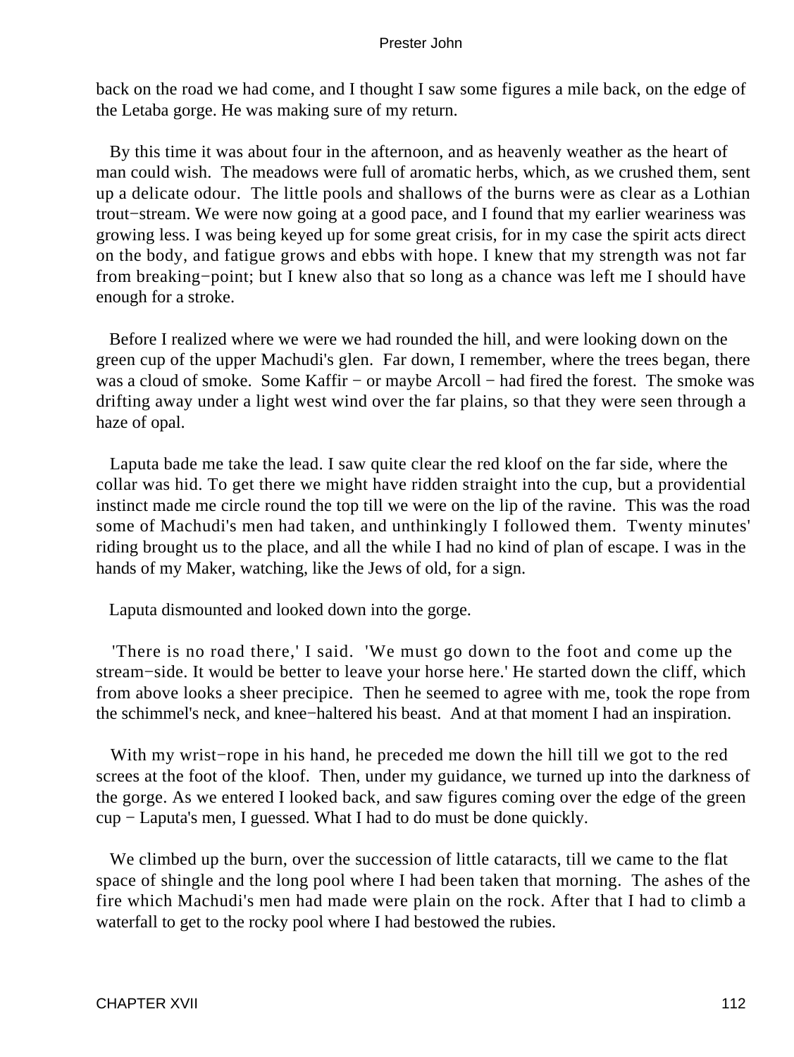back on the road we had come, and I thought I saw some figures a mile back, on the edge of the Letaba gorge. He was making sure of my return.

By this time it was about four in the afternoon, and as heavenly weather as the heart of man could wish. The meadows were full of aromatic herbs, which, as we crushed them, sent up a delicate odour. The little pools and shallows of the burns were as clear as a Lothian trout−stream. We were now going at a good pace, and I found that my earlier weariness was growing less. I was being keyed up for some great crisis, for in my case the spirit acts direct on the body, and fatigue grows and ebbs with hope. I knew that my strength was not far from breaking−point; but I knew also that so long as a chance was left me I should have enough for a stroke.

Before I realized where we were we had rounded the hill, and were looking down on the green cup of the upper Machudi's glen. Far down, I remember, where the trees began, there was a cloud of smoke. Some Kaffir − or maybe Arcoll − had fired the forest. The smoke was drifting away under a light west wind over the far plains, so that they were seen through a haze of opal.

Laputa bade me take the lead. I saw quite clear the red kloof on the far side, where the collar was hid. To get there we might have ridden straight into the cup, but a providential instinct made me circle round the top till we were on the lip of the ravine. This was the road some of Machudi's men had taken, and unthinkingly I followed them. Twenty minutes' riding brought us to the place, and all the while I had no kind of plan of escape. I was in the hands of my Maker, watching, like the Jews of old, for a sign.

Laputa dismounted and looked down into the gorge.

'There is no road there,' I said. 'We must go down to the foot and come up the stream−side. It would be better to leave your horse here.' He started down the cliff, which from above looks a sheer precipice. Then he seemed to agree with me, took the rope from the schimmel's neck, and knee−haltered his beast. And at that moment I had an inspiration.

With my wrist−rope in his hand, he preceded me down the hill till we got to the red screes at the foot of the kloof. Then, under my guidance, we turned up into the darkness of the gorge. As we entered I looked back, and saw figures coming over the edge of the green cup − Laputa's men, I guessed. What I had to do must be done quickly.

We climbed up the burn, over the succession of little cataracts, till we came to the flat space of shingle and the long pool where I had been taken that morning. The ashes of the fire which Machudi's men had made were plain on the rock. After that I had to climb a waterfall to get to the rocky pool where I had bestowed the rubies.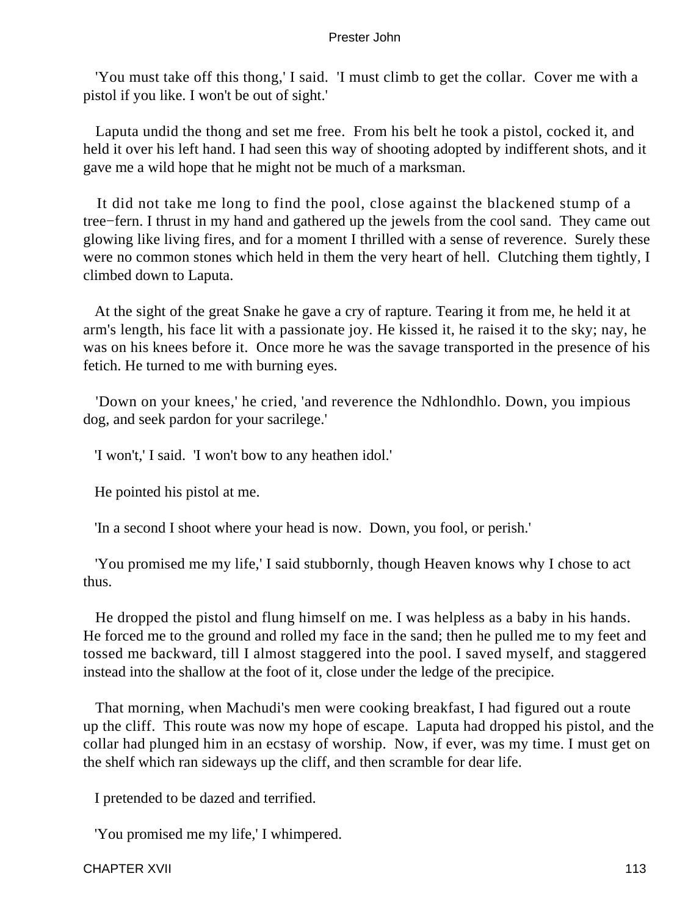'You must take off this thong,' I said. 'I must climb to get the collar. Cover me with a pistol if you like. I won't be out of sight.'

Laputa undid the thong and set me free. From his belt he took a pistol, cocked it, and held it over his left hand. I had seen this way of shooting adopted by indifferent shots, and it gave me a wild hope that he might not be much of a marksman.

It did not take me long to find the pool, close against the blackened stump of a tree−fern. I thrust in my hand and gathered up the jewels from the cool sand. They came out glowing like living fires, and for a moment I thrilled with a sense of reverence. Surely these were no common stones which held in them the very heart of hell. Clutching them tightly, I climbed down to Laputa.

At the sight of the great Snake he gave a cry of rapture. Tearing it from me, he held it at arm's length, his face lit with a passionate joy. He kissed it, he raised it to the sky; nay, he was on his knees before it. Once more he was the savage transported in the presence of his fetich. He turned to me with burning eyes.

'Down on your knees,' he cried, 'and reverence the Ndhlondhlo. Down, you impious dog, and seek pardon for your sacrilege.'

'I won't,' I said. 'I won't bow to any heathen idol.'

He pointed his pistol at me.

'In a second I shoot where your head is now. Down, you fool, or perish.'

'You promised me my life,' I said stubbornly, though Heaven knows why I chose to act thus.

He dropped the pistol and flung himself on me. I was helpless as a baby in his hands. He forced me to the ground and rolled my face in the sand; then he pulled me to my feet and tossed me backward, till I almost staggered into the pool. I saved myself, and staggered instead into the shallow at the foot of it, close under the ledge of the precipice.

That morning, when Machudi's men were cooking breakfast, I had figured out a route up the cliff. This route was now my hope of escape. Laputa had dropped his pistol, and the collar had plunged him in an ecstasy of worship. Now, if ever, was my time. I must get on the shelf which ran sideways up the cliff, and then scramble for dear life.

I pretended to be dazed and terrified.

'You promised me my life,' I whimpered.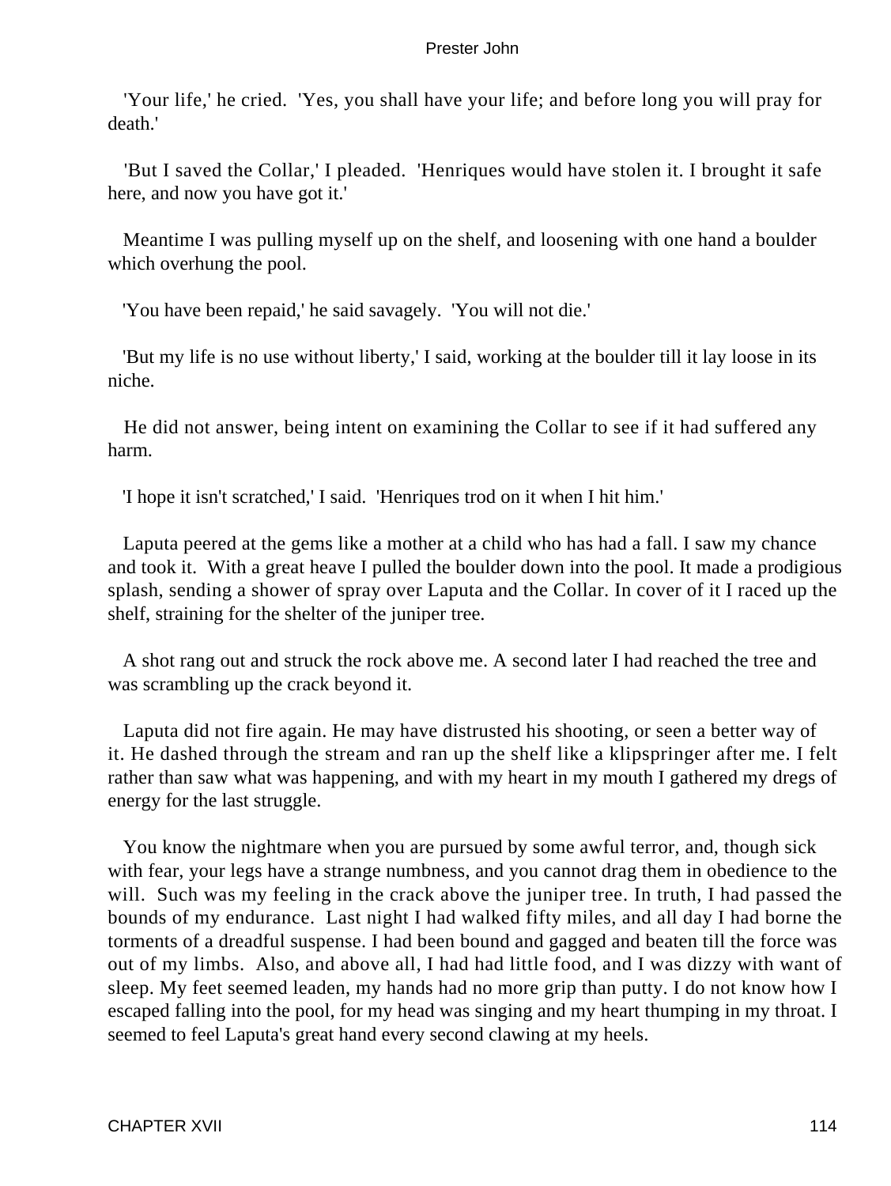'Your life,' he cried. 'Yes, you shall have your life; and before long you will pray for death.'

'But I saved the Collar,' I pleaded. 'Henriques would have stolen it. I brought it safe here, and now you have got it.'

Meantime I was pulling myself up on the shelf, and loosening with one hand a boulder which overhung the pool.

'You have been repaid,' he said savagely. 'You will not die.'

'But my life is no use without liberty,' I said, working at the boulder till it lay loose in its niche.

He did not answer, being intent on examining the Collar to see if it had suffered any harm.

'I hope it isn't scratched,' I said. 'Henriques trod on it when I hit him.'

Laputa peered at the gems like a mother at a child who has had a fall. I saw my chance and took it. With a great heave I pulled the boulder down into the pool. It made a prodigious splash, sending a shower of spray over Laputa and the Collar. In cover of it I raced up the shelf, straining for the shelter of the juniper tree.

A shot rang out and struck the rock above me. A second later I had reached the tree and was scrambling up the crack beyond it.

Laputa did not fire again. He may have distrusted his shooting, or seen a better way of it. He dashed through the stream and ran up the shelf like a klipspringer after me. I felt rather than saw what was happening, and with my heart in my mouth I gathered my dregs of energy for the last struggle.

You know the nightmare when you are pursued by some awful terror, and, though sick with fear, your legs have a strange numbness, and you cannot drag them in obedience to the will. Such was my feeling in the crack above the juniper tree. In truth, I had passed the bounds of my endurance. Last night I had walked fifty miles, and all day I had borne the torments of a dreadful suspense. I had been bound and gagged and beaten till the force was out of my limbs. Also, and above all, I had had little food, and I was dizzy with want of sleep. My feet seemed leaden, my hands had no more grip than putty. I do not know how I escaped falling into the pool, for my head was singing and my heart thumping in my throat. I seemed to feel Laputa's great hand every second clawing at my heels.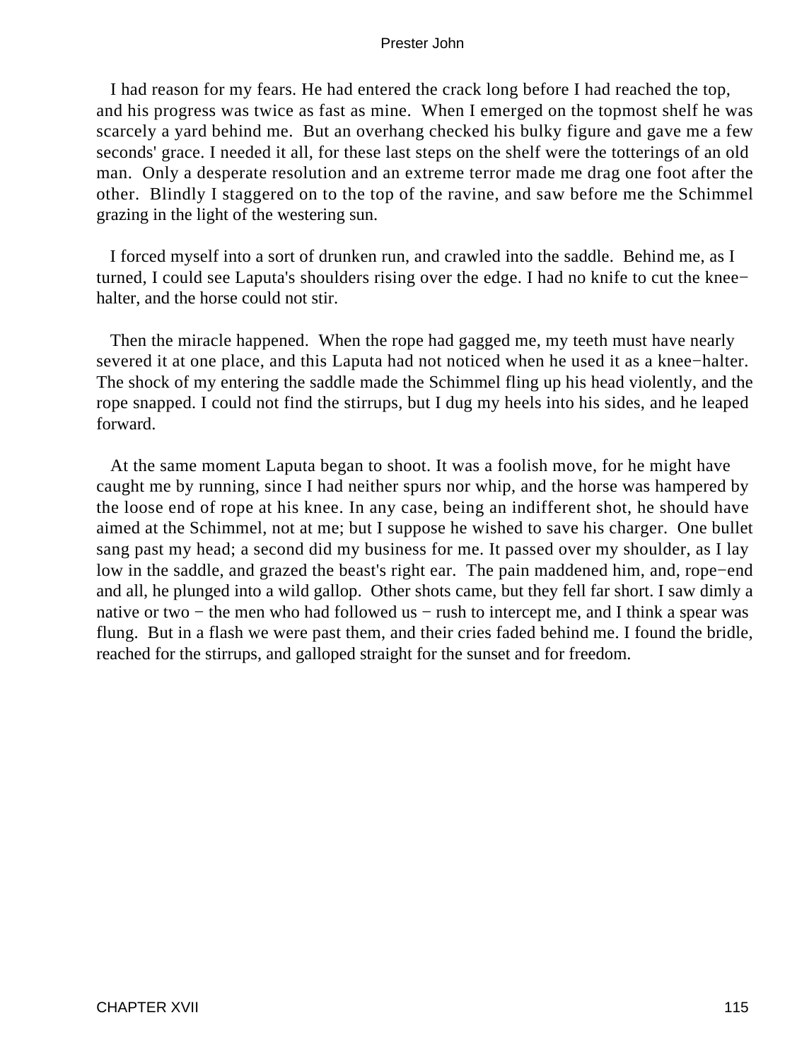I had reason for my fears. He had entered the crack long before I had reached the top, and his progress was twice as fast as mine. When I emerged on the topmost shelf he was scarcely a yard behind me. But an overhang checked his bulky figure and gave me a few seconds' grace. I needed it all, for these last steps on the shelf were the totterings of an old man. Only a desperate resolution and an extreme terror made me drag one foot after the other. Blindly I staggered on to the top of the ravine, and saw before me the Schimmel grazing in the light of the westering sun.

I forced myself into a sort of drunken run, and crawled into the saddle. Behind me, as I turned, I could see Laputa's shoulders rising over the edge. I had no knife to cut the knee−halter, and the horse could not stir.

Then the miracle happened. When the rope had gagged me, my teeth must have nearly severed it at one place, and this Laputa had not noticed when he used it as a knee−halter. The shock of my entering the saddle made the Schimmel fling up his head violently, and the rope snapped. I could not find the stirrups, but I dug my heels into his sides, and he leaped forward.

At the same moment Laputa began to shoot. It was a foolish move, for he might have caught me by running, since I had neither spurs nor whip, and the horse was hampered by the loose end of rope at his knee. In any case, being an indifferent shot, he should have aimed at the Schimmel, not at me; but I suppose he wished to save his charger. One bullet sang past my head; a second did my business for me. It passed over my shoulder, as I lay low in the saddle, and grazed the beast's right ear. The pain maddened him, and, rope−end and all, he plunged into a wild gallop. Other shots came, but they fell far short. I saw dimly a native or two − the men who had followed us − rush to intercept me, and I think a spear was flung. But in a flash we were past them, and their cries faded behind me. I found the bridle, reached for the stirrups, and galloped straight for the sunset and for freedom.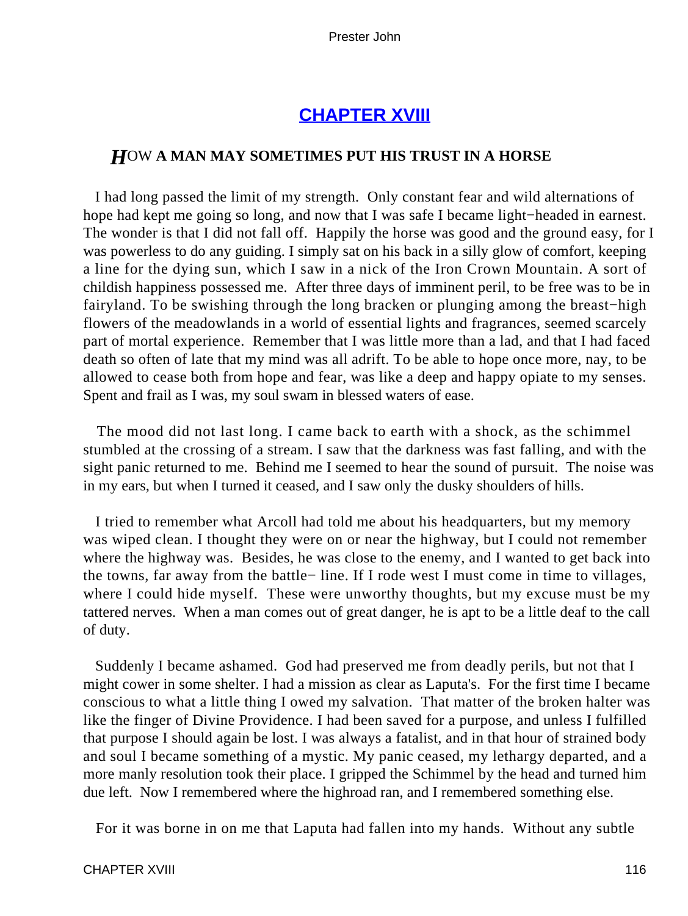## CHAPTER XVIII

### HOW A MAN MAY SOMETIMES PUT HIS TRUST IN A HORSE

I had long passed the limit of my strength. Only constant fear and wild alternations of hope had kept me going so long, and now that I was safe I became light−headed in earnest. The wonder is that I did not fall off. Happily the horse was good and the ground easy, for I was powerless to do any guiding. I simply sat on his back in a silly glow of comfort, keeping a line for the dying sun, which I saw in a nick of the Iron Crown Mountain. A sort of childish happiness possessed me. After three days of imminent peril, to be free was to be in fairyland. To be swishing through the long bracken or plunging among the breast−high flowers of the meadowlands in a world of essential lights and fragrances, seemed scarcely part of mortal experience. Remember that I was little more than a lad, and that I had faced death so often of late that my mind was all adrift. To be able to hope once more, nay, to be allowed to cease both from hope and fear, was like a deep and happy opiate to my senses. Spent and frail as I was, my soul swam in blessed waters of ease.

The mood did not last long. I came back to earth with a shock, as the schimmel stumbled at the crossing of a stream. I saw that the darkness was fast falling, and with the sight panic returned to me. Behind me I seemed to hear the sound of pursuit. The noise was in my ears, but when I turned it ceased, and I saw only the dusky shoulders of hills.

I tried to remember what Arcoll had told me about his headquarters, but my memory was wiped clean. I thought they were on or near the highway, but I could not remember where the highway was. Besides, he was close to the enemy, and I wanted to get back into the towns, far away from the battle− line. If I rode west I must come in time to villages, where I could hide myself. These were unworthy thoughts, but my excuse must be my tattered nerves. When a man comes out of great danger, he is apt to be a little deaf to the call of duty.

Suddenly I became ashamed. God had preserved me from deadly perils, but not that I might cower in some shelter. I had a mission as clear as Laputa's. For the first time I became conscious to what a little thing I owed my salvation. That matter of the broken halter was like the finger of Divine Providence. I had been saved for a purpose, and unless I fulfilled that purpose I should again be lost. I was always a fatalist, and in that hour of strained body and soul I became something of a mystic. My panic ceased, my lethargy departed, and a more manly resolution took their place. I gripped the Schimmel by the head and turned him due left. Now I remembered where the highroad ran, and I remembered something else.

For it was borne in on me that Laputa had fallen into my hands. Without any subtle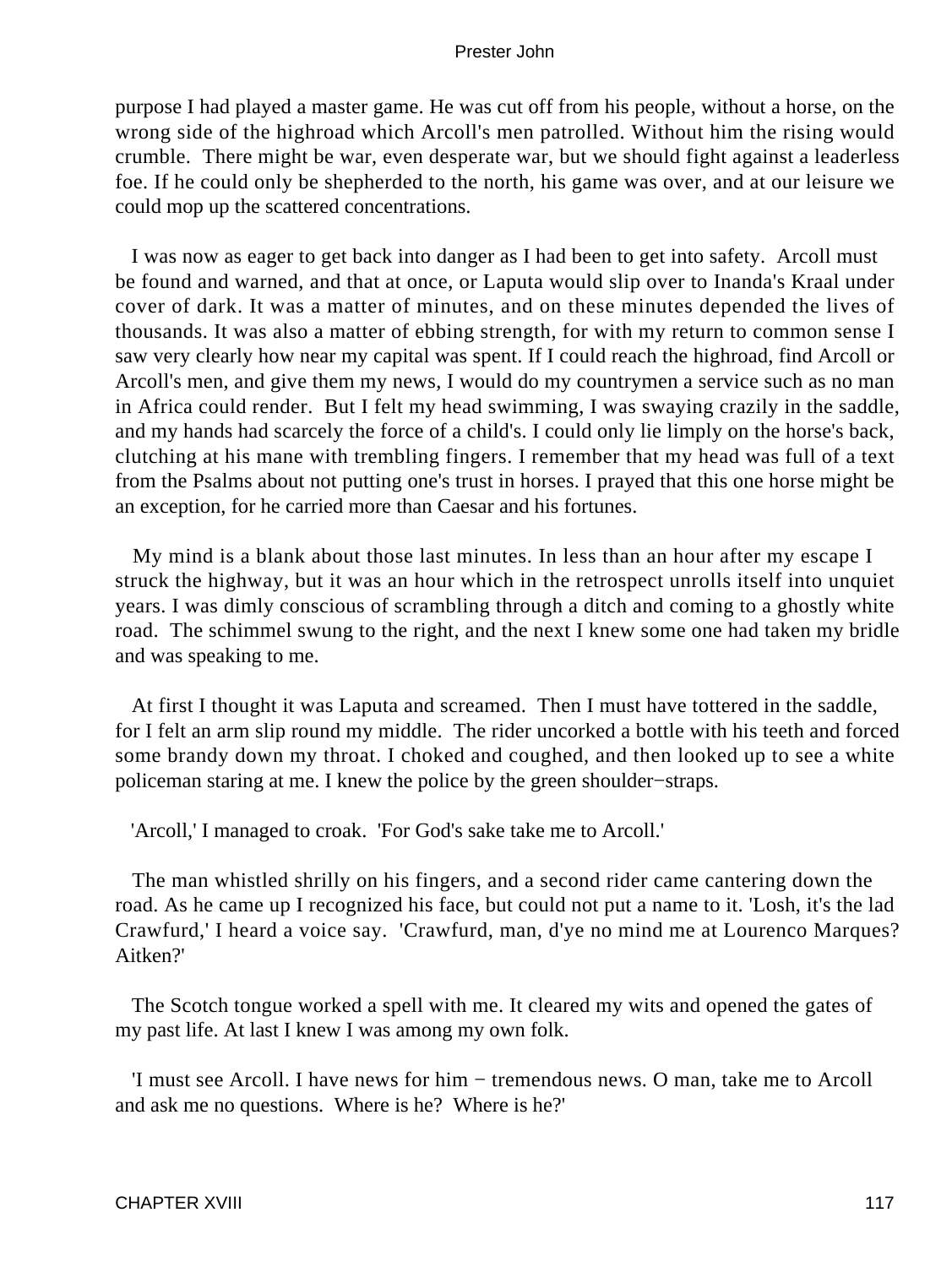purpose I had played a master game. He was cut off from his people, without a horse, on the wrong side of the highroad which Arcoll's men patrolled. Without him the rising would crumble. There might be war, even desperate war, but we should fight against a leaderless foe. If he could only be shepherded to the north, his game was over, and at our leisure we could mop up the scattered concentrations.

I was now as eager to get back into danger as I had been to get into safety. Arcoll must be found and warned, and that at once, or Laputa would slip over to Inanda's Kraal under cover of dark. It was a matter of minutes, and on these minutes depended the lives of thousands. It was also a matter of ebbing strength, for with my return to common sense I saw very clearly how near my capital was spent. If I could reach the highroad, find Arcoll or Arcoll's men, and give them my news, I would do my countrymen a service such as no man in Africa could render. But I felt my head swimming, I was swaying crazily in the saddle, and my hands had scarcely the force of a child's. I could only lie limply on the horse's back, clutching at his mane with trembling fingers. I remember that my head was full of a text from the Psalms about not putting one's trust in horses. I prayed that this one horse might be an exception, for he carried more than Caesar and his fortunes.

My mind is a blank about those last minutes. In less than an hour after my escape I struck the highway, but it was an hour which in the retrospect unrolls itself into unquiet years. I was dimly conscious of scrambling through a ditch and coming to a ghostly white road. The schimmel swung to the right, and the next I knew some one had taken my bridle and was speaking to me.

At first I thought it was Laputa and screamed. Then I must have tottered in the saddle, for I felt an arm slip round my middle. The rider uncorked a bottle with his teeth and forced some brandy down my throat. I choked and coughed, and then looked up to see a white policeman staring at me. I knew the police by the green shoulder−straps.

'Arcoll,' I managed to croak. 'For God's sake take me to Arcoll.'

The man whistled shrilly on his fingers, and a second rider came cantering down the road. As he came up I recognized his face, but could not put a name to it. 'Losh, it's the lad Crawfurd,' I heard a voice say. 'Crawfurd, man, d'ye no mind me at Lourenco Marques? Aitken?'

The Scotch tongue worked a spell with me. It cleared my wits and opened the gates of my past life. At last I knew I was among my own folk.

'I must see Arcoll. I have news for him − tremendous news. O man, take me to Arcoll and ask me no questions. Where is he? Where is he?'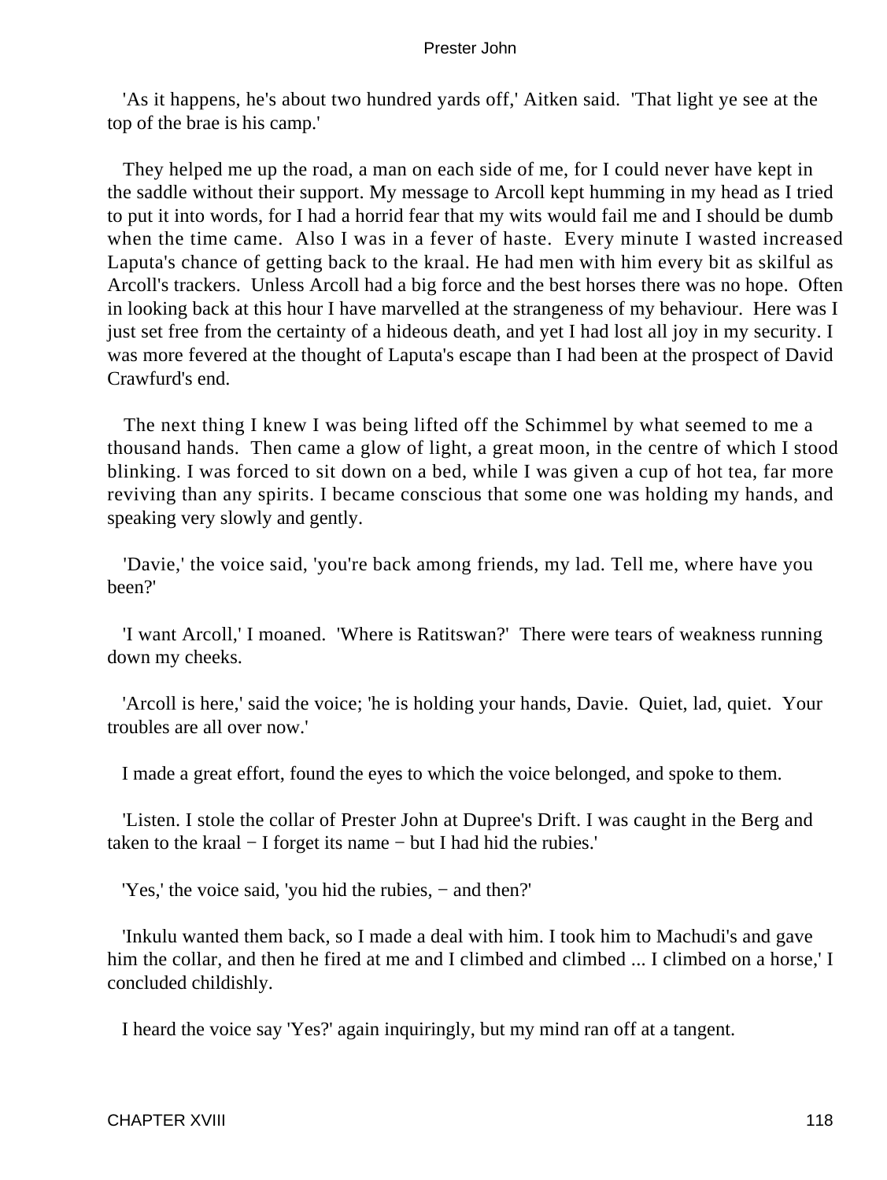'As it happens, he's about two hundred yards off,' Aitken said. 'That light ye see at the top of the brae is his camp.'

They helped me up the road, a man on each side of me, for I could never have kept in the saddle without their support. My message to Arcoll kept humming in my head as I tried to put it into words, for I had a horrid fear that my wits would fail me and I should be dumb when the time came. Also I was in a fever of haste. Every minute I wasted increased Laputa's chance of getting back to the kraal. He had men with him every bit as skilful as Arcoll's trackers. Unless Arcoll had a big force and the best horses there was no hope. Often in looking back at this hour I have marvelled at the strangeness of my behaviour. Here was I just set free from the certainty of a hideous death, and yet I had lost all joy in my security. I was more fevered at the thought of Laputa's escape than I had been at the prospect of David Crawfurd's end.

The next thing I knew I was being lifted off the Schimmel by what seemed to me a thousand hands. Then came a glow of light, a great moon, in the centre of which I stood blinking. I was forced to sit down on a bed, while I was given a cup of hot tea, far more reviving than any spirits. I became conscious that some one was holding my hands, and speaking very slowly and gently.

'Davie,' the voice said, 'you're back among friends, my lad. Tell me, where have you been?'

'I want Arcoll,' I moaned. 'Where is Ratitswan?' There were tears of weakness running down my cheeks.

'Arcoll is here,' said the voice; 'he is holding your hands, Davie. Quiet, lad, quiet. Your troubles are all over now.'

I made a great effort, found the eyes to which the voice belonged, and spoke to them.

'Listen. I stole the collar of Prester John at Dupree's Drift. I was caught in the Berg and taken to the kraal − I forget its name − but I had hid the rubies.'

'Yes,' the voice said, 'you hid the rubies, − and then?'

'Inkulu wanted them back, so I made a deal with him. I took him to Machudi's and gave him the collar, and then he fired at me and I climbed and climbed ... I climbed on a horse,' I concluded childishly.

I heard the voice say 'Yes?' again inquiringly, but my mind ran off at a tangent.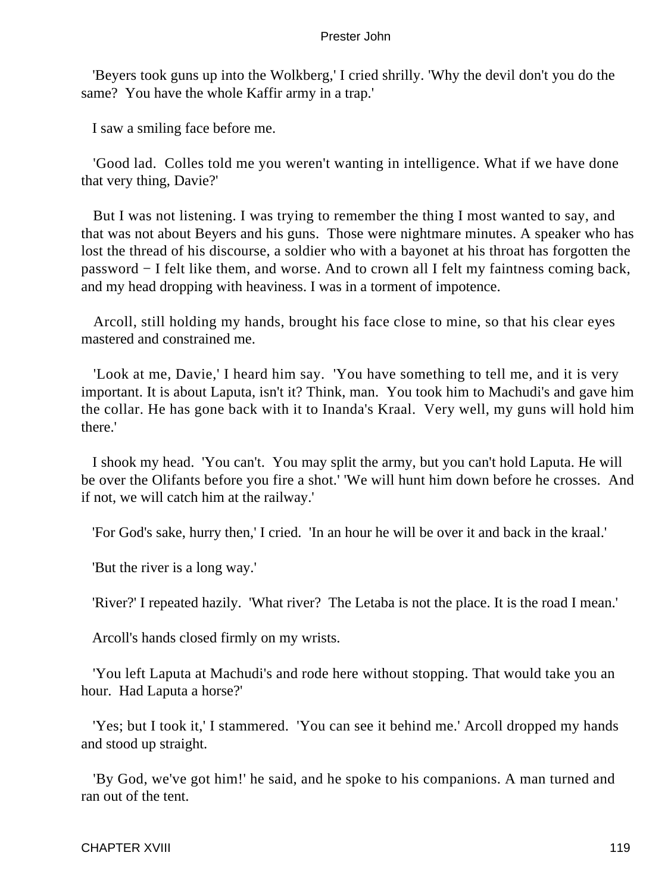'Beyers took guns up into the Wolkberg,' I cried shrilly. 'Why the devil don't you do the same? You have the whole Kaffir army in a trap.'

I saw a smiling face before me.

'Good lad. Colles told me you weren't wanting in intelligence. What if we have done that very thing, Davie?'

But I was not listening. I was trying to remember the thing I most wanted to say, and that was not about Beyers and his guns. Those were nightmare minutes. A speaker who has lost the thread of his discourse, a soldier who with a bayonet at his throat has forgotten the password − I felt like them, and worse. And to crown all I felt my faintness coming back, and my head dropping with heaviness. I was in a torment of impotence.

Arcoll, still holding my hands, brought his face close to mine, so that his clear eyes mastered and constrained me.

'Look at me, Davie,' I heard him say. 'You have something to tell me, and it is very important. It is about Laputa, isn't it? Think, man. You took him to Machudi's and gave him the collar. He has gone back with it to Inanda's Kraal. Very well, my guns will hold him there.'

I shook my head. 'You can't. You may split the army, but you can't hold Laputa. He will be over the Olifants before you fire a shot.' 'We will hunt him down before he crosses. And if not, we will catch him at the railway.'

'For God's sake, hurry then,' I cried. 'In an hour he will be over it and back in the kraal.'

'But the river is a long way.'

'River?' I repeated hazily. 'What river? The Letaba is not the place. It is the road I mean.'

Arcoll's hands closed firmly on my wrists.

'You left Laputa at Machudi's and rode here without stopping. That would take you an hour. Had Laputa a horse?'

'Yes; but I took it,' I stammered. 'You can see it behind me.' Arcoll dropped my hands and stood up straight.

'By God, we've got him!' he said, and he spoke to his companions. A man turned and ran out of the tent.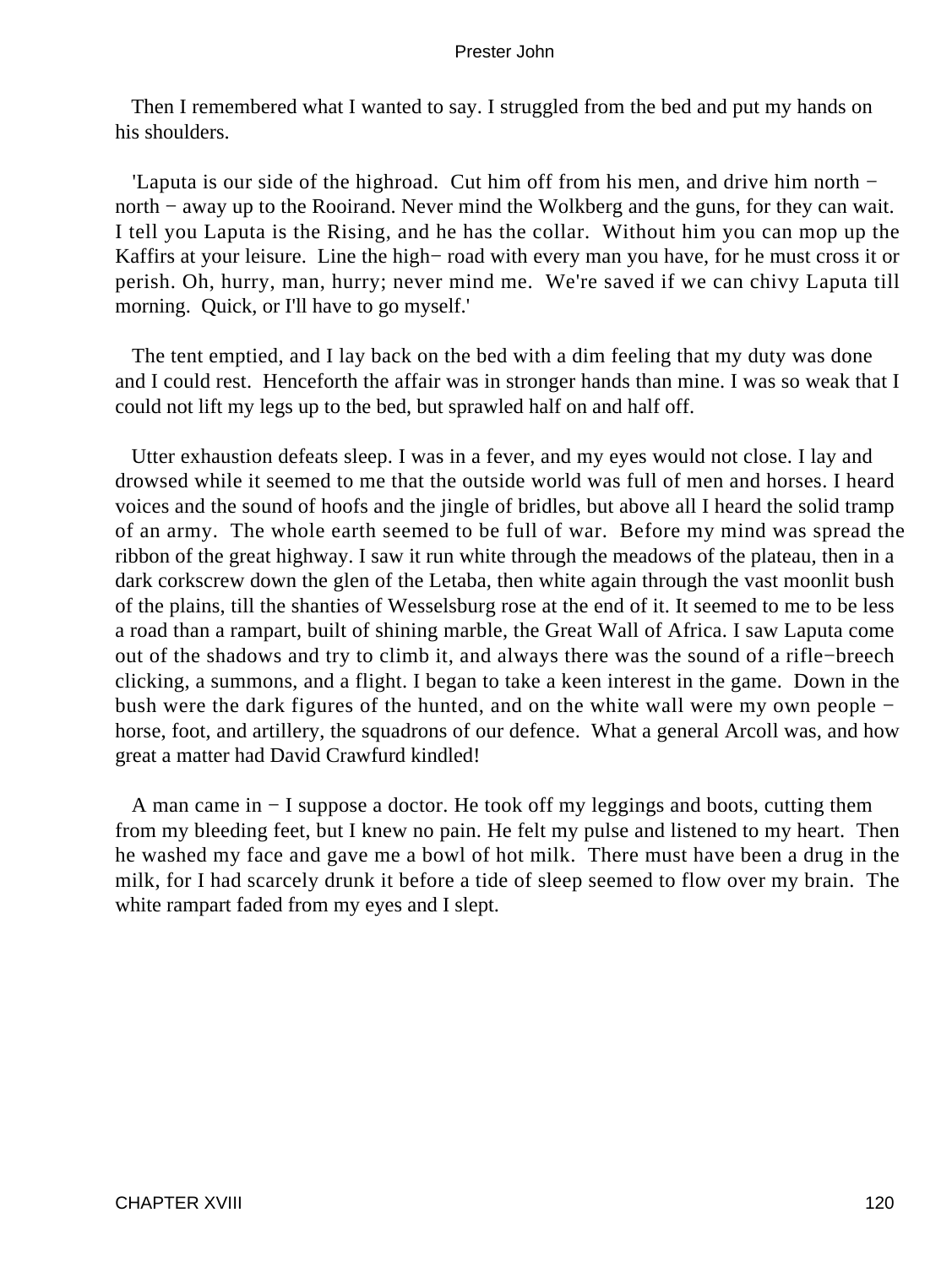Then I remembered what I wanted to say. I struggled from the bed and put my hands on his shoulders.

'Laputa is our side of the highroad. Cut him off from his men, and drive him north − north − away up to the Rooirand. Never mind the Wolkberg and the guns, for they can wait. I tell you Laputa is the Rising, and he has the collar. Without him you can mop up the Kaffirs at your leisure. Line the high− road with every man you have, for he must cross it or perish. Oh, hurry, man, hurry; never mind me. We're saved if we can chivy Laputa till morning. Quick, or I'll have to go myself.'

The tent emptied, and I lay back on the bed with a dim feeling that my duty was done and I could rest. Henceforth the affair was in stronger hands than mine. I was so weak that I could not lift my legs up to the bed, but sprawled half on and half off.

Utter exhaustion defeats sleep. I was in a fever, and my eyes would not close. I lay and drowsed while it seemed to me that the outside world was full of men and horses. I heard voices and the sound of hoofs and the jingle of bridles, but above all I heard the solid tramp of an army. The whole earth seemed to be full of war. Before my mind was spread the ribbon of the great highway. I saw it run white through the meadows of the plateau, then in a dark corkscrew down the glen of the Letaba, then white again through the vast moonlit bush of the plains, till the shanties of Wesselsburg rose at the end of it. It seemed to me to be less a road than a rampart, built of shining marble, the Great Wall of Africa. I saw Laputa come out of the shadows and try to climb it, and always there was the sound of a rifle−breech clicking, a summons, and a flight. I began to take a keen interest in the game. Down in the bush were the dark figures of the hunted, and on the white wall were my own people − horse, foot, and artillery, the squadrons of our defence. What a general Arcoll was, and how great a matter had David Crawfurd kindled!

A man came in − I suppose a doctor. He took off my leggings and boots, cutting them from my bleeding feet, but I knew no pain. He felt my pulse and listened to my heart. Then he washed my face and gave me a bowl of hot milk. There must have been a drug in the milk, for I had scarcely drunk it before a tide of sleep seemed to flow over my brain. The white rampart faded from my eyes and I slept.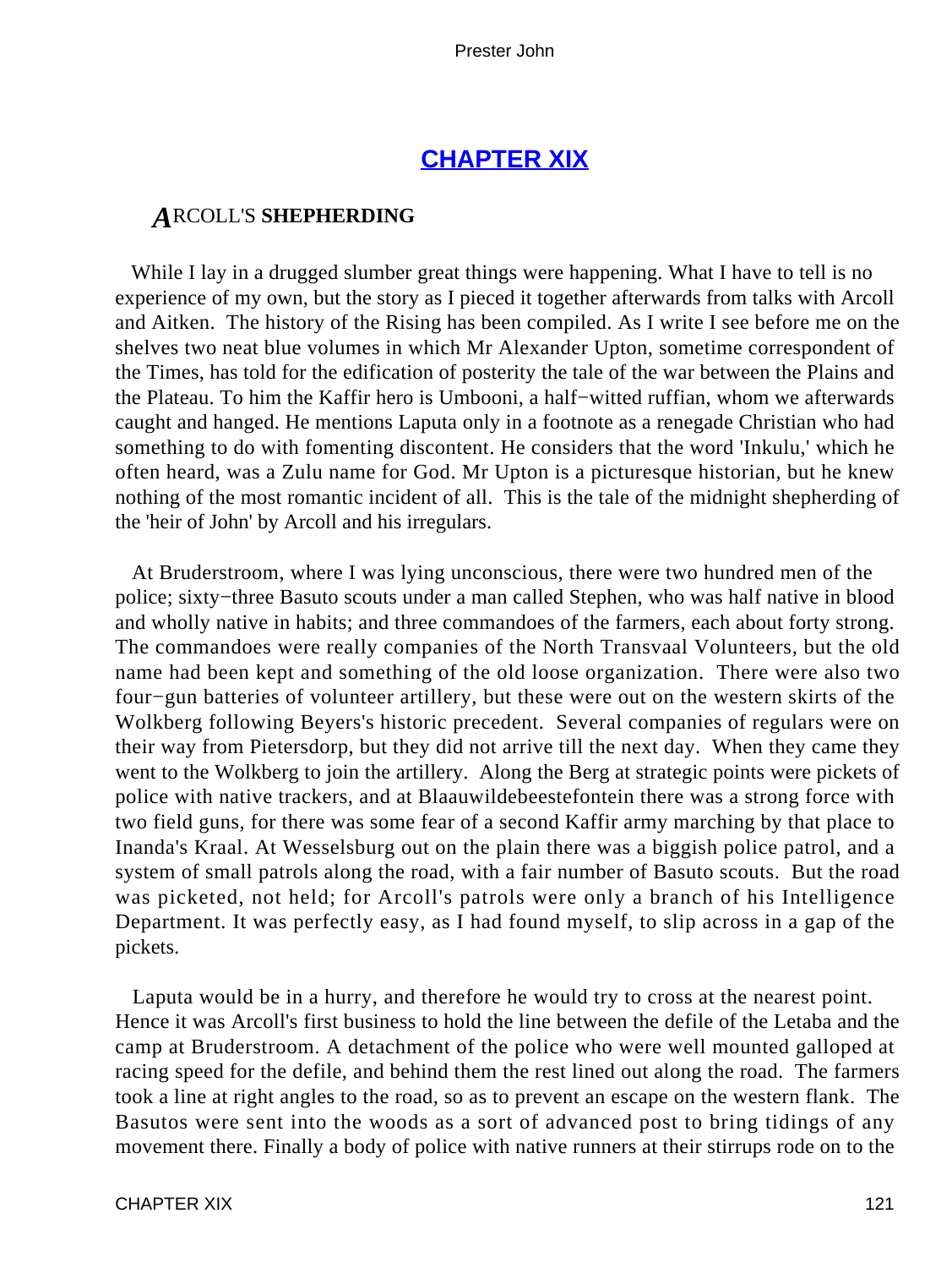## CHAPTER XIX

### ARCOLL'S SHEPHERDING

While I lay in a drugged slumber great things were happening. What I have to tell is no experience of my own, but the story as I pieced it together afterwards from talks with Arcoll and Aitken. The history of the Rising has been compiled. As I write I see before me on the shelves two neat blue volumes in which Mr Alexander Upton, sometime correspondent of the Times, has told for the edification of posterity the tale of the war between the Plains and the Plateau. To him the Kaffir hero is Umbooni, a half−witted ruffian, whom we afterwards caught and hanged. He mentions Laputa only in a footnote as a renegade Christian who had something to do with fomenting discontent. He considers that the word 'Inkulu,' which he often heard, was a Zulu name for God. Mr Upton is a picturesque historian, but he knew nothing of the most romantic incident of all. This is the tale of the midnight shepherding of the 'heir of John' by Arcoll and his irregulars.

At Bruderstroom, where I was lying unconscious, there were two hundred men of the police; sixty−three Basuto scouts under a man called Stephen, who was half native in blood and wholly native in habits; and three commandoes of the farmers, each about forty strong. The commandoes were really companies of the North Transvaal Volunteers, but the old name had been kept and something of the old loose organization. There were also two four−gun batteries of volunteer artillery, but these were out on the western skirts of the Wolkberg following Beyers's historic precedent. Several companies of regulars were on their way from Pietersdorp, but they did not arrive till the next day. When they came they went to the Wolkberg to join the artillery. Along the Berg at strategic points were pickets of police with native trackers, and at Blaauwildebeestefontein there was a strong force with two field guns, for there was some fear of a second Kaffir army marching by that place to Inanda's Kraal. At Wesselsburg out on the plain there was a biggish police patrol, and a system of small patrols along the road, with a fair number of Basuto scouts. But the road was picketed, not held; for Arcoll's patrols were only a branch of his Intelligence Department. It was perfectly easy, as I had found myself, to slip across in a gap of the pickets.

Laputa would be in a hurry, and therefore he would try to cross at the nearest point. Hence it was Arcoll's first business to hold the line between the defile of the Letaba and the camp at Bruderstroom. A detachment of the police who were well mounted galloped at racing speed for the defile, and behind them the rest lined out along the road. The farmers took a line at right angles to the road, so as to prevent an escape on the western flank. The Basutos were sent into the woods as a sort of advanced post to bring tidings of any movement there. Finally a body of police with native runners at their stirrups rode on to the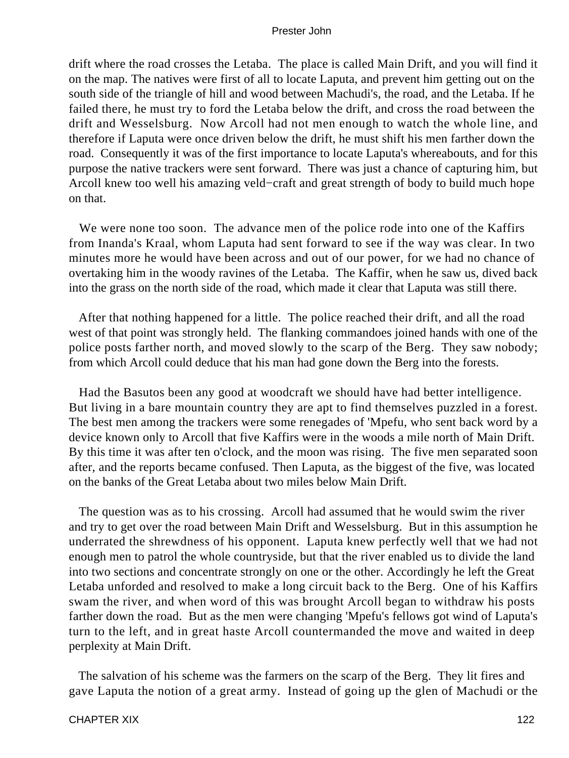drift where the road crosses the Letaba. The place is called Main Drift, and you will find it on the map. The natives were first of all to locate Laputa, and prevent him getting out on the south side of the triangle of hill and wood between Machudi's, the road, and the Letaba. If he failed there, he must try to ford the Letaba below the drift, and cross the road between the drift and Wesselsburg. Now Arcoll had not men enough to watch the whole line, and therefore if Laputa were once driven below the drift, he must shift his men farther down the road. Consequently it was of the first importance to locate Laputa's whereabouts, and for this purpose the native trackers were sent forward. There was just a chance of capturing him, but Arcoll knew too well his amazing veld−craft and great strength of body to build much hope on that.

We were none too soon. The advance men of the police rode into one of the Kaffirs from Inanda's Kraal, whom Laputa had sent forward to see if the way was clear. In two minutes more he would have been across and out of our power, for we had no chance of overtaking him in the woody ravines of the Letaba. The Kaffir, when he saw us, dived back into the grass on the north side of the road, which made it clear that Laputa was still there.

After that nothing happened for a little. The police reached their drift, and all the road west of that point was strongly held. The flanking commandoes joined hands with one of the police posts farther north, and moved slowly to the scarp of the Berg. They saw nobody; from which Arcoll could deduce that his man had gone down the Berg into the forests.

Had the Basutos been any good at woodcraft we should have had better intelligence. But living in a bare mountain country they are apt to find themselves puzzled in a forest. The best men among the trackers were some renegades of 'Mpefu, who sent back word by a device known only to Arcoll that five Kaffirs were in the woods a mile north of Main Drift. By this time it was after ten o'clock, and the moon was rising. The five men separated soon after, and the reports became confused. Then Laputa, as the biggest of the five, was located on the banks of the Great Letaba about two miles below Main Drift.

The question was as to his crossing. Arcoll had assumed that he would swim the river and try to get over the road between Main Drift and Wesselsburg. But in this assumption he underrated the shrewdness of his opponent. Laputa knew perfectly well that we had not enough men to patrol the whole countryside, but that the river enabled us to divide the land into two sections and concentrate strongly on one or the other. Accordingly he left the Great Letaba unforded and resolved to make a long circuit back to the Berg. One of his Kaffirs swam the river, and when word of this was brought Arcoll began to withdraw his posts farther down the road. But as the men were changing 'Mpefu's fellows got wind of Laputa's turn to the left, and in great haste Arcoll countermanded the move and waited in deep perplexity at Main Drift.

The salvation of his scheme was the farmers on the scarp of the Berg. They lit fires and gave Laputa the notion of a great army. Instead of going up the glen of Machudi or the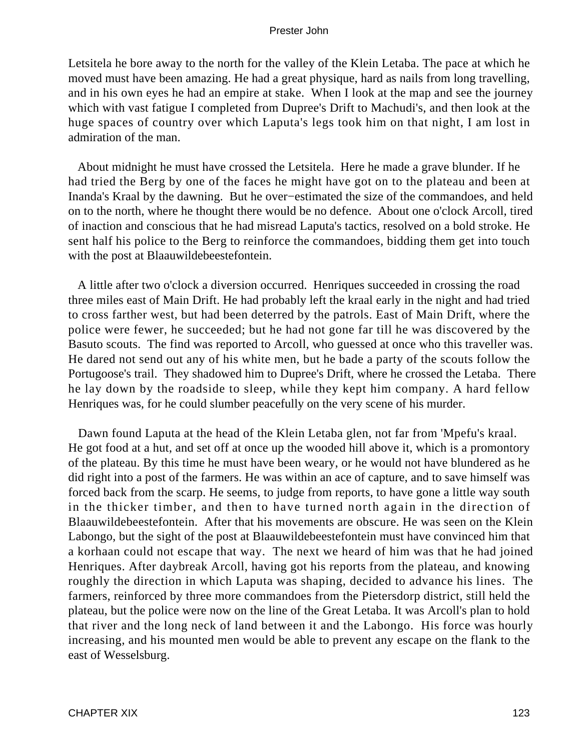Letsitela he bore away to the north for the valley of the Klein Letaba. The pace at which he moved must have been amazing. He had a great physique, hard as nails from long travelling, and in his own eyes he had an empire at stake. When I look at the map and see the journey which with vast fatigue I completed from Dupree's Drift to Machudi's, and then look at the huge spaces of country over which Laputa's legs took him on that night, I am lost in admiration of the man.

About midnight he must have crossed the Letsitela. Here he made a grave blunder. If he had tried the Berg by one of the faces he might have got on to the plateau and been at Inanda's Kraal by the dawning. But he over−estimated the size of the commandoes, and held on to the north, where he thought there would be no defence. About one o'clock Arcoll, tired of inaction and conscious that he had misread Laputa's tactics, resolved on a bold stroke. He sent half his police to the Berg to reinforce the commandoes, bidding them get into touch with the post at Blaauwildebeestefontein.

A little after two o'clock a diversion occurred. Henriques succeeded in crossing the road three miles east of Main Drift. He had probably left the kraal early in the night and had tried to cross farther west, but had been deterred by the patrols. East of Main Drift, where the police were fewer, he succeeded; but he had not gone far till he was discovered by the Basuto scouts. The find was reported to Arcoll, who guessed at once who this traveller was. He dared not send out any of his white men, but he bade a party of the scouts follow the Portugoose's trail. They shadowed him to Dupree's Drift, where he crossed the Letaba. There he lay down by the roadside to sleep, while they kept him company. A hard fellow Henriques was, for he could slumber peacefully on the very scene of his murder.

Dawn found Laputa at the head of the Klein Letaba glen, not far from 'Mpefu's kraal. He got food at a hut, and set off at once up the wooded hill above it, which is a promontory of the plateau. By this time he must have been weary, or he would not have blundered as he did right into a post of the farmers. He was within an ace of capture, and to save himself was forced back from the scarp. He seems, to judge from reports, to have gone a little way south in the thicker timber, and then to have turned north again in the direction of Blaauwildebeestefontein. After that his movements are obscure. He was seen on the Klein Labongo, but the sight of the post at Blaauwildebeestefontein must have convinced him that a korhaan could not escape that way. The next we heard of him was that he had joined Henriques. After daybreak Arcoll, having got his reports from the plateau, and knowing roughly the direction in which Laputa was shaping, decided to advance his lines. The farmers, reinforced by three more commandoes from the Pietersdorp district, still held the plateau, but the police were now on the line of the Great Letaba. It was Arcoll's plan to hold that river and the long neck of land between it and the Labongo. His force was hourly increasing, and his mounted men would be able to prevent any escape on the flank to the east of Wesselsburg.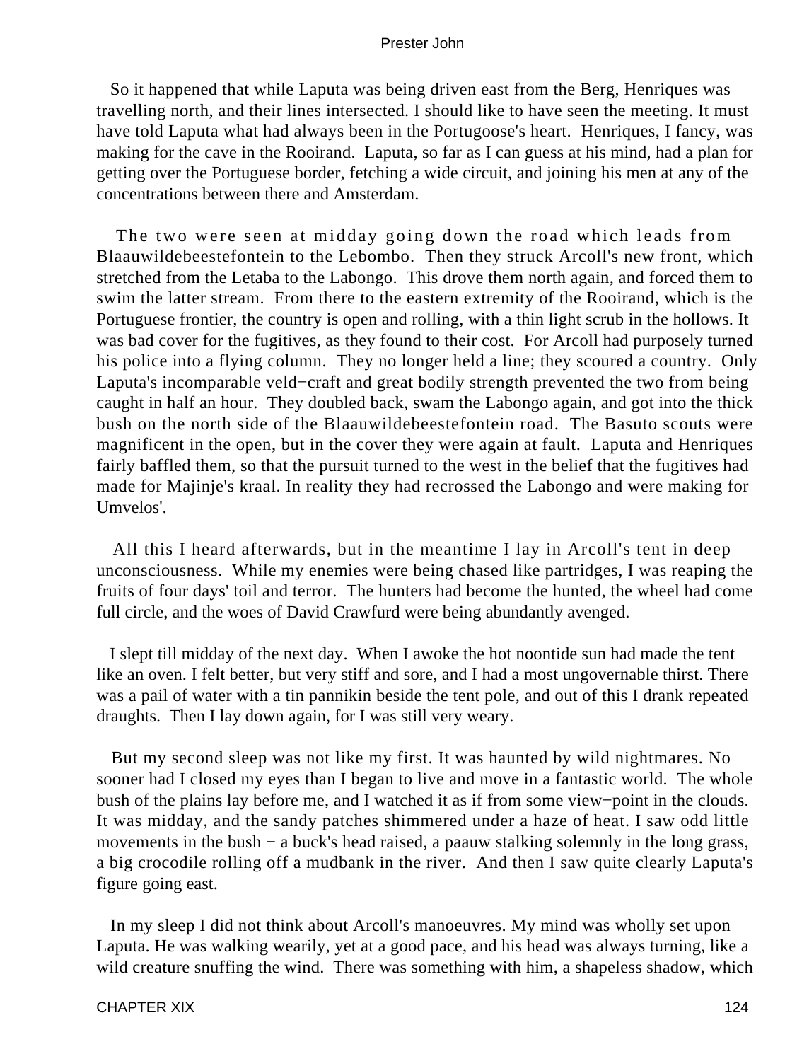So it happened that while Laputa was being driven east from the Berg, Henriques was travelling north, and their lines intersected. I should like to have seen the meeting. It must have told Laputa what had always been in the Portugoose's heart. Henriques, I fancy, was making for the cave in the Rooirand. Laputa, so far as I can guess at his mind, had a plan for getting over the Portuguese border, fetching a wide circuit, and joining his men at any of the concentrations between there and Amsterdam.

The two were seen at midday going down the road which leads from Blaauwildebeestefontein to the Lebombo. Then they struck Arcoll's new front, which stretched from the Letaba to the Labongo. This drove them north again, and forced them to swim the latter stream. From there to the eastern extremity of the Rooirand, which is the Portuguese frontier, the country is open and rolling, with a thin light scrub in the hollows. It was bad cover for the fugitives, as they found to their cost. For Arcoll had purposely turned his police into a flying column. They no longer held a line; they scoured a country. Only Laputa's incomparable veld−craft and great bodily strength prevented the two from being caught in half an hour. They doubled back, swam the Labongo again, and got into the thick bush on the north side of the Blaauwildebeestefontein road. The Basuto scouts were magnificent in the open, but in the cover they were again at fault. Laputa and Henriques fairly baffled them, so that the pursuit turned to the west in the belief that the fugitives had made for Majinje's kraal. In reality they had recrossed the Labongo and were making for Umvelos'.

All this I heard afterwards, but in the meantime I lay in Arcoll's tent in deep unconsciousness. While my enemies were being chased like partridges, I was reaping the fruits of four days' toil and terror. The hunters had become the hunted, the wheel had come full circle, and the woes of David Crawfurd were being abundantly avenged.

I slept till midday of the next day. When I awoke the hot noontide sun had made the tent like an oven. I felt better, but very stiff and sore, and I had a most ungovernable thirst. There was a pail of water with a tin pannikin beside the tent pole, and out of this I drank repeated draughts. Then I lay down again, for I was still very weary.

But my second sleep was not like my first. It was haunted by wild nightmares. No sooner had I closed my eyes than I began to live and move in a fantastic world. The whole bush of the plains lay before me, and I watched it as if from some view−point in the clouds. It was midday, and the sandy patches shimmered under a haze of heat. I saw odd little movements in the bush − a buck's head raised, a paauw stalking solemnly in the long grass, a big crocodile rolling off a mudbank in the river. And then I saw quite clearly Laputa's figure going east.

In my sleep I did not think about Arcoll's manoeuvres. My mind was wholly set upon Laputa. He was walking wearily, yet at a good pace, and his head was always turning, like a wild creature snuffing the wind. There was something with him, a shapeless shadow, which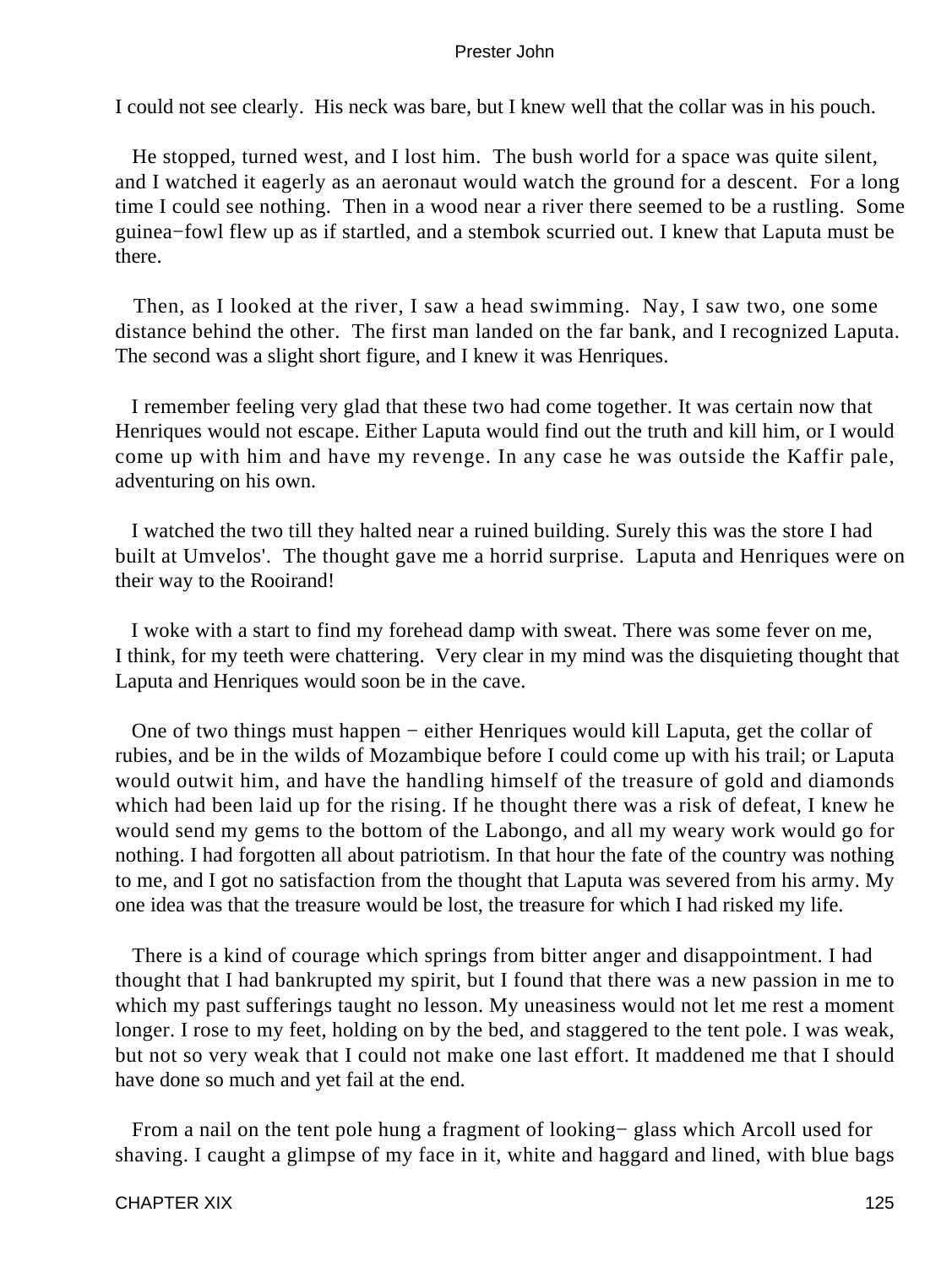I could not see clearly. His neck was bare, but I knew well that the collar was in his pouch.

He stopped, turned west, and I lost him. The bush world for a space was quite silent, and I watched it eagerly as an aeronaut would watch the ground for a descent. For a long time I could see nothing. Then in a wood near a river there seemed to be a rustling. Some guinea−fowl flew up as if startled, and a stembok scurried out. I knew that Laputa must be there.

Then, as I looked at the river, I saw a head swimming. Nay, I saw two, one some distance behind the other. The first man landed on the far bank, and I recognized Laputa. The second was a slight short figure, and I knew it was Henriques.

I remember feeling very glad that these two had come together. It was certain now that Henriques would not escape. Either Laputa would find out the truth and kill him, or I would come up with him and have my revenge. In any case he was outside the Kaffir pale, adventuring on his own.

I watched the two till they halted near a ruined building. Surely this was the store I had built at Umvelos'. The thought gave me a horrid surprise. Laputa and Henriques were on their way to the Rooirand!

I woke with a start to find my forehead damp with sweat. There was some fever on me, I think, for my teeth were chattering. Very clear in my mind was the disquieting thought that Laputa and Henriques would soon be in the cave.

One of two things must happen − either Henriques would kill Laputa, get the collar of rubies, and be in the wilds of Mozambique before I could come up with his trail; or Laputa would outwit him, and have the handling himself of the treasure of gold and diamonds which had been laid up for the rising. If he thought there was a risk of defeat, I knew he would send my gems to the bottom of the Labongo, and all my weary work would go for nothing. I had forgotten all about patriotism. In that hour the fate of the country was nothing to me, and I got no satisfaction from the thought that Laputa was severed from his army. My one idea was that the treasure would be lost, the treasure for which I had risked my life.

There is a kind of courage which springs from bitter anger and disappointment. I had thought that I had bankrupted my spirit, but I found that there was a new passion in me to which my past sufferings taught no lesson. My uneasiness would not let me rest a moment longer. I rose to my feet, holding on by the bed, and staggered to the tent pole. I was weak, but not so very weak that I could not make one last effort. It maddened me that I should have done so much and yet fail at the end.

From a nail on the tent pole hung a fragment of looking− glass which Arcoll used for shaving. I caught a glimpse of my face in it, white and haggard and lined, with blue bags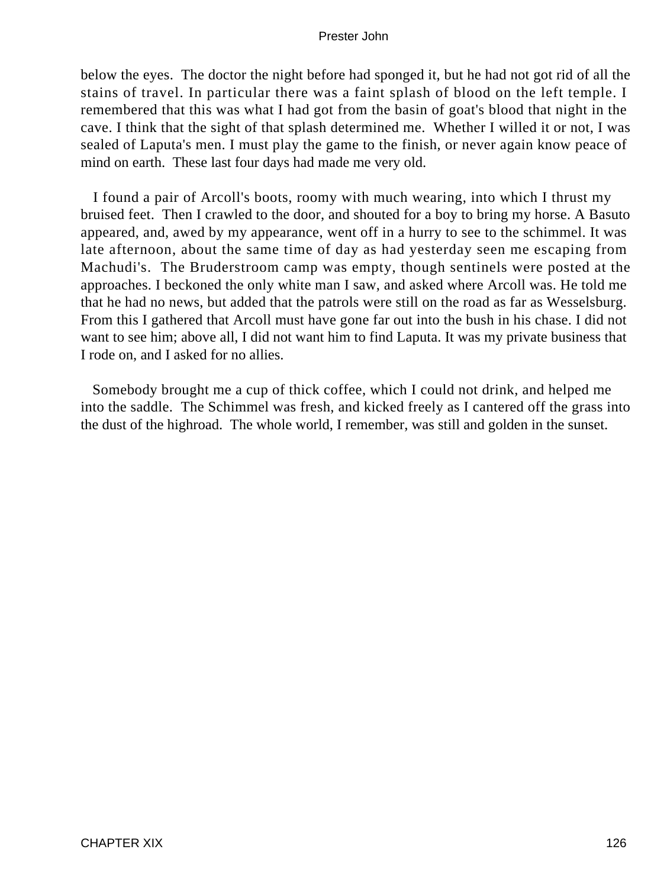below the eyes. The doctor the night before had sponged it, but he had not got rid of all the stains of travel. In particular there was a faint splash of blood on the left temple. I remembered that this was what I had got from the basin of goat's blood that night in the cave. I think that the sight of that splash determined me. Whether I willed it or not, I was sealed of Laputa's men. I must play the game to the finish, or never again know peace of mind on earth. These last four days had made me very old.

I found a pair of Arcoll's boots, roomy with much wearing, into which I thrust my bruised feet. Then I crawled to the door, and shouted for a boy to bring my horse. A Basuto appeared, and, awed by my appearance, went off in a hurry to see to the schimmel. It was late afternoon, about the same time of day as had yesterday seen me escaping from Machudi's. The Bruderstroom camp was empty, though sentinels were posted at the approaches. I beckoned the only white man I saw, and asked where Arcoll was. He told me that he had no news, but added that the patrols were still on the road as far as Wesselsburg. From this I gathered that Arcoll must have gone far out into the bush in his chase. I did not want to see him; above all, I did not want him to find Laputa. It was my private business that I rode on, and I asked for no allies.

Somebody brought me a cup of thick coffee, which I could not drink, and helped me into the saddle. The Schimmel was fresh, and kicked freely as I cantered off the grass into the dust of the highroad. The whole world, I remember, was still and golden in the sunset.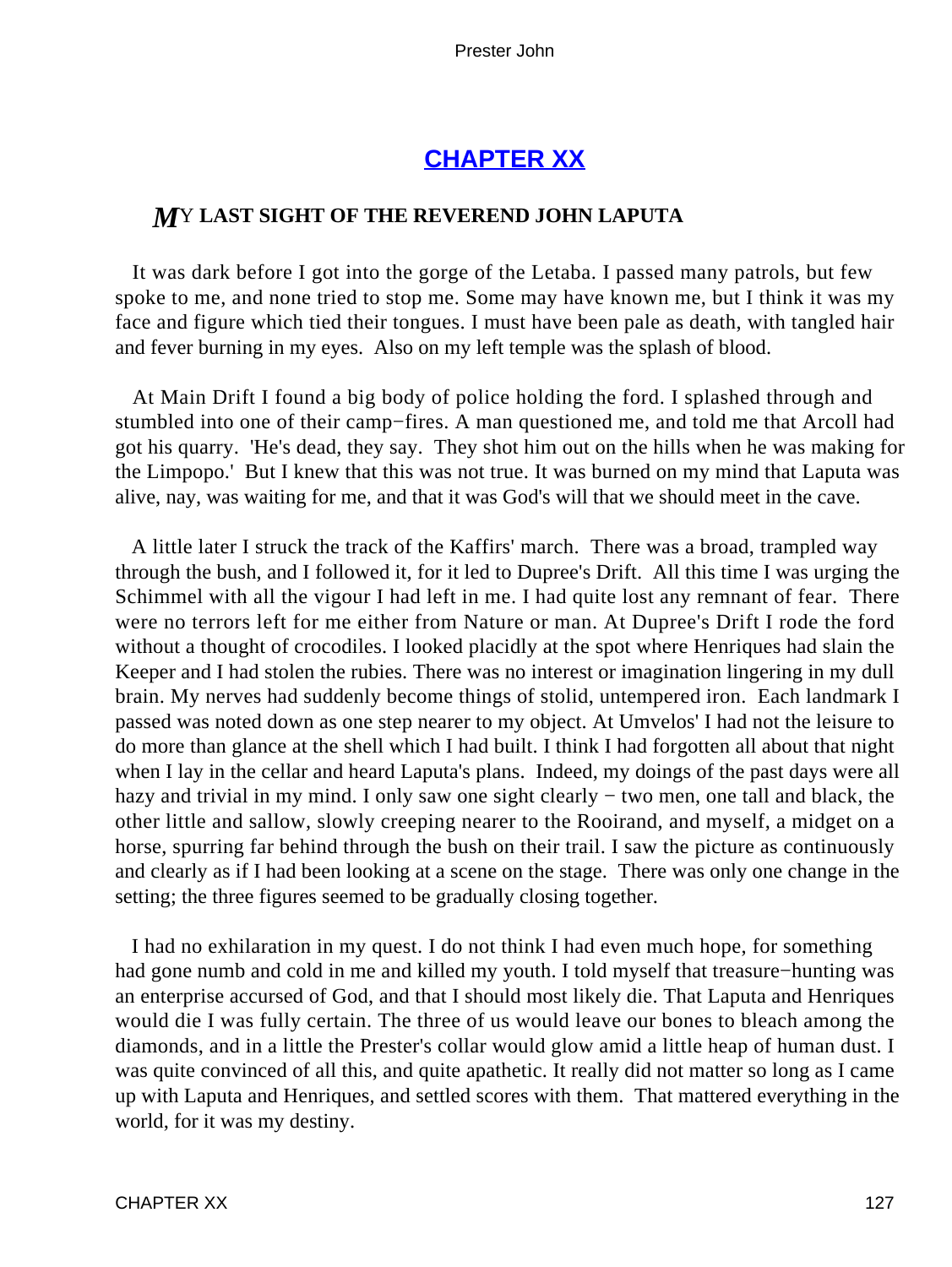## CHAPTER XX

### MY LAST SIGHT OF THE REVEREND JOHN LAPUTA

It was dark before I got into the gorge of the Letaba. I passed many patrols, but few spoke to me, and none tried to stop me. Some may have known me, but I think it was my face and figure which tied their tongues. I must have been pale as death, with tangled hair and fever burning in my eyes. Also on my left temple was the splash of blood.

At Main Drift I found a big body of police holding the ford. I splashed through and stumbled into one of their camp−fires. A man questioned me, and told me that Arcoll had got his quarry. 'He's dead, they say. They shot him out on the hills when he was making for the Limpopo.' But I knew that this was not true. It was burned on my mind that Laputa was alive, nay, was waiting for me, and that it was God's will that we should meet in the cave.

A little later I struck the track of the Kaffirs' march. There was a broad, trampled way through the bush, and I followed it, for it led to Dupree's Drift. All this time I was urging the Schimmel with all the vigour I had left in me. I had quite lost any remnant of fear. There were no terrors left for me either from Nature or man. At Dupree's Drift I rode the ford without a thought of crocodiles. I looked placidly at the spot where Henriques had slain the Keeper and I had stolen the rubies. There was no interest or imagination lingering in my dull brain. My nerves had suddenly become things of stolid, untempered iron. Each landmark I passed was noted down as one step nearer to my object. At Umvelos' I had not the leisure to do more than glance at the shell which I had built. I think I had forgotten all about that night when I lay in the cellar and heard Laputa's plans. Indeed, my doings of the past days were all hazy and trivial in my mind. I only saw one sight clearly − two men, one tall and black, the other little and sallow, slowly creeping nearer to the Rooirand, and myself, a midget on a horse, spurring far behind through the bush on their trail. I saw the picture as continuously and clearly as if I had been looking at a scene on the stage. There was only one change in the setting; the three figures seemed to be gradually closing together.

I had no exhilaration in my quest. I do not think I had even much hope, for something had gone numb and cold in me and killed my youth. I told myself that treasure−hunting was an enterprise accursed of God, and that I should most likely die. That Laputa and Henriques would die I was fully certain. The three of us would leave our bones to bleach among the diamonds, and in a little the Prester's collar would glow amid a little heap of human dust. I was quite convinced of all this, and quite apathetic. It really did not matter so long as I came up with Laputa and Henriques, and settled scores with them. That mattered everything in the world, for it was my destiny.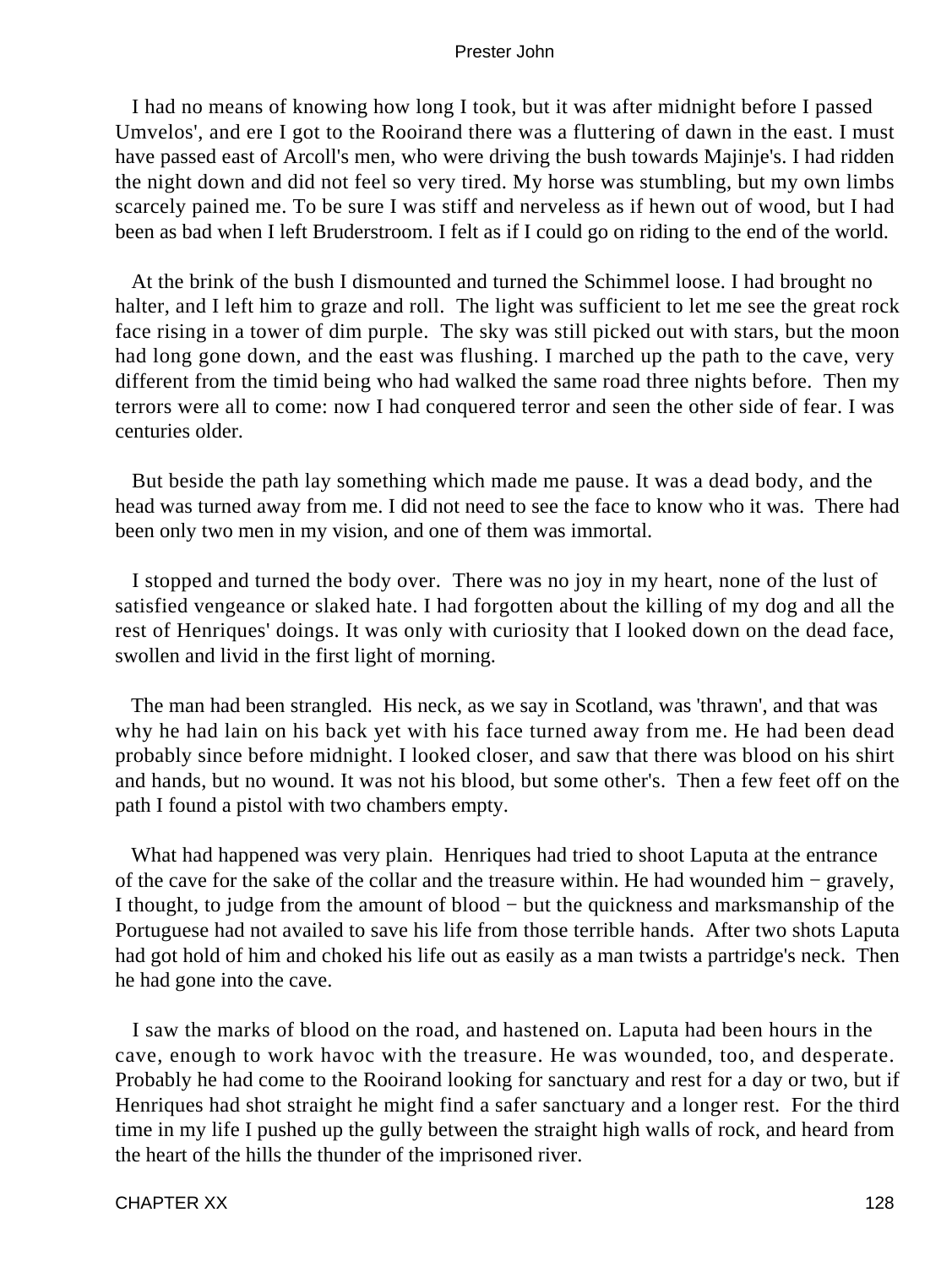I had no means of knowing how long I took, but it was after midnight before I passed Umvelos', and ere I got to the Rooirand there was a fluttering of dawn in the east. I must have passed east of Arcoll's men, who were driving the bush towards Majinje's. I had ridden the night down and did not feel so very tired. My horse was stumbling, but my own limbs scarcely pained me. To be sure I was stiff and nerveless as if hewn out of wood, but I had been as bad when I left Bruderstroom. I felt as if I could go on riding to the end of the world.

At the brink of the bush I dismounted and turned the Schimmel loose. I had brought no halter, and I left him to graze and roll. The light was sufficient to let me see the great rock face rising in a tower of dim purple. The sky was still picked out with stars, but the moon had long gone down, and the east was flushing. I marched up the path to the cave, very different from the timid being who had walked the same road three nights before. Then my terrors were all to come: now I had conquered terror and seen the other side of fear. I was centuries older.

But beside the path lay something which made me pause. It was a dead body, and the head was turned away from me. I did not need to see the face to know who it was. There had been only two men in my vision, and one of them was immortal.

I stopped and turned the body over. There was no joy in my heart, none of the lust of satisfied vengeance or slaked hate. I had forgotten about the killing of my dog and all the rest of Henriques' doings. It was only with curiosity that I looked down on the dead face, swollen and livid in the first light of morning.

The man had been strangled. His neck, as we say in Scotland, was 'thrawn', and that was why he had lain on his back yet with his face turned away from me. He had been dead probably since before midnight. I looked closer, and saw that there was blood on his shirt and hands, but no wound. It was not his blood, but some other's. Then a few feet off on the path I found a pistol with two chambers empty.

What had happened was very plain. Henriques had tried to shoot Laputa at the entrance of the cave for the sake of the collar and the treasure within. He had wounded him − gravely, I thought, to judge from the amount of blood − but the quickness and marksmanship of the Portuguese had not availed to save his life from those terrible hands. After two shots Laputa had got hold of him and choked his life out as easily as a man twists a partridge's neck. Then he had gone into the cave.

I saw the marks of blood on the road, and hastened on. Laputa had been hours in the cave, enough to work havoc with the treasure. He was wounded, too, and desperate. Probably he had come to the Rooirand looking for sanctuary and rest for a day or two, but if Henriques had shot straight he might find a safer sanctuary and a longer rest. For the third time in my life I pushed up the gully between the straight high walls of rock, and heard from the heart of the hills the thunder of the imprisoned river.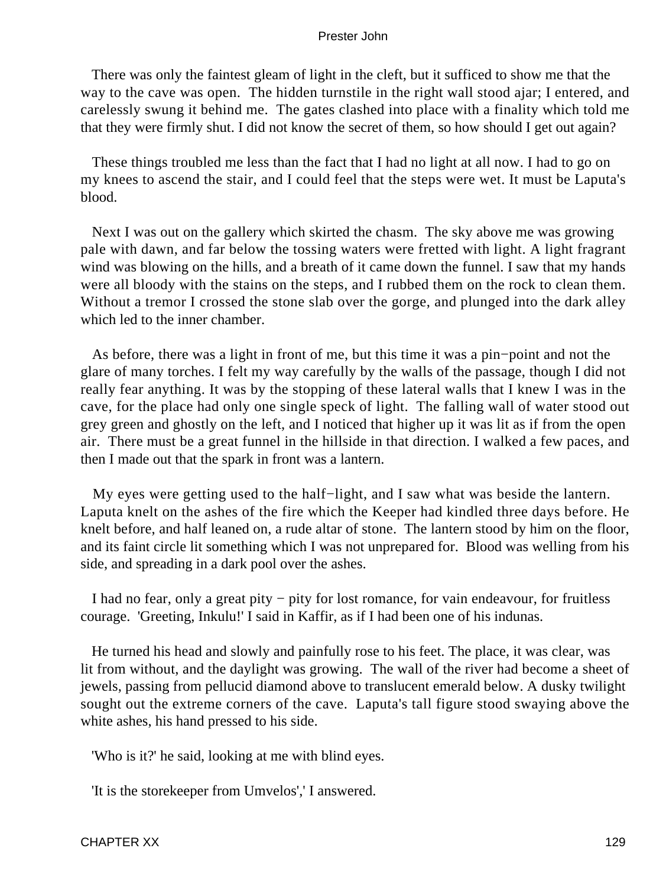There was only the faintest gleam of light in the cleft, but it sufficed to show me that the way to the cave was open. The hidden turnstile in the right wall stood ajar; I entered, and carelessly swung it behind me. The gates clashed into place with a finality which told me that they were firmly shut. I did not know the secret of them, so how should I get out again?

These things troubled me less than the fact that I had no light at all now. I had to go on my knees to ascend the stair, and I could feel that the steps were wet. It must be Laputa's blood.

Next I was out on the gallery which skirted the chasm. The sky above me was growing pale with dawn, and far below the tossing waters were fretted with light. A light fragrant wind was blowing on the hills, and a breath of it came down the funnel. I saw that my hands were all bloody with the stains on the steps, and I rubbed them on the rock to clean them. Without a tremor I crossed the stone slab over the gorge, and plunged into the dark alley which led to the inner chamber.

As before, there was a light in front of me, but this time it was a pin−point and not the glare of many torches. I felt my way carefully by the walls of the passage, though I did not really fear anything. It was by the stopping of these lateral walls that I knew I was in the cave, for the place had only one single speck of light. The falling wall of water stood out grey green and ghostly on the left, and I noticed that higher up it was lit as if from the open air. There must be a great funnel in the hillside in that direction. I walked a few paces, and then I made out that the spark in front was a lantern.

My eyes were getting used to the half−light, and I saw what was beside the lantern. Laputa knelt on the ashes of the fire which the Keeper had kindled three days before. He knelt before, and half leaned on, a rude altar of stone. The lantern stood by him on the floor, and its faint circle lit something which I was not unprepared for. Blood was welling from his side, and spreading in a dark pool over the ashes.

I had no fear, only a great pity − pity for lost romance, for vain endeavour, for fruitless courage. 'Greeting, Inkulu!' I said in Kaffir, as if I had been one of his indunas.

He turned his head and slowly and painfully rose to his feet. The place, it was clear, was lit from without, and the daylight was growing. The wall of the river had become a sheet of jewels, passing from pellucid diamond above to translucent emerald below. A dusky twilight sought out the extreme corners of the cave. Laputa's tall figure stood swaying above the white ashes, his hand pressed to his side.

'Who is it?' he said, looking at me with blind eyes.

'It is the storekeeper from Umvelos',' I answered.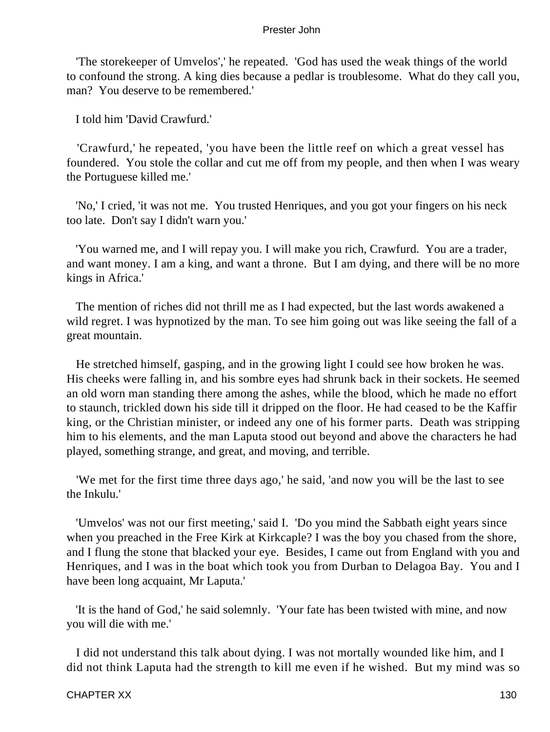'The storekeeper of Umvelos',' he repeated. 'God has used the weak things of the world to confound the strong. A king dies because a pedlar is troublesome. What do they call you, man? You deserve to be remembered.'

I told him 'David Crawfurd.'

'Crawfurd,' he repeated, 'you have been the little reef on which a great vessel has foundered. You stole the collar and cut me off from my people, and then when I was weary the Portuguese killed me.'

'No,' I cried, 'it was not me. You trusted Henriques, and you got your fingers on his neck too late. Don't say I didn't warn you.'

'You warned me, and I will repay you. I will make you rich, Crawfurd. You are a trader, and want money. I am a king, and want a throne. But I am dying, and there will be no more kings in Africa.'

The mention of riches did not thrill me as I had expected, but the last words awakened a wild regret. I was hypnotized by the man. To see him going out was like seeing the fall of a great mountain.

He stretched himself, gasping, and in the growing light I could see how broken he was. His cheeks were falling in, and his sombre eyes had shrunk back in their sockets. He seemed an old worn man standing there among the ashes, while the blood, which he made no effort to staunch, trickled down his side till it dripped on the floor. He had ceased to be the Kaffir king, or the Christian minister, or indeed any one of his former parts. Death was stripping him to his elements, and the man Laputa stood out beyond and above the characters he had played, something strange, and great, and moving, and terrible.

'We met for the first time three days ago,' he said, 'and now you will be the last to see the Inkulu.'

'Umvelos' was not our first meeting,' said I. 'Do you mind the Sabbath eight years since when you preached in the Free Kirk at Kirkcaple? I was the boy you chased from the shore, and I flung the stone that blacked your eye. Besides, I came out from England with you and Henriques, and I was in the boat which took you from Durban to Delagoa Bay. You and I have been long acquaint, Mr Laputa.'

'It is the hand of God,' he said solemnly. 'Your fate has been twisted with mine, and now you will die with me.'

I did not understand this talk about dying. I was not mortally wounded like him, and I did not think Laputa had the strength to kill me even if he wished. But my mind was so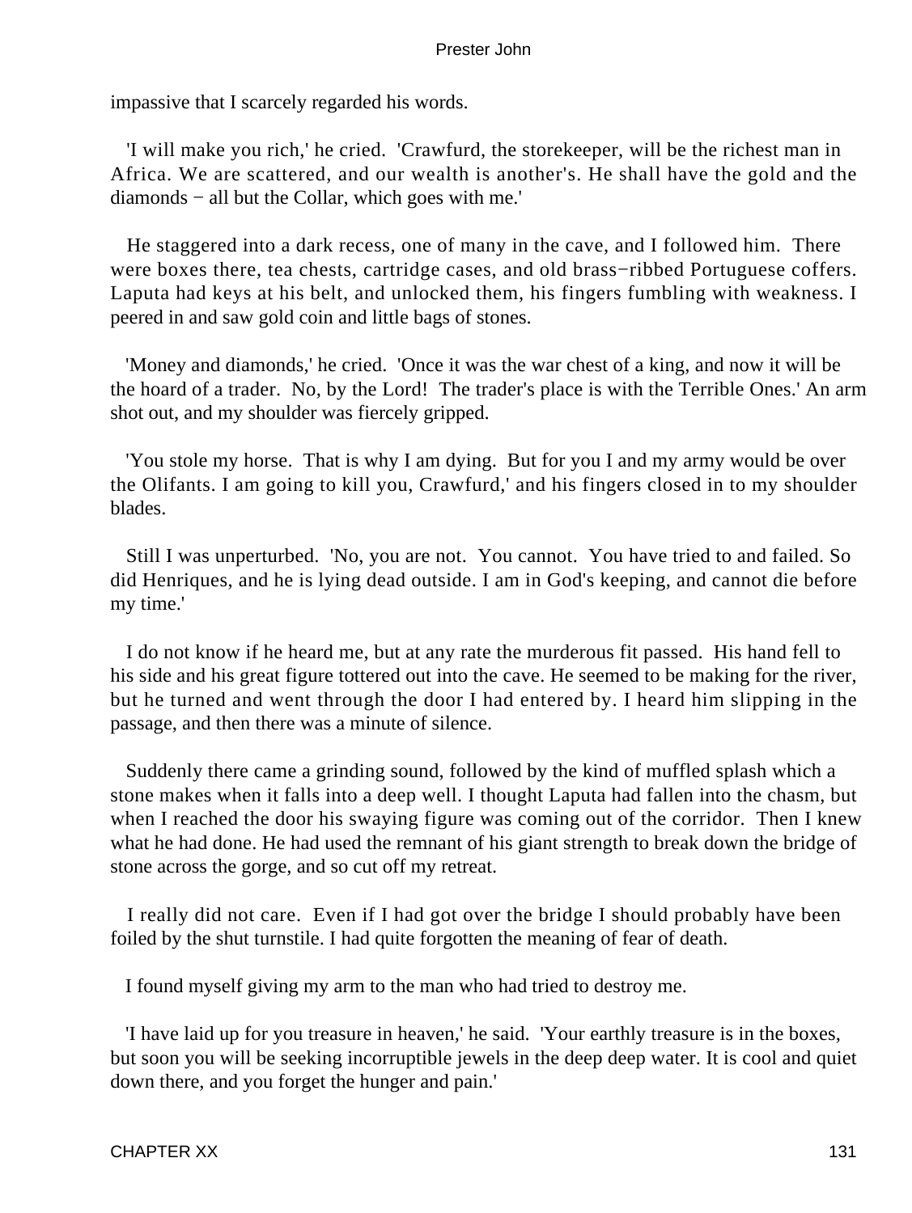impassive that I scarcely regarded his words.

'I will make you rich,' he cried. 'Crawfurd, the storekeeper, will be the richest man in Africa. We are scattered, and our wealth is another's. He shall have the gold and the diamonds − all but the Collar, which goes with me.'

He staggered into a dark recess, one of many in the cave, and I followed him. There were boxes there, tea chests, cartridge cases, and old brass−ribbed Portuguese coffers. Laputa had keys at his belt, and unlocked them, his fingers fumbling with weakness. I peered in and saw gold coin and little bags of stones.

'Money and diamonds,' he cried. 'Once it was the war chest of a king, and now it will be the hoard of a trader. No, by the Lord! The trader's place is with the Terrible Ones.' An arm shot out, and my shoulder was fiercely gripped.

'You stole my horse. That is why I am dying. But for you I and my army would be over the Olifants. I am going to kill you, Crawfurd,' and his fingers closed in to my shoulder blades.

Still I was unperturbed. 'No, you are not. You cannot. You have tried to and failed. So did Henriques, and he is lying dead outside. I am in God's keeping, and cannot die before my time.'

I do not know if he heard me, but at any rate the murderous fit passed. His hand fell to his side and his great figure tottered out into the cave. He seemed to be making for the river, but he turned and went through the door I had entered by. I heard him slipping in the passage, and then there was a minute of silence.

Suddenly there came a grinding sound, followed by the kind of muffled splash which a stone makes when it falls into a deep well. I thought Laputa had fallen into the chasm, but when I reached the door his swaying figure was coming out of the corridor. Then I knew what he had done. He had used the remnant of his giant strength to break down the bridge of stone across the gorge, and so cut off my retreat.

I really did not care. Even if I had got over the bridge I should probably have been foiled by the shut turnstile. I had quite forgotten the meaning of fear of death.

I found myself giving my arm to the man who had tried to destroy me.

'I have laid up for you treasure in heaven,' he said. 'Your earthly treasure is in the boxes, but soon you will be seeking incorruptible jewels in the deep deep water. It is cool and quiet down there, and you forget the hunger and pain.'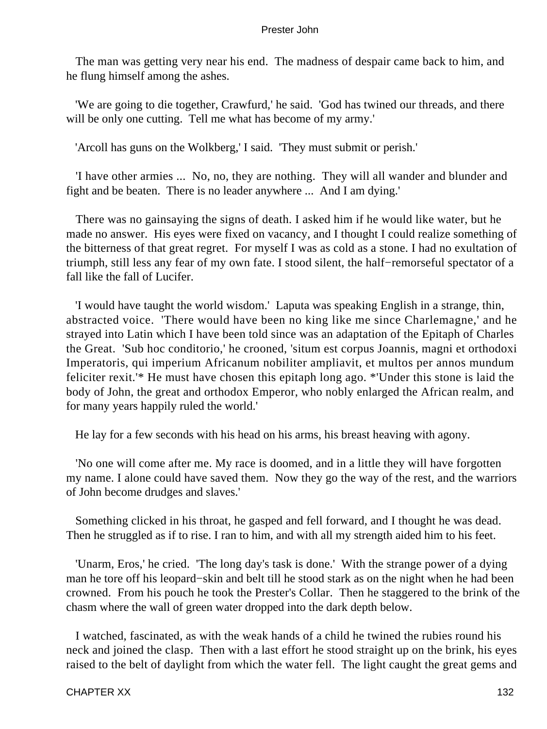The man was getting very near his end. The madness of despair came back to him, and he flung himself among the ashes.

'We are going to die together, Crawfurd,' he said. 'God has twined our threads, and there will be only one cutting. Tell me what has become of my army.'

'Arcoll has guns on the Wolkberg,' I said. 'They must submit or perish.'

'I have other armies ... No, no, they are nothing. They will all wander and blunder and fight and be beaten. There is no leader anywhere ... And I am dying.'

There was no gainsaying the signs of death. I asked him if he would like water, but he made no answer. His eyes were fixed on vacancy, and I thought I could realize something of the bitterness of that great regret. For myself I was as cold as a stone. I had no exultation of triumph, still less any fear of my own fate. I stood silent, the half−remorseful spectator of a fall like the fall of Lucifer.

'I would have taught the world wisdom.' Laputa was speaking English in a strange, thin, abstracted voice. 'There would have been no king like me since Charlemagne,' and he strayed into Latin which I have been told since was an adaptation of the Epitaph of Charles the Great. 'Sub hoc conditorio,' he crooned, 'situm est corpus Joannis, magni et orthodoxi Imperatoris, qui imperium Africanum nobiliter ampliavit, et multos per annos mundum feliciter rexit.'* He must have chosen this epitaph long ago. *'Under this stone is laid the body of John, the great and orthodox Emperor, who nobly enlarged the African realm, and for many years happily ruled the world.'

He lay for a few seconds with his head on his arms, his breast heaving with agony.

'No one will come after me. My race is doomed, and in a little they will have forgotten my name. I alone could have saved them. Now they go the way of the rest, and the warriors of John become drudges and slaves.'

Something clicked in his throat, he gasped and fell forward, and I thought he was dead. Then he struggled as if to rise. I ran to him, and with all my strength aided him to his feet.

'Unarm, Eros,' he cried. 'The long day's task is done.' With the strange power of a dying man he tore off his leopard−skin and belt till he stood stark as on the night when he had been crowned. From his pouch he took the Prester's Collar. Then he staggered to the brink of the chasm where the wall of green water dropped into the dark depth below.

I watched, fascinated, as with the weak hands of a child he twined the rubies round his neck and joined the clasp. Then with a last effort he stood straight up on the brink, his eyes raised to the belt of daylight from which the water fell. The light caught the great gems and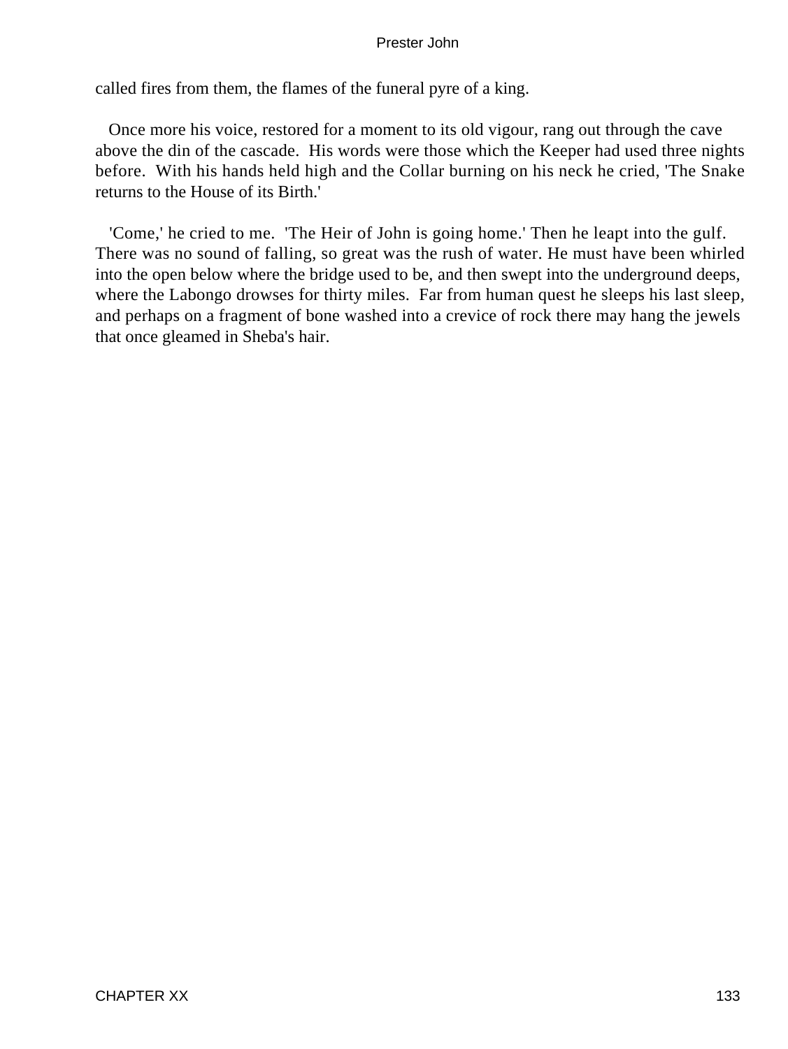called fires from them, the flames of the funeral pyre of a king.

Once more his voice, restored for a moment to its old vigour, rang out through the cave above the din of the cascade. His words were those which the Keeper had used three nights before. With his hands held high and the Collar burning on his neck he cried, 'The Snake returns to the House of its Birth.'

'Come,' he cried to me. 'The Heir of John is going home.' Then he leapt into the gulf. There was no sound of falling, so great was the rush of water. He must have been whirled into the open below where the bridge used to be, and then swept into the underground deeps, where the Labongo drowses for thirty miles. Far from human quest he sleeps his last sleep, and perhaps on a fragment of bone washed into a crevice of rock there may hang the jewels that once gleamed in Sheba's hair.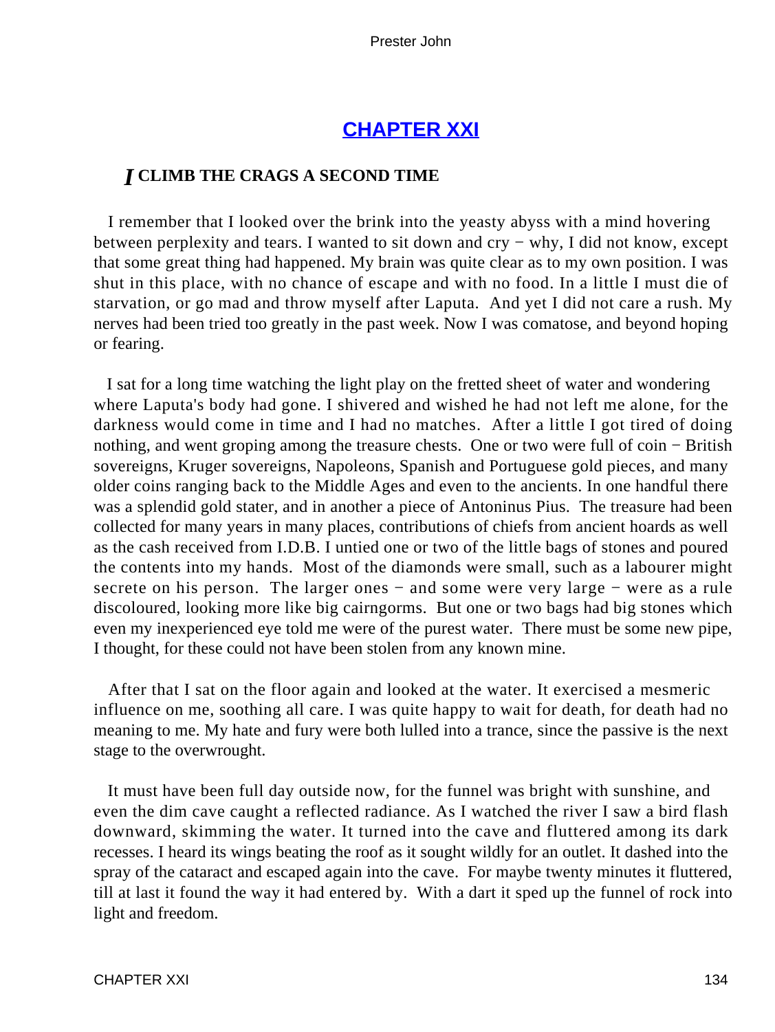## CHAPTER XXI

### *I* CLIMB THE CRAGS A SECOND TIME

I remember that I looked over the brink into the yeasty abyss with a mind hovering between perplexity and tears. I wanted to sit down and cry − why, I did not know, except that some great thing had happened. My brain was quite clear as to my own position. I was shut in this place, with no chance of escape and with no food. In a little I must die of starvation, or go mad and throw myself after Laputa. And yet I did not care a rush. My nerves had been tried too greatly in the past week. Now I was comatose, and beyond hoping or fearing.

I sat for a long time watching the light play on the fretted sheet of water and wondering where Laputa's body had gone. I shivered and wished he had not left me alone, for the darkness would come in time and I had no matches. After a little I got tired of doing nothing, and went groping among the treasure chests. One or two were full of coin − British sovereigns, Kruger sovereigns, Napoleons, Spanish and Portuguese gold pieces, and many older coins ranging back to the Middle Ages and even to the ancients. In one handful there was a splendid gold stater, and in another a piece of Antoninus Pius. The treasure had been collected for many years in many places, contributions of chiefs from ancient hoards as well as the cash received from I.D.B. I untied one or two of the little bags of stones and poured the contents into my hands. Most of the diamonds were small, such as a labourer might secrete on his person. The larger ones − and some were very large − were as a rule discoloured, looking more like big cairngorms. But one or two bags had big stones which even my inexperienced eye told me were of the purest water. There must be some new pipe, I thought, for these could not have been stolen from any known mine.

After that I sat on the floor again and looked at the water. It exercised a mesmeric influence on me, soothing all care. I was quite happy to wait for death, for death had no meaning to me. My hate and fury were both lulled into a trance, since the passive is the next stage to the overwrought.

It must have been full day outside now, for the funnel was bright with sunshine, and even the dim cave caught a reflected radiance. As I watched the river I saw a bird flash downward, skimming the water. It turned into the cave and fluttered among its dark recesses. I heard its wings beating the roof as it sought wildly for an outlet. It dashed into the spray of the cataract and escaped again into the cave. For maybe twenty minutes it fluttered, till at last it found the way it had entered by. With a dart it sped up the funnel of rock into light and freedom.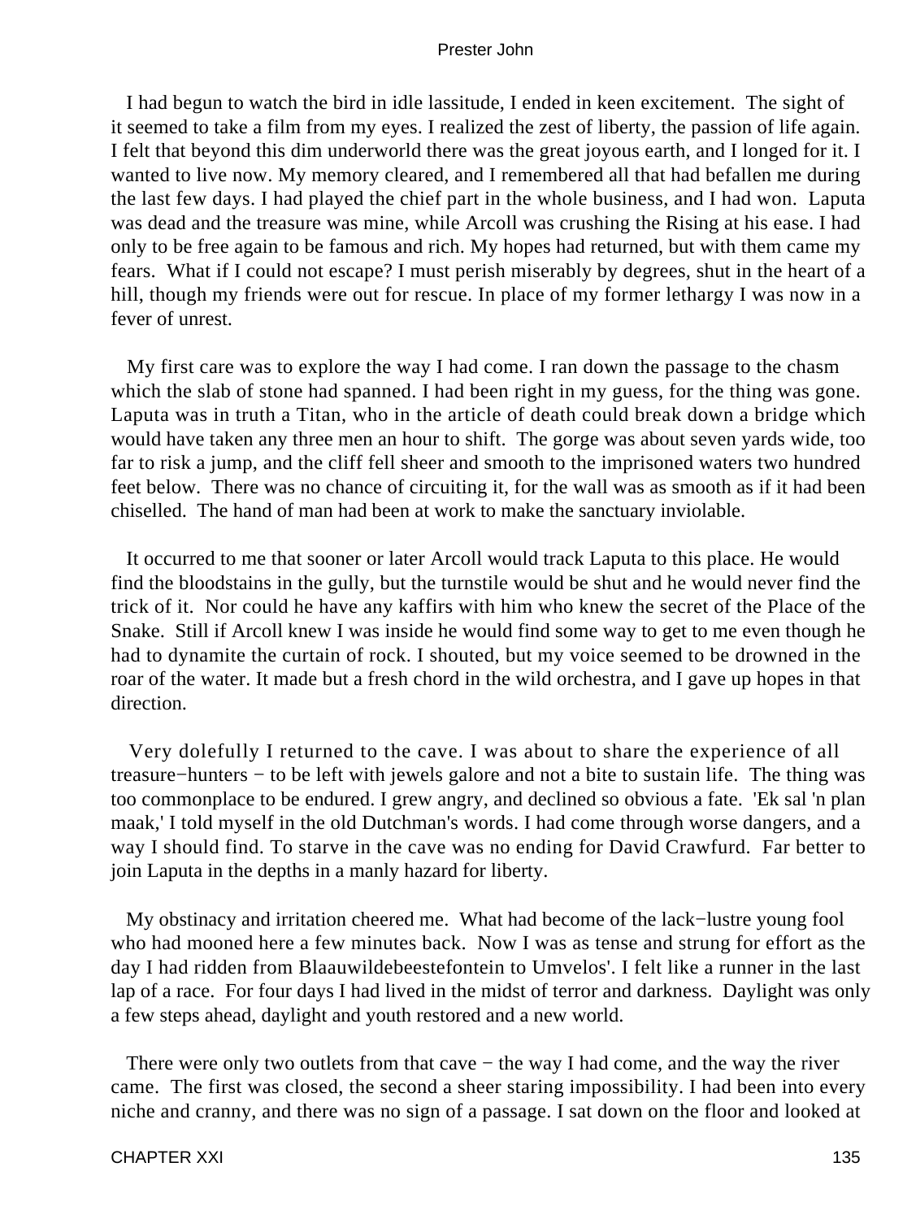I had begun to watch the bird in idle lassitude, I ended in keen excitement. The sight of it seemed to take a film from my eyes. I realized the zest of liberty, the passion of life again. I felt that beyond this dim underworld there was the great joyous earth, and I longed for it. I wanted to live now. My memory cleared, and I remembered all that had befallen me during the last few days. I had played the chief part in the whole business, and I had won. Laputa was dead and the treasure was mine, while Arcoll was crushing the Rising at his ease. I had only to be free again to be famous and rich. My hopes had returned, but with them came my fears. What if I could not escape? I must perish miserably by degrees, shut in the heart of a hill, though my friends were out for rescue. In place of my former lethargy I was now in a fever of unrest.

My first care was to explore the way I had come. I ran down the passage to the chasm which the slab of stone had spanned. I had been right in my guess, for the thing was gone. Laputa was in truth a Titan, who in the article of death could break down a bridge which would have taken any three men an hour to shift. The gorge was about seven yards wide, too far to risk a jump, and the cliff fell sheer and smooth to the imprisoned waters two hundred feet below. There was no chance of circuiting it, for the wall was as smooth as if it had been chiselled. The hand of man had been at work to make the sanctuary inviolable.

It occurred to me that sooner or later Arcoll would track Laputa to this place. He would find the bloodstains in the gully, but the turnstile would be shut and he would never find the trick of it. Nor could he have any kaffirs with him who knew the secret of the Place of the Snake. Still if Arcoll knew I was inside he would find some way to get to me even though he had to dynamite the curtain of rock. I shouted, but my voice seemed to be drowned in the roar of the water. It made but a fresh chord in the wild orchestra, and I gave up hopes in that direction.

Very dolefully I returned to the cave. I was about to share the experience of all treasure−hunters − to be left with jewels galore and not a bite to sustain life. The thing was too commonplace to be endured. I grew angry, and declined so obvious a fate. 'Ek sal 'n plan maak,' I told myself in the old Dutchman's words. I had come through worse dangers, and a way I should find. To starve in the cave was no ending for David Crawfurd. Far better to join Laputa in the depths in a manly hazard for liberty.

My obstinacy and irritation cheered me. What had become of the lack−lustre young fool who had mooned here a few minutes back. Now I was as tense and strung for effort as the day I had ridden from Blaauwildebeestefontein to Umvelos'. I felt like a runner in the last lap of a race. For four days I had lived in the midst of terror and darkness. Daylight was only a few steps ahead, daylight and youth restored and a new world.

There were only two outlets from that cave − the way I had come, and the way the river came. The first was closed, the second a sheer staring impossibility. I had been into every niche and cranny, and there was no sign of a passage. I sat down on the floor and looked at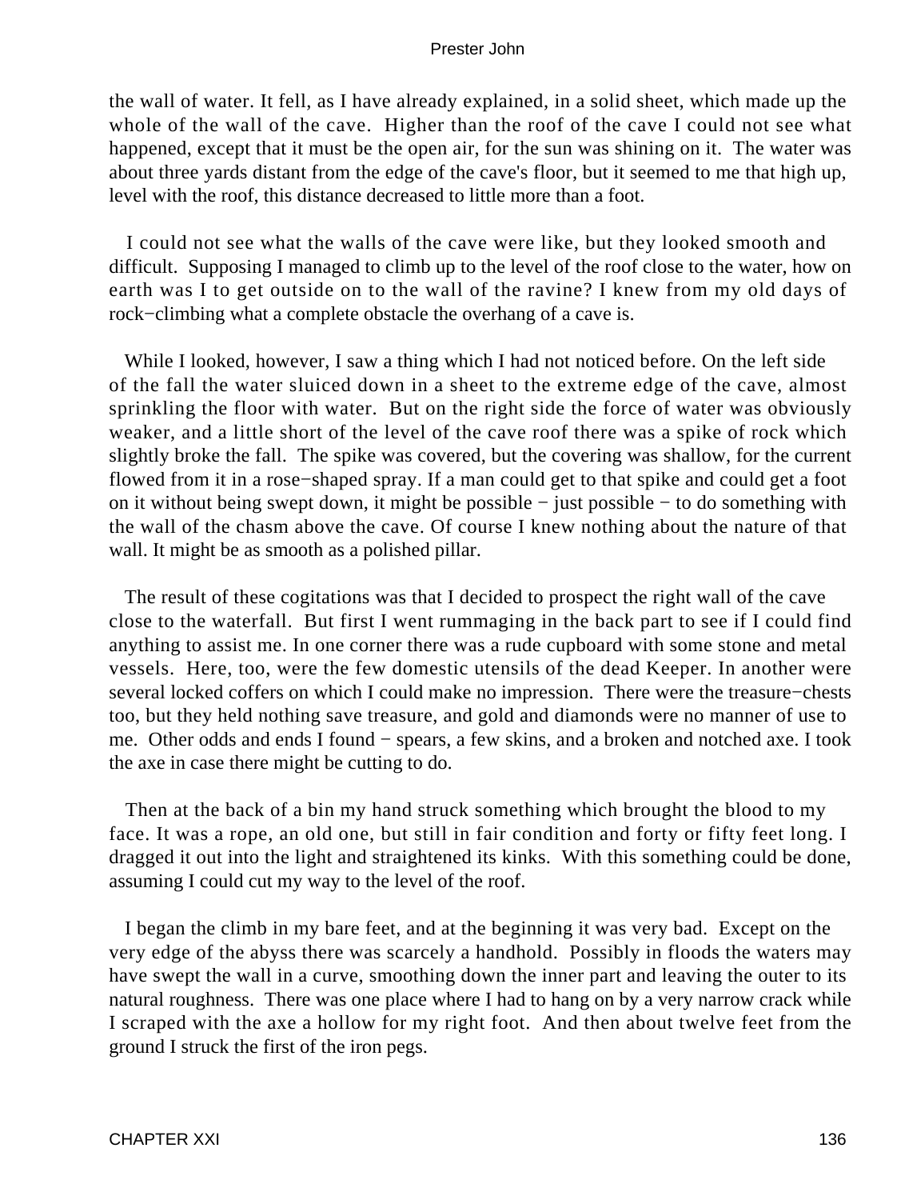the wall of water. It fell, as I have already explained, in a solid sheet, which made up the whole of the wall of the cave. Higher than the roof of the cave I could not see what happened, except that it must be the open air, for the sun was shining on it. The water was about three yards distant from the edge of the cave's floor, but it seemed to me that high up, level with the roof, this distance decreased to little more than a foot.

I could not see what the walls of the cave were like, but they looked smooth and difficult. Supposing I managed to climb up to the level of the roof close to the water, how on earth was I to get outside on to the wall of the ravine? I knew from my old days of rock−climbing what a complete obstacle the overhang of a cave is.

While I looked, however, I saw a thing which I had not noticed before. On the left side of the fall the water sluiced down in a sheet to the extreme edge of the cave, almost sprinkling the floor with water. But on the right side the force of water was obviously weaker, and a little short of the level of the cave roof there was a spike of rock which slightly broke the fall. The spike was covered, but the covering was shallow, for the current flowed from it in a rose−shaped spray. If a man could get to that spike and could get a foot on it without being swept down, it might be possible − just possible − to do something with the wall of the chasm above the cave. Of course I knew nothing about the nature of that wall. It might be as smooth as a polished pillar.

The result of these cogitations was that I decided to prospect the right wall of the cave close to the waterfall. But first I went rummaging in the back part to see if I could find anything to assist me. In one corner there was a rude cupboard with some stone and metal vessels. Here, too, were the few domestic utensils of the dead Keeper. In another were several locked coffers on which I could make no impression. There were the treasure−chests too, but they held nothing save treasure, and gold and diamonds were no manner of use to me. Other odds and ends I found − spears, a few skins, and a broken and notched axe. I took the axe in case there might be cutting to do.

Then at the back of a bin my hand struck something which brought the blood to my face. It was a rope, an old one, but still in fair condition and forty or fifty feet long. I dragged it out into the light and straightened its kinks. With this something could be done, assuming I could cut my way to the level of the roof.

I began the climb in my bare feet, and at the beginning it was very bad. Except on the very edge of the abyss there was scarcely a handhold. Possibly in floods the waters may have swept the wall in a curve, smoothing down the inner part and leaving the outer to its natural roughness. There was one place where I had to hang on by a very narrow crack while I scraped with the axe a hollow for my right foot. And then about twelve feet from the ground I struck the first of the iron pegs.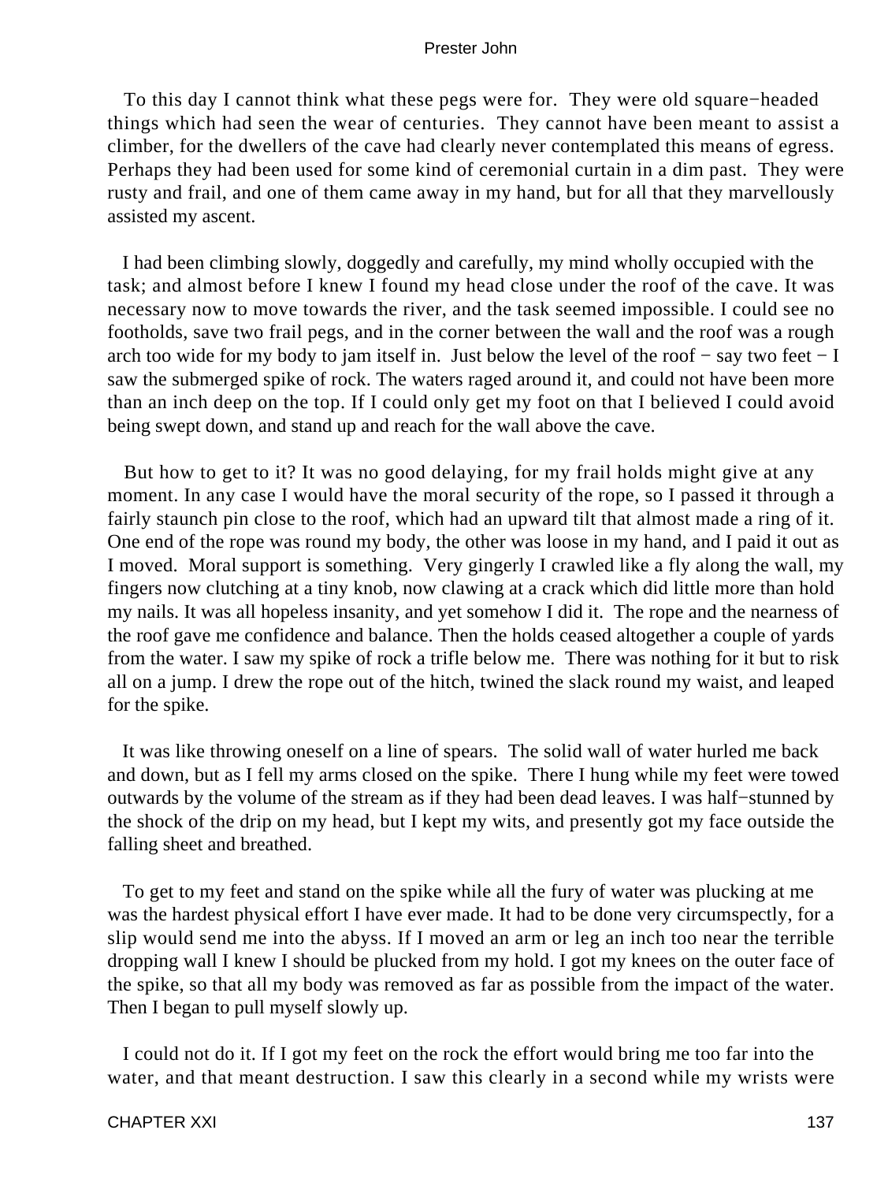To this day I cannot think what these pegs were for. They were old square−headed things which had seen the wear of centuries. They cannot have been meant to assist a climber, for the dwellers of the cave had clearly never contemplated this means of egress. Perhaps they had been used for some kind of ceremonial curtain in a dim past. They were rusty and frail, and one of them came away in my hand, but for all that they marvellously assisted my ascent.

I had been climbing slowly, doggedly and carefully, my mind wholly occupied with the task; and almost before I knew I found my head close under the roof of the cave. It was necessary now to move towards the river, and the task seemed impossible. I could see no footholds, save two frail pegs, and in the corner between the wall and the roof was a rough arch too wide for my body to jam itself in. Just below the level of the roof − say two feet − I saw the submerged spike of rock. The waters raged around it, and could not have been more than an inch deep on the top. If I could only get my foot on that I believed I could avoid being swept down, and stand up and reach for the wall above the cave.

But how to get to it? It was no good delaying, for my frail holds might give at any moment. In any case I would have the moral security of the rope, so I passed it through a fairly staunch pin close to the roof, which had an upward tilt that almost made a ring of it. One end of the rope was round my body, the other was loose in my hand, and I paid it out as I moved. Moral support is something. Very gingerly I crawled like a fly along the wall, my fingers now clutching at a tiny knob, now clawing at a crack which did little more than hold my nails. It was all hopeless insanity, and yet somehow I did it. The rope and the nearness of the roof gave me confidence and balance. Then the holds ceased altogether a couple of yards from the water. I saw my spike of rock a trifle below me. There was nothing for it but to risk all on a jump. I drew the rope out of the hitch, twined the slack round my waist, and leaped for the spike.

It was like throwing oneself on a line of spears. The solid wall of water hurled me back and down, but as I fell my arms closed on the spike. There I hung while my feet were towed outwards by the volume of the stream as if they had been dead leaves. I was half−stunned by the shock of the drip on my head, but I kept my wits, and presently got my face outside the falling sheet and breathed.

To get to my feet and stand on the spike while all the fury of water was plucking at me was the hardest physical effort I have ever made. It had to be done very circumspectly, for a slip would send me into the abyss. If I moved an arm or leg an inch too near the terrible dropping wall I knew I should be plucked from my hold. I got my knees on the outer face of the spike, so that all my body was removed as far as possible from the impact of the water. Then I began to pull myself slowly up.

I could not do it. If I got my feet on the rock the effort would bring me too far into the water, and that meant destruction. I saw this clearly in a second while my wrists were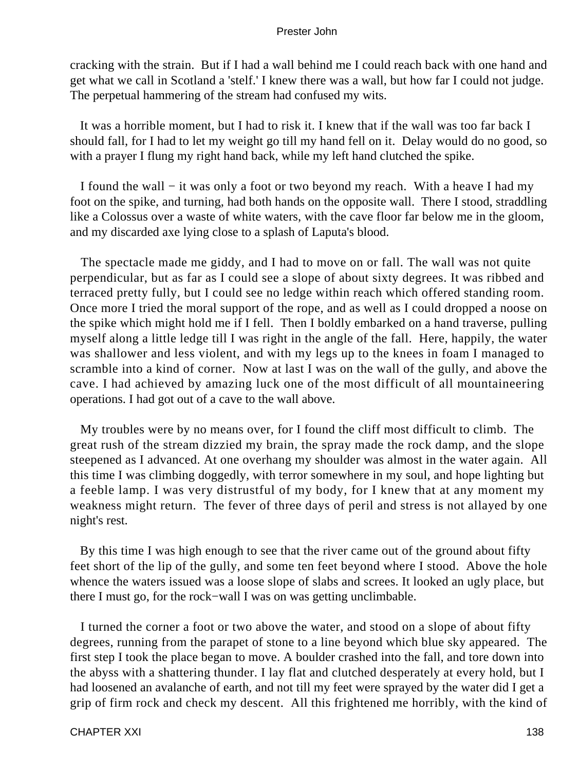cracking with the strain. But if I had a wall behind me I could reach back with one hand and get what we call in Scotland a 'stelf.' I knew there was a wall, but how far I could not judge. The perpetual hammering of the stream had confused my wits.

It was a horrible moment, but I had to risk it. I knew that if the wall was too far back I should fall, for I had to let my weight go till my hand fell on it. Delay would do no good, so with a prayer I flung my right hand back, while my left hand clutched the spike.

I found the wall − it was only a foot or two beyond my reach. With a heave I had my foot on the spike, and turning, had both hands on the opposite wall. There I stood, straddling like a Colossus over a waste of white waters, with the cave floor far below me in the gloom, and my discarded axe lying close to a splash of Laputa's blood.

The spectacle made me giddy, and I had to move on or fall. The wall was not quite perpendicular, but as far as I could see a slope of about sixty degrees. It was ribbed and terraced pretty fully, but I could see no ledge within reach which offered standing room. Once more I tried the moral support of the rope, and as well as I could dropped a noose on the spike which might hold me if I fell. Then I boldly embarked on a hand traverse, pulling myself along a little ledge till I was right in the angle of the fall. Here, happily, the water was shallower and less violent, and with my legs up to the knees in foam I managed to scramble into a kind of corner. Now at last I was on the wall of the gully, and above the cave. I had achieved by amazing luck one of the most difficult of all mountaineering operations. I had got out of a cave to the wall above.

My troubles were by no means over, for I found the cliff most difficult to climb. The great rush of the stream dizzied my brain, the spray made the rock damp, and the slope steepened as I advanced. At one overhang my shoulder was almost in the water again. All this time I was climbing doggedly, with terror somewhere in my soul, and hope lighting but a feeble lamp. I was very distrustful of my body, for I knew that at any moment my weakness might return. The fever of three days of peril and stress is not allayed by one night's rest.

By this time I was high enough to see that the river came out of the ground about fifty feet short of the lip of the gully, and some ten feet beyond where I stood. Above the hole whence the waters issued was a loose slope of slabs and screes. It looked an ugly place, but there I must go, for the rock−wall I was on was getting unclimbable.

I turned the corner a foot or two above the water, and stood on a slope of about fifty degrees, running from the parapet of stone to a line beyond which blue sky appeared. The first step I took the place began to move. A boulder crashed into the fall, and tore down into the abyss with a shattering thunder. I lay flat and clutched desperately at every hold, but I had loosened an avalanche of earth, and not till my feet were sprayed by the water did I get a grip of firm rock and check my descent. All this frightened me horribly, with the kind of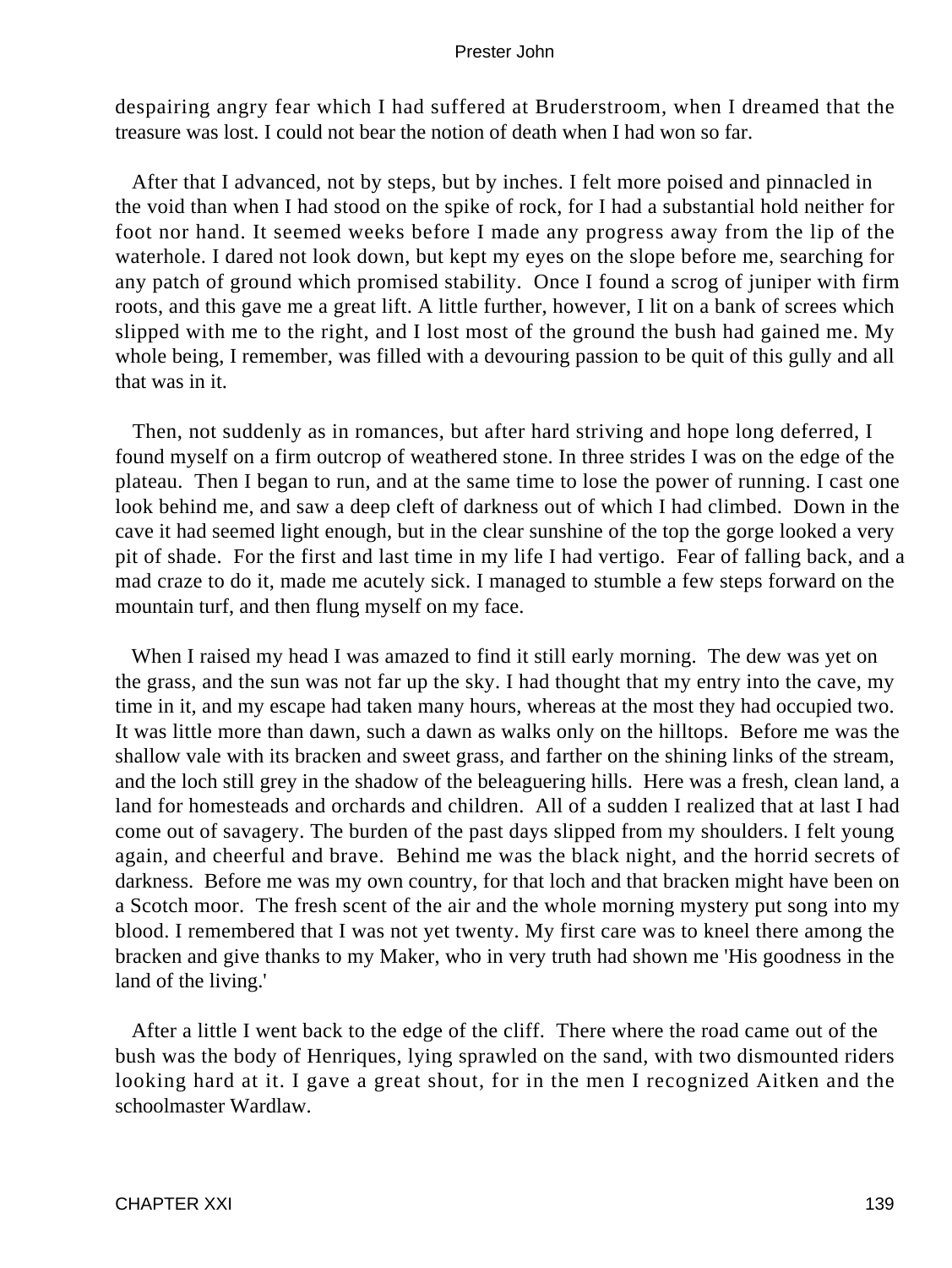despairing angry fear which I had suffered at Bruderstroom, when I dreamed that the treasure was lost. I could not bear the notion of death when I had won so far.

After that I advanced, not by steps, but by inches. I felt more poised and pinnacled in the void than when I had stood on the spike of rock, for I had a substantial hold neither for foot nor hand. It seemed weeks before I made any progress away from the lip of the waterhole. I dared not look down, but kept my eyes on the slope before me, searching for any patch of ground which promised stability. Once I found a scrog of juniper with firm roots, and this gave me a great lift. A little further, however, I lit on a bank of screes which slipped with me to the right, and I lost most of the ground the bush had gained me. My whole being, I remember, was filled with a devouring passion to be quit of this gully and all that was in it.

Then, not suddenly as in romances, but after hard striving and hope long deferred, I found myself on a firm outcrop of weathered stone. In three strides I was on the edge of the plateau. Then I began to run, and at the same time to lose the power of running. I cast one look behind me, and saw a deep cleft of darkness out of which I had climbed. Down in the cave it had seemed light enough, but in the clear sunshine of the top the gorge looked a very pit of shade. For the first and last time in my life I had vertigo. Fear of falling back, and a mad craze to do it, made me acutely sick. I managed to stumble a few steps forward on the mountain turf, and then flung myself on my face.

When I raised my head I was amazed to find it still early morning. The dew was yet on the grass, and the sun was not far up the sky. I had thought that my entry into the cave, my time in it, and my escape had taken many hours, whereas at the most they had occupied two. It was little more than dawn, such a dawn as walks only on the hilltops. Before me was the shallow vale with its bracken and sweet grass, and farther on the shining links of the stream, and the loch still grey in the shadow of the beleaguering hills. Here was a fresh, clean land, a land for homesteads and orchards and children. All of a sudden I realized that at last I had come out of savagery. The burden of the past days slipped from my shoulders. I felt young again, and cheerful and brave. Behind me was the black night, and the horrid secrets of darkness. Before me was my own country, for that loch and that bracken might have been on a Scotch moor. The fresh scent of the air and the whole morning mystery put song into my blood. I remembered that I was not yet twenty. My first care was to kneel there among the bracken and give thanks to my Maker, who in very truth had shown me 'His goodness in the land of the living.'

After a little I went back to the edge of the cliff. There where the road came out of the bush was the body of Henriques, lying sprawled on the sand, with two dismounted riders looking hard at it. I gave a great shout, for in the men I recognized Aitken and the schoolmaster Wardlaw.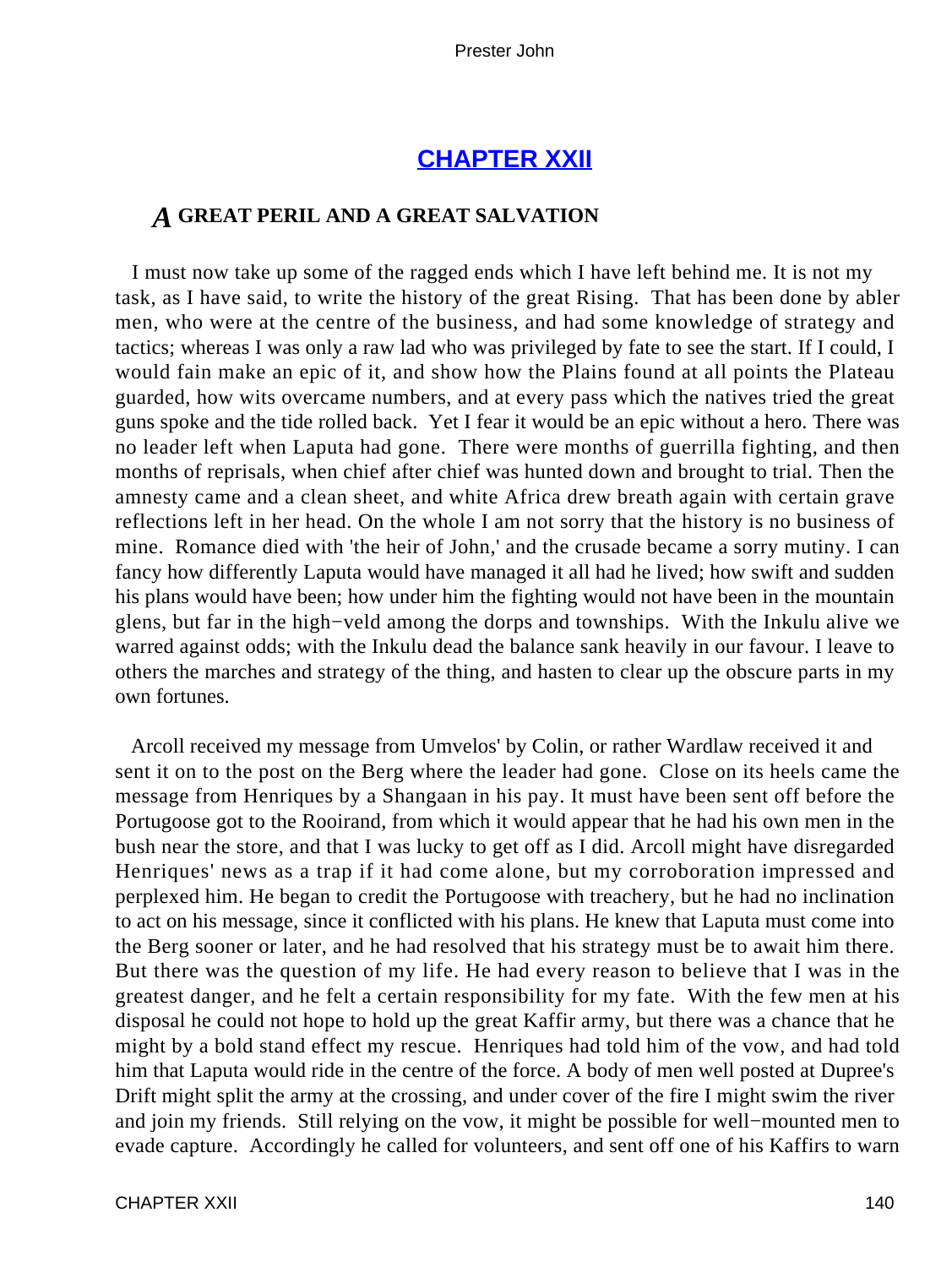## CHAPTER XXII

### *A* GREAT PERIL AND A GREAT SALVATION

I must now take up some of the ragged ends which I have left behind me. It is not my task, as I have said, to write the history of the great Rising. That has been done by abler men, who were at the centre of the business, and had some knowledge of strategy and tactics; whereas I was only a raw lad who was privileged by fate to see the start. If I could, I would fain make an epic of it, and show how the Plains found at all points the Plateau guarded, how wits overcame numbers, and at every pass which the natives tried the great guns spoke and the tide rolled back. Yet I fear it would be an epic without a hero. There was no leader left when Laputa had gone. There were months of guerrilla fighting, and then months of reprisals, when chief after chief was hunted down and brought to trial. Then the amnesty came and a clean sheet, and white Africa drew breath again with certain grave reflections left in her head. On the whole I am not sorry that the history is no business of mine. Romance died with 'the heir of John,' and the crusade became a sorry mutiny. I can fancy how differently Laputa would have managed it all had he lived; how swift and sudden his plans would have been; how under him the fighting would not have been in the mountain glens, but far in the high−veld among the dorps and townships. With the Inkulu alive we warred against odds; with the Inkulu dead the balance sank heavily in our favour. I leave to others the marches and strategy of the thing, and hasten to clear up the obscure parts in my own fortunes.

Arcoll received my message from Umvelos' by Colin, or rather Wardlaw received it and sent it on to the post on the Berg where the leader had gone. Close on its heels came the message from Henriques by a Shangaan in his pay. It must have been sent off before the Portugoose got to the Rooirand, from which it would appear that he had his own men in the bush near the store, and that I was lucky to get off as I did. Arcoll might have disregarded Henriques' news as a trap if it had come alone, but my corroboration impressed and perplexed him. He began to credit the Portugoose with treachery, but he had no inclination to act on his message, since it conflicted with his plans. He knew that Laputa must come into the Berg sooner or later, and he had resolved that his strategy must be to await him there. But there was the question of my life. He had every reason to believe that I was in the greatest danger, and he felt a certain responsibility for my fate. With the few men at his disposal he could not hope to hold up the great Kaffir army, but there was a chance that he might by a bold stand effect my rescue. Henriques had told him of the vow, and had told him that Laputa would ride in the centre of the force. A body of men well posted at Dupree's Drift might split the army at the crossing, and under cover of the fire I might swim the river and join my friends. Still relying on the vow, it might be possible for well−mounted men to evade capture. Accordingly he called for volunteers, and sent off one of his Kaffirs to warn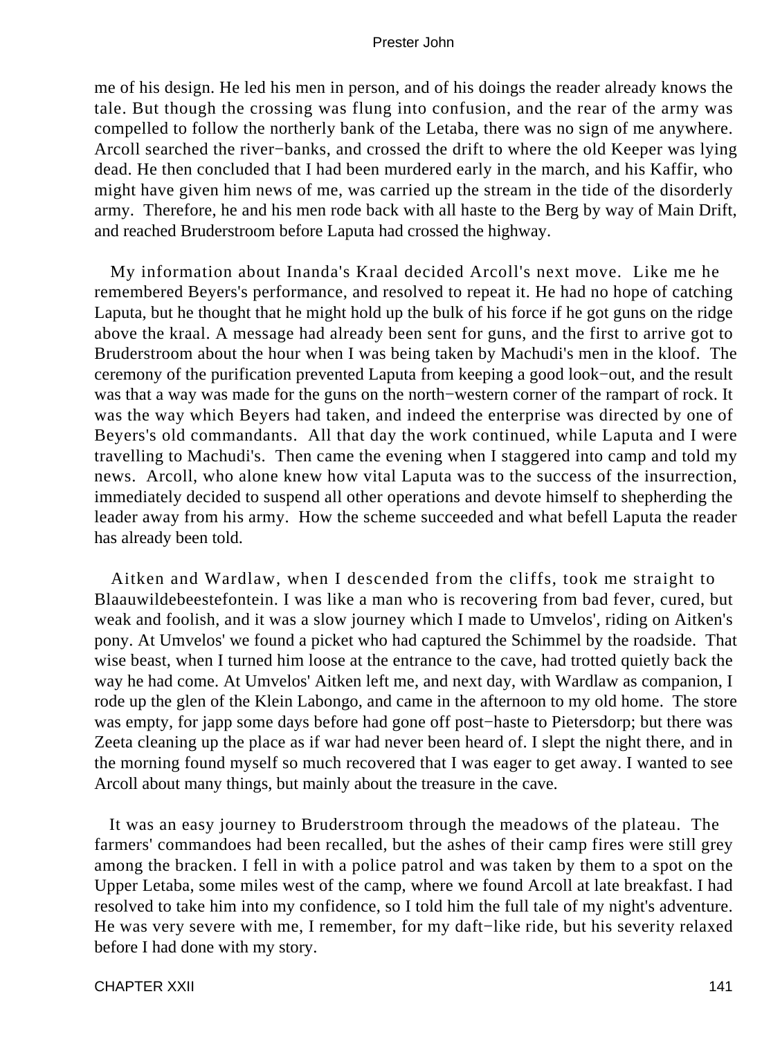me of his design. He led his men in person, and of his doings the reader already knows the tale. But though the crossing was flung into confusion, and the rear of the army was compelled to follow the northerly bank of the Letaba, there was no sign of me anywhere. Arcoll searched the river−banks, and crossed the drift to where the old Keeper was lying dead. He then concluded that I had been murdered early in the march, and his Kaffir, who might have given him news of me, was carried up the stream in the tide of the disorderly army. Therefore, he and his men rode back with all haste to the Berg by way of Main Drift, and reached Bruderstroom before Laputa had crossed the highway.

My information about Inanda's Kraal decided Arcoll's next move. Like me he remembered Beyers's performance, and resolved to repeat it. He had no hope of catching Laputa, but he thought that he might hold up the bulk of his force if he got guns on the ridge above the kraal. A message had already been sent for guns, and the first to arrive got to Bruderstroom about the hour when I was being taken by Machudi's men in the kloof. The ceremony of the purification prevented Laputa from keeping a good look−out, and the result was that a way was made for the guns on the north−western corner of the rampart of rock. It was the way which Beyers had taken, and indeed the enterprise was directed by one of Beyers's old commandants. All that day the work continued, while Laputa and I were travelling to Machudi's. Then came the evening when I staggered into camp and told my news. Arcoll, who alone knew how vital Laputa was to the success of the insurrection, immediately decided to suspend all other operations and devote himself to shepherding the leader away from his army. How the scheme succeeded and what befell Laputa the reader has already been told.

Aitken and Wardlaw, when I descended from the cliffs, took me straight to Blaauwildebeestefontein. I was like a man who is recovering from bad fever, cured, but weak and foolish, and it was a slow journey which I made to Umvelos', riding on Aitken's pony. At Umvelos' we found a picket who had captured the Schimmel by the roadside. That wise beast, when I turned him loose at the entrance to the cave, had trotted quietly back the way he had come. At Umvelos' Aitken left me, and next day, with Wardlaw as companion, I rode up the glen of the Klein Labongo, and came in the afternoon to my old home. The store was empty, for japp some days before had gone off post−haste to Pietersdorp; but there was Zeeta cleaning up the place as if war had never been heard of. I slept the night there, and in the morning found myself so much recovered that I was eager to get away. I wanted to see Arcoll about many things, but mainly about the treasure in the cave.

It was an easy journey to Bruderstroom through the meadows of the plateau. The farmers' commandoes had been recalled, but the ashes of their camp fires were still grey among the bracken. I fell in with a police patrol and was taken by them to a spot on the Upper Letaba, some miles west of the camp, where we found Arcoll at late breakfast. I had resolved to take him into my confidence, so I told him the full tale of my night's adventure. He was very severe with me, I remember, for my daft−like ride, but his severity relaxed before I had done with my story.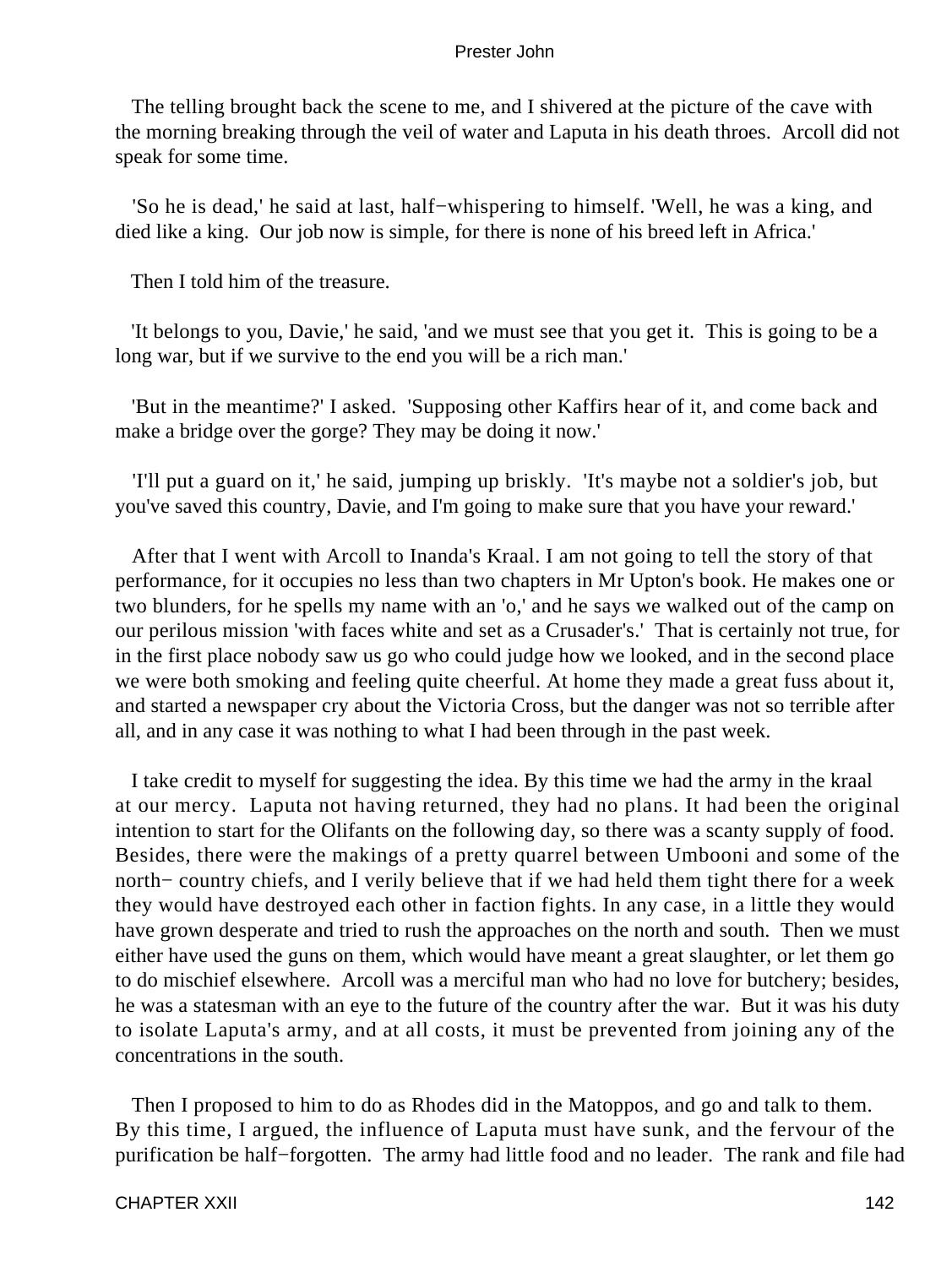The telling brought back the scene to me, and I shivered at the picture of the cave with the morning breaking through the veil of water and Laputa in his death throes. Arcoll did not speak for some time.

'So he is dead,' he said at last, half−whispering to himself. 'Well, he was a king, and died like a king. Our job now is simple, for there is none of his breed left in Africa.'

Then I told him of the treasure.

'It belongs to you, Davie,' he said, 'and we must see that you get it. This is going to be a long war, but if we survive to the end you will be a rich man.'

'But in the meantime?' I asked. 'Supposing other Kaffirs hear of it, and come back and make a bridge over the gorge? They may be doing it now.'

'I'll put a guard on it,' he said, jumping up briskly. 'It's maybe not a soldier's job, but you've saved this country, Davie, and I'm going to make sure that you have your reward.'

After that I went with Arcoll to Inanda's Kraal. I am not going to tell the story of that performance, for it occupies no less than two chapters in Mr Upton's book. He makes one or two blunders, for he spells my name with an 'o,' and he says we walked out of the camp on our perilous mission 'with faces white and set as a Crusader's.' That is certainly not true, for in the first place nobody saw us go who could judge how we looked, and in the second place we were both smoking and feeling quite cheerful. At home they made a great fuss about it, and started a newspaper cry about the Victoria Cross, but the danger was not so terrible after all, and in any case it was nothing to what I had been through in the past week.

I take credit to myself for suggesting the idea. By this time we had the army in the kraal at our mercy. Laputa not having returned, they had no plans. It had been the original intention to start for the Olifants on the following day, so there was a scanty supply of food. Besides, there were the makings of a pretty quarrel between Umbooni and some of the north− country chiefs, and I verily believe that if we had held them tight there for a week they would have destroyed each other in faction fights. In any case, in a little they would have grown desperate and tried to rush the approaches on the north and south. Then we must either have used the guns on them, which would have meant a great slaughter, or let them go to do mischief elsewhere. Arcoll was a merciful man who had no love for butchery; besides, he was a statesman with an eye to the future of the country after the war. But it was his duty to isolate Laputa's army, and at all costs, it must be prevented from joining any of the concentrations in the south.

Then I proposed to him to do as Rhodes did in the Matoppos, and go and talk to them. By this time, I argued, the influence of Laputa must have sunk, and the fervour of the purification be half−forgotten. The army had little food and no leader. The rank and file had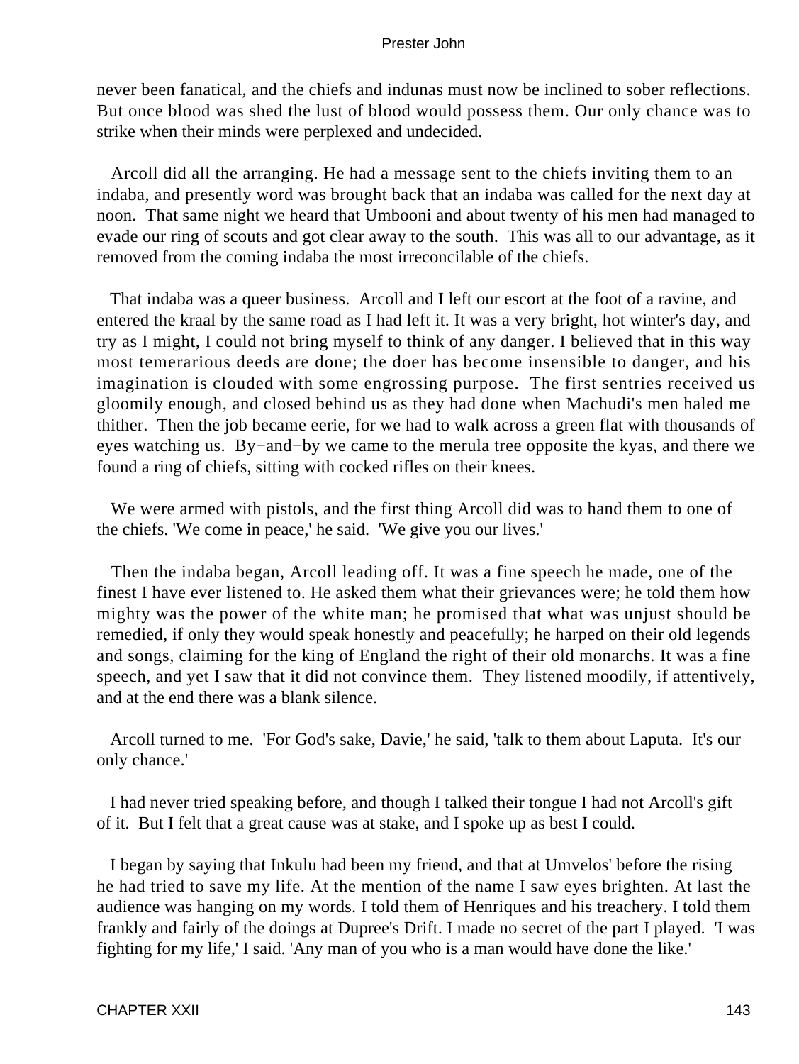never been fanatical, and the chiefs and indunas must now be inclined to sober reflections. But once blood was shed the lust of blood would possess them. Our only chance was to strike when their minds were perplexed and undecided.

Arcoll did all the arranging. He had a message sent to the chiefs inviting them to an indaba, and presently word was brought back that an indaba was called for the next day at noon. That same night we heard that Umbooni and about twenty of his men had managed to evade our ring of scouts and got clear away to the south. This was all to our advantage, as it removed from the coming indaba the most irreconcilable of the chiefs.

That indaba was a queer business. Arcoll and I left our escort at the foot of a ravine, and entered the kraal by the same road as I had left it. It was a very bright, hot winter's day, and try as I might, I could not bring myself to think of any danger. I believed that in this way most temerarious deeds are done; the doer has become insensible to danger, and his imagination is clouded with some engrossing purpose. The first sentries received us gloomily enough, and closed behind us as they had done when Machudi's men haled me thither. Then the job became eerie, for we had to walk across a green flat with thousands of eyes watching us. By−and−by we came to the merula tree opposite the kyas, and there we found a ring of chiefs, sitting with cocked rifles on their knees.

We were armed with pistols, and the first thing Arcoll did was to hand them to one of the chiefs. 'We come in peace,' he said. 'We give you our lives.'

Then the indaba began, Arcoll leading off. It was a fine speech he made, one of the finest I have ever listened to. He asked them what their grievances were; he told them how mighty was the power of the white man; he promised that what was unjust should be remedied, if only they would speak honestly and peacefully; he harped on their old legends and songs, claiming for the king of England the right of their old monarchs. It was a fine speech, and yet I saw that it did not convince them. They listened moodily, if attentively, and at the end there was a blank silence.

Arcoll turned to me. 'For God's sake, Davie,' he said, 'talk to them about Laputa. It's our only chance.'

I had never tried speaking before, and though I talked their tongue I had not Arcoll's gift of it. But I felt that a great cause was at stake, and I spoke up as best I could.

I began by saying that Inkulu had been my friend, and that at Umvelos' before the rising he had tried to save my life. At the mention of the name I saw eyes brighten. At last the audience was hanging on my words. I told them of Henriques and his treachery. I told them frankly and fairly of the doings at Dupree's Drift. I made no secret of the part I played. 'I was fighting for my life,' I said. 'Any man of you who is a man would have done the like.'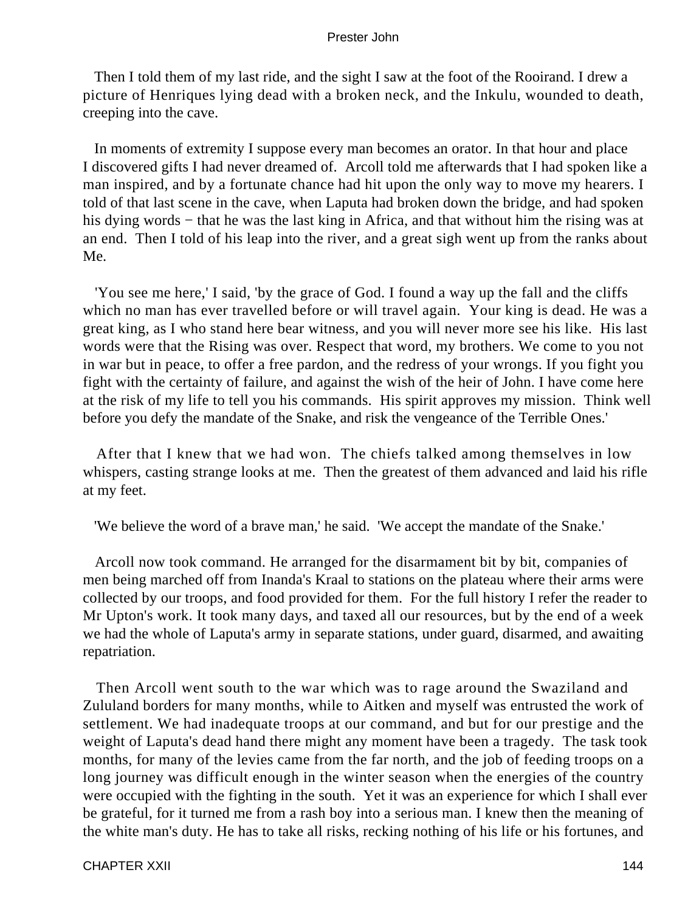Then I told them of my last ride, and the sight I saw at the foot of the Rooirand. I drew a picture of Henriques lying dead with a broken neck, and the Inkulu, wounded to death, creeping into the cave.

In moments of extremity I suppose every man becomes an orator. In that hour and place I discovered gifts I had never dreamed of. Arcoll told me afterwards that I had spoken like a man inspired, and by a fortunate chance had hit upon the only way to move my hearers. I told of that last scene in the cave, when Laputa had broken down the bridge, and had spoken his dying words − that he was the last king in Africa, and that without him the rising was at an end. Then I told of his leap into the river, and a great sigh went up from the ranks about Me.

'You see me here,' I said, 'by the grace of God. I found a way up the fall and the cliffs which no man has ever travelled before or will travel again. Your king is dead. He was a great king, as I who stand here bear witness, and you will never more see his like. His last words were that the Rising was over. Respect that word, my brothers. We come to you not in war but in peace, to offer a free pardon, and the redress of your wrongs. If you fight you fight with the certainty of failure, and against the wish of the heir of John. I have come here at the risk of my life to tell you his commands. His spirit approves my mission. Think well before you defy the mandate of the Snake, and risk the vengeance of the Terrible Ones.'

After that I knew that we had won. The chiefs talked among themselves in low whispers, casting strange looks at me. Then the greatest of them advanced and laid his rifle at my feet.

'We believe the word of a brave man,' he said. 'We accept the mandate of the Snake.'

Arcoll now took command. He arranged for the disarmament bit by bit, companies of men being marched off from Inanda's Kraal to stations on the plateau where their arms were collected by our troops, and food provided for them. For the full history I refer the reader to Mr Upton's work. It took many days, and taxed all our resources, but by the end of a week we had the whole of Laputa's army in separate stations, under guard, disarmed, and awaiting repatriation.

Then Arcoll went south to the war which was to rage around the Swaziland and Zululand borders for many months, while to Aitken and myself was entrusted the work of settlement. We had inadequate troops at our command, and but for our prestige and the weight of Laputa's dead hand there might any moment have been a tragedy. The task took months, for many of the levies came from the far north, and the job of feeding troops on a long journey was difficult enough in the winter season when the energies of the country were occupied with the fighting in the south. Yet it was an experience for which I shall ever be grateful, for it turned me from a rash boy into a serious man. I knew then the meaning of the white man's duty. He has to take all risks, recking nothing of his life or his fortunes, and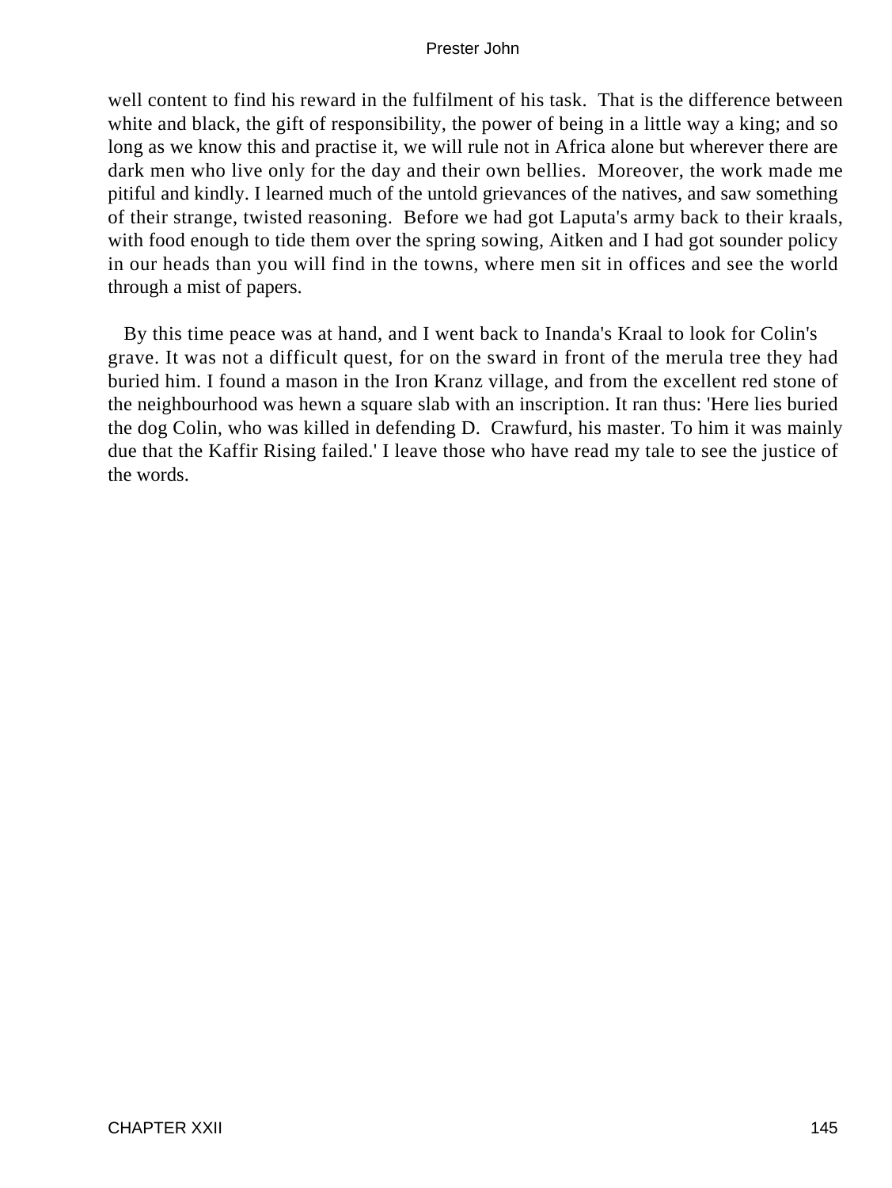well content to find his reward in the fulfilment of his task. That is the difference between white and black, the gift of responsibility, the power of being in a little way a king; and so long as we know this and practise it, we will rule not in Africa alone but wherever there are dark men who live only for the day and their own bellies. Moreover, the work made me pitiful and kindly. I learned much of the untold grievances of the natives, and saw something of their strange, twisted reasoning. Before we had got Laputa's army back to their kraals, with food enough to tide them over the spring sowing, Aitken and I had got sounder policy in our heads than you will find in the towns, where men sit in offices and see the world through a mist of papers.

By this time peace was at hand, and I went back to Inanda's Kraal to look for Colin's grave. It was not a difficult quest, for on the sward in front of the merula tree they had buried him. I found a mason in the Iron Kranz village, and from the excellent red stone of the neighbourhood was hewn a square slab with an inscription. It ran thus: 'Here lies buried the dog Colin, who was killed in defending D. Crawfurd, his master. To him it was mainly due that the Kaffir Rising failed.' I leave those who have read my tale to see the justice of the words.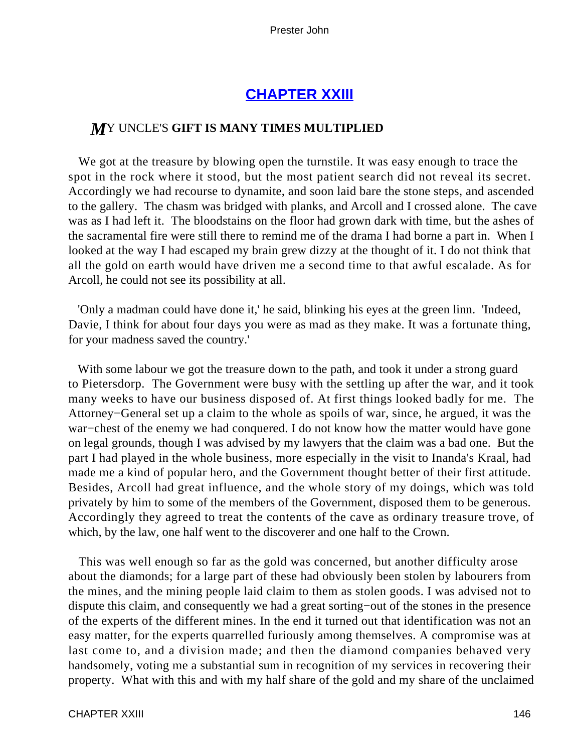## CHAPTER XXIII

### MY UNCLE'S GIFT IS MANY TIMES MULTIPLIED

We got at the treasure by blowing open the turnstile. It was easy enough to trace the spot in the rock where it stood, but the most patient search did not reveal its secret. Accordingly we had recourse to dynamite, and soon laid bare the stone steps, and ascended to the gallery. The chasm was bridged with planks, and Arcoll and I crossed alone. The cave was as I had left it. The bloodstains on the floor had grown dark with time, but the ashes of the sacramental fire were still there to remind me of the drama I had borne a part in. When I looked at the way I had escaped my brain grew dizzy at the thought of it. I do not think that all the gold on earth would have driven me a second time to that awful escalade. As for Arcoll, he could not see its possibility at all.

'Only a madman could have done it,' he said, blinking his eyes at the green linn. 'Indeed, Davie, I think for about four days you were as mad as they make. It was a fortunate thing, for your madness saved the country.'

With some labour we got the treasure down to the path, and took it under a strong guard to Pietersdorp. The Government were busy with the settling up after the war, and it took many weeks to have our business disposed of. At first things looked badly for me. The Attorney−General set up a claim to the whole as spoils of war, since, he argued, it was the war−chest of the enemy we had conquered. I do not know how the matter would have gone on legal grounds, though I was advised by my lawyers that the claim was a bad one. But the part I had played in the whole business, more especially in the visit to Inanda's Kraal, had made me a kind of popular hero, and the Government thought better of their first attitude. Besides, Arcoll had great influence, and the whole story of my doings, which was told privately by him to some of the members of the Government, disposed them to be generous. Accordingly they agreed to treat the contents of the cave as ordinary treasure trove, of which, by the law, one half went to the discoverer and one half to the Crown.

This was well enough so far as the gold was concerned, but another difficulty arose about the diamonds; for a large part of these had obviously been stolen by labourers from the mines, and the mining people laid claim to them as stolen goods. I was advised not to dispute this claim, and consequently we had a great sorting−out of the stones in the presence of the experts of the different mines. In the end it turned out that identification was not an easy matter, for the experts quarrelled furiously among themselves. A compromise was at last come to, and a division made; and then the diamond companies behaved very handsomely, voting me a substantial sum in recognition of my services in recovering their property. What with this and with my half share of the gold and my share of the unclaimed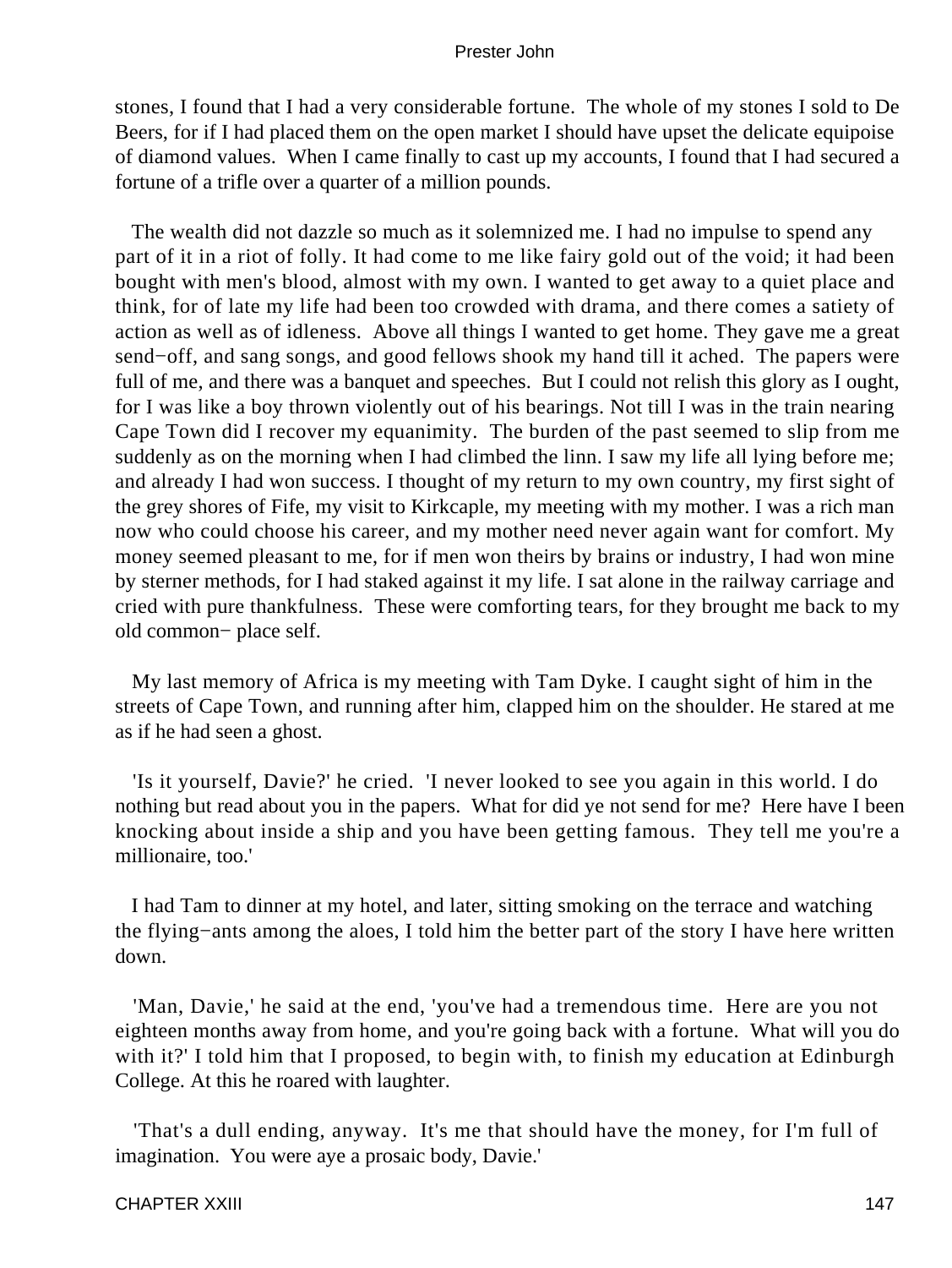stones, I found that I had a very considerable fortune. The whole of my stones I sold to De Beers, for if I had placed them on the open market I should have upset the delicate equipoise of diamond values. When I came finally to cast up my accounts, I found that I had secured a fortune of a trifle over a quarter of a million pounds.

The wealth did not dazzle so much as it solemnized me. I had no impulse to spend any part of it in a riot of folly. It had come to me like fairy gold out of the void; it had been bought with men's blood, almost with my own. I wanted to get away to a quiet place and think, for of late my life had been too crowded with drama, and there comes a satiety of action as well as of idleness. Above all things I wanted to get home. They gave me a great send−off, and sang songs, and good fellows shook my hand till it ached. The papers were full of me, and there was a banquet and speeches. But I could not relish this glory as I ought, for I was like a boy thrown violently out of his bearings. Not till I was in the train nearing Cape Town did I recover my equanimity. The burden of the past seemed to slip from me suddenly as on the morning when I had climbed the linn. I saw my life all lying before me; and already I had won success. I thought of my return to my own country, my first sight of the grey shores of Fife, my visit to Kirkcaple, my meeting with my mother. I was a rich man now who could choose his career, and my mother need never again want for comfort. My money seemed pleasant to me, for if men won theirs by brains or industry, I had won mine by sterner methods, for I had staked against it my life. I sat alone in the railway carriage and cried with pure thankfulness. These were comforting tears, for they brought me back to my old common− place self.

My last memory of Africa is my meeting with Tam Dyke. I caught sight of him in the streets of Cape Town, and running after him, clapped him on the shoulder. He stared at me as if he had seen a ghost.

'Is it yourself, Davie?' he cried. 'I never looked to see you again in this world. I do nothing but read about you in the papers. What for did ye not send for me? Here have I been knocking about inside a ship and you have been getting famous. They tell me you're a millionaire, too.'

I had Tam to dinner at my hotel, and later, sitting smoking on the terrace and watching the flying−ants among the aloes, I told him the better part of the story I have here written down.

'Man, Davie,' he said at the end, 'you've had a tremendous time. Here are you not eighteen months away from home, and you're going back with a fortune. What will you do with it?' I told him that I proposed, to begin with, to finish my education at Edinburgh College. At this he roared with laughter.

'That's a dull ending, anyway. It's me that should have the money, for I'm full of imagination. You were aye a prosaic body, Davie.'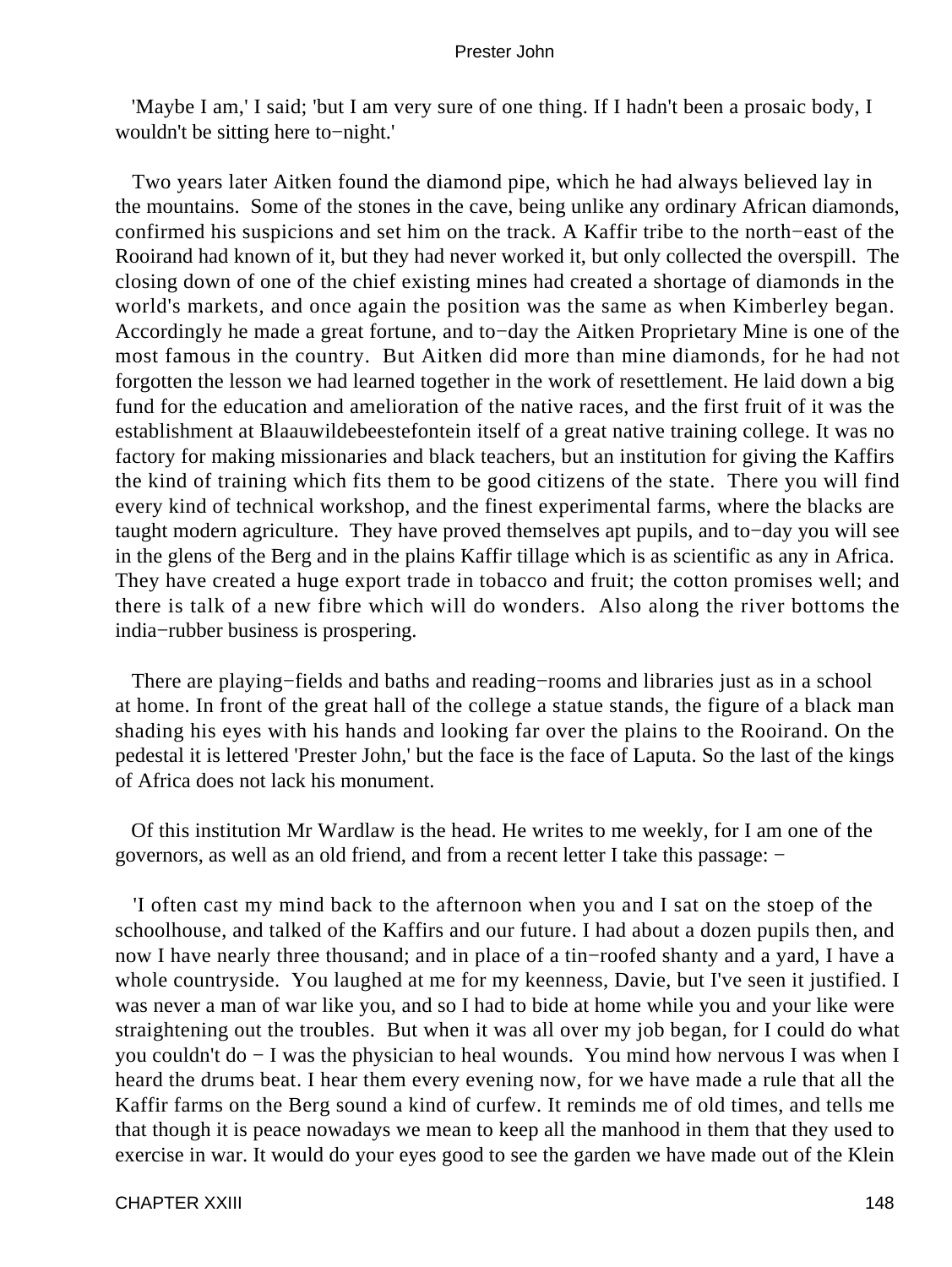'Maybe I am,' I said; 'but I am very sure of one thing. If I hadn't been a prosaic body, I wouldn't be sitting here to−night.'

Two years later Aitken found the diamond pipe, which he had always believed lay in the mountains. Some of the stones in the cave, being unlike any ordinary African diamonds, confirmed his suspicions and set him on the track. A Kaffir tribe to the north−east of the Rooirand had known of it, but they had never worked it, but only collected the overspill. The closing down of one of the chief existing mines had created a shortage of diamonds in the world's markets, and once again the position was the same as when Kimberley began. Accordingly he made a great fortune, and to−day the Aitken Proprietary Mine is one of the most famous in the country. But Aitken did more than mine diamonds, for he had not forgotten the lesson we had learned together in the work of resettlement. He laid down a big fund for the education and amelioration of the native races, and the first fruit of it was the establishment at Blaauwildebeestefontein itself of a great native training college. It was no factory for making missionaries and black teachers, but an institution for giving the Kaffirs the kind of training which fits them to be good citizens of the state. There you will find every kind of technical workshop, and the finest experimental farms, where the blacks are taught modern agriculture. They have proved themselves apt pupils, and to−day you will see in the glens of the Berg and in the plains Kaffir tillage which is as scientific as any in Africa. They have created a huge export trade in tobacco and fruit; the cotton promises well; and there is talk of a new fibre which will do wonders. Also along the river bottoms the india−rubber business is prospering.

There are playing−fields and baths and reading−rooms and libraries just as in a school at home. In front of the great hall of the college a statue stands, the figure of a black man shading his eyes with his hands and looking far over the plains to the Rooirand. On the pedestal it is lettered 'Prester John,' but the face is the face of Laputa. So the last of the kings of Africa does not lack his monument.

Of this institution Mr Wardlaw is the head. He writes to me weekly, for I am one of the governors, as well as an old friend, and from a recent letter I take this passage: −

'I often cast my mind back to the afternoon when you and I sat on the stoep of the schoolhouse, and talked of the Kaffirs and our future. I had about a dozen pupils then, and now I have nearly three thousand; and in place of a tin−roofed shanty and a yard, I have a whole countryside. You laughed at me for my keenness, Davie, but I've seen it justified. I was never a man of war like you, and so I had to bide at home while you and your like were straightening out the troubles. But when it was all over my job began, for I could do what you couldn't do − I was the physician to heal wounds. You mind how nervous I was when I heard the drums beat. I hear them every evening now, for we have made a rule that all the Kaffir farms on the Berg sound a kind of curfew. It reminds me of old times, and tells me that though it is peace nowadays we mean to keep all the manhood in them that they used to exercise in war. It would do your eyes good to see the garden we have made out of the Klein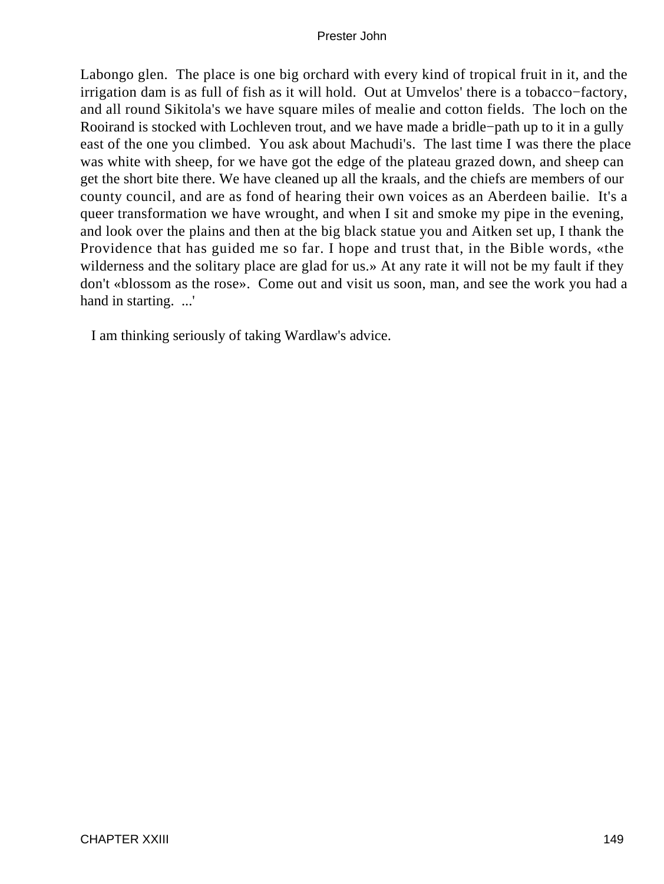Labongo glen. The place is one big orchard with every kind of tropical fruit in it, and the irrigation dam is as full of fish as it will hold. Out at Umvelos' there is a tobacco−factory, and all round Sikitola's we have square miles of mealie and cotton fields. The loch on the Rooirand is stocked with Lochleven trout, and we have made a bridle−path up to it in a gully east of the one you climbed. You ask about Machudi's. The last time I was there the place was white with sheep, for we have got the edge of the plateau grazed down, and sheep can get the short bite there. We have cleaned up all the kraals, and the chiefs are members of our county council, and are as fond of hearing their own voices as an Aberdeen bailie. It's a queer transformation we have wrought, and when I sit and smoke my pipe in the evening, and look over the plains and then at the big black statue you and Aitken set up, I thank the Providence that has guided me so far. I hope and trust that, in the Bible words, «the wilderness and the solitary place are glad for us.» At any rate it will not be my fault if they don't «blossom as the rose». Come out and visit us soon, man, and see the work you had a hand in starting. ...'

I am thinking seriously of taking Wardlaw's advice.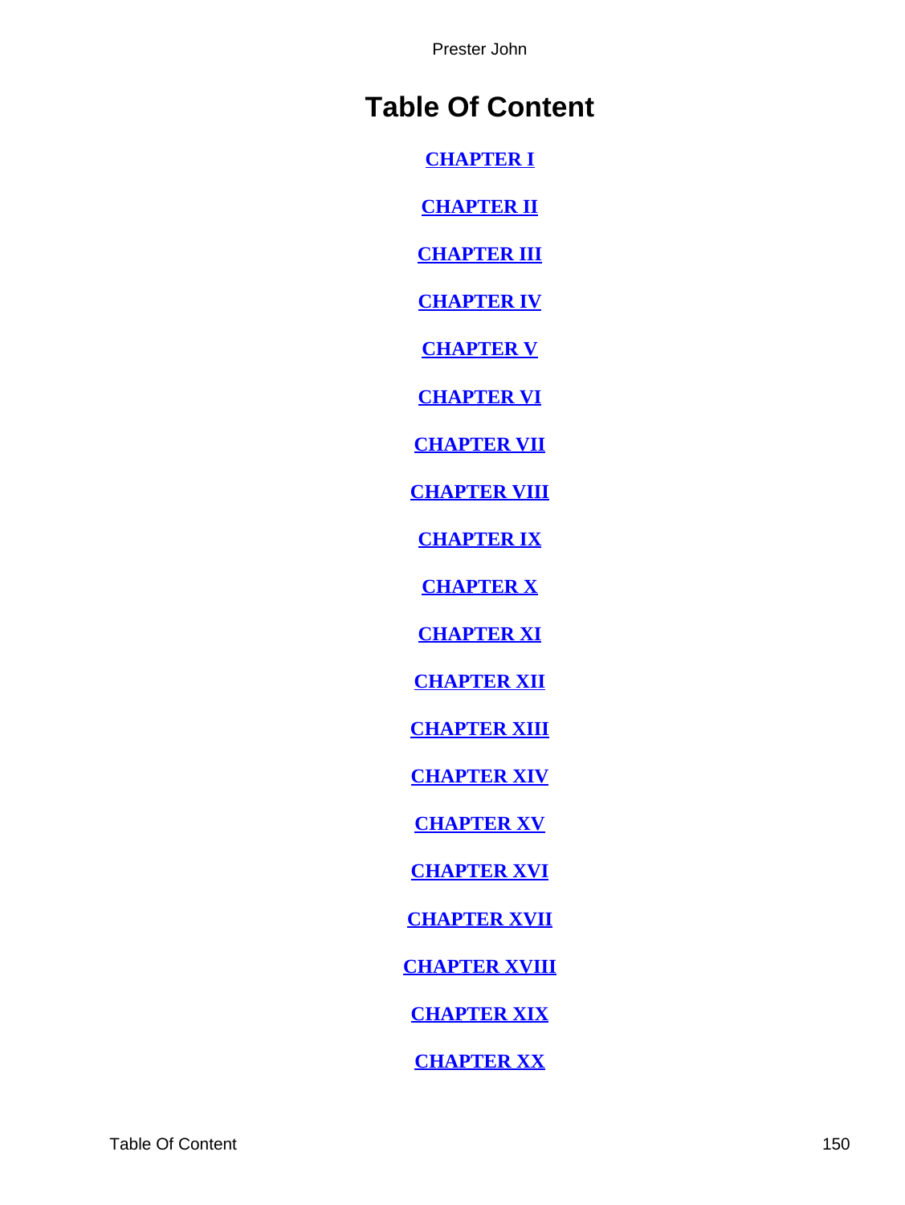# Table Of Content

**CHAPTER I**

**CHAPTER II**

**CHAPTER III**

**CHAPTER IV**

**CHAPTER V**

**CHAPTER VI**

**CHAPTER VII**

**CHAPTER VIII**

**CHAPTER IX**

**CHAPTER X**

**CHAPTER XI**

**CHAPTER XII**

**CHAPTER XIII**

**CHAPTER XIV**

**CHAPTER XV**

**CHAPTER XVI**

**CHAPTER XVII**

**CHAPTER XVIII**

**CHAPTER XIX**

**CHAPTER XX**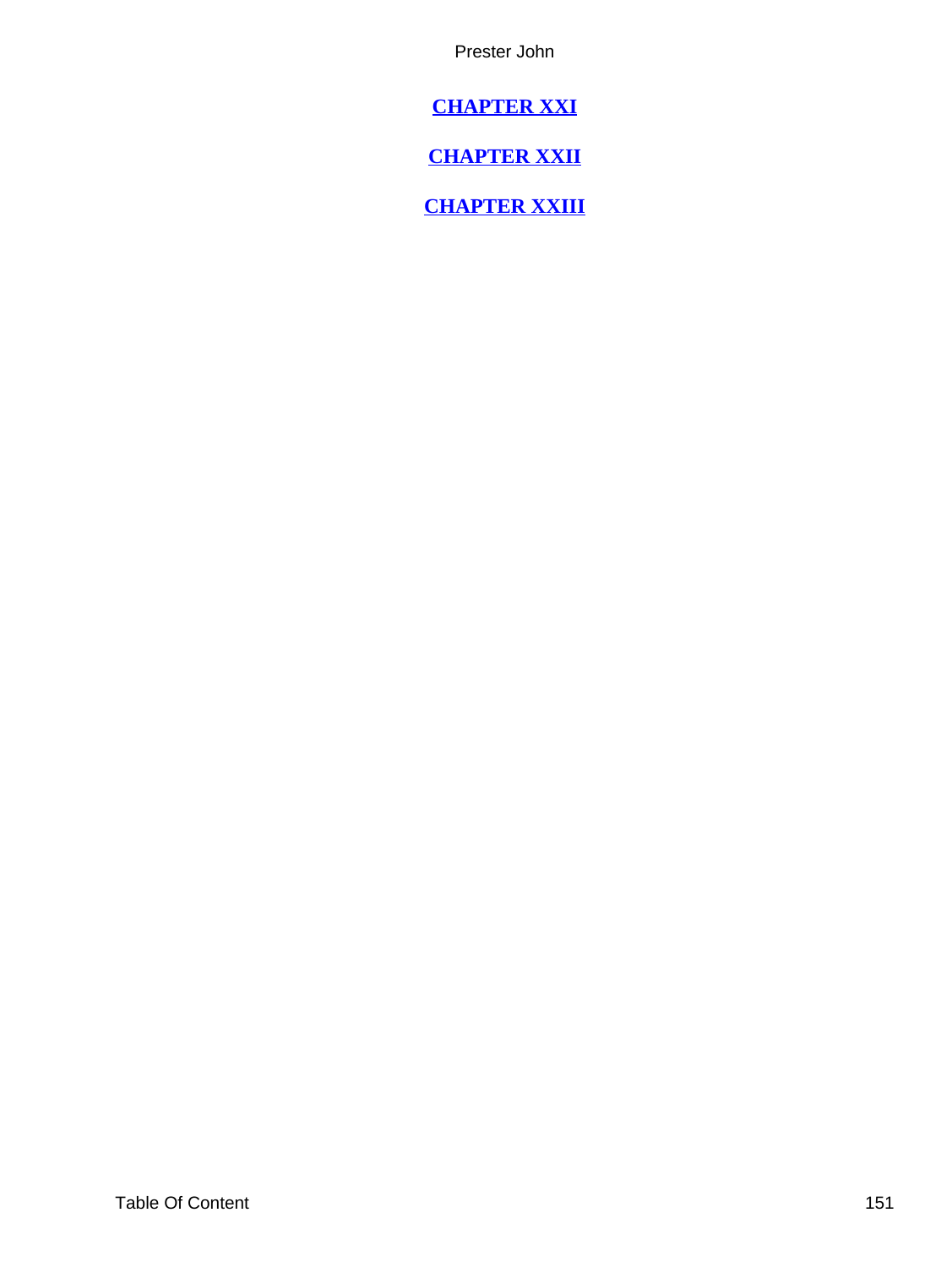**[CHAPTER XXI]()**

**[CHAPTER XXII]()**

**[CHAPTER XXIII]()**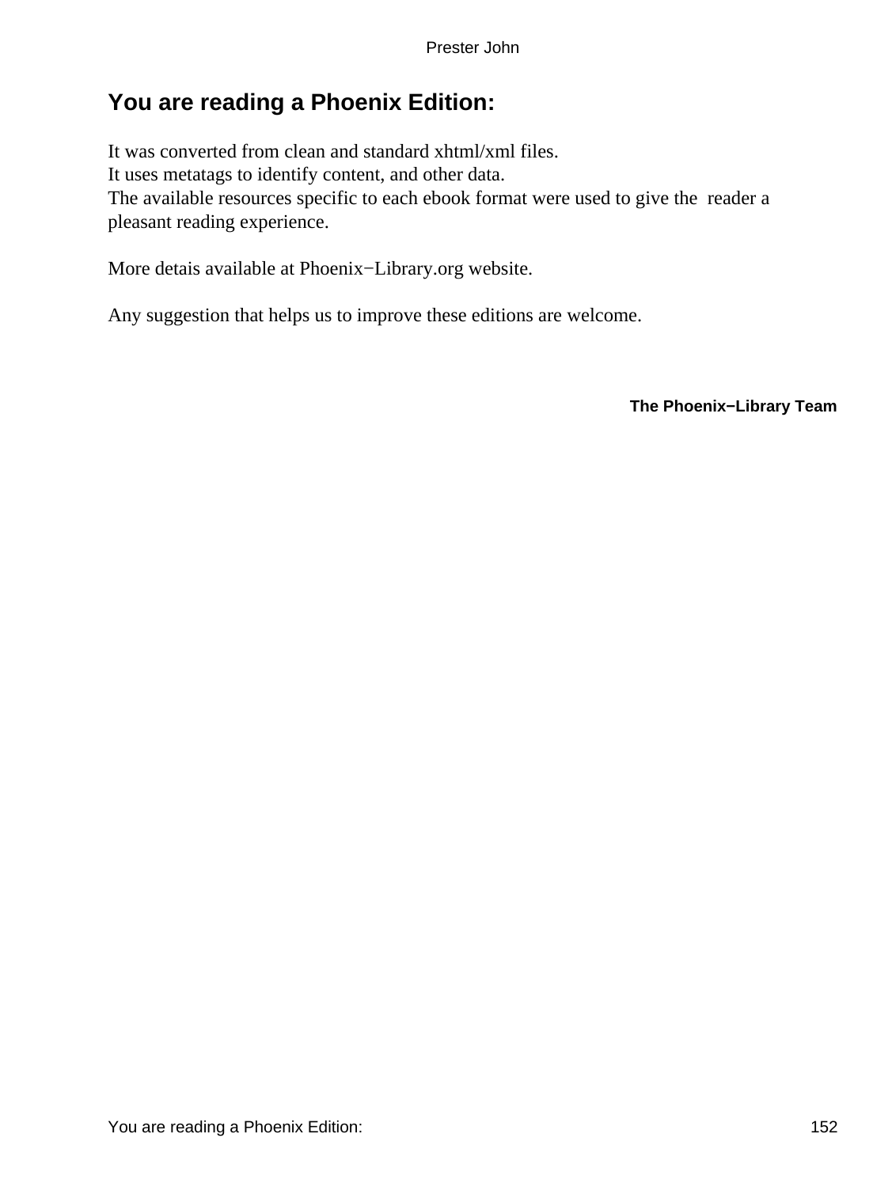# You are reading a Phoenix Edition:

It was converted from clean and standard xhtml/xml files.
It uses metatags to identify content, and other data.
The available resources specific to each ebook format were used to give the reader a pleasant reading experience.

More detais available at Phoenix−Library.org website.

Any suggestion that helps us to improve these editions are welcome.

**The Phoenix−Library Team**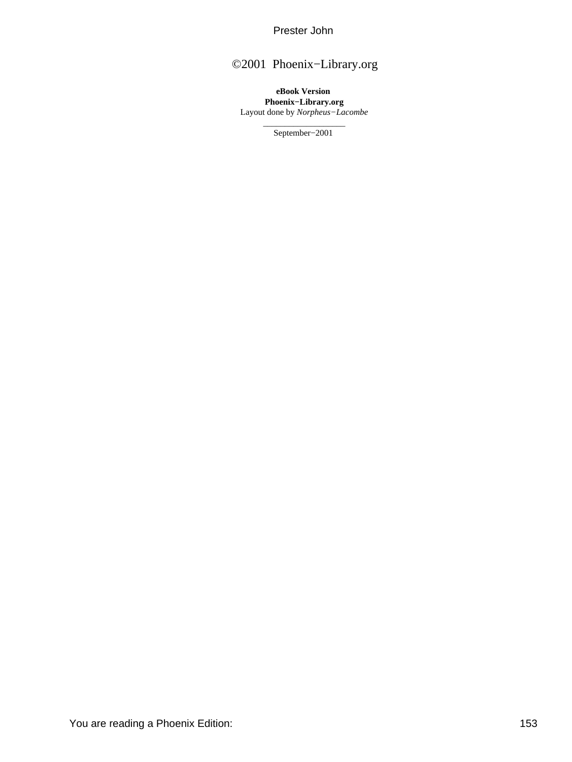©2001 Phoenix−Library.org

**eBook Version**
**Phoenix−Library.org**
Layout done by *Norpheus−Lacombe*

___________________

September−2001